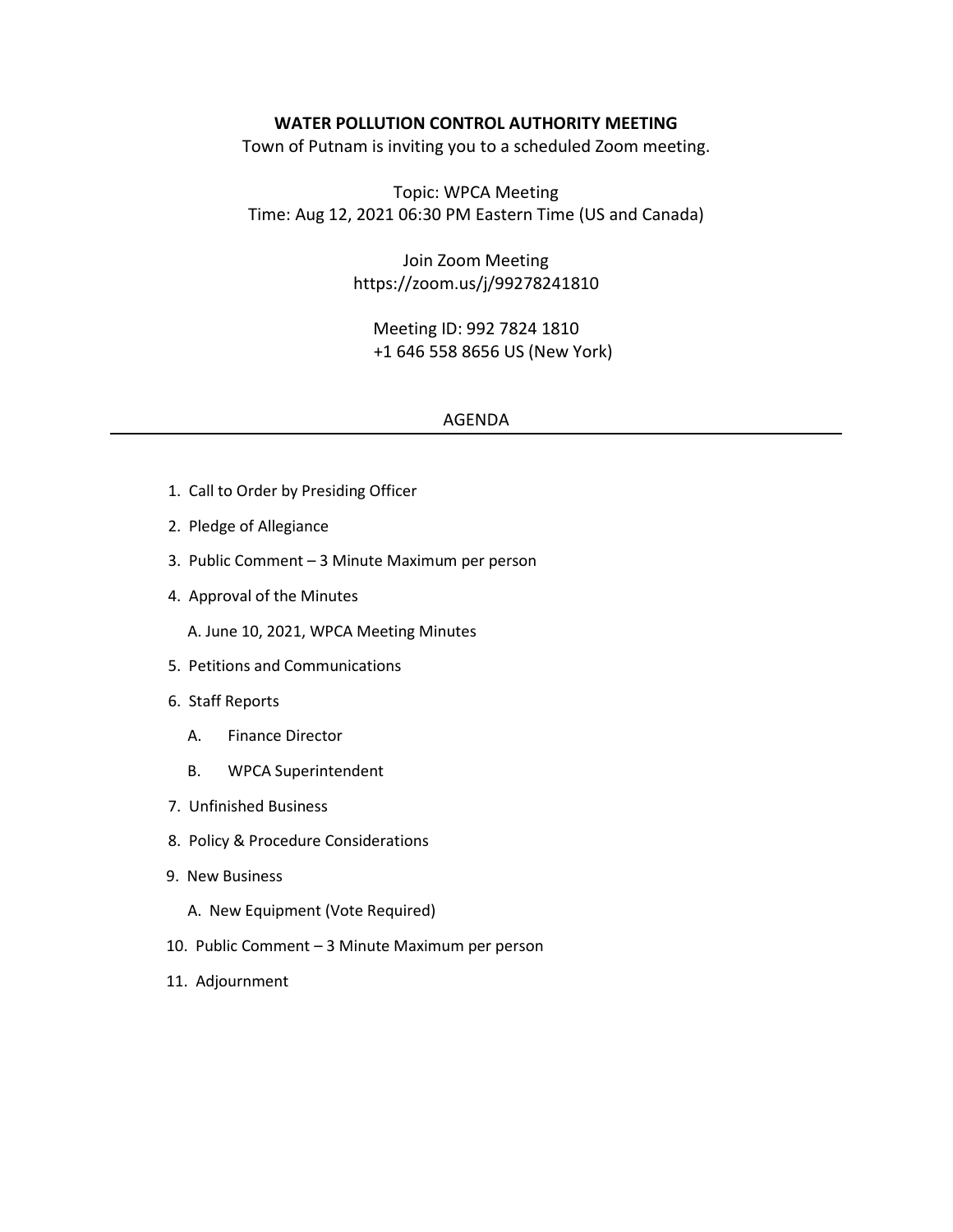**WATER POLLUTION CONTROL AUTHORITY MEETING**

Town of Putnam is inviting you to a scheduled Zoom meeting.

Topic: WPCA Meeting
Time: Aug 12, 2021 06:30 PM Eastern Time (US and Canada)

Join Zoom Meeting
https://zoom.us/j/99278241810

Meeting ID: 992 7824 1810
+1 646 558 8656 US (New York)

## AGENDA

---

1. Call to Order by Presiding Officer
2. Pledge of Allegiance
3. Public Comment – 3 Minute Maximum per person
4. Approval of the Minutes
   A. June 10, 2021, WPCA Meeting Minutes
5. Petitions and Communications
6. Staff Reports
   A. Finance Director
   B. WPCA Superintendent
7. Unfinished Business
8. Policy & Procedure Considerations
9. New Business
   A. New Equipment (Vote Required)
10. Public Comment – 3 Minute Maximum per person
11. Adjournment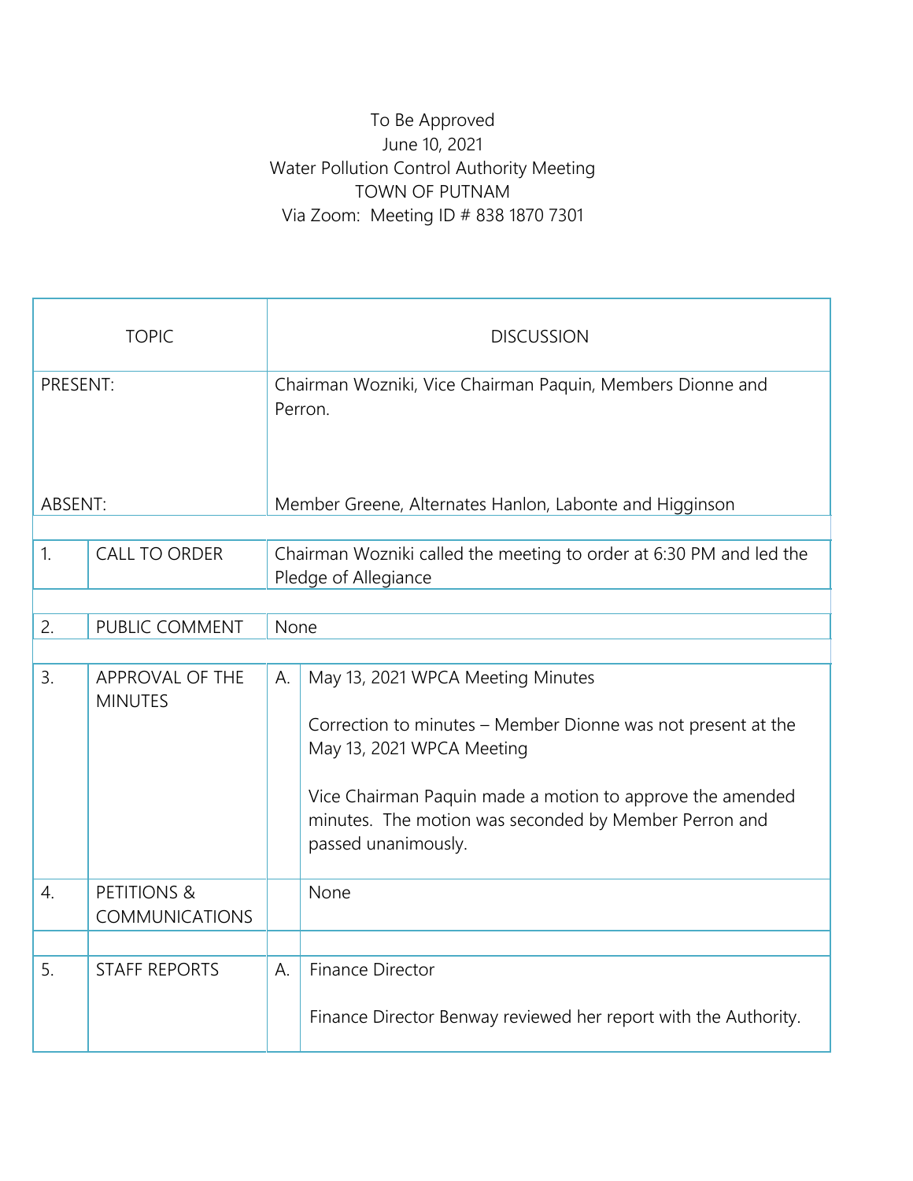To Be Approved
June 10, 2021
Water Pollution Control Authority Meeting
TOWN OF PUTNAM
Via Zoom: Meeting ID # 838 1870 7301

| TOPIC | | DISCUSSION | |
|---|---|---|---|
| PRESENT: | | Chairman Wozniki, Vice Chairman Paquin, Members Dionne and Perron. | |
| ABSENT: | | Member Greene, Alternates Hanlon, Labonte and Higginson | |
| 1. | CALL TO ORDER | Chairman Wozniki called the meeting to order at 6:30 PM and led the Pledge of Allegiance | |
| 2. | PUBLIC COMMENT | None | |
| 3. | APPROVAL OF THE MINUTES | A. | May 13, 2021 WPCA Meeting Minutes<br><br>Correction to minutes – Member Dionne was not present at the May 13, 2021 WPCA Meeting<br><br>Vice Chairman Paquin made a motion to approve the amended minutes. The motion was seconded by Member Perron and passed unanimously. |
| 4. | PETITIONS & COMMUNICATIONS | | None |
| 5. | STAFF REPORTS | A. | Finance Director<br><br>Finance Director Benway reviewed her report with the Authority. |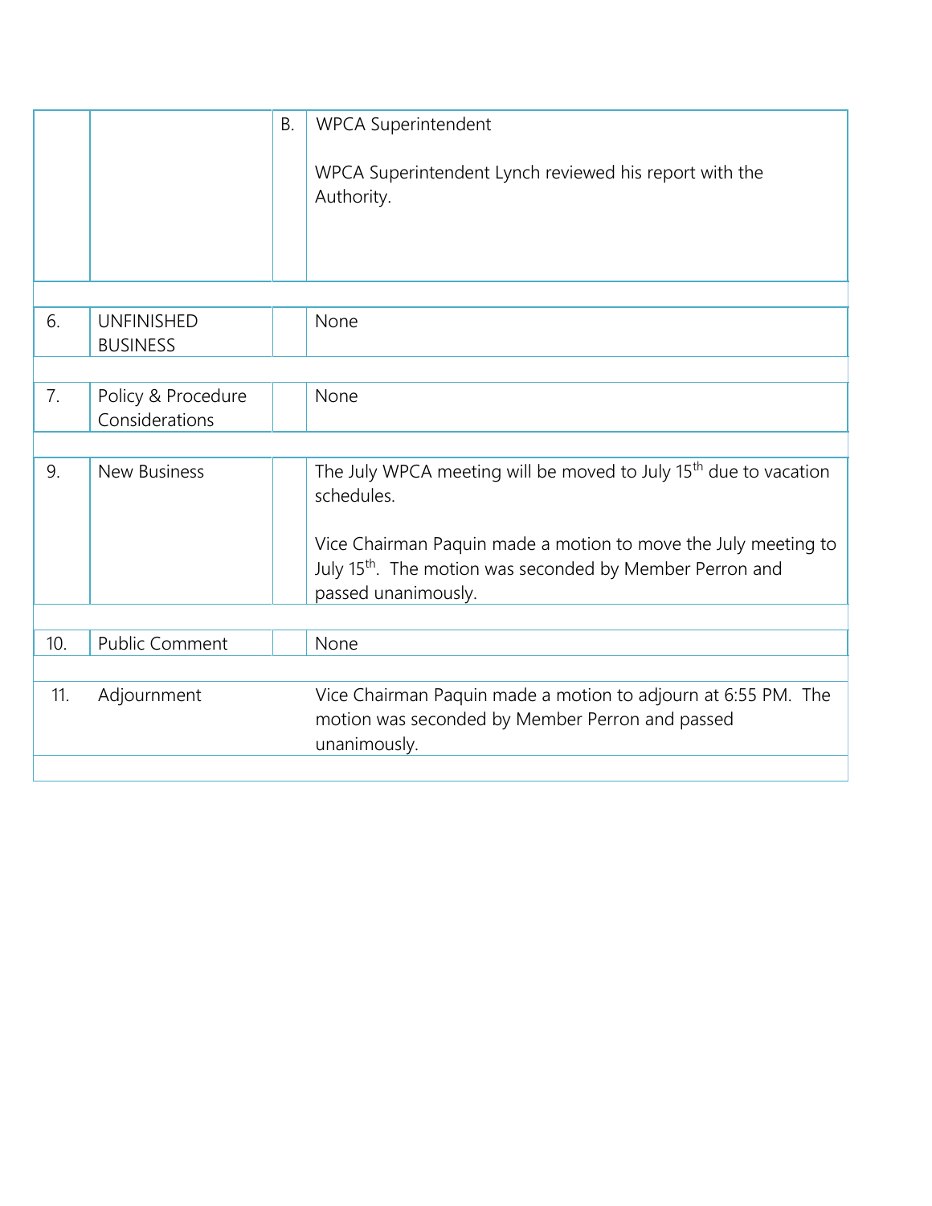| | | | |
|---|---|---|---|
| | | B. | WPCA Superintendent<br><br>WPCA Superintendent Lynch reviewed his report with the Authority. |
| | | | |
| 6. | UNFINISHED BUSINESS | | None |
| | | | |
| 7. | Policy & Procedure Considerations | | None |
| | | | |
| 9. | New Business | | The July WPCA meeting will be moved to July 15th due to vacation schedules.<br><br>Vice Chairman Paquin made a motion to move the July meeting to July 15th. The motion was seconded by Member Perron and passed unanimously. |
| | | | |
| 10. | Public Comment | | None |
| | | | |
| 11. | Adjournment | | Vice Chairman Paquin made a motion to adjourn at 6:55 PM. The motion was seconded by Member Perron and passed unanimously. |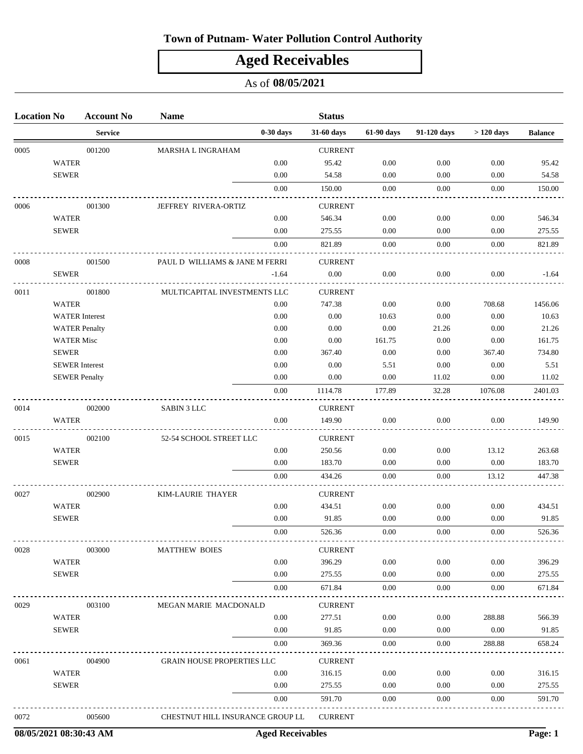# Town of Putnam- Water Pollution Control Authority

## Aged Receivables

As of **08/05/2021**

| Location No | Account No / Service | Name | 0-30 days | Status / 31-60 days | 61-90 days | 91-120 days | > 120 days | Balance |
|---|---|---|---|---|---|---|---|---|
| 0005 | 001200 | MARSHA L INGRAHAM | | CURRENT | | | | |
| | WATER | | 0.00 | 95.42 | 0.00 | 0.00 | 0.00 | 95.42 |
| | SEWER | | 0.00 | 54.58 | 0.00 | 0.00 | 0.00 | 54.58 |
| | | | 0.00 | 150.00 | 0.00 | 0.00 | 0.00 | 150.00 |
| 0006 | 001300 | JEFFREY RIVERA-ORTIZ | | CURRENT | | | | |
| | WATER | | 0.00 | 546.34 | 0.00 | 0.00 | 0.00 | 546.34 |
| | SEWER | | 0.00 | 275.55 | 0.00 | 0.00 | 0.00 | 275.55 |
| | | | 0.00 | 821.89 | 0.00 | 0.00 | 0.00 | 821.89 |
| 0008 | 001500 | PAUL D WILLIAMS & JANE M FERRI | | CURRENT | | | | |
| | SEWER | | -1.64 | 0.00 | 0.00 | 0.00 | 0.00 | -1.64 |
| 0011 | 001800 | MULTICAPITAL INVESTMENTS LLC | | CURRENT | | | | |
| | WATER | | 0.00 | 747.38 | 0.00 | 0.00 | 708.68 | 1456.06 |
| | WATER Interest | | 0.00 | 0.00 | 10.63 | 0.00 | 0.00 | 10.63 |
| | WATER Penalty | | 0.00 | 0.00 | 0.00 | 21.26 | 0.00 | 21.26 |
| | WATER Misc | | 0.00 | 0.00 | 161.75 | 0.00 | 0.00 | 161.75 |
| | SEWER | | 0.00 | 367.40 | 0.00 | 0.00 | 367.40 | 734.80 |
| | SEWER Interest | | 0.00 | 0.00 | 5.51 | 0.00 | 0.00 | 5.51 |
| | SEWER Penalty | | 0.00 | 0.00 | 0.00 | 11.02 | 0.00 | 11.02 |
| | | | 0.00 | 1114.78 | 177.89 | 32.28 | 1076.08 | 2401.03 |
| 0014 | 002000 | SABIN 3 LLC | | CURRENT | | | | |
| | WATER | | 0.00 | 149.90 | 0.00 | 0.00 | 0.00 | 149.90 |
| 0015 | 002100 | 52-54 SCHOOL STREET LLC | | CURRENT | | | | |
| | WATER | | 0.00 | 250.56 | 0.00 | 0.00 | 13.12 | 263.68 |
| | SEWER | | 0.00 | 183.70 | 0.00 | 0.00 | 0.00 | 183.70 |
| | | | 0.00 | 434.26 | 0.00 | 0.00 | 13.12 | 447.38 |
| 0027 | 002900 | KIM-LAURIE THAYER | | CURRENT | | | | |
| | WATER | | 0.00 | 434.51 | 0.00 | 0.00 | 0.00 | 434.51 |
| | SEWER | | 0.00 | 91.85 | 0.00 | 0.00 | 0.00 | 91.85 |
| | | | 0.00 | 526.36 | 0.00 | 0.00 | 0.00 | 526.36 |
| 0028 | 003000 | MATTHEW BOIES | | CURRENT | | | | |
| | WATER | | 0.00 | 396.29 | 0.00 | 0.00 | 0.00 | 396.29 |
| | SEWER | | 0.00 | 275.55 | 0.00 | 0.00 | 0.00 | 275.55 |
| | | | 0.00 | 671.84 | 0.00 | 0.00 | 0.00 | 671.84 |
| 0029 | 003100 | MEGAN MARIE MACDONALD | | CURRENT | | | | |
| | WATER | | 0.00 | 277.51 | 0.00 | 0.00 | 288.88 | 566.39 |
| | SEWER | | 0.00 | 91.85 | 0.00 | 0.00 | 0.00 | 91.85 |
| | | | 0.00 | 369.36 | 0.00 | 0.00 | 288.88 | 658.24 |
| 0061 | 004900 | GRAIN HOUSE PROPERTIES LLC | | CURRENT | | | | |
| | WATER | | 0.00 | 316.15 | 0.00 | 0.00 | 0.00 | 316.15 |
| | SEWER | | 0.00 | 275.55 | 0.00 | 0.00 | 0.00 | 275.55 |
| | | | 0.00 | 591.70 | 0.00 | 0.00 | 0.00 | 591.70 |
| 0072 | 005600 | CHESTNUT HILL INSURANCE GROUP LL | | CURRENT | | | | |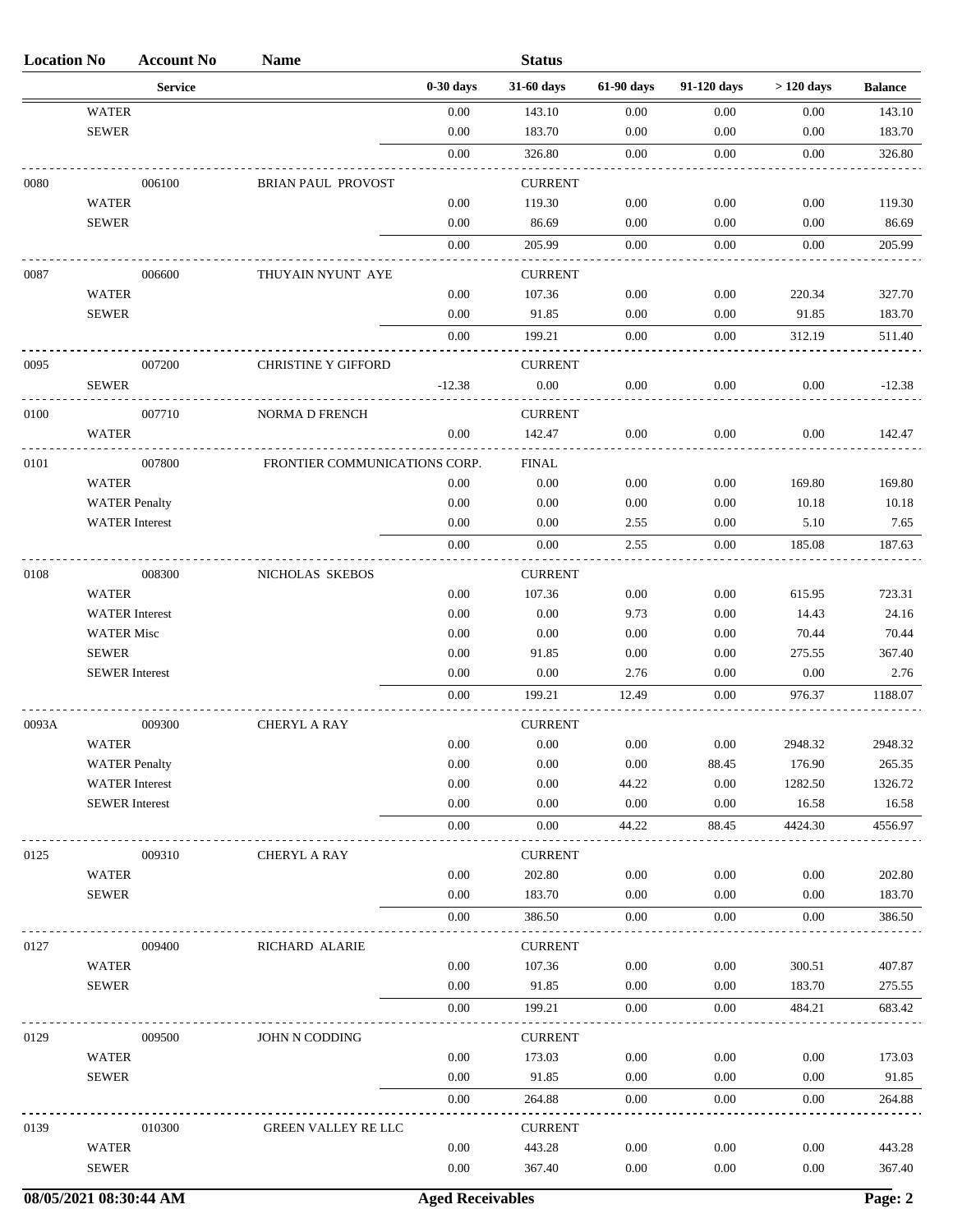| Location No | Account No | Name | | Status | | | | |
|---|---|---|---|---|---|---|---|---|
| | Service | | 0-30 days | 31-60 days | 61-90 days | 91-120 days | > 120 days | Balance |
| WATER | | | 0.00 | 143.10 | 0.00 | 0.00 | 0.00 | 143.10 |
| SEWER | | | 0.00 | 183.70 | 0.00 | 0.00 | 0.00 | 183.70 |
| | | | 0.00 | 326.80 | 0.00 | 0.00 | 0.00 | 326.80 |
| 0080 | 006100 | BRIAN PAUL PROVOST | | CURRENT | | | | |
| WATER | | | 0.00 | 119.30 | 0.00 | 0.00 | 0.00 | 119.30 |
| SEWER | | | 0.00 | 86.69 | 0.00 | 0.00 | 0.00 | 86.69 |
| | | | 0.00 | 205.99 | 0.00 | 0.00 | 0.00 | 205.99 |
| 0087 | 006600 | THUYAIN NYUNT AYE | | CURRENT | | | | |
| WATER | | | 0.00 | 107.36 | 0.00 | 0.00 | 220.34 | 327.70 |
| SEWER | | | 0.00 | 91.85 | 0.00 | 0.00 | 91.85 | 183.70 |
| | | | 0.00 | 199.21 | 0.00 | 0.00 | 312.19 | 511.40 |
| 0095 | 007200 | CHRISTINE Y GIFFORD | | CURRENT | | | | |
| SEWER | | | -12.38 | 0.00 | 0.00 | 0.00 | 0.00 | -12.38 |
| 0100 | 007710 | NORMA D FRENCH | | CURRENT | | | | |
| WATER | | | 0.00 | 142.47 | 0.00 | 0.00 | 0.00 | 142.47 |
| 0101 | 007800 | FRONTIER COMMUNICATIONS CORP. | | FINAL | | | | |
| WATER | | | 0.00 | 0.00 | 0.00 | 0.00 | 169.80 | 169.80 |
| WATER Penalty | | | 0.00 | 0.00 | 0.00 | 0.00 | 10.18 | 10.18 |
| WATER Interest | | | 0.00 | 0.00 | 2.55 | 0.00 | 5.10 | 7.65 |
| | | | 0.00 | 0.00 | 2.55 | 0.00 | 185.08 | 187.63 |
| 0108 | 008300 | NICHOLAS SKEBOS | | CURRENT | | | | |
| WATER | | | 0.00 | 107.36 | 0.00 | 0.00 | 615.95 | 723.31 |
| WATER Interest | | | 0.00 | 0.00 | 9.73 | 0.00 | 14.43 | 24.16 |
| WATER Misc | | | 0.00 | 0.00 | 0.00 | 0.00 | 70.44 | 70.44 |
| SEWER | | | 0.00 | 91.85 | 0.00 | 0.00 | 275.55 | 367.40 |
| SEWER Interest | | | 0.00 | 0.00 | 2.76 | 0.00 | 0.00 | 2.76 |
| | | | 0.00 | 199.21 | 12.49 | 0.00 | 976.37 | 1188.07 |
| 0093A | 009300 | CHERYL A RAY | | CURRENT | | | | |
| WATER | | | 0.00 | 0.00 | 0.00 | 0.00 | 2948.32 | 2948.32 |
| WATER Penalty | | | 0.00 | 0.00 | 0.00 | 88.45 | 176.90 | 265.35 |
| WATER Interest | | | 0.00 | 0.00 | 44.22 | 0.00 | 1282.50 | 1326.72 |
| SEWER Interest | | | 0.00 | 0.00 | 0.00 | 0.00 | 16.58 | 16.58 |
| | | | 0.00 | 0.00 | 44.22 | 88.45 | 4424.30 | 4556.97 |
| 0125 | 009310 | CHERYL A RAY | | CURRENT | | | | |
| WATER | | | 0.00 | 202.80 | 0.00 | 0.00 | 0.00 | 202.80 |
| SEWER | | | 0.00 | 183.70 | 0.00 | 0.00 | 0.00 | 183.70 |
| | | | 0.00 | 386.50 | 0.00 | 0.00 | 0.00 | 386.50 |
| 0127 | 009400 | RICHARD ALARIE | | CURRENT | | | | |
| WATER | | | 0.00 | 107.36 | 0.00 | 0.00 | 300.51 | 407.87 |
| SEWER | | | 0.00 | 91.85 | 0.00 | 0.00 | 183.70 | 275.55 |
| | | | 0.00 | 199.21 | 0.00 | 0.00 | 484.21 | 683.42 |
| 0129 | 009500 | JOHN N CODDING | | CURRENT | | | | |
| WATER | | | 0.00 | 173.03 | 0.00 | 0.00 | 0.00 | 173.03 |
| SEWER | | | 0.00 | 91.85 | 0.00 | 0.00 | 0.00 | 91.85 |
| | | | 0.00 | 264.88 | 0.00 | 0.00 | 0.00 | 264.88 |
| 0139 | 010300 | GREEN VALLEY RE LLC | | CURRENT | | | | |
| WATER | | | 0.00 | 443.28 | 0.00 | 0.00 | 0.00 | 443.28 |
| SEWER | | | 0.00 | 367.40 | 0.00 | 0.00 | 0.00 | 367.40 |

08/05/2021 08:30:44 AM Aged Receivables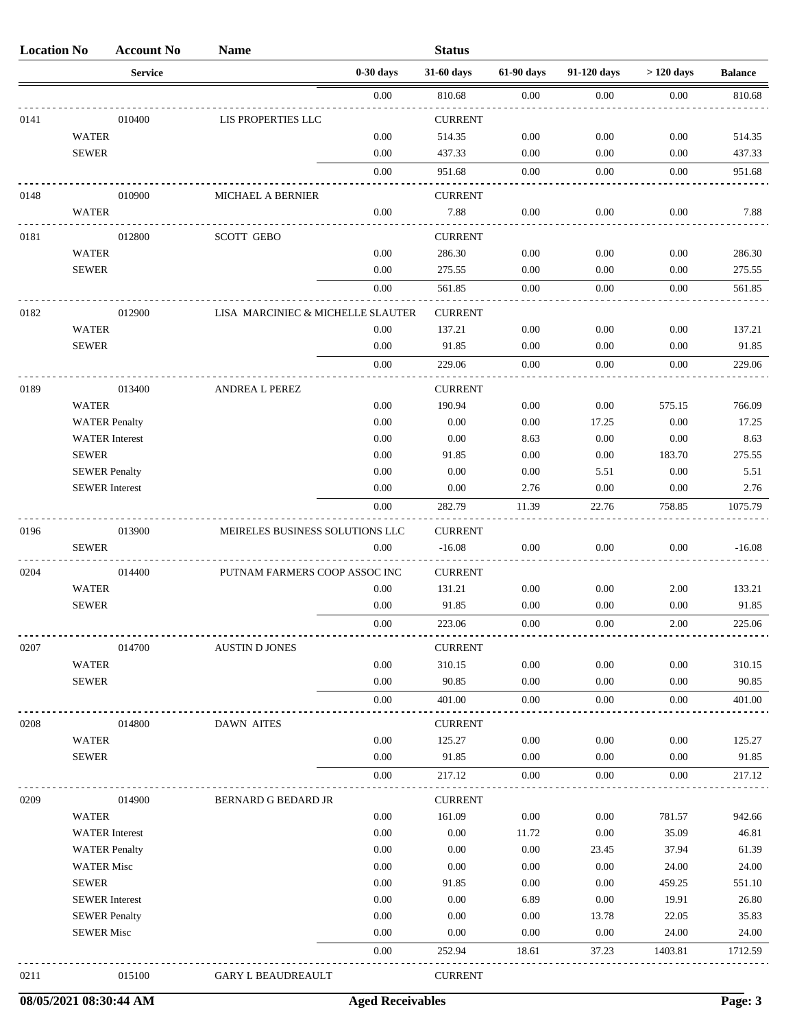| Location No | Account No | Name | | Status | | | | |
|---|---|---|---|---|---|---|---|---|
| | Service | | 0-30 days | 31-60 days | 61-90 days | 91-120 days | > 120 days | Balance |
| | | | 0.00 | 810.68 | 0.00 | 0.00 | 0.00 | 810.68 |
| 0141 | 010400 | LIS PROPERTIES LLC | | CURRENT | | | | |
| | WATER | | 0.00 | 514.35 | 0.00 | 0.00 | 0.00 | 514.35 |
| | SEWER | | 0.00 | 437.33 | 0.00 | 0.00 | 0.00 | 437.33 |
| | | | 0.00 | 951.68 | 0.00 | 0.00 | 0.00 | 951.68 |
| 0148 | 010900 | MICHAEL A BERNIER | | CURRENT | | | | |
| | WATER | | 0.00 | 7.88 | 0.00 | 0.00 | 0.00 | 7.88 |
| 0181 | 012800 | SCOTT GEBO | | CURRENT | | | | |
| | WATER | | 0.00 | 286.30 | 0.00 | 0.00 | 0.00 | 286.30 |
| | SEWER | | 0.00 | 275.55 | 0.00 | 0.00 | 0.00 | 275.55 |
| | | | 0.00 | 561.85 | 0.00 | 0.00 | 0.00 | 561.85 |
| 0182 | 012900 | LISA MARCINIEC & MICHELLE SLAUTER | | CURRENT | | | | |
| | WATER | | 0.00 | 137.21 | 0.00 | 0.00 | 0.00 | 137.21 |
| | SEWER | | 0.00 | 91.85 | 0.00 | 0.00 | 0.00 | 91.85 |
| | | | 0.00 | 229.06 | 0.00 | 0.00 | 0.00 | 229.06 |
| 0189 | 013400 | ANDREA L PEREZ | | CURRENT | | | | |
| | WATER | | 0.00 | 190.94 | 0.00 | 0.00 | 575.15 | 766.09 |
| | WATER Penalty | | 0.00 | 0.00 | 0.00 | 17.25 | 0.00 | 17.25 |
| | WATER Interest | | 0.00 | 0.00 | 8.63 | 0.00 | 0.00 | 8.63 |
| | SEWER | | 0.00 | 91.85 | 0.00 | 0.00 | 183.70 | 275.55 |
| | SEWER Penalty | | 0.00 | 0.00 | 0.00 | 5.51 | 0.00 | 5.51 |
| | SEWER Interest | | 0.00 | 0.00 | 2.76 | 0.00 | 0.00 | 2.76 |
| | | | 0.00 | 282.79 | 11.39 | 22.76 | 758.85 | 1075.79 |
| 0196 | 013900 | MEIRELES BUSINESS SOLUTIONS LLC | | CURRENT | | | | |
| | SEWER | | 0.00 | -16.08 | 0.00 | 0.00 | 0.00 | -16.08 |
| 0204 | 014400 | PUTNAM FARMERS COOP ASSOC INC | | CURRENT | | | | |
| | WATER | | 0.00 | 131.21 | 0.00 | 0.00 | 2.00 | 133.21 |
| | SEWER | | 0.00 | 91.85 | 0.00 | 0.00 | 0.00 | 91.85 |
| | | | 0.00 | 223.06 | 0.00 | 0.00 | 2.00 | 225.06 |
| 0207 | 014700 | AUSTIN D JONES | | CURRENT | | | | |
| | WATER | | 0.00 | 310.15 | 0.00 | 0.00 | 0.00 | 310.15 |
| | SEWER | | 0.00 | 90.85 | 0.00 | 0.00 | 0.00 | 90.85 |
| | | | 0.00 | 401.00 | 0.00 | 0.00 | 0.00 | 401.00 |
| 0208 | 014800 | DAWN AITES | | CURRENT | | | | |
| | WATER | | 0.00 | 125.27 | 0.00 | 0.00 | 0.00 | 125.27 |
| | SEWER | | 0.00 | 91.85 | 0.00 | 0.00 | 0.00 | 91.85 |
| | | | 0.00 | 217.12 | 0.00 | 0.00 | 0.00 | 217.12 |
| 0209 | 014900 | BERNARD G BEDARD JR | | CURRENT | | | | |
| | WATER | | 0.00 | 161.09 | 0.00 | 0.00 | 781.57 | 942.66 |
| | WATER Interest | | 0.00 | 0.00 | 11.72 | 0.00 | 35.09 | 46.81 |
| | WATER Penalty | | 0.00 | 0.00 | 0.00 | 23.45 | 37.94 | 61.39 |
| | WATER Misc | | 0.00 | 0.00 | 0.00 | 0.00 | 24.00 | 24.00 |
| | SEWER | | 0.00 | 91.85 | 0.00 | 0.00 | 459.25 | 551.10 |
| | SEWER Interest | | 0.00 | 0.00 | 6.89 | 0.00 | 19.91 | 26.80 |
| | SEWER Penalty | | 0.00 | 0.00 | 0.00 | 13.78 | 22.05 | 35.83 |
| | SEWER Misc | | 0.00 | 0.00 | 0.00 | 0.00 | 24.00 | 24.00 |
| | | | 0.00 | 252.94 | 18.61 | 37.23 | 1403.81 | 1712.59 |
| 0211 | 015100 | GARY L BEAUDREAULT | | CURRENT | | | | |

08/05/2021 08:30:44 AM — Aged Receivables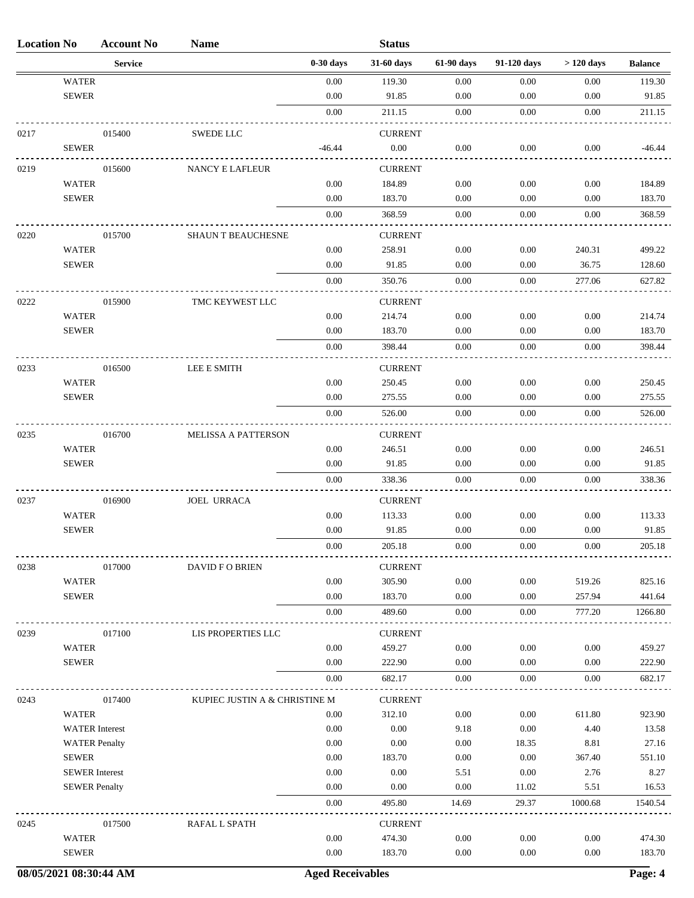| Location No | Account No | Name | | Status | | | | |
|---|---|---|---|---|---|---|---|---|
| | Service | | 0-30 days | 31-60 days | 61-90 days | 91-120 days | > 120 days | Balance |
| WATER | | | 0.00 | 119.30 | 0.00 | 0.00 | 0.00 | 119.30 |
| SEWER | | | 0.00 | 91.85 | 0.00 | 0.00 | 0.00 | 91.85 |
| | | | 0.00 | 211.15 | 0.00 | 0.00 | 0.00 | 211.15 |
| 0217 | 015400 | SWEDE LLC | | CURRENT | | | | |
| SEWER | | | -46.44 | 0.00 | 0.00 | 0.00 | 0.00 | -46.44 |
| 0219 | 015600 | NANCY E LAFLEUR | | CURRENT | | | | |
| WATER | | | 0.00 | 184.89 | 0.00 | 0.00 | 0.00 | 184.89 |
| SEWER | | | 0.00 | 183.70 | 0.00 | 0.00 | 0.00 | 183.70 |
| | | | 0.00 | 368.59 | 0.00 | 0.00 | 0.00 | 368.59 |
| 0220 | 015700 | SHAUN T BEAUCHESNE | | CURRENT | | | | |
| WATER | | | 0.00 | 258.91 | 0.00 | 0.00 | 240.31 | 499.22 |
| SEWER | | | 0.00 | 91.85 | 0.00 | 0.00 | 36.75 | 128.60 |
| | | | 0.00 | 350.76 | 0.00 | 0.00 | 277.06 | 627.82 |
| 0222 | 015900 | TMC KEYWEST LLC | | CURRENT | | | | |
| WATER | | | 0.00 | 214.74 | 0.00 | 0.00 | 0.00 | 214.74 |
| SEWER | | | 0.00 | 183.70 | 0.00 | 0.00 | 0.00 | 183.70 |
| | | | 0.00 | 398.44 | 0.00 | 0.00 | 0.00 | 398.44 |
| 0233 | 016500 | LEE E SMITH | | CURRENT | | | | |
| WATER | | | 0.00 | 250.45 | 0.00 | 0.00 | 0.00 | 250.45 |
| SEWER | | | 0.00 | 275.55 | 0.00 | 0.00 | 0.00 | 275.55 |
| | | | 0.00 | 526.00 | 0.00 | 0.00 | 0.00 | 526.00 |
| 0235 | 016700 | MELISSA A PATTERSON | | CURRENT | | | | |
| WATER | | | 0.00 | 246.51 | 0.00 | 0.00 | 0.00 | 246.51 |
| SEWER | | | 0.00 | 91.85 | 0.00 | 0.00 | 0.00 | 91.85 |
| | | | 0.00 | 338.36 | 0.00 | 0.00 | 0.00 | 338.36 |
| 0237 | 016900 | JOEL URRACA | | CURRENT | | | | |
| WATER | | | 0.00 | 113.33 | 0.00 | 0.00 | 0.00 | 113.33 |
| SEWER | | | 0.00 | 91.85 | 0.00 | 0.00 | 0.00 | 91.85 |
| | | | 0.00 | 205.18 | 0.00 | 0.00 | 0.00 | 205.18 |
| 0238 | 017000 | DAVID F O BRIEN | | CURRENT | | | | |
| WATER | | | 0.00 | 305.90 | 0.00 | 0.00 | 519.26 | 825.16 |
| SEWER | | | 0.00 | 183.70 | 0.00 | 0.00 | 257.94 | 441.64 |
| | | | 0.00 | 489.60 | 0.00 | 0.00 | 777.20 | 1266.80 |
| 0239 | 017100 | LIS PROPERTIES LLC | | CURRENT | | | | |
| WATER | | | 0.00 | 459.27 | 0.00 | 0.00 | 0.00 | 459.27 |
| SEWER | | | 0.00 | 222.90 | 0.00 | 0.00 | 0.00 | 222.90 |
| | | | 0.00 | 682.17 | 0.00 | 0.00 | 0.00 | 682.17 |
| 0243 | 017400 | KUPIEC JUSTIN A & CHRISTINE M | | CURRENT | | | | |
| WATER | | | 0.00 | 312.10 | 0.00 | 0.00 | 611.80 | 923.90 |
| WATER Interest | | | 0.00 | 0.00 | 9.18 | 0.00 | 4.40 | 13.58 |
| WATER Penalty | | | 0.00 | 0.00 | 0.00 | 18.35 | 8.81 | 27.16 |
| SEWER | | | 0.00 | 183.70 | 0.00 | 0.00 | 367.40 | 551.10 |
| SEWER Interest | | | 0.00 | 0.00 | 5.51 | 0.00 | 2.76 | 8.27 |
| SEWER Penalty | | | 0.00 | 0.00 | 0.00 | 11.02 | 5.51 | 16.53 |
| | | | 0.00 | 495.80 | 14.69 | 29.37 | 1000.68 | 1540.54 |
| 0245 | 017500 | RAFAL L SPATH | | CURRENT | | | | |
| WATER | | | 0.00 | 474.30 | 0.00 | 0.00 | 0.00 | 474.30 |
| SEWER | | | 0.00 | 183.70 | 0.00 | 0.00 | 0.00 | 183.70 |

08/05/2021 08:30:44 AM — Aged Receivables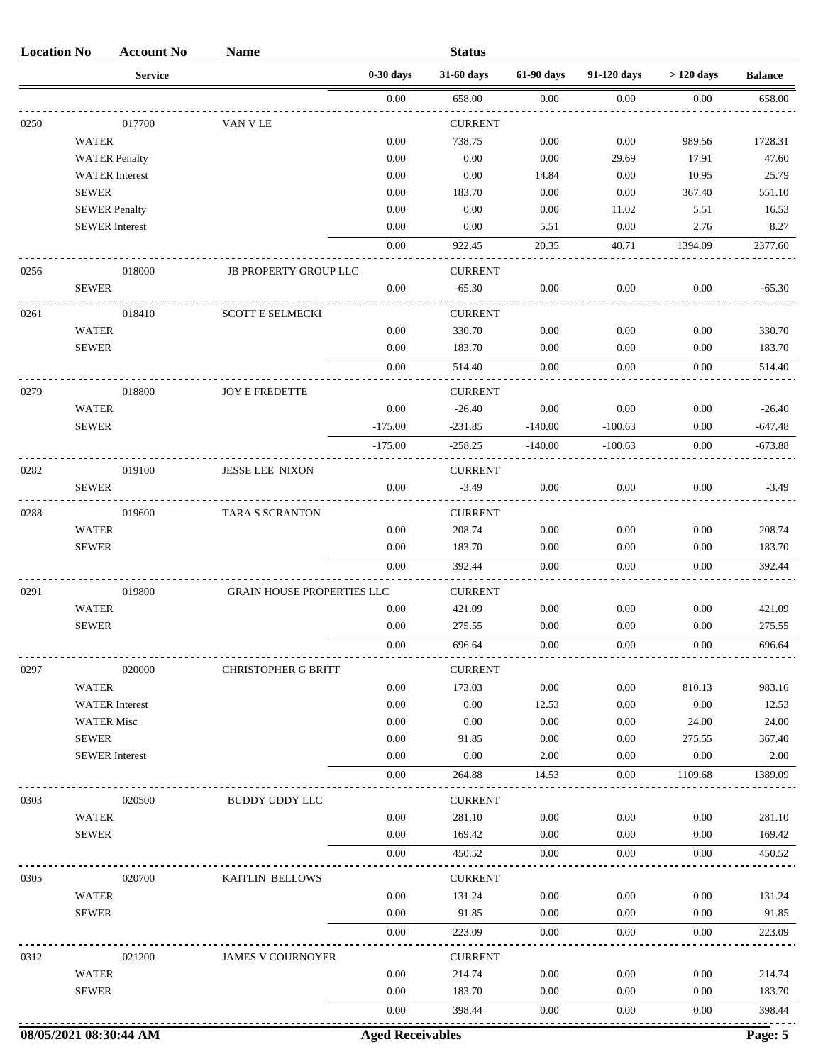| Location No | Account No | Name | | Status | | | | |
|---|---|---|---|---|---|---|---|---|
| | Service | | 0-30 days | 31-60 days | 61-90 days | 91-120 days | > 120 days | Balance |
| | | | 0.00 | 658.00 | 0.00 | 0.00 | 0.00 | 658.00 |
| 0250 | 017700 | VAN V LE | | CURRENT | | | | |
| | WATER | | 0.00 | 738.75 | 0.00 | 0.00 | 989.56 | 1728.31 |
| | WATER Penalty | | 0.00 | 0.00 | 0.00 | 29.69 | 17.91 | 47.60 |
| | WATER Interest | | 0.00 | 0.00 | 14.84 | 0.00 | 10.95 | 25.79 |
| | SEWER | | 0.00 | 183.70 | 0.00 | 0.00 | 367.40 | 551.10 |
| | SEWER Penalty | | 0.00 | 0.00 | 0.00 | 11.02 | 5.51 | 16.53 |
| | SEWER Interest | | 0.00 | 0.00 | 5.51 | 0.00 | 2.76 | 8.27 |
| | | | 0.00 | 922.45 | 20.35 | 40.71 | 1394.09 | 2377.60 |
| 0256 | 018000 | JB PROPERTY GROUP LLC | | CURRENT | | | | |
| | SEWER | | 0.00 | -65.30 | 0.00 | 0.00 | 0.00 | -65.30 |
| 0261 | 018410 | SCOTT E SELMECKI | | CURRENT | | | | |
| | WATER | | 0.00 | 330.70 | 0.00 | 0.00 | 0.00 | 330.70 |
| | SEWER | | 0.00 | 183.70 | 0.00 | 0.00 | 0.00 | 183.70 |
| | | | 0.00 | 514.40 | 0.00 | 0.00 | 0.00 | 514.40 |
| 0279 | 018800 | JOY E FREDETTE | | CURRENT | | | | |
| | WATER | | 0.00 | -26.40 | 0.00 | 0.00 | 0.00 | -26.40 |
| | SEWER | | -175.00 | -231.85 | -140.00 | -100.63 | 0.00 | -647.48 |
| | | | -175.00 | -258.25 | -140.00 | -100.63 | 0.00 | -673.88 |
| 0282 | 019100 | JESSE LEE NIXON | | CURRENT | | | | |
| | SEWER | | 0.00 | -3.49 | 0.00 | 0.00 | 0.00 | -3.49 |
| 0288 | 019600 | TARA S SCRANTON | | CURRENT | | | | |
| | WATER | | 0.00 | 208.74 | 0.00 | 0.00 | 0.00 | 208.74 |
| | SEWER | | 0.00 | 183.70 | 0.00 | 0.00 | 0.00 | 183.70 |
| | | | 0.00 | 392.44 | 0.00 | 0.00 | 0.00 | 392.44 |
| 0291 | 019800 | GRAIN HOUSE PROPERTIES LLC | | CURRENT | | | | |
| | WATER | | 0.00 | 421.09 | 0.00 | 0.00 | 0.00 | 421.09 |
| | SEWER | | 0.00 | 275.55 | 0.00 | 0.00 | 0.00 | 275.55 |
| | | | 0.00 | 696.64 | 0.00 | 0.00 | 0.00 | 696.64 |
| 0297 | 020000 | CHRISTOPHER G BRITT | | CURRENT | | | | |
| | WATER | | 0.00 | 173.03 | 0.00 | 0.00 | 810.13 | 983.16 |
| | WATER Interest | | 0.00 | 0.00 | 12.53 | 0.00 | 0.00 | 12.53 |
| | WATER Misc | | 0.00 | 0.00 | 0.00 | 0.00 | 24.00 | 24.00 |
| | SEWER | | 0.00 | 91.85 | 0.00 | 0.00 | 275.55 | 367.40 |
| | SEWER Interest | | 0.00 | 0.00 | 2.00 | 0.00 | 0.00 | 2.00 |
| | | | 0.00 | 264.88 | 14.53 | 0.00 | 1109.68 | 1389.09 |
| 0303 | 020500 | BUDDY UDDY LLC | | CURRENT | | | | |
| | WATER | | 0.00 | 281.10 | 0.00 | 0.00 | 0.00 | 281.10 |
| | SEWER | | 0.00 | 169.42 | 0.00 | 0.00 | 0.00 | 169.42 |
| | | | 0.00 | 450.52 | 0.00 | 0.00 | 0.00 | 450.52 |
| 0305 | 020700 | KAITLIN BELLOWS | | CURRENT | | | | |
| | WATER | | 0.00 | 131.24 | 0.00 | 0.00 | 0.00 | 131.24 |
| | SEWER | | 0.00 | 91.85 | 0.00 | 0.00 | 0.00 | 91.85 |
| | | | 0.00 | 223.09 | 0.00 | 0.00 | 0.00 | 223.09 |
| 0312 | 021200 | JAMES V COURNOYER | | CURRENT | | | | |
| | WATER | | 0.00 | 214.74 | 0.00 | 0.00 | 0.00 | 214.74 |
| | SEWER | | 0.00 | 183.70 | 0.00 | 0.00 | 0.00 | 183.70 |
| | | | 0.00 | 398.44 | 0.00 | 0.00 | 0.00 | 398.44 |

08/05/2021 08:30:44 AM — Aged Receivables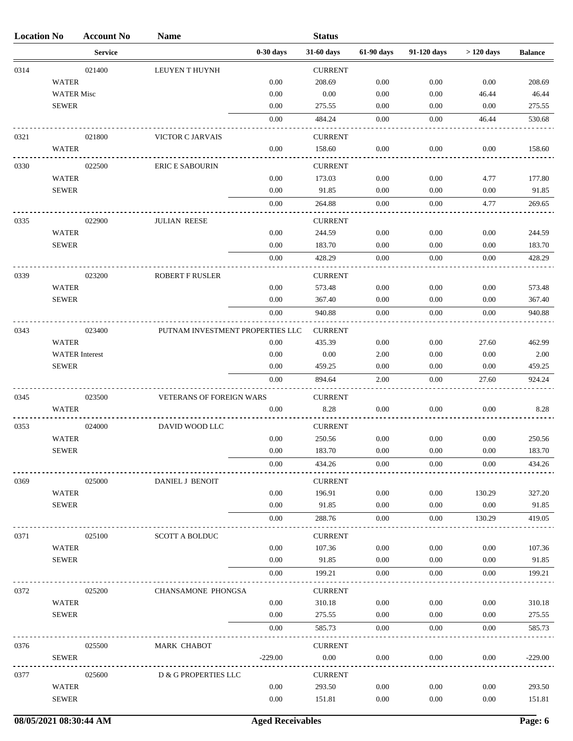| Location No | Account No | Name | | Status | | | | |
|---|---|---|---|---|---|---|---|---|
| | Service | | 0-30 days | 31-60 days | 61-90 days | 91-120 days | > 120 days | Balance |
| 0314 | 021400 | LEUYEN T HUYNH | | CURRENT | | | | |
| | WATER | | 0.00 | 208.69 | 0.00 | 0.00 | 0.00 | 208.69 |
| | WATER Misc | | 0.00 | 0.00 | 0.00 | 0.00 | 46.44 | 46.44 |
| | SEWER | | 0.00 | 275.55 | 0.00 | 0.00 | 0.00 | 275.55 |
| | | | 0.00 | 484.24 | 0.00 | 0.00 | 46.44 | 530.68 |
| 0321 | 021800 | VICTOR C JARVAIS | | CURRENT | | | | |
| | WATER | | 0.00 | 158.60 | 0.00 | 0.00 | 0.00 | 158.60 |
| 0330 | 022500 | ERIC E SABOURIN | | CURRENT | | | | |
| | WATER | | 0.00 | 173.03 | 0.00 | 0.00 | 4.77 | 177.80 |
| | SEWER | | 0.00 | 91.85 | 0.00 | 0.00 | 0.00 | 91.85 |
| | | | 0.00 | 264.88 | 0.00 | 0.00 | 4.77 | 269.65 |
| 0335 | 022900 | JULIAN REESE | | CURRENT | | | | |
| | WATER | | 0.00 | 244.59 | 0.00 | 0.00 | 0.00 | 244.59 |
| | SEWER | | 0.00 | 183.70 | 0.00 | 0.00 | 0.00 | 183.70 |
| | | | 0.00 | 428.29 | 0.00 | 0.00 | 0.00 | 428.29 |
| 0339 | 023200 | ROBERT F RUSLER | | CURRENT | | | | |
| | WATER | | 0.00 | 573.48 | 0.00 | 0.00 | 0.00 | 573.48 |
| | SEWER | | 0.00 | 367.40 | 0.00 | 0.00 | 0.00 | 367.40 |
| | | | 0.00 | 940.88 | 0.00 | 0.00 | 0.00 | 940.88 |
| 0343 | 023400 | PUTNAM INVESTMENT PROPERTIES LLC | | CURRENT | | | | |
| | WATER | | 0.00 | 435.39 | 0.00 | 0.00 | 27.60 | 462.99 |
| | WATER Interest | | 0.00 | 0.00 | 2.00 | 0.00 | 0.00 | 2.00 |
| | SEWER | | 0.00 | 459.25 | 0.00 | 0.00 | 0.00 | 459.25 |
| | | | 0.00 | 894.64 | 2.00 | 0.00 | 27.60 | 924.24 |
| 0345 | 023500 | VETERANS OF FOREIGN WARS | | CURRENT | | | | |
| | WATER | | 0.00 | 8.28 | 0.00 | 0.00 | 0.00 | 8.28 |
| 0353 | 024000 | DAVID WOOD LLC | | CURRENT | | | | |
| | WATER | | 0.00 | 250.56 | 0.00 | 0.00 | 0.00 | 250.56 |
| | SEWER | | 0.00 | 183.70 | 0.00 | 0.00 | 0.00 | 183.70 |
| | | | 0.00 | 434.26 | 0.00 | 0.00 | 0.00 | 434.26 |
| 0369 | 025000 | DANIEL J BENOIT | | CURRENT | | | | |
| | WATER | | 0.00 | 196.91 | 0.00 | 0.00 | 130.29 | 327.20 |
| | SEWER | | 0.00 | 91.85 | 0.00 | 0.00 | 0.00 | 91.85 |
| | | | 0.00 | 288.76 | 0.00 | 0.00 | 130.29 | 419.05 |
| 0371 | 025100 | SCOTT A BOLDUC | | CURRENT | | | | |
| | WATER | | 0.00 | 107.36 | 0.00 | 0.00 | 0.00 | 107.36 |
| | SEWER | | 0.00 | 91.85 | 0.00 | 0.00 | 0.00 | 91.85 |
| | | | 0.00 | 199.21 | 0.00 | 0.00 | 0.00 | 199.21 |
| 0372 | 025200 | CHANSAMONE PHONGSA | | CURRENT | | | | |
| | WATER | | 0.00 | 310.18 | 0.00 | 0.00 | 0.00 | 310.18 |
| | SEWER | | 0.00 | 275.55 | 0.00 | 0.00 | 0.00 | 275.55 |
| | | | 0.00 | 585.73 | 0.00 | 0.00 | 0.00 | 585.73 |
| 0376 | 025500 | MARK CHABOT | | CURRENT | | | | |
| | SEWER | | -229.00 | 0.00 | 0.00 | 0.00 | 0.00 | -229.00 |
| 0377 | 025600 | D & G PROPERTIES LLC | | CURRENT | | | | |
| | WATER | | 0.00 | 293.50 | 0.00 | 0.00 | 0.00 | 293.50 |
| | SEWER | | 0.00 | 151.81 | 0.00 | 0.00 | 0.00 | 151.81 |

08/05/2021 08:30:44 AM — Aged Receivables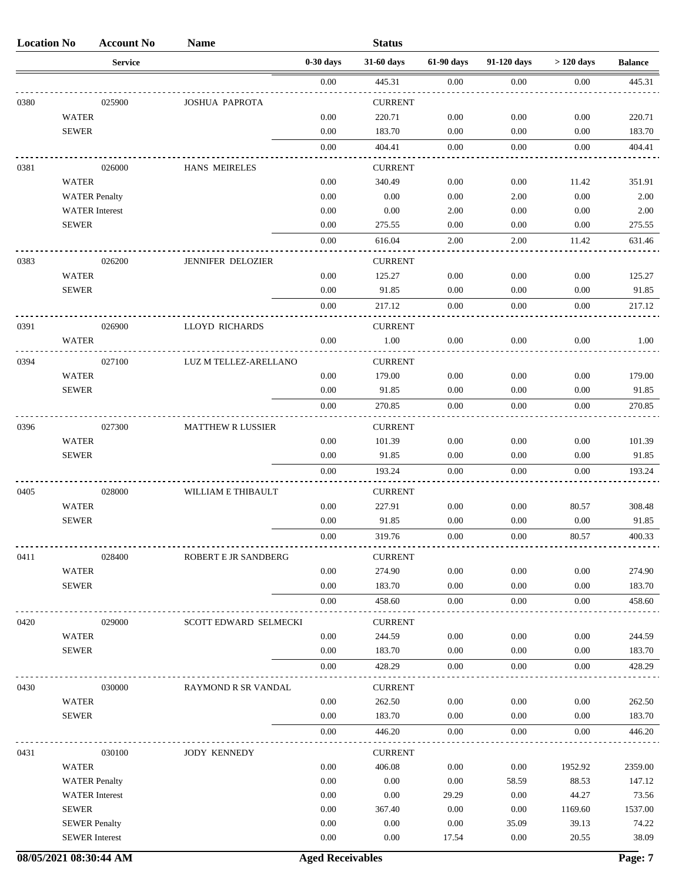| Location No | Account No | Name | | Status | | | | |
|---|---|---|---|---|---|---|---|---|
| | Service | | 0-30 days | 31-60 days | 61-90 days | 91-120 days | > 120 days | Balance |
| | | | 0.00 | 445.31 | 0.00 | 0.00 | 0.00 | 445.31 |
| 0380 | 025900 | JOSHUA PAPROTA | | CURRENT | | | | |
| | WATER | | 0.00 | 220.71 | 0.00 | 0.00 | 0.00 | 220.71 |
| | SEWER | | 0.00 | 183.70 | 0.00 | 0.00 | 0.00 | 183.70 |
| | | | 0.00 | 404.41 | 0.00 | 0.00 | 0.00 | 404.41 |
| 0381 | 026000 | HANS MEIRELES | | CURRENT | | | | |
| | WATER | | 0.00 | 340.49 | 0.00 | 0.00 | 11.42 | 351.91 |
| | WATER Penalty | | 0.00 | 0.00 | 0.00 | 2.00 | 0.00 | 2.00 |
| | WATER Interest | | 0.00 | 0.00 | 2.00 | 0.00 | 0.00 | 2.00 |
| | SEWER | | 0.00 | 275.55 | 0.00 | 0.00 | 0.00 | 275.55 |
| | | | 0.00 | 616.04 | 2.00 | 2.00 | 11.42 | 631.46 |
| 0383 | 026200 | JENNIFER DELOZIER | | CURRENT | | | | |
| | WATER | | 0.00 | 125.27 | 0.00 | 0.00 | 0.00 | 125.27 |
| | SEWER | | 0.00 | 91.85 | 0.00 | 0.00 | 0.00 | 91.85 |
| | | | 0.00 | 217.12 | 0.00 | 0.00 | 0.00 | 217.12 |
| 0391 | 026900 | LLOYD RICHARDS | | CURRENT | | | | |
| | WATER | | 0.00 | 1.00 | 0.00 | 0.00 | 0.00 | 1.00 |
| 0394 | 027100 | LUZ M TELLEZ-ARELLANO | | CURRENT | | | | |
| | WATER | | 0.00 | 179.00 | 0.00 | 0.00 | 0.00 | 179.00 |
| | SEWER | | 0.00 | 91.85 | 0.00 | 0.00 | 0.00 | 91.85 |
| | | | 0.00 | 270.85 | 0.00 | 0.00 | 0.00 | 270.85 |
| 0396 | 027300 | MATTHEW R LUSSIER | | CURRENT | | | | |
| | WATER | | 0.00 | 101.39 | 0.00 | 0.00 | 0.00 | 101.39 |
| | SEWER | | 0.00 | 91.85 | 0.00 | 0.00 | 0.00 | 91.85 |
| | | | 0.00 | 193.24 | 0.00 | 0.00 | 0.00 | 193.24 |
| 0405 | 028000 | WILLIAM E THIBAULT | | CURRENT | | | | |
| | WATER | | 0.00 | 227.91 | 0.00 | 0.00 | 80.57 | 308.48 |
| | SEWER | | 0.00 | 91.85 | 0.00 | 0.00 | 0.00 | 91.85 |
| | | | 0.00 | 319.76 | 0.00 | 0.00 | 80.57 | 400.33 |
| 0411 | 028400 | ROBERT E JR SANDBERG | | CURRENT | | | | |
| | WATER | | 0.00 | 274.90 | 0.00 | 0.00 | 0.00 | 274.90 |
| | SEWER | | 0.00 | 183.70 | 0.00 | 0.00 | 0.00 | 183.70 |
| | | | 0.00 | 458.60 | 0.00 | 0.00 | 0.00 | 458.60 |
| 0420 | 029000 | SCOTT EDWARD SELMECKI | | CURRENT | | | | |
| | WATER | | 0.00 | 244.59 | 0.00 | 0.00 | 0.00 | 244.59 |
| | SEWER | | 0.00 | 183.70 | 0.00 | 0.00 | 0.00 | 183.70 |
| | | | 0.00 | 428.29 | 0.00 | 0.00 | 0.00 | 428.29 |
| 0430 | 030000 | RAYMOND R SR VANDAL | | CURRENT | | | | |
| | WATER | | 0.00 | 262.50 | 0.00 | 0.00 | 0.00 | 262.50 |
| | SEWER | | 0.00 | 183.70 | 0.00 | 0.00 | 0.00 | 183.70 |
| | | | 0.00 | 446.20 | 0.00 | 0.00 | 0.00 | 446.20 |
| 0431 | 030100 | JODY KENNEDY | | CURRENT | | | | |
| | WATER | | 0.00 | 406.08 | 0.00 | 0.00 | 1952.92 | 2359.00 |
| | WATER Penalty | | 0.00 | 0.00 | 0.00 | 58.59 | 88.53 | 147.12 |
| | WATER Interest | | 0.00 | 0.00 | 29.29 | 0.00 | 44.27 | 73.56 |
| | SEWER | | 0.00 | 367.40 | 0.00 | 0.00 | 1169.60 | 1537.00 |
| | SEWER Penalty | | 0.00 | 0.00 | 0.00 | 35.09 | 39.13 | 74.22 |
| | SEWER Interest | | 0.00 | 0.00 | 17.54 | 0.00 | 20.55 | 38.09 |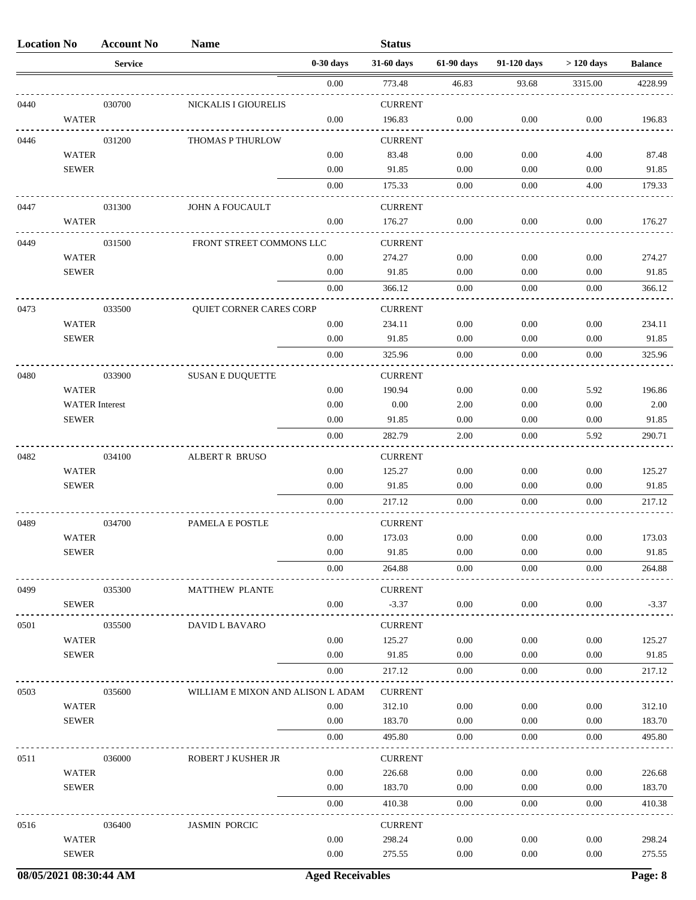| Location No | Account No | Name | | Status | | | | |
|---|---|---|---|---|---|---|---|---|
| | Service | | 0-30 days | 31-60 days | 61-90 days | 91-120 days | > 120 days | Balance |
| | | | 0.00 | 773.48 | 46.83 | 93.68 | 3315.00 | 4228.99 |
| 0440 | 030700 | NICKALIS I GIOURELIS | | CURRENT | | | | |
| | WATER | | 0.00 | 196.83 | 0.00 | 0.00 | 0.00 | 196.83 |
| 0446 | 031200 | THOMAS P THURLOW | | CURRENT | | | | |
| | WATER | | 0.00 | 83.48 | 0.00 | 0.00 | 4.00 | 87.48 |
| | SEWER | | 0.00 | 91.85 | 0.00 | 0.00 | 0.00 | 91.85 |
| | | | 0.00 | 175.33 | 0.00 | 0.00 | 4.00 | 179.33 |
| 0447 | 031300 | JOHN A FOUCAULT | | CURRENT | | | | |
| | WATER | | 0.00 | 176.27 | 0.00 | 0.00 | 0.00 | 176.27 |
| 0449 | 031500 | FRONT STREET COMMONS LLC | | CURRENT | | | | |
| | WATER | | 0.00 | 274.27 | 0.00 | 0.00 | 0.00 | 274.27 |
| | SEWER | | 0.00 | 91.85 | 0.00 | 0.00 | 0.00 | 91.85 |
| | | | 0.00 | 366.12 | 0.00 | 0.00 | 0.00 | 366.12 |
| 0473 | 033500 | QUIET CORNER CARES CORP | | CURRENT | | | | |
| | WATER | | 0.00 | 234.11 | 0.00 | 0.00 | 0.00 | 234.11 |
| | SEWER | | 0.00 | 91.85 | 0.00 | 0.00 | 0.00 | 91.85 |
| | | | 0.00 | 325.96 | 0.00 | 0.00 | 0.00 | 325.96 |
| 0480 | 033900 | SUSAN E DUQUETTE | | CURRENT | | | | |
| | WATER | | 0.00 | 190.94 | 0.00 | 0.00 | 5.92 | 196.86 |
| | WATER Interest | | 0.00 | 0.00 | 2.00 | 0.00 | 0.00 | 2.00 |
| | SEWER | | 0.00 | 91.85 | 0.00 | 0.00 | 0.00 | 91.85 |
| | | | 0.00 | 282.79 | 2.00 | 0.00 | 5.92 | 290.71 |
| 0482 | 034100 | ALBERT R BRUSO | | CURRENT | | | | |
| | WATER | | 0.00 | 125.27 | 0.00 | 0.00 | 0.00 | 125.27 |
| | SEWER | | 0.00 | 91.85 | 0.00 | 0.00 | 0.00 | 91.85 |
| | | | 0.00 | 217.12 | 0.00 | 0.00 | 0.00 | 217.12 |
| 0489 | 034700 | PAMELA E POSTLE | | CURRENT | | | | |
| | WATER | | 0.00 | 173.03 | 0.00 | 0.00 | 0.00 | 173.03 |
| | SEWER | | 0.00 | 91.85 | 0.00 | 0.00 | 0.00 | 91.85 |
| | | | 0.00 | 264.88 | 0.00 | 0.00 | 0.00 | 264.88 |
| 0499 | 035300 | MATTHEW PLANTE | | CURRENT | | | | |
| | SEWER | | 0.00 | -3.37 | 0.00 | 0.00 | 0.00 | -3.37 |
| 0501 | 035500 | DAVID L BAVARO | | CURRENT | | | | |
| | WATER | | 0.00 | 125.27 | 0.00 | 0.00 | 0.00 | 125.27 |
| | SEWER | | 0.00 | 91.85 | 0.00 | 0.00 | 0.00 | 91.85 |
| | | | 0.00 | 217.12 | 0.00 | 0.00 | 0.00 | 217.12 |
| 0503 | 035600 | WILLIAM E MIXON AND ALISON L ADAM | | CURRENT | | | | |
| | WATER | | 0.00 | 312.10 | 0.00 | 0.00 | 0.00 | 312.10 |
| | SEWER | | 0.00 | 183.70 | 0.00 | 0.00 | 0.00 | 183.70 |
| | | | 0.00 | 495.80 | 0.00 | 0.00 | 0.00 | 495.80 |
| 0511 | 036000 | ROBERT J KUSHER JR | | CURRENT | | | | |
| | WATER | | 0.00 | 226.68 | 0.00 | 0.00 | 0.00 | 226.68 |
| | SEWER | | 0.00 | 183.70 | 0.00 | 0.00 | 0.00 | 183.70 |
| | | | 0.00 | 410.38 | 0.00 | 0.00 | 0.00 | 410.38 |
| 0516 | 036400 | JASMIN PORCIC | | CURRENT | | | | |
| | WATER | | 0.00 | 298.24 | 0.00 | 0.00 | 0.00 | 298.24 |
| | SEWER | | 0.00 | 275.55 | 0.00 | 0.00 | 0.00 | 275.55 |

08/05/2021 08:30:44 AM — Aged Receivables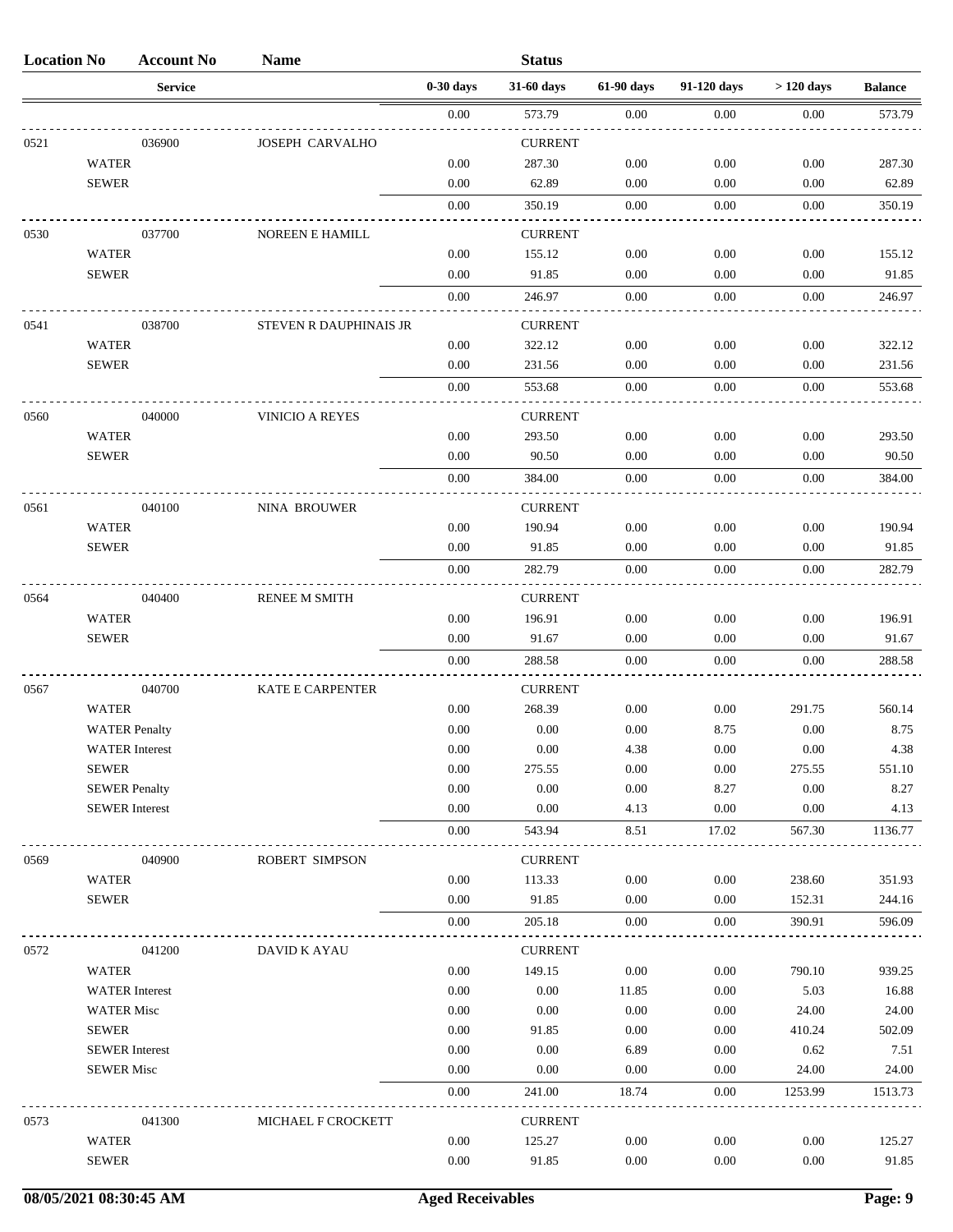| Location No | Account No | Name | Status | | | | | |
|---|---|---|---|---|---|---|---|---|
| | Service | | 0-30 days | 31-60 days | 61-90 days | 91-120 days | > 120 days | Balance |
| | | | 0.00 | 573.79 | 0.00 | 0.00 | 0.00 | 573.79 |
| 0521 | 036900 | JOSEPH CARVALHO | | CURRENT | | | | |
| | WATER | | 0.00 | 287.30 | 0.00 | 0.00 | 0.00 | 287.30 |
| | SEWER | | 0.00 | 62.89 | 0.00 | 0.00 | 0.00 | 62.89 |
| | | | 0.00 | 350.19 | 0.00 | 0.00 | 0.00 | 350.19 |
| 0530 | 037700 | NOREEN E HAMILL | | CURRENT | | | | |
| | WATER | | 0.00 | 155.12 | 0.00 | 0.00 | 0.00 | 155.12 |
| | SEWER | | 0.00 | 91.85 | 0.00 | 0.00 | 0.00 | 91.85 |
| | | | 0.00 | 246.97 | 0.00 | 0.00 | 0.00 | 246.97 |
| 0541 | 038700 | STEVEN R DAUPHINAIS JR | | CURRENT | | | | |
| | WATER | | 0.00 | 322.12 | 0.00 | 0.00 | 0.00 | 322.12 |
| | SEWER | | 0.00 | 231.56 | 0.00 | 0.00 | 0.00 | 231.56 |
| | | | 0.00 | 553.68 | 0.00 | 0.00 | 0.00 | 553.68 |
| 0560 | 040000 | VINICIO A REYES | | CURRENT | | | | |
| | WATER | | 0.00 | 293.50 | 0.00 | 0.00 | 0.00 | 293.50 |
| | SEWER | | 0.00 | 90.50 | 0.00 | 0.00 | 0.00 | 90.50 |
| | | | 0.00 | 384.00 | 0.00 | 0.00 | 0.00 | 384.00 |
| 0561 | 040100 | NINA BROUWER | | CURRENT | | | | |
| | WATER | | 0.00 | 190.94 | 0.00 | 0.00 | 0.00 | 190.94 |
| | SEWER | | 0.00 | 91.85 | 0.00 | 0.00 | 0.00 | 91.85 |
| | | | 0.00 | 282.79 | 0.00 | 0.00 | 0.00 | 282.79 |
| 0564 | 040400 | RENEE M SMITH | | CURRENT | | | | |
| | WATER | | 0.00 | 196.91 | 0.00 | 0.00 | 0.00 | 196.91 |
| | SEWER | | 0.00 | 91.67 | 0.00 | 0.00 | 0.00 | 91.67 |
| | | | 0.00 | 288.58 | 0.00 | 0.00 | 0.00 | 288.58 |
| 0567 | 040700 | KATE E CARPENTER | | CURRENT | | | | |
| | WATER | | 0.00 | 268.39 | 0.00 | 0.00 | 291.75 | 560.14 |
| | WATER Penalty | | 0.00 | 0.00 | 0.00 | 8.75 | 0.00 | 8.75 |
| | WATER Interest | | 0.00 | 0.00 | 4.38 | 0.00 | 0.00 | 4.38 |
| | SEWER | | 0.00 | 275.55 | 0.00 | 0.00 | 275.55 | 551.10 |
| | SEWER Penalty | | 0.00 | 0.00 | 0.00 | 8.27 | 0.00 | 8.27 |
| | SEWER Interest | | 0.00 | 0.00 | 4.13 | 0.00 | 0.00 | 4.13 |
| | | | 0.00 | 543.94 | 8.51 | 17.02 | 567.30 | 1136.77 |
| 0569 | 040900 | ROBERT SIMPSON | | CURRENT | | | | |
| | WATER | | 0.00 | 113.33 | 0.00 | 0.00 | 238.60 | 351.93 |
| | SEWER | | 0.00 | 91.85 | 0.00 | 0.00 | 152.31 | 244.16 |
| | | | 0.00 | 205.18 | 0.00 | 0.00 | 390.91 | 596.09 |
| 0572 | 041200 | DAVID K AYAU | | CURRENT | | | | |
| | WATER | | 0.00 | 149.15 | 0.00 | 0.00 | 790.10 | 939.25 |
| | WATER Interest | | 0.00 | 0.00 | 11.85 | 0.00 | 5.03 | 16.88 |
| | WATER Misc | | 0.00 | 0.00 | 0.00 | 0.00 | 24.00 | 24.00 |
| | SEWER | | 0.00 | 91.85 | 0.00 | 0.00 | 410.24 | 502.09 |
| | SEWER Interest | | 0.00 | 0.00 | 6.89 | 0.00 | 0.62 | 7.51 |
| | SEWER Misc | | 0.00 | 0.00 | 0.00 | 0.00 | 24.00 | 24.00 |
| | | | 0.00 | 241.00 | 18.74 | 0.00 | 1253.99 | 1513.73 |
| 0573 | 041300 | MICHAEL F CROCKETT | | CURRENT | | | | |
| | WATER | | 0.00 | 125.27 | 0.00 | 0.00 | 0.00 | 125.27 |
| | SEWER | | 0.00 | 91.85 | 0.00 | 0.00 | 0.00 | 91.85 |

08/05/2021 08:30:45 AM Aged Receivables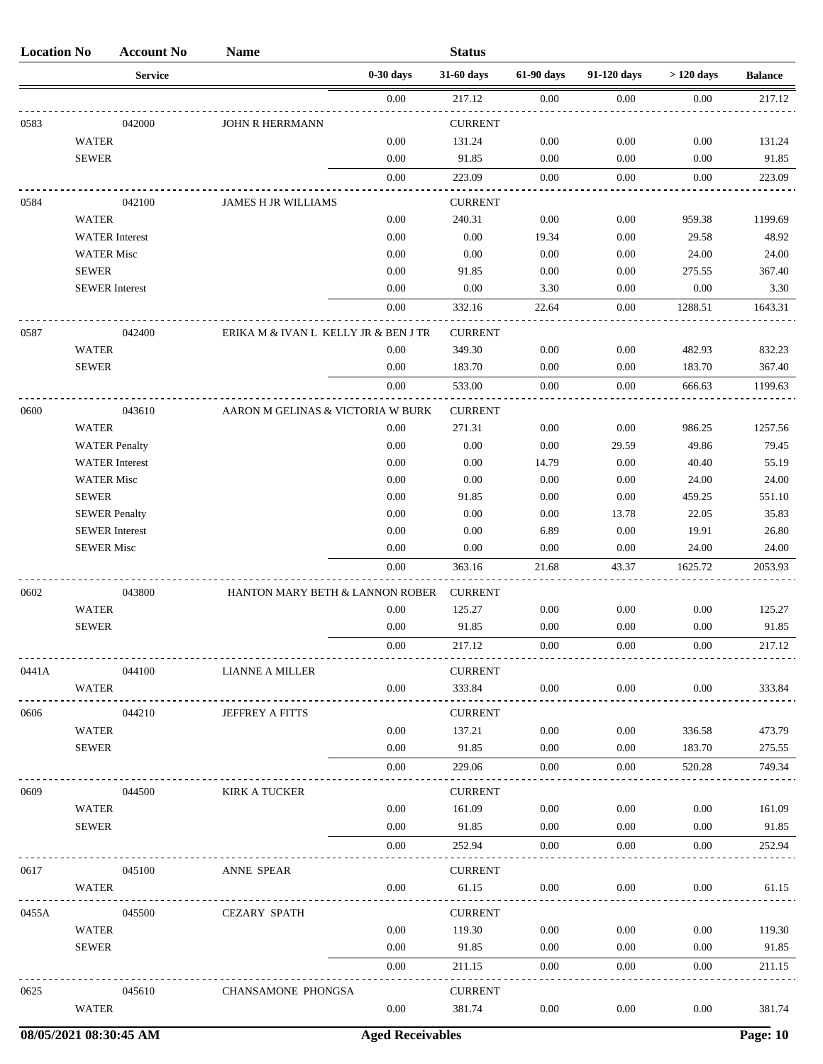| Location No | Account No | Name | | Status | | | | |
|---|---|---|---|---|---|---|---|---|
| | Service | | 0-30 days | 31-60 days | 61-90 days | 91-120 days | > 120 days | Balance |
| | | | 0.00 | 217.12 | 0.00 | 0.00 | 0.00 | 217.12 |
| 0583 | 042000 | JOHN R HERRMANN | | CURRENT | | | | |
| | WATER | | 0.00 | 131.24 | 0.00 | 0.00 | 0.00 | 131.24 |
| | SEWER | | 0.00 | 91.85 | 0.00 | 0.00 | 0.00 | 91.85 |
| | | | 0.00 | 223.09 | 0.00 | 0.00 | 0.00 | 223.09 |
| 0584 | 042100 | JAMES H JR WILLIAMS | | CURRENT | | | | |
| | WATER | | 0.00 | 240.31 | 0.00 | 0.00 | 959.38 | 1199.69 |
| | WATER Interest | | 0.00 | 0.00 | 19.34 | 0.00 | 29.58 | 48.92 |
| | WATER Misc | | 0.00 | 0.00 | 0.00 | 0.00 | 24.00 | 24.00 |
| | SEWER | | 0.00 | 91.85 | 0.00 | 0.00 | 275.55 | 367.40 |
| | SEWER Interest | | 0.00 | 0.00 | 3.30 | 0.00 | 0.00 | 3.30 |
| | | | 0.00 | 332.16 | 22.64 | 0.00 | 1288.51 | 1643.31 |
| 0587 | 042400 | ERIKA M & IVAN L KELLY JR & BEN J TR | | CURRENT | | | | |
| | WATER | | 0.00 | 349.30 | 0.00 | 0.00 | 482.93 | 832.23 |
| | SEWER | | 0.00 | 183.70 | 0.00 | 0.00 | 183.70 | 367.40 |
| | | | 0.00 | 533.00 | 0.00 | 0.00 | 666.63 | 1199.63 |
| 0600 | 043610 | AARON M GELINAS & VICTORIA W BURK | | CURRENT | | | | |
| | WATER | | 0.00 | 271.31 | 0.00 | 0.00 | 986.25 | 1257.56 |
| | WATER Penalty | | 0.00 | 0.00 | 0.00 | 29.59 | 49.86 | 79.45 |
| | WATER Interest | | 0.00 | 0.00 | 14.79 | 0.00 | 40.40 | 55.19 |
| | WATER Misc | | 0.00 | 0.00 | 0.00 | 0.00 | 24.00 | 24.00 |
| | SEWER | | 0.00 | 91.85 | 0.00 | 0.00 | 459.25 | 551.10 |
| | SEWER Penalty | | 0.00 | 0.00 | 0.00 | 13.78 | 22.05 | 35.83 |
| | SEWER Interest | | 0.00 | 0.00 | 6.89 | 0.00 | 19.91 | 26.80 |
| | SEWER Misc | | 0.00 | 0.00 | 0.00 | 0.00 | 24.00 | 24.00 |
| | | | 0.00 | 363.16 | 21.68 | 43.37 | 1625.72 | 2053.93 |
| 0602 | 043800 | HANTON MARY BETH & LANNON ROBER | | CURRENT | | | | |
| | WATER | | 0.00 | 125.27 | 0.00 | 0.00 | 0.00 | 125.27 |
| | SEWER | | 0.00 | 91.85 | 0.00 | 0.00 | 0.00 | 91.85 |
| | | | 0.00 | 217.12 | 0.00 | 0.00 | 0.00 | 217.12 |
| 0441A | 044100 | LIANNE A MILLER | | CURRENT | | | | |
| | WATER | | 0.00 | 333.84 | 0.00 | 0.00 | 0.00 | 333.84 |
| 0606 | 044210 | JEFFREY A FITTS | | CURRENT | | | | |
| | WATER | | 0.00 | 137.21 | 0.00 | 0.00 | 336.58 | 473.79 |
| | SEWER | | 0.00 | 91.85 | 0.00 | 0.00 | 183.70 | 275.55 |
| | | | 0.00 | 229.06 | 0.00 | 0.00 | 520.28 | 749.34 |
| 0609 | 044500 | KIRK A TUCKER | | CURRENT | | | | |
| | WATER | | 0.00 | 161.09 | 0.00 | 0.00 | 0.00 | 161.09 |
| | SEWER | | 0.00 | 91.85 | 0.00 | 0.00 | 0.00 | 91.85 |
| | | | 0.00 | 252.94 | 0.00 | 0.00 | 0.00 | 252.94 |
| 0617 | 045100 | ANNE SPEAR | | CURRENT | | | | |
| | WATER | | 0.00 | 61.15 | 0.00 | 0.00 | 0.00 | 61.15 |
| 0455A | 045500 | CEZARY SPATH | | CURRENT | | | | |
| | WATER | | 0.00 | 119.30 | 0.00 | 0.00 | 0.00 | 119.30 |
| | SEWER | | 0.00 | 91.85 | 0.00 | 0.00 | 0.00 | 91.85 |
| | | | 0.00 | 211.15 | 0.00 | 0.00 | 0.00 | 211.15 |
| 0625 | 045610 | CHANSAMONE PHONGSA | | CURRENT | | | | |
| | WATER | | 0.00 | 381.74 | 0.00 | 0.00 | 0.00 | 381.74 |

08/05/2021 08:30:45 AM Aged Receivables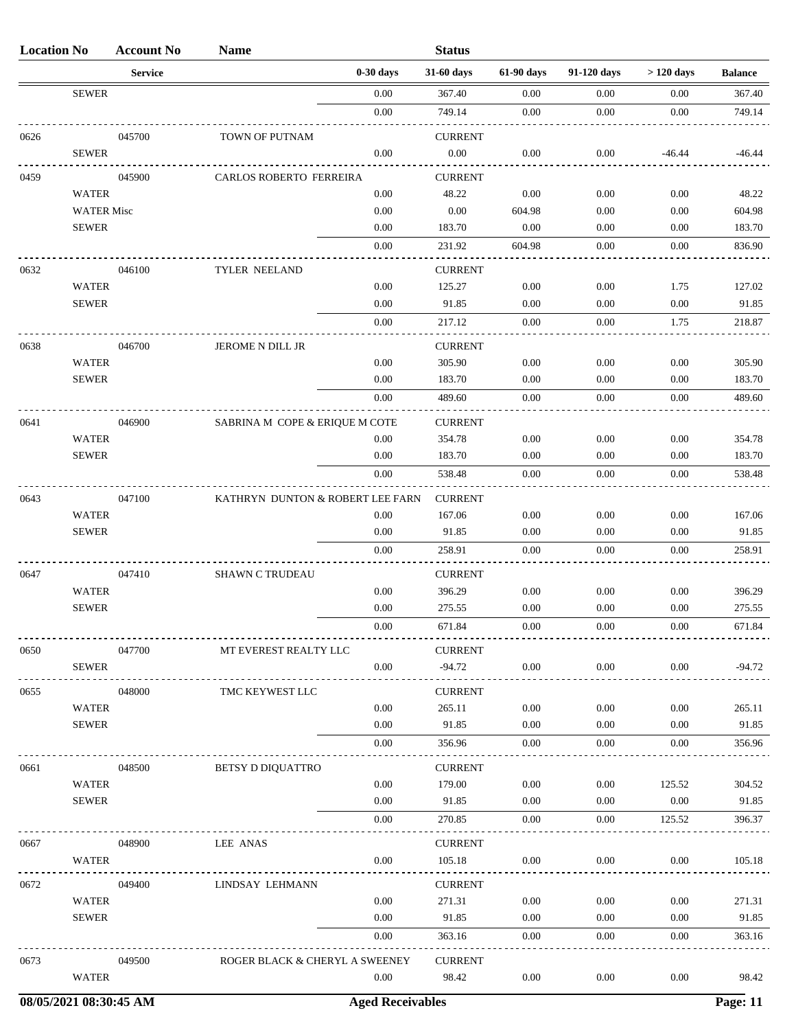| Location No | Account No | Name | | Status | | | | |
|---|---|---|---|---|---|---|---|---|
| | Service | | 0-30 days | 31-60 days | 61-90 days | 91-120 days | > 120 days | Balance |
| SEWER | | | 0.00 | 367.40 | 0.00 | 0.00 | 0.00 | 367.40 |
| | | | 0.00 | 749.14 | 0.00 | 0.00 | 0.00 | 749.14 |
| 0626 | 045700 | TOWN OF PUTNAM | | CURRENT | | | | |
| SEWER | | | 0.00 | 0.00 | 0.00 | 0.00 | -46.44 | -46.44 |
| 0459 | 045900 | CARLOS ROBERTO FERREIRA | | CURRENT | | | | |
| WATER | | | 0.00 | 48.22 | 0.00 | 0.00 | 0.00 | 48.22 |
| WATER Misc | | | 0.00 | 0.00 | 604.98 | 0.00 | 0.00 | 604.98 |
| SEWER | | | 0.00 | 183.70 | 0.00 | 0.00 | 0.00 | 183.70 |
| | | | 0.00 | 231.92 | 604.98 | 0.00 | 0.00 | 836.90 |
| 0632 | 046100 | TYLER NEELAND | | CURRENT | | | | |
| WATER | | | 0.00 | 125.27 | 0.00 | 0.00 | 1.75 | 127.02 |
| SEWER | | | 0.00 | 91.85 | 0.00 | 0.00 | 0.00 | 91.85 |
| | | | 0.00 | 217.12 | 0.00 | 0.00 | 1.75 | 218.87 |
| 0638 | 046700 | JEROME N DILL JR | | CURRENT | | | | |
| WATER | | | 0.00 | 305.90 | 0.00 | 0.00 | 0.00 | 305.90 |
| SEWER | | | 0.00 | 183.70 | 0.00 | 0.00 | 0.00 | 183.70 |
| | | | 0.00 | 489.60 | 0.00 | 0.00 | 0.00 | 489.60 |
| 0641 | 046900 | SABRINA M COPE & ERIQUE M COTE | | CURRENT | | | | |
| WATER | | | 0.00 | 354.78 | 0.00 | 0.00 | 0.00 | 354.78 |
| SEWER | | | 0.00 | 183.70 | 0.00 | 0.00 | 0.00 | 183.70 |
| | | | 0.00 | 538.48 | 0.00 | 0.00 | 0.00 | 538.48 |
| 0643 | 047100 | KATHRYN DUNTON & ROBERT LEE FARN | | CURRENT | | | | |
| WATER | | | 0.00 | 167.06 | 0.00 | 0.00 | 0.00 | 167.06 |
| SEWER | | | 0.00 | 91.85 | 0.00 | 0.00 | 0.00 | 91.85 |
| | | | 0.00 | 258.91 | 0.00 | 0.00 | 0.00 | 258.91 |
| 0647 | 047410 | SHAWN C TRUDEAU | | CURRENT | | | | |
| WATER | | | 0.00 | 396.29 | 0.00 | 0.00 | 0.00 | 396.29 |
| SEWER | | | 0.00 | 275.55 | 0.00 | 0.00 | 0.00 | 275.55 |
| | | | 0.00 | 671.84 | 0.00 | 0.00 | 0.00 | 671.84 |
| 0650 | 047700 | MT EVEREST REALTY LLC | | CURRENT | | | | |
| SEWER | | | 0.00 | -94.72 | 0.00 | 0.00 | 0.00 | -94.72 |
| 0655 | 048000 | TMC KEYWEST LLC | | CURRENT | | | | |
| WATER | | | 0.00 | 265.11 | 0.00 | 0.00 | 0.00 | 265.11 |
| SEWER | | | 0.00 | 91.85 | 0.00 | 0.00 | 0.00 | 91.85 |
| | | | 0.00 | 356.96 | 0.00 | 0.00 | 0.00 | 356.96 |
| 0661 | 048500 | BETSY D DIQUATTRO | | CURRENT | | | | |
| WATER | | | 0.00 | 179.00 | 0.00 | 0.00 | 125.52 | 304.52 |
| SEWER | | | 0.00 | 91.85 | 0.00 | 0.00 | 0.00 | 91.85 |
| | | | 0.00 | 270.85 | 0.00 | 0.00 | 125.52 | 396.37 |
| 0667 | 048900 | LEE ANAS | | CURRENT | | | | |
| WATER | | | 0.00 | 105.18 | 0.00 | 0.00 | 0.00 | 105.18 |
| 0672 | 049400 | LINDSAY LEHMANN | | CURRENT | | | | |
| WATER | | | 0.00 | 271.31 | 0.00 | 0.00 | 0.00 | 271.31 |
| SEWER | | | 0.00 | 91.85 | 0.00 | 0.00 | 0.00 | 91.85 |
| | | | 0.00 | 363.16 | 0.00 | 0.00 | 0.00 | 363.16 |
| 0673 | 049500 | ROGER BLACK & CHERYL A SWEENEY | | CURRENT | | | | |
| WATER | | | 0.00 | 98.42 | 0.00 | 0.00 | 0.00 | 98.42 |

08/05/2021 08:30:45 AM — Aged Receivables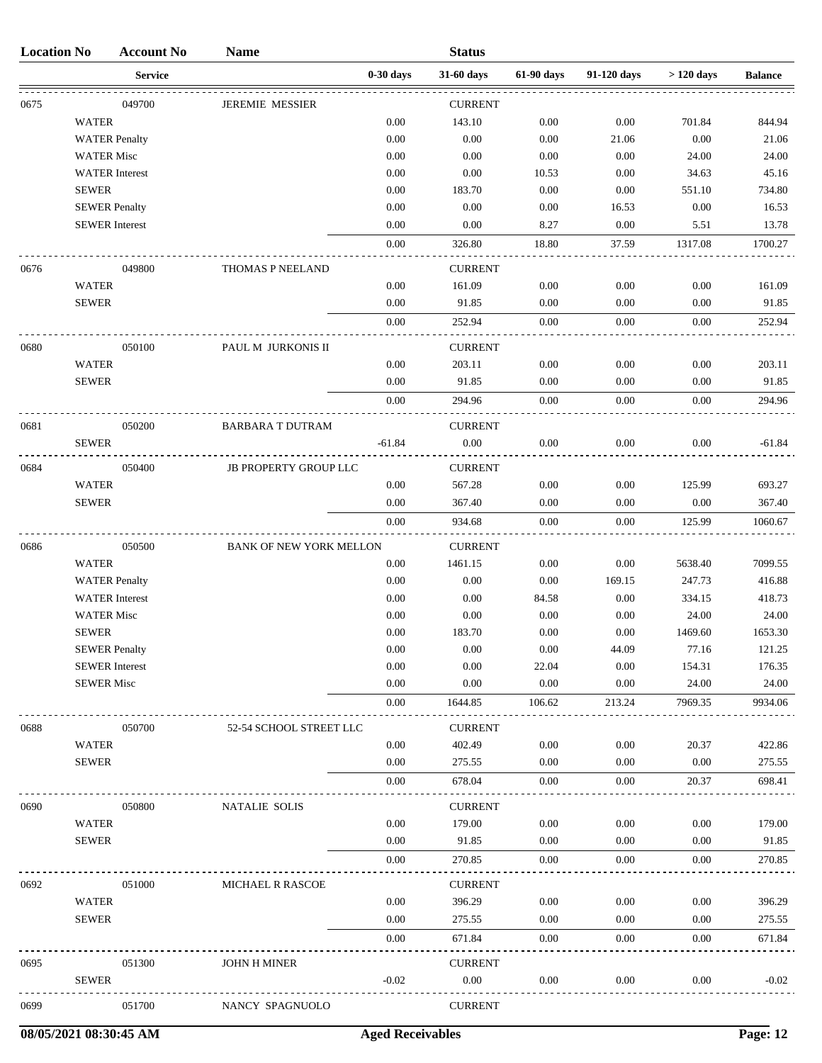| Location No | Account No | Name | | Status | | | | |
|---|---|---|---|---|---|---|---|---|
| | Service | | 0-30 days | 31-60 days | 61-90 days | 91-120 days | > 120 days | Balance |
| 0675 | 049700 | JEREMIE MESSIER | | CURRENT | | | | |
| | WATER | | 0.00 | 143.10 | 0.00 | 0.00 | 701.84 | 844.94 |
| | WATER Penalty | | 0.00 | 0.00 | 0.00 | 21.06 | 0.00 | 21.06 |
| | WATER Misc | | 0.00 | 0.00 | 0.00 | 0.00 | 24.00 | 24.00 |
| | WATER Interest | | 0.00 | 0.00 | 10.53 | 0.00 | 34.63 | 45.16 |
| | SEWER | | 0.00 | 183.70 | 0.00 | 0.00 | 551.10 | 734.80 |
| | SEWER Penalty | | 0.00 | 0.00 | 0.00 | 16.53 | 0.00 | 16.53 |
| | SEWER Interest | | 0.00 | 0.00 | 8.27 | 0.00 | 5.51 | 13.78 |
| | | | 0.00 | 326.80 | 18.80 | 37.59 | 1317.08 | 1700.27 |
| 0676 | 049800 | THOMAS P NEELAND | | CURRENT | | | | |
| | WATER | | 0.00 | 161.09 | 0.00 | 0.00 | 0.00 | 161.09 |
| | SEWER | | 0.00 | 91.85 | 0.00 | 0.00 | 0.00 | 91.85 |
| | | | 0.00 | 252.94 | 0.00 | 0.00 | 0.00 | 252.94 |
| 0680 | 050100 | PAUL M JURKONIS II | | CURRENT | | | | |
| | WATER | | 0.00 | 203.11 | 0.00 | 0.00 | 0.00 | 203.11 |
| | SEWER | | 0.00 | 91.85 | 0.00 | 0.00 | 0.00 | 91.85 |
| | | | 0.00 | 294.96 | 0.00 | 0.00 | 0.00 | 294.96 |
| 0681 | 050200 | BARBARA T DUTRAM | | CURRENT | | | | |
| | SEWER | | -61.84 | 0.00 | 0.00 | 0.00 | 0.00 | -61.84 |
| 0684 | 050400 | JB PROPERTY GROUP LLC | | CURRENT | | | | |
| | WATER | | 0.00 | 567.28 | 0.00 | 0.00 | 125.99 | 693.27 |
| | SEWER | | 0.00 | 367.40 | 0.00 | 0.00 | 0.00 | 367.40 |
| | | | 0.00 | 934.68 | 0.00 | 0.00 | 125.99 | 1060.67 |
| 0686 | 050500 | BANK OF NEW YORK MELLON | | CURRENT | | | | |
| | WATER | | 0.00 | 1461.15 | 0.00 | 0.00 | 5638.40 | 7099.55 |
| | WATER Penalty | | 0.00 | 0.00 | 0.00 | 169.15 | 247.73 | 416.88 |
| | WATER Interest | | 0.00 | 0.00 | 84.58 | 0.00 | 334.15 | 418.73 |
| | WATER Misc | | 0.00 | 0.00 | 0.00 | 0.00 | 24.00 | 24.00 |
| | SEWER | | 0.00 | 183.70 | 0.00 | 0.00 | 1469.60 | 1653.30 |
| | SEWER Penalty | | 0.00 | 0.00 | 0.00 | 44.09 | 77.16 | 121.25 |
| | SEWER Interest | | 0.00 | 0.00 | 22.04 | 0.00 | 154.31 | 176.35 |
| | SEWER Misc | | 0.00 | 0.00 | 0.00 | 0.00 | 24.00 | 24.00 |
| | | | 0.00 | 1644.85 | 106.62 | 213.24 | 7969.35 | 9934.06 |
| 0688 | 050700 | 52-54 SCHOOL STREET LLC | | CURRENT | | | | |
| | WATER | | 0.00 | 402.49 | 0.00 | 0.00 | 20.37 | 422.86 |
| | SEWER | | 0.00 | 275.55 | 0.00 | 0.00 | 0.00 | 275.55 |
| | | | 0.00 | 678.04 | 0.00 | 0.00 | 20.37 | 698.41 |
| 0690 | 050800 | NATALIE SOLIS | | CURRENT | | | | |
| | WATER | | 0.00 | 179.00 | 0.00 | 0.00 | 0.00 | 179.00 |
| | SEWER | | 0.00 | 91.85 | 0.00 | 0.00 | 0.00 | 91.85 |
| | | | 0.00 | 270.85 | 0.00 | 0.00 | 0.00 | 270.85 |
| 0692 | 051000 | MICHAEL R RASCOE | | CURRENT | | | | |
| | WATER | | 0.00 | 396.29 | 0.00 | 0.00 | 0.00 | 396.29 |
| | SEWER | | 0.00 | 275.55 | 0.00 | 0.00 | 0.00 | 275.55 |
| | | | 0.00 | 671.84 | 0.00 | 0.00 | 0.00 | 671.84 |
| 0695 | 051300 | JOHN H MINER | | CURRENT | | | | |
| | SEWER | | -0.02 | 0.00 | 0.00 | 0.00 | 0.00 | -0.02 |
| 0699 | 051700 | NANCY SPAGNUOLO | | CURRENT | | | | |

08/05/2021 08:30:45 AM — Aged Receivables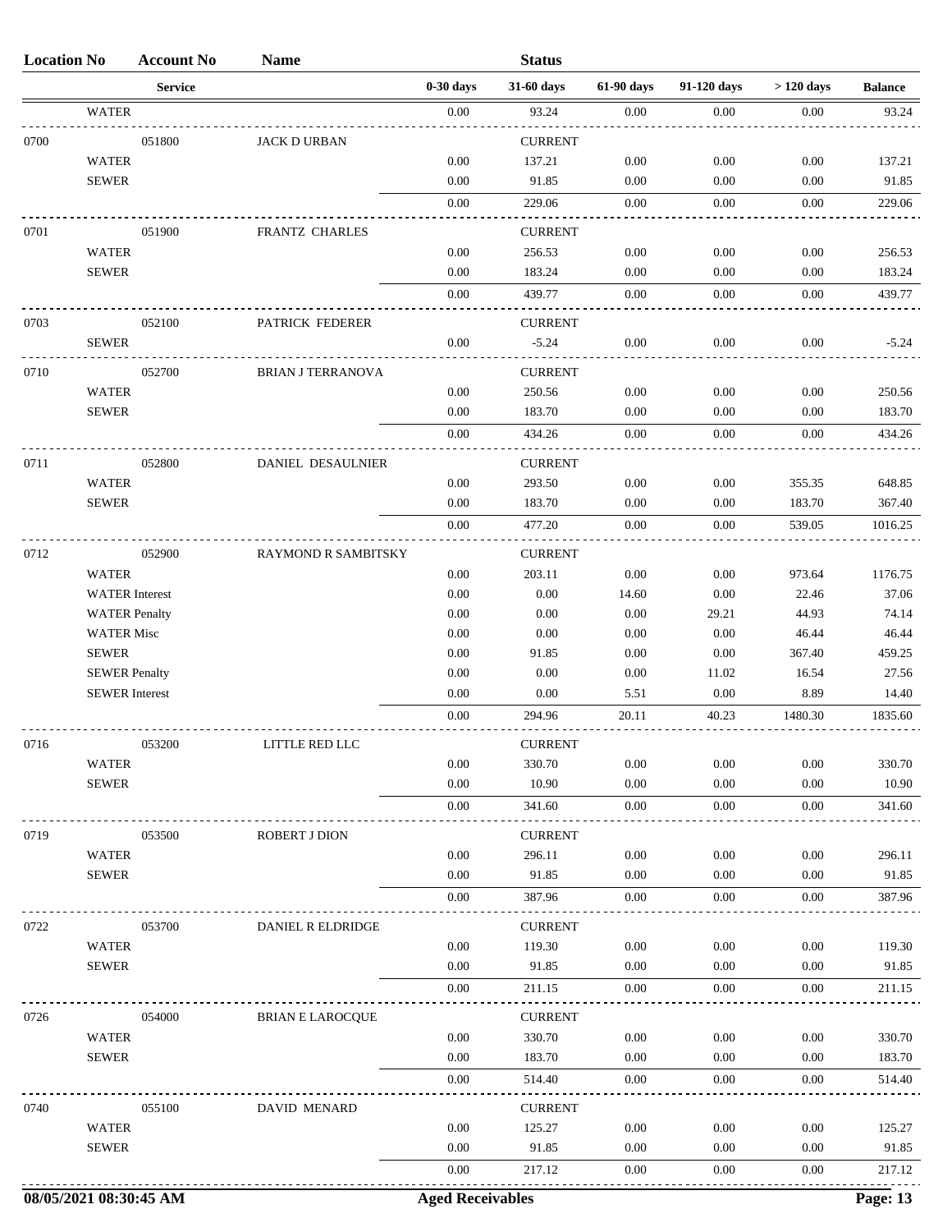| Location No | Account No | Name | | Status | | | | |
|---|---|---|---|---|---|---|---|---|
| | Service | | 0-30 days | 31-60 days | 61-90 days | 91-120 days | > 120 days | Balance |
| WATER | | | 0.00 | 93.24 | 0.00 | 0.00 | 0.00 | 93.24 |
| 0700 | 051800 | JACK D URBAN | | CURRENT | | | | |
| WATER | | | 0.00 | 137.21 | 0.00 | 0.00 | 0.00 | 137.21 |
| SEWER | | | 0.00 | 91.85 | 0.00 | 0.00 | 0.00 | 91.85 |
| | | | 0.00 | 229.06 | 0.00 | 0.00 | 0.00 | 229.06 |
| 0701 | 051900 | FRANTZ CHARLES | | CURRENT | | | | |
| WATER | | | 0.00 | 256.53 | 0.00 | 0.00 | 0.00 | 256.53 |
| SEWER | | | 0.00 | 183.24 | 0.00 | 0.00 | 0.00 | 183.24 |
| | | | 0.00 | 439.77 | 0.00 | 0.00 | 0.00 | 439.77 |
| 0703 | 052100 | PATRICK FEDERER | | CURRENT | | | | |
| SEWER | | | 0.00 | -5.24 | 0.00 | 0.00 | 0.00 | -5.24 |
| 0710 | 052700 | BRIAN J TERRANOVA | | CURRENT | | | | |
| WATER | | | 0.00 | 250.56 | 0.00 | 0.00 | 0.00 | 250.56 |
| SEWER | | | 0.00 | 183.70 | 0.00 | 0.00 | 0.00 | 183.70 |
| | | | 0.00 | 434.26 | 0.00 | 0.00 | 0.00 | 434.26 |
| 0711 | 052800 | DANIEL DESAULNIER | | CURRENT | | | | |
| WATER | | | 0.00 | 293.50 | 0.00 | 0.00 | 355.35 | 648.85 |
| SEWER | | | 0.00 | 183.70 | 0.00 | 0.00 | 183.70 | 367.40 |
| | | | 0.00 | 477.20 | 0.00 | 0.00 | 539.05 | 1016.25 |
| 0712 | 052900 | RAYMOND R SAMBITSKY | | CURRENT | | | | |
| WATER | | | 0.00 | 203.11 | 0.00 | 0.00 | 973.64 | 1176.75 |
| WATER Interest | | | 0.00 | 0.00 | 14.60 | 0.00 | 22.46 | 37.06 |
| WATER Penalty | | | 0.00 | 0.00 | 0.00 | 29.21 | 44.93 | 74.14 |
| WATER Misc | | | 0.00 | 0.00 | 0.00 | 0.00 | 46.44 | 46.44 |
| SEWER | | | 0.00 | 91.85 | 0.00 | 0.00 | 367.40 | 459.25 |
| SEWER Penalty | | | 0.00 | 0.00 | 0.00 | 11.02 | 16.54 | 27.56 |
| SEWER Interest | | | 0.00 | 0.00 | 5.51 | 0.00 | 8.89 | 14.40 |
| | | | 0.00 | 294.96 | 20.11 | 40.23 | 1480.30 | 1835.60 |
| 0716 | 053200 | LITTLE RED LLC | | CURRENT | | | | |
| WATER | | | 0.00 | 330.70 | 0.00 | 0.00 | 0.00 | 330.70 |
| SEWER | | | 0.00 | 10.90 | 0.00 | 0.00 | 0.00 | 10.90 |
| | | | 0.00 | 341.60 | 0.00 | 0.00 | 0.00 | 341.60 |
| 0719 | 053500 | ROBERT J DION | | CURRENT | | | | |
| WATER | | | 0.00 | 296.11 | 0.00 | 0.00 | 0.00 | 296.11 |
| SEWER | | | 0.00 | 91.85 | 0.00 | 0.00 | 0.00 | 91.85 |
| | | | 0.00 | 387.96 | 0.00 | 0.00 | 0.00 | 387.96 |
| 0722 | 053700 | DANIEL R ELDRIDGE | | CURRENT | | | | |
| WATER | | | 0.00 | 119.30 | 0.00 | 0.00 | 0.00 | 119.30 |
| SEWER | | | 0.00 | 91.85 | 0.00 | 0.00 | 0.00 | 91.85 |
| | | | 0.00 | 211.15 | 0.00 | 0.00 | 0.00 | 211.15 |
| 0726 | 054000 | BRIAN E LAROCQUE | | CURRENT | | | | |
| WATER | | | 0.00 | 330.70 | 0.00 | 0.00 | 0.00 | 330.70 |
| SEWER | | | 0.00 | 183.70 | 0.00 | 0.00 | 0.00 | 183.70 |
| | | | 0.00 | 514.40 | 0.00 | 0.00 | 0.00 | 514.40 |
| 0740 | 055100 | DAVID MENARD | | CURRENT | | | | |
| WATER | | | 0.00 | 125.27 | 0.00 | 0.00 | 0.00 | 125.27 |
| SEWER | | | 0.00 | 91.85 | 0.00 | 0.00 | 0.00 | 91.85 |
| | | | 0.00 | 217.12 | 0.00 | 0.00 | 0.00 | 217.12 |

08/05/2021 08:30:45 AM **Aged Receivables**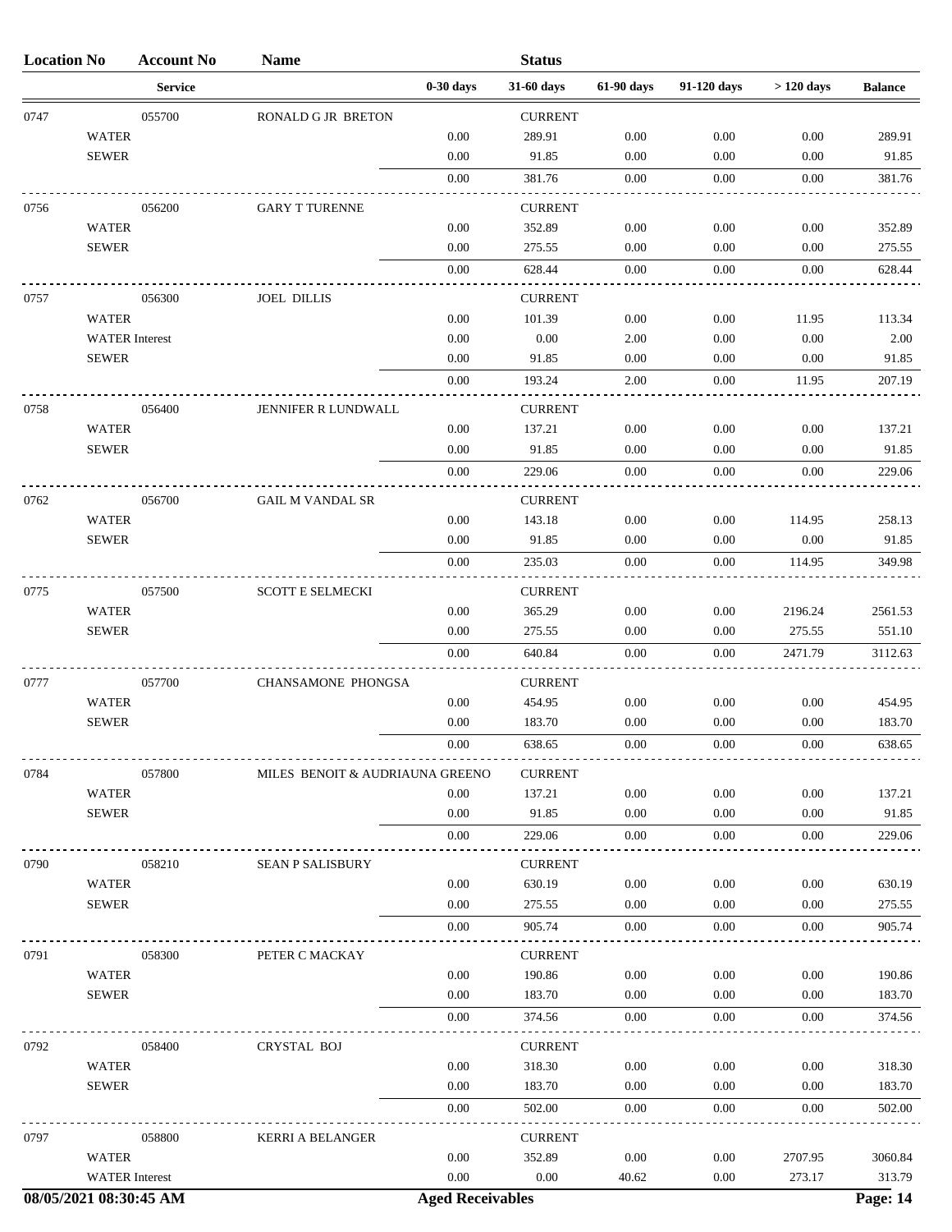| Location No | Account No | Name | | Status | | | | |
|---|---|---|---|---|---|---|---|---|
| | Service | | 0-30 days | 31-60 days | 61-90 days | 91-120 days | > 120 days | Balance |
| 0747 | 055700 | RONALD G JR BRETON | | CURRENT | | | | |
| | WATER | | 0.00 | 289.91 | 0.00 | 0.00 | 0.00 | 289.91 |
| | SEWER | | 0.00 | 91.85 | 0.00 | 0.00 | 0.00 | 91.85 |
| | | | 0.00 | 381.76 | 0.00 | 0.00 | 0.00 | 381.76 |
| 0756 | 056200 | GARY T TURENNE | | CURRENT | | | | |
| | WATER | | 0.00 | 352.89 | 0.00 | 0.00 | 0.00 | 352.89 |
| | SEWER | | 0.00 | 275.55 | 0.00 | 0.00 | 0.00 | 275.55 |
| | | | 0.00 | 628.44 | 0.00 | 0.00 | 0.00 | 628.44 |
| 0757 | 056300 | JOEL DILLIS | | CURRENT | | | | |
| | WATER | | 0.00 | 101.39 | 0.00 | 0.00 | 11.95 | 113.34 |
| | WATER Interest | | 0.00 | 0.00 | 2.00 | 0.00 | 0.00 | 2.00 |
| | SEWER | | 0.00 | 91.85 | 0.00 | 0.00 | 0.00 | 91.85 |
| | | | 0.00 | 193.24 | 2.00 | 0.00 | 11.95 | 207.19 |
| 0758 | 056400 | JENNIFER R LUNDWALL | | CURRENT | | | | |
| | WATER | | 0.00 | 137.21 | 0.00 | 0.00 | 0.00 | 137.21 |
| | SEWER | | 0.00 | 91.85 | 0.00 | 0.00 | 0.00 | 91.85 |
| | | | 0.00 | 229.06 | 0.00 | 0.00 | 0.00 | 229.06 |
| 0762 | 056700 | GAIL M VANDAL SR | | CURRENT | | | | |
| | WATER | | 0.00 | 143.18 | 0.00 | 0.00 | 114.95 | 258.13 |
| | SEWER | | 0.00 | 91.85 | 0.00 | 0.00 | 0.00 | 91.85 |
| | | | 0.00 | 235.03 | 0.00 | 0.00 | 114.95 | 349.98 |
| 0775 | 057500 | SCOTT E SELMECKI | | CURRENT | | | | |
| | WATER | | 0.00 | 365.29 | 0.00 | 0.00 | 2196.24 | 2561.53 |
| | SEWER | | 0.00 | 275.55 | 0.00 | 0.00 | 275.55 | 551.10 |
| | | | 0.00 | 640.84 | 0.00 | 0.00 | 2471.79 | 3112.63 |
| 0777 | 057700 | CHANSAMONE PHONGSA | | CURRENT | | | | |
| | WATER | | 0.00 | 454.95 | 0.00 | 0.00 | 0.00 | 454.95 |
| | SEWER | | 0.00 | 183.70 | 0.00 | 0.00 | 0.00 | 183.70 |
| | | | 0.00 | 638.65 | 0.00 | 0.00 | 0.00 | 638.65 |
| 0784 | 057800 | MILES BENOIT & AUDRIAUNA GREENO | | CURRENT | | | | |
| | WATER | | 0.00 | 137.21 | 0.00 | 0.00 | 0.00 | 137.21 |
| | SEWER | | 0.00 | 91.85 | 0.00 | 0.00 | 0.00 | 91.85 |
| | | | 0.00 | 229.06 | 0.00 | 0.00 | 0.00 | 229.06 |
| 0790 | 058210 | SEAN P SALISBURY | | CURRENT | | | | |
| | WATER | | 0.00 | 630.19 | 0.00 | 0.00 | 0.00 | 630.19 |
| | SEWER | | 0.00 | 275.55 | 0.00 | 0.00 | 0.00 | 275.55 |
| | | | 0.00 | 905.74 | 0.00 | 0.00 | 0.00 | 905.74 |
| 0791 | 058300 | PETER C MACKAY | | CURRENT | | | | |
| | WATER | | 0.00 | 190.86 | 0.00 | 0.00 | 0.00 | 190.86 |
| | SEWER | | 0.00 | 183.70 | 0.00 | 0.00 | 0.00 | 183.70 |
| | | | 0.00 | 374.56 | 0.00 | 0.00 | 0.00 | 374.56 |
| 0792 | 058400 | CRYSTAL BOJ | | CURRENT | | | | |
| | WATER | | 0.00 | 318.30 | 0.00 | 0.00 | 0.00 | 318.30 |
| | SEWER | | 0.00 | 183.70 | 0.00 | 0.00 | 0.00 | 183.70 |
| | | | 0.00 | 502.00 | 0.00 | 0.00 | 0.00 | 502.00 |
| 0797 | 058800 | KERRI A BELANGER | | CURRENT | | | | |
| | WATER | | 0.00 | 352.89 | 0.00 | 0.00 | 2707.95 | 3060.84 |
| | WATER Interest | | 0.00 | 0.00 | 40.62 | 0.00 | 273.17 | 313.79 |

08/05/2021 08:30:45 AM — Aged Receivables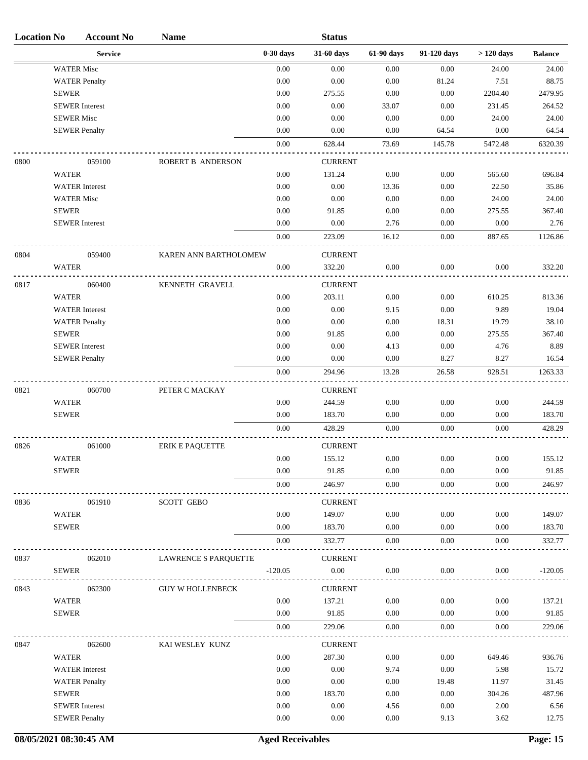| Location No | Account No | Name | | Status | | | | |
|---|---|---|---|---|---|---|---|---|
| | Service | | 0-30 days | 31-60 days | 61-90 days | 91-120 days | > 120 days | Balance |
| | WATER Misc | | 0.00 | 0.00 | 0.00 | 0.00 | 24.00 | 24.00 |
| | WATER Penalty | | 0.00 | 0.00 | 0.00 | 81.24 | 7.51 | 88.75 |
| | SEWER | | 0.00 | 275.55 | 0.00 | 0.00 | 2204.40 | 2479.95 |
| | SEWER Interest | | 0.00 | 0.00 | 33.07 | 0.00 | 231.45 | 264.52 |
| | SEWER Misc | | 0.00 | 0.00 | 0.00 | 0.00 | 24.00 | 24.00 |
| | SEWER Penalty | | 0.00 | 0.00 | 0.00 | 64.54 | 0.00 | 64.54 |
| | | | 0.00 | 628.44 | 73.69 | 145.78 | 5472.48 | 6320.39 |
| 0800 | 059100 | ROBERT B ANDERSON | | CURRENT | | | | |
| | WATER | | 0.00 | 131.24 | 0.00 | 0.00 | 565.60 | 696.84 |
| | WATER Interest | | 0.00 | 0.00 | 13.36 | 0.00 | 22.50 | 35.86 |
| | WATER Misc | | 0.00 | 0.00 | 0.00 | 0.00 | 24.00 | 24.00 |
| | SEWER | | 0.00 | 91.85 | 0.00 | 0.00 | 275.55 | 367.40 |
| | SEWER Interest | | 0.00 | 0.00 | 2.76 | 0.00 | 0.00 | 2.76 |
| | | | 0.00 | 223.09 | 16.12 | 0.00 | 887.65 | 1126.86 |
| 0804 | 059400 | KAREN ANN BARTHOLOMEW | | CURRENT | | | | |
| | WATER | | 0.00 | 332.20 | 0.00 | 0.00 | 0.00 | 332.20 |
| 0817 | 060400 | KENNETH GRAVELL | | CURRENT | | | | |
| | WATER | | 0.00 | 203.11 | 0.00 | 0.00 | 610.25 | 813.36 |
| | WATER Interest | | 0.00 | 0.00 | 9.15 | 0.00 | 9.89 | 19.04 |
| | WATER Penalty | | 0.00 | 0.00 | 0.00 | 18.31 | 19.79 | 38.10 |
| | SEWER | | 0.00 | 91.85 | 0.00 | 0.00 | 275.55 | 367.40 |
| | SEWER Interest | | 0.00 | 0.00 | 4.13 | 0.00 | 4.76 | 8.89 |
| | SEWER Penalty | | 0.00 | 0.00 | 0.00 | 8.27 | 8.27 | 16.54 |
| | | | 0.00 | 294.96 | 13.28 | 26.58 | 928.51 | 1263.33 |
| 0821 | 060700 | PETER C MACKAY | | CURRENT | | | | |
| | WATER | | 0.00 | 244.59 | 0.00 | 0.00 | 0.00 | 244.59 |
| | SEWER | | 0.00 | 183.70 | 0.00 | 0.00 | 0.00 | 183.70 |
| | | | 0.00 | 428.29 | 0.00 | 0.00 | 0.00 | 428.29 |
| 0826 | 061000 | ERIK E PAQUETTE | | CURRENT | | | | |
| | WATER | | 0.00 | 155.12 | 0.00 | 0.00 | 0.00 | 155.12 |
| | SEWER | | 0.00 | 91.85 | 0.00 | 0.00 | 0.00 | 91.85 |
| | | | 0.00 | 246.97 | 0.00 | 0.00 | 0.00 | 246.97 |
| 0836 | 061910 | SCOTT GEBO | | CURRENT | | | | |
| | WATER | | 0.00 | 149.07 | 0.00 | 0.00 | 0.00 | 149.07 |
| | SEWER | | 0.00 | 183.70 | 0.00 | 0.00 | 0.00 | 183.70 |
| | | | 0.00 | 332.77 | 0.00 | 0.00 | 0.00 | 332.77 |
| 0837 | 062010 | LAWRENCE S PARQUETTE | | CURRENT | | | | |
| | SEWER | | -120.05 | 0.00 | 0.00 | 0.00 | 0.00 | -120.05 |
| 0843 | 062300 | GUY W HOLLENBECK | | CURRENT | | | | |
| | WATER | | 0.00 | 137.21 | 0.00 | 0.00 | 0.00 | 137.21 |
| | SEWER | | 0.00 | 91.85 | 0.00 | 0.00 | 0.00 | 91.85 |
| | | | 0.00 | 229.06 | 0.00 | 0.00 | 0.00 | 229.06 |
| 0847 | 062600 | KAI WESLEY KUNZ | | CURRENT | | | | |
| | WATER | | 0.00 | 287.30 | 0.00 | 0.00 | 649.46 | 936.76 |
| | WATER Interest | | 0.00 | 0.00 | 9.74 | 0.00 | 5.98 | 15.72 |
| | WATER Penalty | | 0.00 | 0.00 | 0.00 | 19.48 | 11.97 | 31.45 |
| | SEWER | | 0.00 | 183.70 | 0.00 | 0.00 | 304.26 | 487.96 |
| | SEWER Interest | | 0.00 | 0.00 | 4.56 | 0.00 | 2.00 | 6.56 |
| | SEWER Penalty | | 0.00 | 0.00 | 0.00 | 9.13 | 3.62 | 12.75 |

08/05/2021 08:30:45 AM Aged Receivables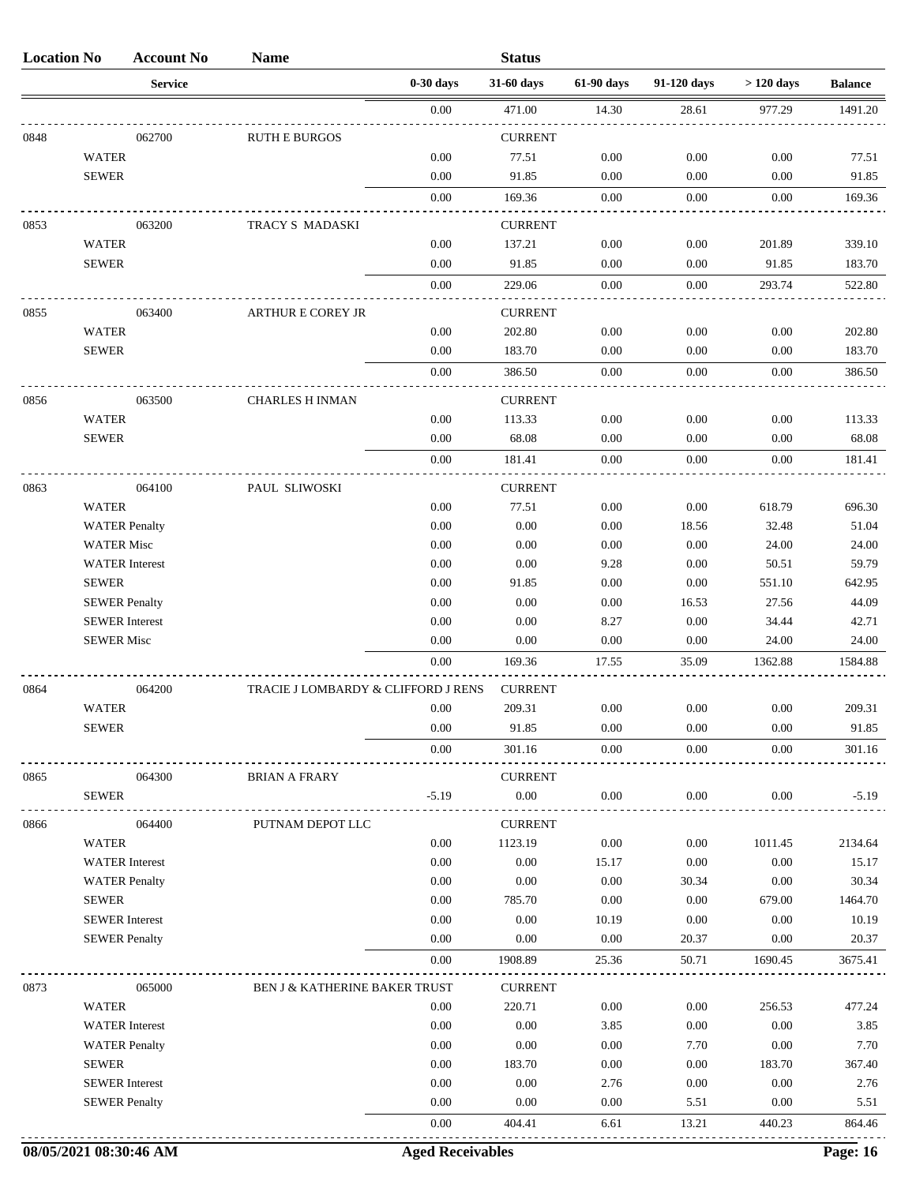| Location No | Account No | Name | | Status | | | | |
|---|---|---|---|---|---|---|---|---|
| | Service | | 0-30 days | 31-60 days | 61-90 days | 91-120 days | > 120 days | Balance |
| | | | 0.00 | 471.00 | 14.30 | 28.61 | 977.29 | 1491.20 |
| 0848 | 062700 | RUTH E BURGOS | | CURRENT | | | | |
| | WATER | | 0.00 | 77.51 | 0.00 | 0.00 | 0.00 | 77.51 |
| | SEWER | | 0.00 | 91.85 | 0.00 | 0.00 | 0.00 | 91.85 |
| | | | 0.00 | 169.36 | 0.00 | 0.00 | 0.00 | 169.36 |
| 0853 | 063200 | TRACY S MADASKI | | CURRENT | | | | |
| | WATER | | 0.00 | 137.21 | 0.00 | 0.00 | 201.89 | 339.10 |
| | SEWER | | 0.00 | 91.85 | 0.00 | 0.00 | 91.85 | 183.70 |
| | | | 0.00 | 229.06 | 0.00 | 0.00 | 293.74 | 522.80 |
| 0855 | 063400 | ARTHUR E COREY JR | | CURRENT | | | | |
| | WATER | | 0.00 | 202.80 | 0.00 | 0.00 | 0.00 | 202.80 |
| | SEWER | | 0.00 | 183.70 | 0.00 | 0.00 | 0.00 | 183.70 |
| | | | 0.00 | 386.50 | 0.00 | 0.00 | 0.00 | 386.50 |
| 0856 | 063500 | CHARLES H INMAN | | CURRENT | | | | |
| | WATER | | 0.00 | 113.33 | 0.00 | 0.00 | 0.00 | 113.33 |
| | SEWER | | 0.00 | 68.08 | 0.00 | 0.00 | 0.00 | 68.08 |
| | | | 0.00 | 181.41 | 0.00 | 0.00 | 0.00 | 181.41 |
| 0863 | 064100 | PAUL SLIWOSKI | | CURRENT | | | | |
| | WATER | | 0.00 | 77.51 | 0.00 | 0.00 | 618.79 | 696.30 |
| | WATER Penalty | | 0.00 | 0.00 | 0.00 | 18.56 | 32.48 | 51.04 |
| | WATER Misc | | 0.00 | 0.00 | 0.00 | 0.00 | 24.00 | 24.00 |
| | WATER Interest | | 0.00 | 0.00 | 9.28 | 0.00 | 50.51 | 59.79 |
| | SEWER | | 0.00 | 91.85 | 0.00 | 0.00 | 551.10 | 642.95 |
| | SEWER Penalty | | 0.00 | 0.00 | 0.00 | 16.53 | 27.56 | 44.09 |
| | SEWER Interest | | 0.00 | 0.00 | 8.27 | 0.00 | 34.44 | 42.71 |
| | SEWER Misc | | 0.00 | 0.00 | 0.00 | 0.00 | 24.00 | 24.00 |
| | | | 0.00 | 169.36 | 17.55 | 35.09 | 1362.88 | 1584.88 |
| 0864 | 064200 | TRACIE J LOMBARDY & CLIFFORD J RENS | | CURRENT | | | | |
| | WATER | | 0.00 | 209.31 | 0.00 | 0.00 | 0.00 | 209.31 |
| | SEWER | | 0.00 | 91.85 | 0.00 | 0.00 | 0.00 | 91.85 |
| | | | 0.00 | 301.16 | 0.00 | 0.00 | 0.00 | 301.16 |
| 0865 | 064300 | BRIAN A FRARY | | CURRENT | | | | |
| | SEWER | | -5.19 | 0.00 | 0.00 | 0.00 | 0.00 | -5.19 |
| 0866 | 064400 | PUTNAM DEPOT LLC | | CURRENT | | | | |
| | WATER | | 0.00 | 1123.19 | 0.00 | 0.00 | 1011.45 | 2134.64 |
| | WATER Interest | | 0.00 | 0.00 | 15.17 | 0.00 | 0.00 | 15.17 |
| | WATER Penalty | | 0.00 | 0.00 | 0.00 | 30.34 | 0.00 | 30.34 |
| | SEWER | | 0.00 | 785.70 | 0.00 | 0.00 | 679.00 | 1464.70 |
| | SEWER Interest | | 0.00 | 0.00 | 10.19 | 0.00 | 0.00 | 10.19 |
| | SEWER Penalty | | 0.00 | 0.00 | 0.00 | 20.37 | 0.00 | 20.37 |
| | | | 0.00 | 1908.89 | 25.36 | 50.71 | 1690.45 | 3675.41 |
| 0873 | 065000 | BEN J & KATHERINE BAKER TRUST | | CURRENT | | | | |
| | WATER | | 0.00 | 220.71 | 0.00 | 0.00 | 256.53 | 477.24 |
| | WATER Interest | | 0.00 | 0.00 | 3.85 | 0.00 | 0.00 | 3.85 |
| | WATER Penalty | | 0.00 | 0.00 | 0.00 | 7.70 | 0.00 | 7.70 |
| | SEWER | | 0.00 | 183.70 | 0.00 | 0.00 | 183.70 | 367.40 |
| | SEWER Interest | | 0.00 | 0.00 | 2.76 | 0.00 | 0.00 | 2.76 |
| | SEWER Penalty | | 0.00 | 0.00 | 0.00 | 5.51 | 0.00 | 5.51 |
| | | | 0.00 | 404.41 | 6.61 | 13.21 | 440.23 | 864.46 |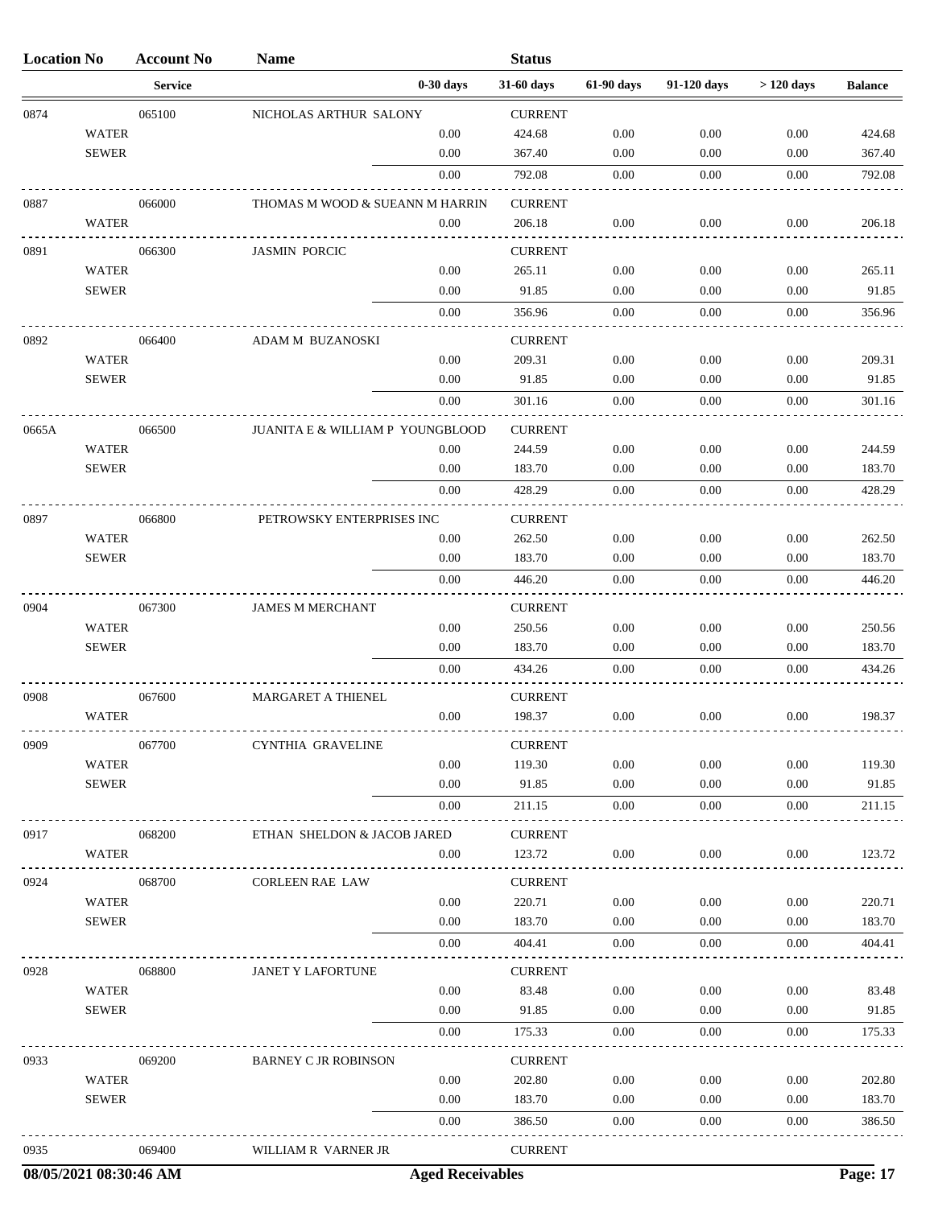| Location No | Account No | Name | | Status | | | | |
|---|---|---|---|---|---|---|---|---|
| | Service | | 0-30 days | 31-60 days | 61-90 days | 91-120 days | > 120 days | Balance |
| 0874 | 065100 | NICHOLAS ARTHUR SALONY | | CURRENT | | | | |
| WATER | | | 0.00 | 424.68 | 0.00 | 0.00 | 0.00 | 424.68 |
| SEWER | | | 0.00 | 367.40 | 0.00 | 0.00 | 0.00 | 367.40 |
| | | | 0.00 | 792.08 | 0.00 | 0.00 | 0.00 | 792.08 |
| 0887 | 066000 | THOMAS M WOOD & SUEANN M HARRIN | | CURRENT | | | | |
| WATER | | | 0.00 | 206.18 | 0.00 | 0.00 | 0.00 | 206.18 |
| 0891 | 066300 | JASMIN PORCIC | | CURRENT | | | | |
| WATER | | | 0.00 | 265.11 | 0.00 | 0.00 | 0.00 | 265.11 |
| SEWER | | | 0.00 | 91.85 | 0.00 | 0.00 | 0.00 | 91.85 |
| | | | 0.00 | 356.96 | 0.00 | 0.00 | 0.00 | 356.96 |
| 0892 | 066400 | ADAM M BUZANOSKI | | CURRENT | | | | |
| WATER | | | 0.00 | 209.31 | 0.00 | 0.00 | 0.00 | 209.31 |
| SEWER | | | 0.00 | 91.85 | 0.00 | 0.00 | 0.00 | 91.85 |
| | | | 0.00 | 301.16 | 0.00 | 0.00 | 0.00 | 301.16 |
| 0665A | 066500 | JUANITA E & WILLIAM P YOUNGBLOOD | | CURRENT | | | | |
| WATER | | | 0.00 | 244.59 | 0.00 | 0.00 | 0.00 | 244.59 |
| SEWER | | | 0.00 | 183.70 | 0.00 | 0.00 | 0.00 | 183.70 |
| | | | 0.00 | 428.29 | 0.00 | 0.00 | 0.00 | 428.29 |
| 0897 | 066800 | PETROWSKY ENTERPRISES INC | | CURRENT | | | | |
| WATER | | | 0.00 | 262.50 | 0.00 | 0.00 | 0.00 | 262.50 |
| SEWER | | | 0.00 | 183.70 | 0.00 | 0.00 | 0.00 | 183.70 |
| | | | 0.00 | 446.20 | 0.00 | 0.00 | 0.00 | 446.20 |
| 0904 | 067300 | JAMES M MERCHANT | | CURRENT | | | | |
| WATER | | | 0.00 | 250.56 | 0.00 | 0.00 | 0.00 | 250.56 |
| SEWER | | | 0.00 | 183.70 | 0.00 | 0.00 | 0.00 | 183.70 |
| | | | 0.00 | 434.26 | 0.00 | 0.00 | 0.00 | 434.26 |
| 0908 | 067600 | MARGARET A THIENEL | | CURRENT | | | | |
| WATER | | | 0.00 | 198.37 | 0.00 | 0.00 | 0.00 | 198.37 |
| 0909 | 067700 | CYNTHIA GRAVELINE | | CURRENT | | | | |
| WATER | | | 0.00 | 119.30 | 0.00 | 0.00 | 0.00 | 119.30 |
| SEWER | | | 0.00 | 91.85 | 0.00 | 0.00 | 0.00 | 91.85 |
| | | | 0.00 | 211.15 | 0.00 | 0.00 | 0.00 | 211.15 |
| 0917 | 068200 | ETHAN SHELDON & JACOB JARED | | CURRENT | | | | |
| WATER | | | 0.00 | 123.72 | 0.00 | 0.00 | 0.00 | 123.72 |
| 0924 | 068700 | CORLEEN RAE LAW | | CURRENT | | | | |
| WATER | | | 0.00 | 220.71 | 0.00 | 0.00 | 0.00 | 220.71 |
| SEWER | | | 0.00 | 183.70 | 0.00 | 0.00 | 0.00 | 183.70 |
| | | | 0.00 | 404.41 | 0.00 | 0.00 | 0.00 | 404.41 |
| 0928 | 068800 | JANET Y LAFORTUNE | | CURRENT | | | | |
| WATER | | | 0.00 | 83.48 | 0.00 | 0.00 | 0.00 | 83.48 |
| SEWER | | | 0.00 | 91.85 | 0.00 | 0.00 | 0.00 | 91.85 |
| | | | 0.00 | 175.33 | 0.00 | 0.00 | 0.00 | 175.33 |
| 0933 | 069200 | BARNEY C JR ROBINSON | | CURRENT | | | | |
| WATER | | | 0.00 | 202.80 | 0.00 | 0.00 | 0.00 | 202.80 |
| SEWER | | | 0.00 | 183.70 | 0.00 | 0.00 | 0.00 | 183.70 |
| | | | 0.00 | 386.50 | 0.00 | 0.00 | 0.00 | 386.50 |
| 0935 | 069400 | WILLIAM R VARNER JR | | CURRENT | | | | |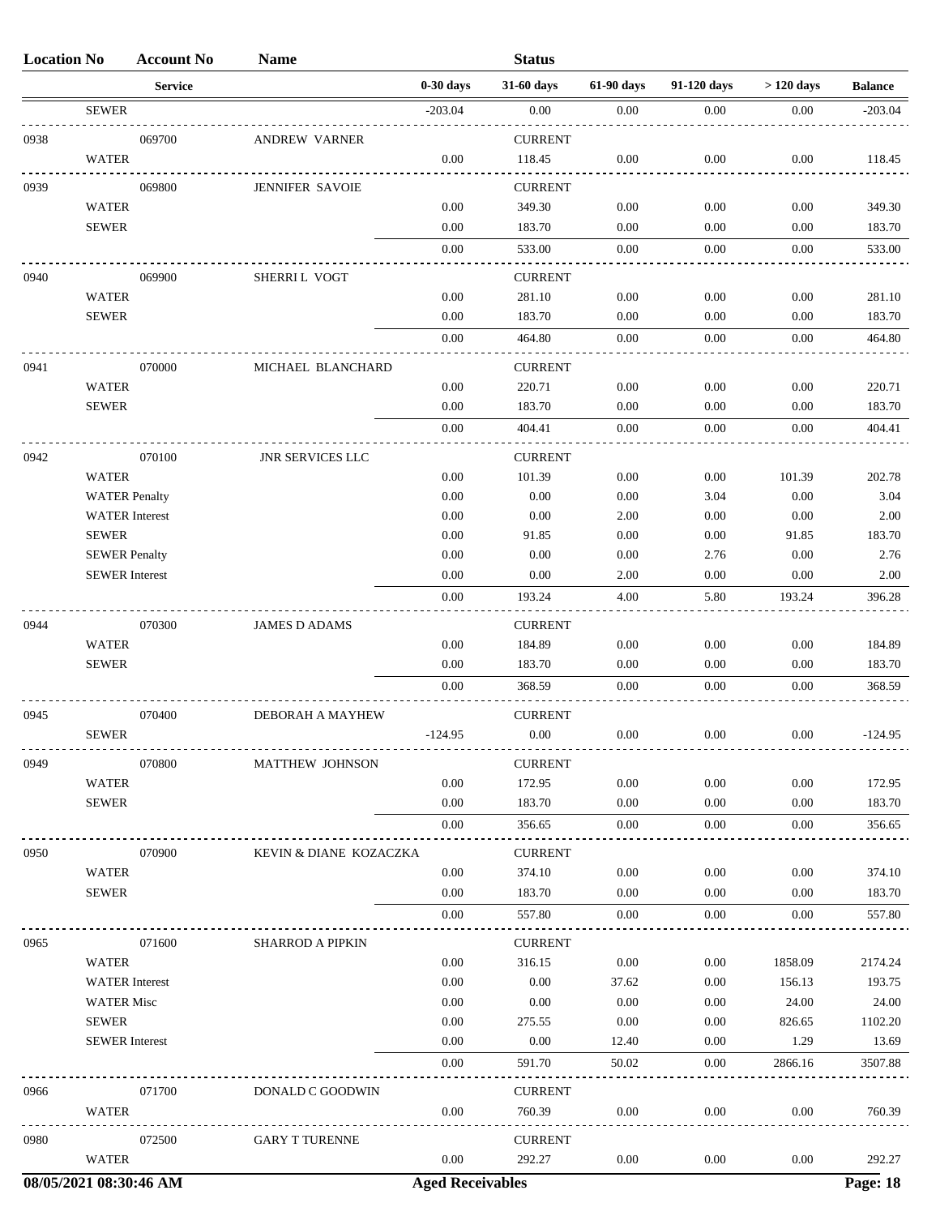| Location No | Account No | Name | | Status | | | | |
|---|---|---|---|---|---|---|---|---|
| | Service | | 0-30 days | 31-60 days | 61-90 days | 91-120 days | > 120 days | Balance |
| SEWER | | | -203.04 | 0.00 | 0.00 | 0.00 | 0.00 | -203.04 |
| 0938 | 069700 | ANDREW VARNER | | CURRENT | | | | |
| WATER | | | 0.00 | 118.45 | 0.00 | 0.00 | 0.00 | 118.45 |
| 0939 | 069800 | JENNIFER SAVOIE | | CURRENT | | | | |
| WATER | | | 0.00 | 349.30 | 0.00 | 0.00 | 0.00 | 349.30 |
| SEWER | | | 0.00 | 183.70 | 0.00 | 0.00 | 0.00 | 183.70 |
| | | | 0.00 | 533.00 | 0.00 | 0.00 | 0.00 | 533.00 |
| 0940 | 069900 | SHERRI L VOGT | | CURRENT | | | | |
| WATER | | | 0.00 | 281.10 | 0.00 | 0.00 | 0.00 | 281.10 |
| SEWER | | | 0.00 | 183.70 | 0.00 | 0.00 | 0.00 | 183.70 |
| | | | 0.00 | 464.80 | 0.00 | 0.00 | 0.00 | 464.80 |
| 0941 | 070000 | MICHAEL BLANCHARD | | CURRENT | | | | |
| WATER | | | 0.00 | 220.71 | 0.00 | 0.00 | 0.00 | 220.71 |
| SEWER | | | 0.00 | 183.70 | 0.00 | 0.00 | 0.00 | 183.70 |
| | | | 0.00 | 404.41 | 0.00 | 0.00 | 0.00 | 404.41 |
| 0942 | 070100 | JNR SERVICES LLC | | CURRENT | | | | |
| WATER | | | 0.00 | 101.39 | 0.00 | 0.00 | 101.39 | 202.78 |
| WATER Penalty | | | 0.00 | 0.00 | 0.00 | 3.04 | 0.00 | 3.04 |
| WATER Interest | | | 0.00 | 0.00 | 2.00 | 0.00 | 0.00 | 2.00 |
| SEWER | | | 0.00 | 91.85 | 0.00 | 0.00 | 91.85 | 183.70 |
| SEWER Penalty | | | 0.00 | 0.00 | 0.00 | 2.76 | 0.00 | 2.76 |
| SEWER Interest | | | 0.00 | 0.00 | 2.00 | 0.00 | 0.00 | 2.00 |
| | | | 0.00 | 193.24 | 4.00 | 5.80 | 193.24 | 396.28 |
| 0944 | 070300 | JAMES D ADAMS | | CURRENT | | | | |
| WATER | | | 0.00 | 184.89 | 0.00 | 0.00 | 0.00 | 184.89 |
| SEWER | | | 0.00 | 183.70 | 0.00 | 0.00 | 0.00 | 183.70 |
| | | | 0.00 | 368.59 | 0.00 | 0.00 | 0.00 | 368.59 |
| 0945 | 070400 | DEBORAH A MAYHEW | | CURRENT | | | | |
| SEWER | | | -124.95 | 0.00 | 0.00 | 0.00 | 0.00 | -124.95 |
| 0949 | 070800 | MATTHEW JOHNSON | | CURRENT | | | | |
| WATER | | | 0.00 | 172.95 | 0.00 | 0.00 | 0.00 | 172.95 |
| SEWER | | | 0.00 | 183.70 | 0.00 | 0.00 | 0.00 | 183.70 |
| | | | 0.00 | 356.65 | 0.00 | 0.00 | 0.00 | 356.65 |
| 0950 | 070900 | KEVIN & DIANE KOZACZKA | | CURRENT | | | | |
| WATER | | | 0.00 | 374.10 | 0.00 | 0.00 | 0.00 | 374.10 |
| SEWER | | | 0.00 | 183.70 | 0.00 | 0.00 | 0.00 | 183.70 |
| | | | 0.00 | 557.80 | 0.00 | 0.00 | 0.00 | 557.80 |
| 0965 | 071600 | SHARROD A PIPKIN | | CURRENT | | | | |
| WATER | | | 0.00 | 316.15 | 0.00 | 0.00 | 1858.09 | 2174.24 |
| WATER Interest | | | 0.00 | 0.00 | 37.62 | 0.00 | 156.13 | 193.75 |
| WATER Misc | | | 0.00 | 0.00 | 0.00 | 0.00 | 24.00 | 24.00 |
| SEWER | | | 0.00 | 275.55 | 0.00 | 0.00 | 826.65 | 1102.20 |
| SEWER Interest | | | 0.00 | 0.00 | 12.40 | 0.00 | 1.29 | 13.69 |
| | | | 0.00 | 591.70 | 50.02 | 0.00 | 2866.16 | 3507.88 |
| 0966 | 071700 | DONALD C GOODWIN | | CURRENT | | | | |
| WATER | | | 0.00 | 760.39 | 0.00 | 0.00 | 0.00 | 760.39 |
| 0980 | 072500 | GARY T TURENNE | | CURRENT | | | | |
| WATER | | | 0.00 | 292.27 | 0.00 | 0.00 | 0.00 | 292.27 |

08/05/2021 08:30:46 AM — Aged Receivables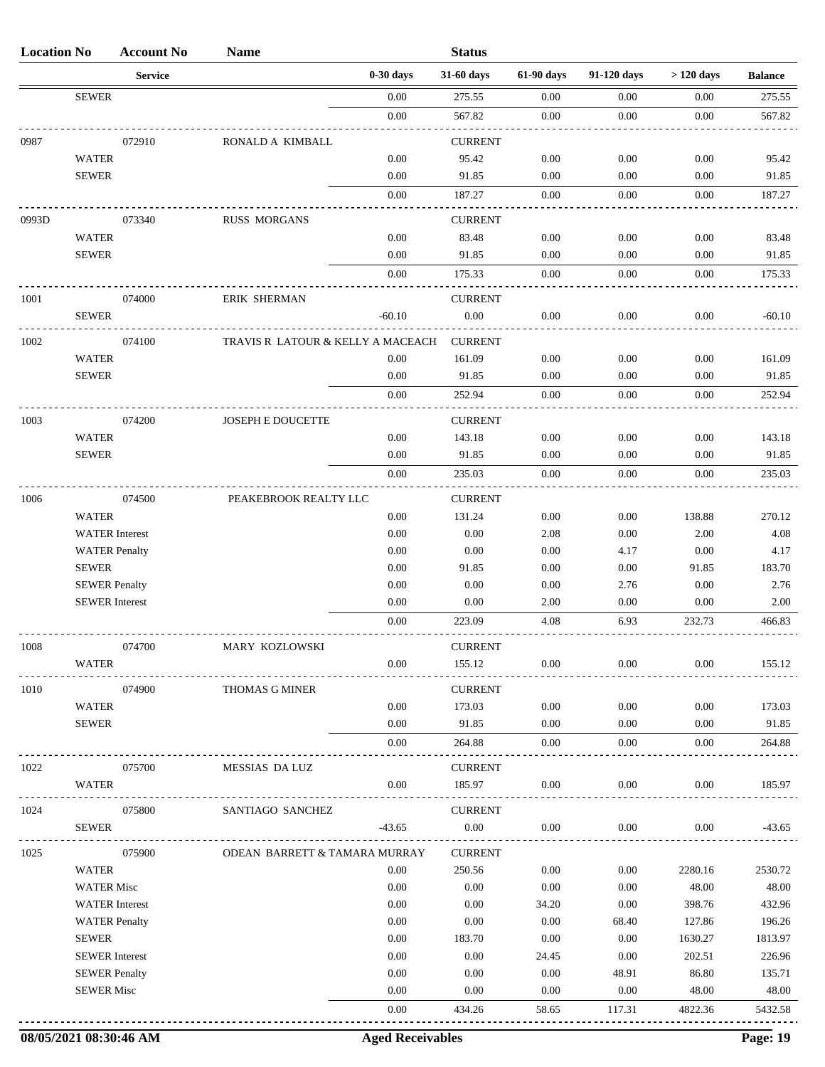| Location No | Account No | Name | | Status | | | | |
|---|---|---|---|---|---|---|---|---|
| | Service | | 0-30 days | 31-60 days | 61-90 days | 91-120 days | > 120 days | Balance |
| | SEWER | | 0.00 | 275.55 | 0.00 | 0.00 | 0.00 | 275.55 |
| | | | 0.00 | 567.82 | 0.00 | 0.00 | 0.00 | 567.82 |
| 0987 | 072910 | RONALD A KIMBALL | | CURRENT | | | | |
| | WATER | | 0.00 | 95.42 | 0.00 | 0.00 | 0.00 | 95.42 |
| | SEWER | | 0.00 | 91.85 | 0.00 | 0.00 | 0.00 | 91.85 |
| | | | 0.00 | 187.27 | 0.00 | 0.00 | 0.00 | 187.27 |
| 0993D | 073340 | RUSS MORGANS | | CURRENT | | | | |
| | WATER | | 0.00 | 83.48 | 0.00 | 0.00 | 0.00 | 83.48 |
| | SEWER | | 0.00 | 91.85 | 0.00 | 0.00 | 0.00 | 91.85 |
| | | | 0.00 | 175.33 | 0.00 | 0.00 | 0.00 | 175.33 |
| 1001 | 074000 | ERIK SHERMAN | | CURRENT | | | | |
| | SEWER | | -60.10 | 0.00 | 0.00 | 0.00 | 0.00 | -60.10 |
| 1002 | 074100 | TRAVIS R LATOUR & KELLY A MACEACH | | CURRENT | | | | |
| | WATER | | 0.00 | 161.09 | 0.00 | 0.00 | 0.00 | 161.09 |
| | SEWER | | 0.00 | 91.85 | 0.00 | 0.00 | 0.00 | 91.85 |
| | | | 0.00 | 252.94 | 0.00 | 0.00 | 0.00 | 252.94 |
| 1003 | 074200 | JOSEPH E DOUCETTE | | CURRENT | | | | |
| | WATER | | 0.00 | 143.18 | 0.00 | 0.00 | 0.00 | 143.18 |
| | SEWER | | 0.00 | 91.85 | 0.00 | 0.00 | 0.00 | 91.85 |
| | | | 0.00 | 235.03 | 0.00 | 0.00 | 0.00 | 235.03 |
| 1006 | 074500 | PEAKEBROOK REALTY LLC | | CURRENT | | | | |
| | WATER | | 0.00 | 131.24 | 0.00 | 0.00 | 138.88 | 270.12 |
| | WATER Interest | | 0.00 | 0.00 | 2.08 | 0.00 | 2.00 | 4.08 |
| | WATER Penalty | | 0.00 | 0.00 | 0.00 | 4.17 | 0.00 | 4.17 |
| | SEWER | | 0.00 | 91.85 | 0.00 | 0.00 | 91.85 | 183.70 |
| | SEWER Penalty | | 0.00 | 0.00 | 0.00 | 2.76 | 0.00 | 2.76 |
| | SEWER Interest | | 0.00 | 0.00 | 2.00 | 0.00 | 0.00 | 2.00 |
| | | | 0.00 | 223.09 | 4.08 | 6.93 | 232.73 | 466.83 |
| 1008 | 074700 | MARY KOZLOWSKI | | CURRENT | | | | |
| | WATER | | 0.00 | 155.12 | 0.00 | 0.00 | 0.00 | 155.12 |
| 1010 | 074900 | THOMAS G MINER | | CURRENT | | | | |
| | WATER | | 0.00 | 173.03 | 0.00 | 0.00 | 0.00 | 173.03 |
| | SEWER | | 0.00 | 91.85 | 0.00 | 0.00 | 0.00 | 91.85 |
| | | | 0.00 | 264.88 | 0.00 | 0.00 | 0.00 | 264.88 |
| 1022 | 075700 | MESSIAS DA LUZ | | CURRENT | | | | |
| | WATER | | 0.00 | 185.97 | 0.00 | 0.00 | 0.00 | 185.97 |
| 1024 | 075800 | SANTIAGO SANCHEZ | | CURRENT | | | | |
| | SEWER | | -43.65 | 0.00 | 0.00 | 0.00 | 0.00 | -43.65 |
| 1025 | 075900 | ODEAN BARRETT & TAMARA MURRAY | | CURRENT | | | | |
| | WATER | | 0.00 | 250.56 | 0.00 | 0.00 | 2280.16 | 2530.72 |
| | WATER Misc | | 0.00 | 0.00 | 0.00 | 0.00 | 48.00 | 48.00 |
| | WATER Interest | | 0.00 | 0.00 | 34.20 | 0.00 | 398.76 | 432.96 |
| | WATER Penalty | | 0.00 | 0.00 | 0.00 | 68.40 | 127.86 | 196.26 |
| | SEWER | | 0.00 | 183.70 | 0.00 | 0.00 | 1630.27 | 1813.97 |
| | SEWER Interest | | 0.00 | 0.00 | 24.45 | 0.00 | 202.51 | 226.96 |
| | SEWER Penalty | | 0.00 | 0.00 | 0.00 | 48.91 | 86.80 | 135.71 |
| | SEWER Misc | | 0.00 | 0.00 | 0.00 | 0.00 | 48.00 | 48.00 |
| | | | 0.00 | 434.26 | 58.65 | 117.31 | 4822.36 | 5432.58 |

08/05/2021 08:30:46 AM    Aged Receivables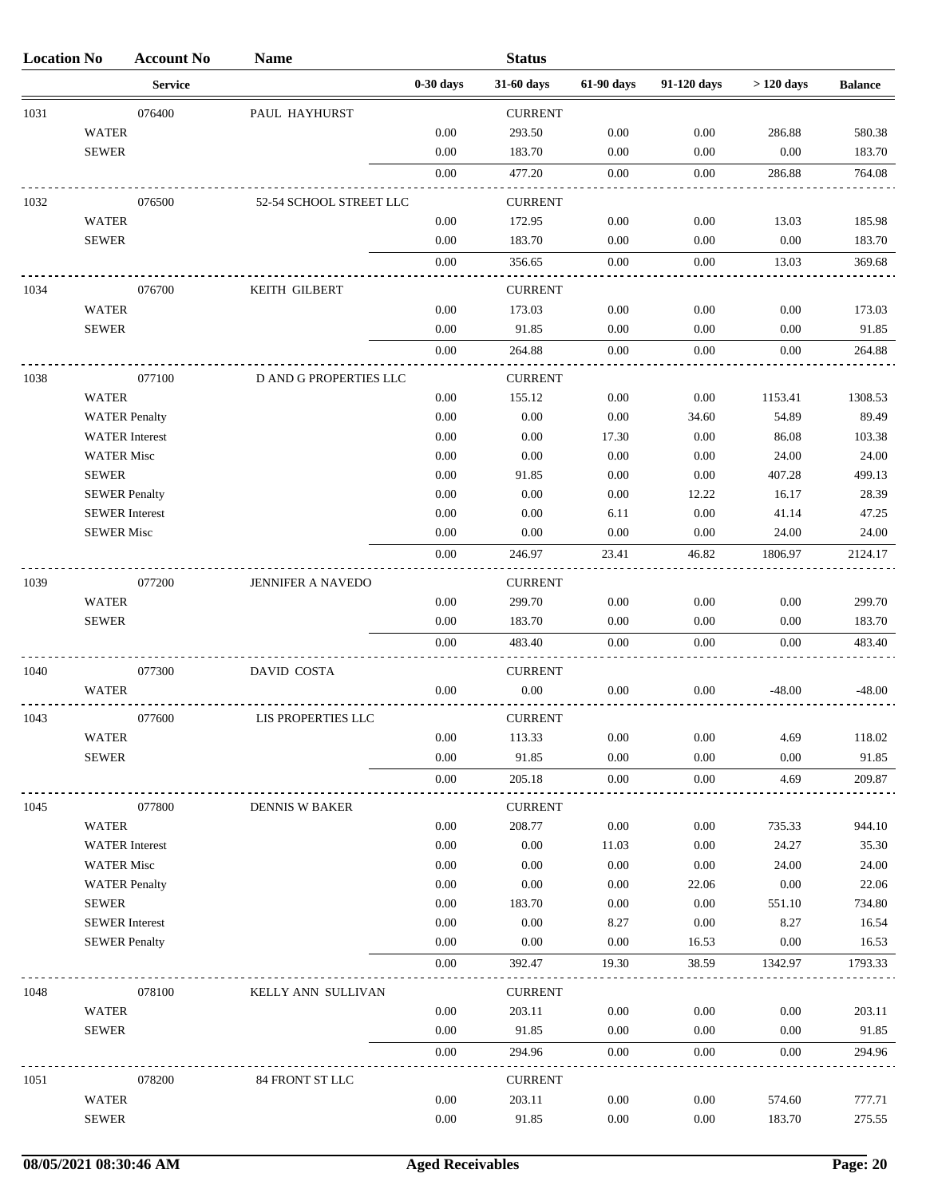| Location No | Account No | Name | | Status | | | | |
|---|---|---|---|---|---|---|---|---|
| | Service | | 0-30 days | 31-60 days | 61-90 days | 91-120 days | > 120 days | Balance |
| 1031 | 076400 | PAUL HAYHURST | | CURRENT | | | | |
| WATER | | | 0.00 | 293.50 | 0.00 | 0.00 | 286.88 | 580.38 |
| SEWER | | | 0.00 | 183.70 | 0.00 | 0.00 | 0.00 | 183.70 |
| | | | 0.00 | 477.20 | 0.00 | 0.00 | 286.88 | 764.08 |
| 1032 | 076500 | 52-54 SCHOOL STREET LLC | | CURRENT | | | | |
| WATER | | | 0.00 | 172.95 | 0.00 | 0.00 | 13.03 | 185.98 |
| SEWER | | | 0.00 | 183.70 | 0.00 | 0.00 | 0.00 | 183.70 |
| | | | 0.00 | 356.65 | 0.00 | 0.00 | 13.03 | 369.68 |
| 1034 | 076700 | KEITH GILBERT | | CURRENT | | | | |
| WATER | | | 0.00 | 173.03 | 0.00 | 0.00 | 0.00 | 173.03 |
| SEWER | | | 0.00 | 91.85 | 0.00 | 0.00 | 0.00 | 91.85 |
| | | | 0.00 | 264.88 | 0.00 | 0.00 | 0.00 | 264.88 |
| 1038 | 077100 | D AND G PROPERTIES LLC | | CURRENT | | | | |
| WATER | | | 0.00 | 155.12 | 0.00 | 0.00 | 1153.41 | 1308.53 |
| WATER Penalty | | | 0.00 | 0.00 | 0.00 | 34.60 | 54.89 | 89.49 |
| WATER Interest | | | 0.00 | 0.00 | 17.30 | 0.00 | 86.08 | 103.38 |
| WATER Misc | | | 0.00 | 0.00 | 0.00 | 0.00 | 24.00 | 24.00 |
| SEWER | | | 0.00 | 91.85 | 0.00 | 0.00 | 407.28 | 499.13 |
| SEWER Penalty | | | 0.00 | 0.00 | 0.00 | 12.22 | 16.17 | 28.39 |
| SEWER Interest | | | 0.00 | 0.00 | 6.11 | 0.00 | 41.14 | 47.25 |
| SEWER Misc | | | 0.00 | 0.00 | 0.00 | 0.00 | 24.00 | 24.00 |
| | | | 0.00 | 246.97 | 23.41 | 46.82 | 1806.97 | 2124.17 |
| 1039 | 077200 | JENNIFER A NAVEDO | | CURRENT | | | | |
| WATER | | | 0.00 | 299.70 | 0.00 | 0.00 | 0.00 | 299.70 |
| SEWER | | | 0.00 | 183.70 | 0.00 | 0.00 | 0.00 | 183.70 |
| | | | 0.00 | 483.40 | 0.00 | 0.00 | 0.00 | 483.40 |
| 1040 | 077300 | DAVID COSTA | | CURRENT | | | | |
| WATER | | | 0.00 | 0.00 | 0.00 | 0.00 | -48.00 | -48.00 |
| 1043 | 077600 | LIS PROPERTIES LLC | | CURRENT | | | | |
| WATER | | | 0.00 | 113.33 | 0.00 | 0.00 | 4.69 | 118.02 |
| SEWER | | | 0.00 | 91.85 | 0.00 | 0.00 | 0.00 | 91.85 |
| | | | 0.00 | 205.18 | 0.00 | 0.00 | 4.69 | 209.87 |
| 1045 | 077800 | DENNIS W BAKER | | CURRENT | | | | |
| WATER | | | 0.00 | 208.77 | 0.00 | 0.00 | 735.33 | 944.10 |
| WATER Interest | | | 0.00 | 0.00 | 11.03 | 0.00 | 24.27 | 35.30 |
| WATER Misc | | | 0.00 | 0.00 | 0.00 | 0.00 | 24.00 | 24.00 |
| WATER Penalty | | | 0.00 | 0.00 | 0.00 | 22.06 | 0.00 | 22.06 |
| SEWER | | | 0.00 | 183.70 | 0.00 | 0.00 | 551.10 | 734.80 |
| SEWER Interest | | | 0.00 | 0.00 | 8.27 | 0.00 | 8.27 | 16.54 |
| SEWER Penalty | | | 0.00 | 0.00 | 0.00 | 16.53 | 0.00 | 16.53 |
| | | | 0.00 | 392.47 | 19.30 | 38.59 | 1342.97 | 1793.33 |
| 1048 | 078100 | KELLY ANN SULLIVAN | | CURRENT | | | | |
| WATER | | | 0.00 | 203.11 | 0.00 | 0.00 | 0.00 | 203.11 |
| SEWER | | | 0.00 | 91.85 | 0.00 | 0.00 | 0.00 | 91.85 |
| | | | 0.00 | 294.96 | 0.00 | 0.00 | 0.00 | 294.96 |
| 1051 | 078200 | 84 FRONT ST LLC | | CURRENT | | | | |
| WATER | | | 0.00 | 203.11 | 0.00 | 0.00 | 574.60 | 777.71 |
| SEWER | | | 0.00 | 91.85 | 0.00 | 0.00 | 183.70 | 275.55 |

08/05/2021 08:30:46 AM — Aged Receivables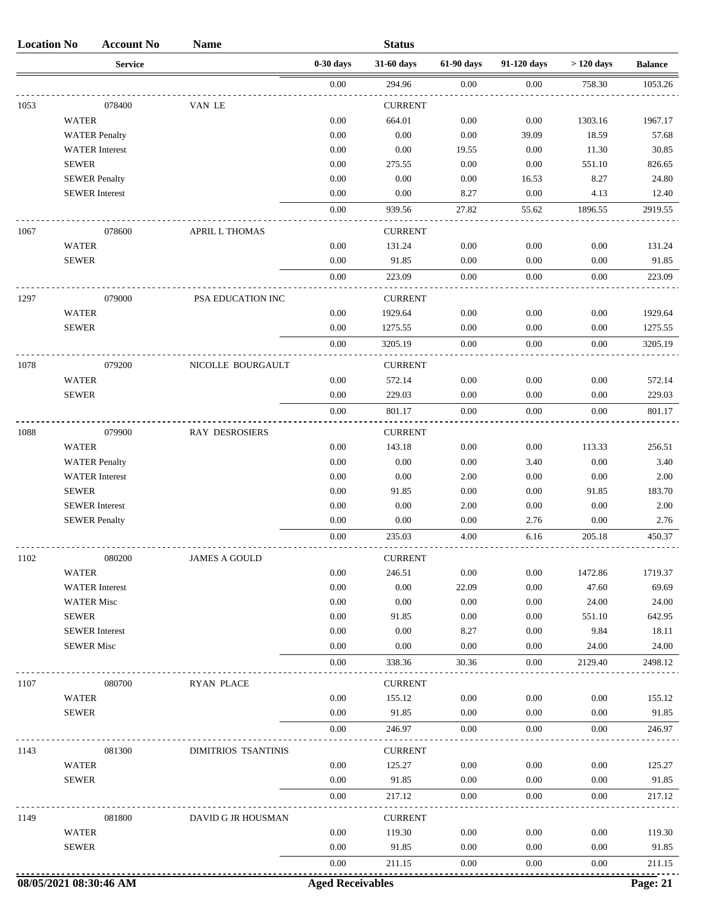| Location No | Account No | Name | | Status | | | | |
|---|---|---|---|---|---|---|---|---|
| | Service | | 0-30 days | 31-60 days | 61-90 days | 91-120 days | > 120 days | Balance |
| | | | 0.00 | 294.96 | 0.00 | 0.00 | 758.30 | 1053.26 |
| 1053 | 078400 | VAN LE | | CURRENT | | | | |
| | WATER | | 0.00 | 664.01 | 0.00 | 0.00 | 1303.16 | 1967.17 |
| | WATER Penalty | | 0.00 | 0.00 | 0.00 | 39.09 | 18.59 | 57.68 |
| | WATER Interest | | 0.00 | 0.00 | 19.55 | 0.00 | 11.30 | 30.85 |
| | SEWER | | 0.00 | 275.55 | 0.00 | 0.00 | 551.10 | 826.65 |
| | SEWER Penalty | | 0.00 | 0.00 | 0.00 | 16.53 | 8.27 | 24.80 |
| | SEWER Interest | | 0.00 | 0.00 | 8.27 | 0.00 | 4.13 | 12.40 |
| | | | 0.00 | 939.56 | 27.82 | 55.62 | 1896.55 | 2919.55 |
| 1067 | 078600 | APRIL L THOMAS | | CURRENT | | | | |
| | WATER | | 0.00 | 131.24 | 0.00 | 0.00 | 0.00 | 131.24 |
| | SEWER | | 0.00 | 91.85 | 0.00 | 0.00 | 0.00 | 91.85 |
| | | | 0.00 | 223.09 | 0.00 | 0.00 | 0.00 | 223.09 |
| 1297 | 079000 | PSA EDUCATION INC | | CURRENT | | | | |
| | WATER | | 0.00 | 1929.64 | 0.00 | 0.00 | 0.00 | 1929.64 |
| | SEWER | | 0.00 | 1275.55 | 0.00 | 0.00 | 0.00 | 1275.55 |
| | | | 0.00 | 3205.19 | 0.00 | 0.00 | 0.00 | 3205.19 |
| 1078 | 079200 | NICOLLE BOURGAULT | | CURRENT | | | | |
| | WATER | | 0.00 | 572.14 | 0.00 | 0.00 | 0.00 | 572.14 |
| | SEWER | | 0.00 | 229.03 | 0.00 | 0.00 | 0.00 | 229.03 |
| | | | 0.00 | 801.17 | 0.00 | 0.00 | 0.00 | 801.17 |
| 1088 | 079900 | RAY DESROSIERS | | CURRENT | | | | |
| | WATER | | 0.00 | 143.18 | 0.00 | 0.00 | 113.33 | 256.51 |
| | WATER Penalty | | 0.00 | 0.00 | 0.00 | 3.40 | 0.00 | 3.40 |
| | WATER Interest | | 0.00 | 0.00 | 2.00 | 0.00 | 0.00 | 2.00 |
| | SEWER | | 0.00 | 91.85 | 0.00 | 0.00 | 91.85 | 183.70 |
| | SEWER Interest | | 0.00 | 0.00 | 2.00 | 0.00 | 0.00 | 2.00 |
| | SEWER Penalty | | 0.00 | 0.00 | 0.00 | 2.76 | 0.00 | 2.76 |
| | | | 0.00 | 235.03 | 4.00 | 6.16 | 205.18 | 450.37 |
| 1102 | 080200 | JAMES A GOULD | | CURRENT | | | | |
| | WATER | | 0.00 | 246.51 | 0.00 | 0.00 | 1472.86 | 1719.37 |
| | WATER Interest | | 0.00 | 0.00 | 22.09 | 0.00 | 47.60 | 69.69 |
| | WATER Misc | | 0.00 | 0.00 | 0.00 | 0.00 | 24.00 | 24.00 |
| | SEWER | | 0.00 | 91.85 | 0.00 | 0.00 | 551.10 | 642.95 |
| | SEWER Interest | | 0.00 | 0.00 | 8.27 | 0.00 | 9.84 | 18.11 |
| | SEWER Misc | | 0.00 | 0.00 | 0.00 | 0.00 | 24.00 | 24.00 |
| | | | 0.00 | 338.36 | 30.36 | 0.00 | 2129.40 | 2498.12 |
| 1107 | 080700 | RYAN PLACE | | CURRENT | | | | |
| | WATER | | 0.00 | 155.12 | 0.00 | 0.00 | 0.00 | 155.12 |
| | SEWER | | 0.00 | 91.85 | 0.00 | 0.00 | 0.00 | 91.85 |
| | | | 0.00 | 246.97 | 0.00 | 0.00 | 0.00 | 246.97 |
| 1143 | 081300 | DIMITRIOS TSANTINIS | | CURRENT | | | | |
| | WATER | | 0.00 | 125.27 | 0.00 | 0.00 | 0.00 | 125.27 |
| | SEWER | | 0.00 | 91.85 | 0.00 | 0.00 | 0.00 | 91.85 |
| | | | 0.00 | 217.12 | 0.00 | 0.00 | 0.00 | 217.12 |
| 1149 | 081800 | DAVID G JR HOUSMAN | | CURRENT | | | | |
| | WATER | | 0.00 | 119.30 | 0.00 | 0.00 | 0.00 | 119.30 |
| | SEWER | | 0.00 | 91.85 | 0.00 | 0.00 | 0.00 | 91.85 |
| | | | 0.00 | 211.15 | 0.00 | 0.00 | 0.00 | 211.15 |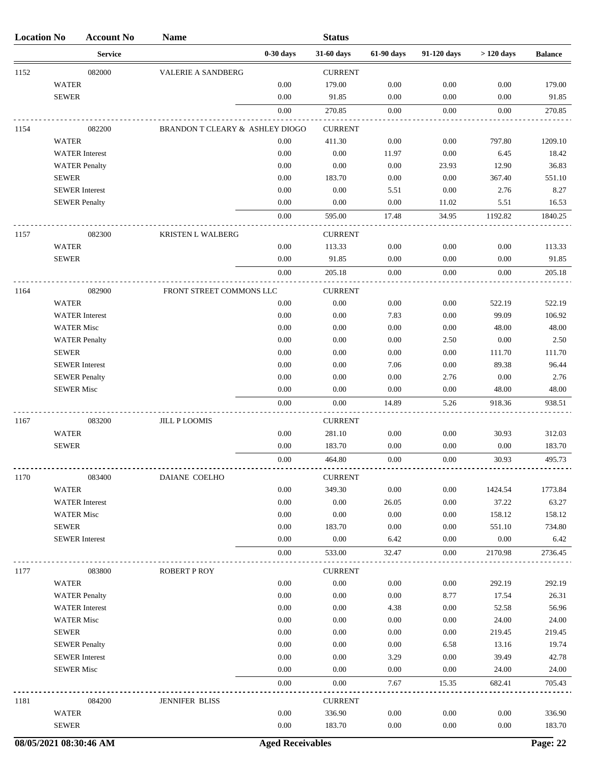| Location No | Account No | Name | | Status | | | | |
|---|---|---|---|---|---|---|---|---|
| | Service | | 0-30 days | 31-60 days | 61-90 days | 91-120 days | > 120 days | Balance |
| 1152 | 082000 | VALERIE A SANDBERG | | CURRENT | | | | |
| | WATER | | 0.00 | 179.00 | 0.00 | 0.00 | 0.00 | 179.00 |
| | SEWER | | 0.00 | 91.85 | 0.00 | 0.00 | 0.00 | 91.85 |
| | | | 0.00 | 270.85 | 0.00 | 0.00 | 0.00 | 270.85 |
| 1154 | 082200 | BRANDON T CLEARY & ASHLEY DIOGO | | CURRENT | | | | |
| | WATER | | 0.00 | 411.30 | 0.00 | 0.00 | 797.80 | 1209.10 |
| | WATER Interest | | 0.00 | 0.00 | 11.97 | 0.00 | 6.45 | 18.42 |
| | WATER Penalty | | 0.00 | 0.00 | 0.00 | 23.93 | 12.90 | 36.83 |
| | SEWER | | 0.00 | 183.70 | 0.00 | 0.00 | 367.40 | 551.10 |
| | SEWER Interest | | 0.00 | 0.00 | 5.51 | 0.00 | 2.76 | 8.27 |
| | SEWER Penalty | | 0.00 | 0.00 | 0.00 | 11.02 | 5.51 | 16.53 |
| | | | 0.00 | 595.00 | 17.48 | 34.95 | 1192.82 | 1840.25 |
| 1157 | 082300 | KRISTEN L WALBERG | | CURRENT | | | | |
| | WATER | | 0.00 | 113.33 | 0.00 | 0.00 | 0.00 | 113.33 |
| | SEWER | | 0.00 | 91.85 | 0.00 | 0.00 | 0.00 | 91.85 |
| | | | 0.00 | 205.18 | 0.00 | 0.00 | 0.00 | 205.18 |
| 1164 | 082900 | FRONT STREET COMMONS LLC | | CURRENT | | | | |
| | WATER | | 0.00 | 0.00 | 0.00 | 0.00 | 522.19 | 522.19 |
| | WATER Interest | | 0.00 | 0.00 | 7.83 | 0.00 | 99.09 | 106.92 |
| | WATER Misc | | 0.00 | 0.00 | 0.00 | 0.00 | 48.00 | 48.00 |
| | WATER Penalty | | 0.00 | 0.00 | 0.00 | 2.50 | 0.00 | 2.50 |
| | SEWER | | 0.00 | 0.00 | 0.00 | 0.00 | 111.70 | 111.70 |
| | SEWER Interest | | 0.00 | 0.00 | 7.06 | 0.00 | 89.38 | 96.44 |
| | SEWER Penalty | | 0.00 | 0.00 | 0.00 | 2.76 | 0.00 | 2.76 |
| | SEWER Misc | | 0.00 | 0.00 | 0.00 | 0.00 | 48.00 | 48.00 |
| | | | 0.00 | 0.00 | 14.89 | 5.26 | 918.36 | 938.51 |
| 1167 | 083200 | JILL P LOOMIS | | CURRENT | | | | |
| | WATER | | 0.00 | 281.10 | 0.00 | 0.00 | 30.93 | 312.03 |
| | SEWER | | 0.00 | 183.70 | 0.00 | 0.00 | 0.00 | 183.70 |
| | | | 0.00 | 464.80 | 0.00 | 0.00 | 30.93 | 495.73 |
| 1170 | 083400 | DAIANE COELHO | | CURRENT | | | | |
| | WATER | | 0.00 | 349.30 | 0.00 | 0.00 | 1424.54 | 1773.84 |
| | WATER Interest | | 0.00 | 0.00 | 26.05 | 0.00 | 37.22 | 63.27 |
| | WATER Misc | | 0.00 | 0.00 | 0.00 | 0.00 | 158.12 | 158.12 |
| | SEWER | | 0.00 | 183.70 | 0.00 | 0.00 | 551.10 | 734.80 |
| | SEWER Interest | | 0.00 | 0.00 | 6.42 | 0.00 | 0.00 | 6.42 |
| | | | 0.00 | 533.00 | 32.47 | 0.00 | 2170.98 | 2736.45 |
| 1177 | 083800 | ROBERT P ROY | | CURRENT | | | | |
| | WATER | | 0.00 | 0.00 | 0.00 | 0.00 | 292.19 | 292.19 |
| | WATER Penalty | | 0.00 | 0.00 | 0.00 | 8.77 | 17.54 | 26.31 |
| | WATER Interest | | 0.00 | 0.00 | 4.38 | 0.00 | 52.58 | 56.96 |
| | WATER Misc | | 0.00 | 0.00 | 0.00 | 0.00 | 24.00 | 24.00 |
| | SEWER | | 0.00 | 0.00 | 0.00 | 0.00 | 219.45 | 219.45 |
| | SEWER Penalty | | 0.00 | 0.00 | 0.00 | 6.58 | 13.16 | 19.74 |
| | SEWER Interest | | 0.00 | 0.00 | 3.29 | 0.00 | 39.49 | 42.78 |
| | SEWER Misc | | 0.00 | 0.00 | 0.00 | 0.00 | 24.00 | 24.00 |
| | | | 0.00 | 0.00 | 7.67 | 15.35 | 682.41 | 705.43 |
| 1181 | 084200 | JENNIFER BLISS | | CURRENT | | | | |
| | WATER | | 0.00 | 336.90 | 0.00 | 0.00 | 0.00 | 336.90 |
| | SEWER | | 0.00 | 183.70 | 0.00 | 0.00 | 0.00 | 183.70 |

08/05/2021 08:30:46 AM — Aged Receivables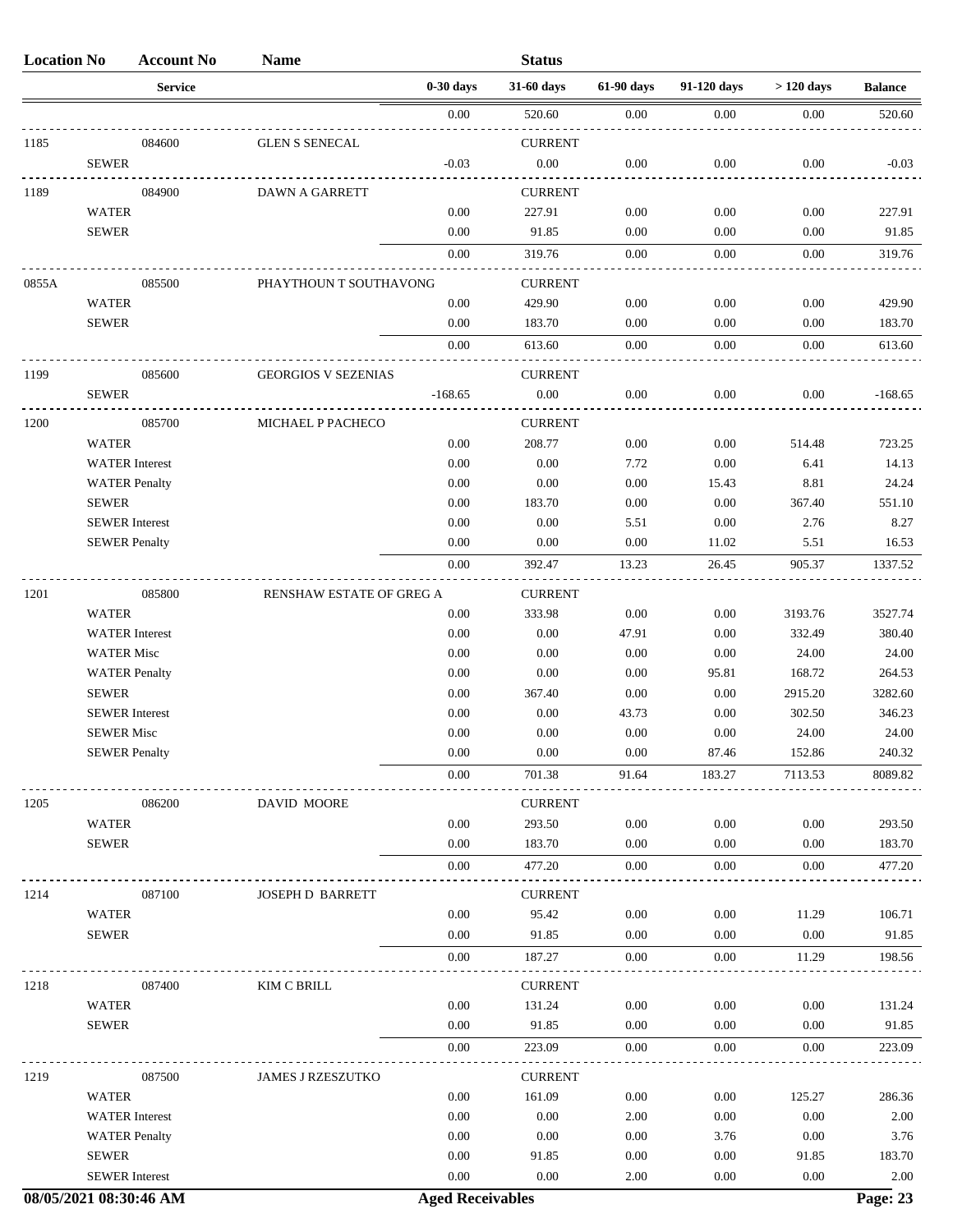| Location No | Account No | Name | | Status | | | | |
|---|---|---|---|---|---|---|---|---|
| | Service | | 0-30 days | 31-60 days | 61-90 days | 91-120 days | > 120 days | Balance |
| | | | 0.00 | 520.60 | 0.00 | 0.00 | 0.00 | 520.60 |
| 1185 | 084600 | GLEN S SENECAL | | CURRENT | | | | |
| | SEWER | | -0.03 | 0.00 | 0.00 | 0.00 | 0.00 | -0.03 |
| 1189 | 084900 | DAWN A GARRETT | | CURRENT | | | | |
| | WATER | | 0.00 | 227.91 | 0.00 | 0.00 | 0.00 | 227.91 |
| | SEWER | | 0.00 | 91.85 | 0.00 | 0.00 | 0.00 | 91.85 |
| | | | 0.00 | 319.76 | 0.00 | 0.00 | 0.00 | 319.76 |
| 0855A | 085500 | PHAYTHOUN T SOUTHAVONG | | CURRENT | | | | |
| | WATER | | 0.00 | 429.90 | 0.00 | 0.00 | 0.00 | 429.90 |
| | SEWER | | 0.00 | 183.70 | 0.00 | 0.00 | 0.00 | 183.70 |
| | | | 0.00 | 613.60 | 0.00 | 0.00 | 0.00 | 613.60 |
| 1199 | 085600 | GEORGIOS V SEZENIAS | | CURRENT | | | | |
| | SEWER | | -168.65 | 0.00 | 0.00 | 0.00 | 0.00 | -168.65 |
| 1200 | 085700 | MICHAEL P PACHECO | | CURRENT | | | | |
| | WATER | | 0.00 | 208.77 | 0.00 | 0.00 | 514.48 | 723.25 |
| | WATER Interest | | 0.00 | 0.00 | 7.72 | 0.00 | 6.41 | 14.13 |
| | WATER Penalty | | 0.00 | 0.00 | 0.00 | 15.43 | 8.81 | 24.24 |
| | SEWER | | 0.00 | 183.70 | 0.00 | 0.00 | 367.40 | 551.10 |
| | SEWER Interest | | 0.00 | 0.00 | 5.51 | 0.00 | 2.76 | 8.27 |
| | SEWER Penalty | | 0.00 | 0.00 | 0.00 | 11.02 | 5.51 | 16.53 |
| | | | 0.00 | 392.47 | 13.23 | 26.45 | 905.37 | 1337.52 |
| 1201 | 085800 | RENSHAW ESTATE OF GREG A | | CURRENT | | | | |
| | WATER | | 0.00 | 333.98 | 0.00 | 0.00 | 3193.76 | 3527.74 |
| | WATER Interest | | 0.00 | 0.00 | 47.91 | 0.00 | 332.49 | 380.40 |
| | WATER Misc | | 0.00 | 0.00 | 0.00 | 0.00 | 24.00 | 24.00 |
| | WATER Penalty | | 0.00 | 0.00 | 0.00 | 95.81 | 168.72 | 264.53 |
| | SEWER | | 0.00 | 367.40 | 0.00 | 0.00 | 2915.20 | 3282.60 |
| | SEWER Interest | | 0.00 | 0.00 | 43.73 | 0.00 | 302.50 | 346.23 |
| | SEWER Misc | | 0.00 | 0.00 | 0.00 | 0.00 | 24.00 | 24.00 |
| | SEWER Penalty | | 0.00 | 0.00 | 0.00 | 87.46 | 152.86 | 240.32 |
| | | | 0.00 | 701.38 | 91.64 | 183.27 | 7113.53 | 8089.82 |
| 1205 | 086200 | DAVID MOORE | | CURRENT | | | | |
| | WATER | | 0.00 | 293.50 | 0.00 | 0.00 | 0.00 | 293.50 |
| | SEWER | | 0.00 | 183.70 | 0.00 | 0.00 | 0.00 | 183.70 |
| | | | 0.00 | 477.20 | 0.00 | 0.00 | 0.00 | 477.20 |
| 1214 | 087100 | JOSEPH D BARRETT | | CURRENT | | | | |
| | WATER | | 0.00 | 95.42 | 0.00 | 0.00 | 11.29 | 106.71 |
| | SEWER | | 0.00 | 91.85 | 0.00 | 0.00 | 0.00 | 91.85 |
| | | | 0.00 | 187.27 | 0.00 | 0.00 | 11.29 | 198.56 |
| 1218 | 087400 | KIM C BRILL | | CURRENT | | | | |
| | WATER | | 0.00 | 131.24 | 0.00 | 0.00 | 0.00 | 131.24 |
| | SEWER | | 0.00 | 91.85 | 0.00 | 0.00 | 0.00 | 91.85 |
| | | | 0.00 | 223.09 | 0.00 | 0.00 | 0.00 | 223.09 |
| 1219 | 087500 | JAMES J RZESZUTKO | | CURRENT | | | | |
| | WATER | | 0.00 | 161.09 | 0.00 | 0.00 | 125.27 | 286.36 |
| | WATER Interest | | 0.00 | 0.00 | 2.00 | 0.00 | 0.00 | 2.00 |
| | WATER Penalty | | 0.00 | 0.00 | 0.00 | 3.76 | 0.00 | 3.76 |
| | SEWER | | 0.00 | 91.85 | 0.00 | 0.00 | 91.85 | 183.70 |
| | SEWER Interest | | 0.00 | 0.00 | 2.00 | 0.00 | 0.00 | 2.00 |

08/05/2021 08:30:46 AM — Aged Receivables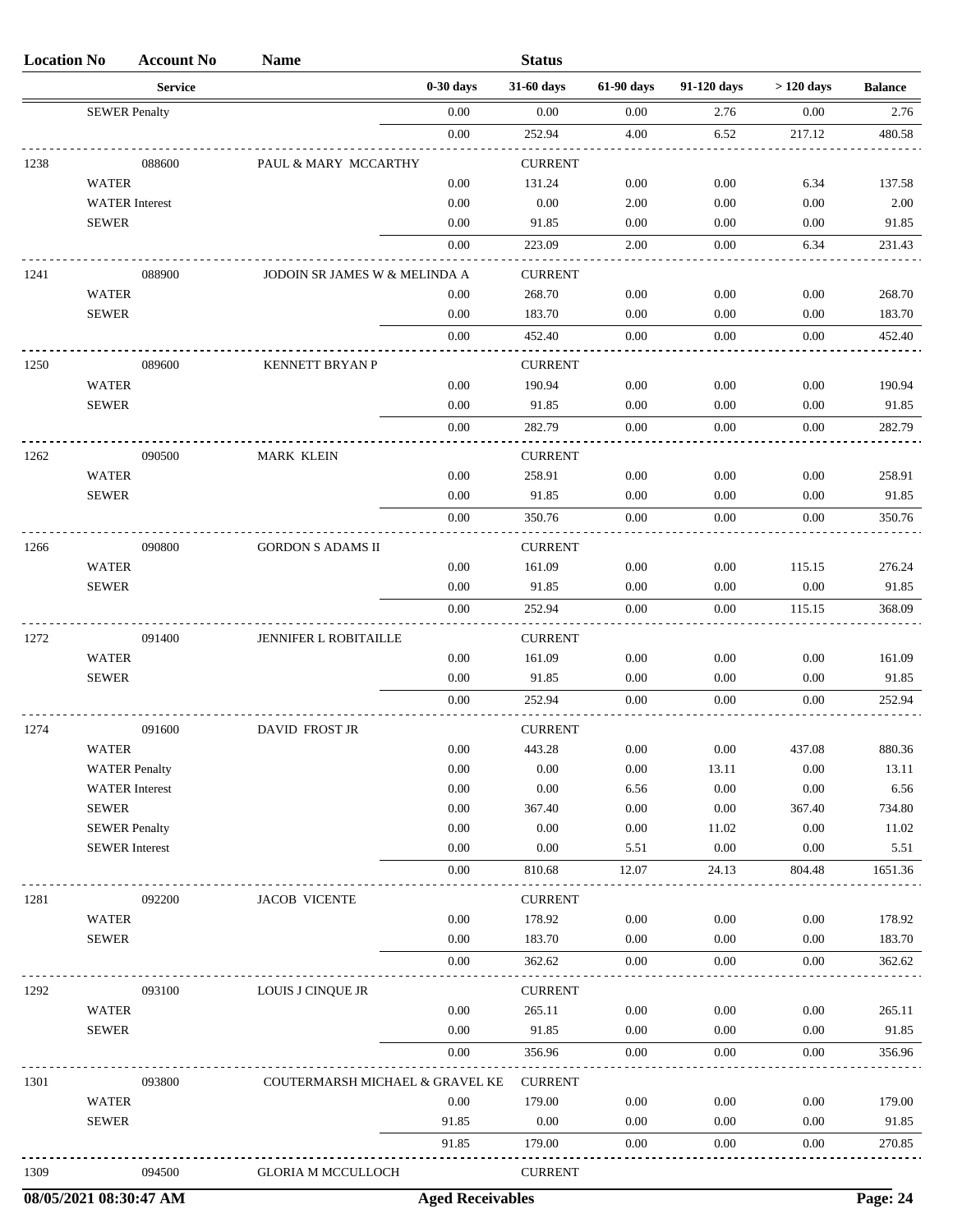| Location No | Account No | Name | | Status | | | | |
|---|---|---|---|---|---|---|---|---|
| | Service | | 0-30 days | 31-60 days | 61-90 days | 91-120 days | > 120 days | Balance |
| | SEWER Penalty | | 0.00 | 0.00 | 0.00 | 2.76 | 0.00 | 2.76 |
| | | | 0.00 | 252.94 | 4.00 | 6.52 | 217.12 | 480.58 |
| 1238 | 088600 | PAUL & MARY MCCARTHY | | CURRENT | | | | |
| | WATER | | 0.00 | 131.24 | 0.00 | 0.00 | 6.34 | 137.58 |
| | WATER Interest | | 0.00 | 0.00 | 2.00 | 0.00 | 0.00 | 2.00 |
| | SEWER | | 0.00 | 91.85 | 0.00 | 0.00 | 0.00 | 91.85 |
| | | | 0.00 | 223.09 | 2.00 | 0.00 | 6.34 | 231.43 |
| 1241 | 088900 | JODOIN SR JAMES W & MELINDA A | | CURRENT | | | | |
| | WATER | | 0.00 | 268.70 | 0.00 | 0.00 | 0.00 | 268.70 |
| | SEWER | | 0.00 | 183.70 | 0.00 | 0.00 | 0.00 | 183.70 |
| | | | 0.00 | 452.40 | 0.00 | 0.00 | 0.00 | 452.40 |
| 1250 | 089600 | KENNETT BRYAN P | | CURRENT | | | | |
| | WATER | | 0.00 | 190.94 | 0.00 | 0.00 | 0.00 | 190.94 |
| | SEWER | | 0.00 | 91.85 | 0.00 | 0.00 | 0.00 | 91.85 |
| | | | 0.00 | 282.79 | 0.00 | 0.00 | 0.00 | 282.79 |
| 1262 | 090500 | MARK KLEIN | | CURRENT | | | | |
| | WATER | | 0.00 | 258.91 | 0.00 | 0.00 | 0.00 | 258.91 |
| | SEWER | | 0.00 | 91.85 | 0.00 | 0.00 | 0.00 | 91.85 |
| | | | 0.00 | 350.76 | 0.00 | 0.00 | 0.00 | 350.76 |
| 1266 | 090800 | GORDON S ADAMS II | | CURRENT | | | | |
| | WATER | | 0.00 | 161.09 | 0.00 | 0.00 | 115.15 | 276.24 |
| | SEWER | | 0.00 | 91.85 | 0.00 | 0.00 | 0.00 | 91.85 |
| | | | 0.00 | 252.94 | 0.00 | 0.00 | 115.15 | 368.09 |
| 1272 | 091400 | JENNIFER L ROBITAILLE | | CURRENT | | | | |
| | WATER | | 0.00 | 161.09 | 0.00 | 0.00 | 0.00 | 161.09 |
| | SEWER | | 0.00 | 91.85 | 0.00 | 0.00 | 0.00 | 91.85 |
| | | | 0.00 | 252.94 | 0.00 | 0.00 | 0.00 | 252.94 |
| 1274 | 091600 | DAVID FROST JR | | CURRENT | | | | |
| | WATER | | 0.00 | 443.28 | 0.00 | 0.00 | 437.08 | 880.36 |
| | WATER Penalty | | 0.00 | 0.00 | 0.00 | 13.11 | 0.00 | 13.11 |
| | WATER Interest | | 0.00 | 0.00 | 6.56 | 0.00 | 0.00 | 6.56 |
| | SEWER | | 0.00 | 367.40 | 0.00 | 0.00 | 367.40 | 734.80 |
| | SEWER Penalty | | 0.00 | 0.00 | 0.00 | 11.02 | 0.00 | 11.02 |
| | SEWER Interest | | 0.00 | 0.00 | 5.51 | 0.00 | 0.00 | 5.51 |
| | | | 0.00 | 810.68 | 12.07 | 24.13 | 804.48 | 1651.36 |
| 1281 | 092200 | JACOB VICENTE | | CURRENT | | | | |
| | WATER | | 0.00 | 178.92 | 0.00 | 0.00 | 0.00 | 178.92 |
| | SEWER | | 0.00 | 183.70 | 0.00 | 0.00 | 0.00 | 183.70 |
| | | | 0.00 | 362.62 | 0.00 | 0.00 | 0.00 | 362.62 |
| 1292 | 093100 | LOUIS J CINQUE JR | | CURRENT | | | | |
| | WATER | | 0.00 | 265.11 | 0.00 | 0.00 | 0.00 | 265.11 |
| | SEWER | | 0.00 | 91.85 | 0.00 | 0.00 | 0.00 | 91.85 |
| | | | 0.00 | 356.96 | 0.00 | 0.00 | 0.00 | 356.96 |
| 1301 | 093800 | COUTERMARSH MICHAEL & GRAVEL KE | | CURRENT | | | | |
| | WATER | | 0.00 | 179.00 | 0.00 | 0.00 | 0.00 | 179.00 |
| | SEWER | | 91.85 | 0.00 | 0.00 | 0.00 | 0.00 | 91.85 |
| | | | 91.85 | 179.00 | 0.00 | 0.00 | 0.00 | 270.85 |
| 1309 | 094500 | GLORIA M MCCULLOCH | | CURRENT | | | | |

08/05/2021 08:30:47 AM — Aged Receivables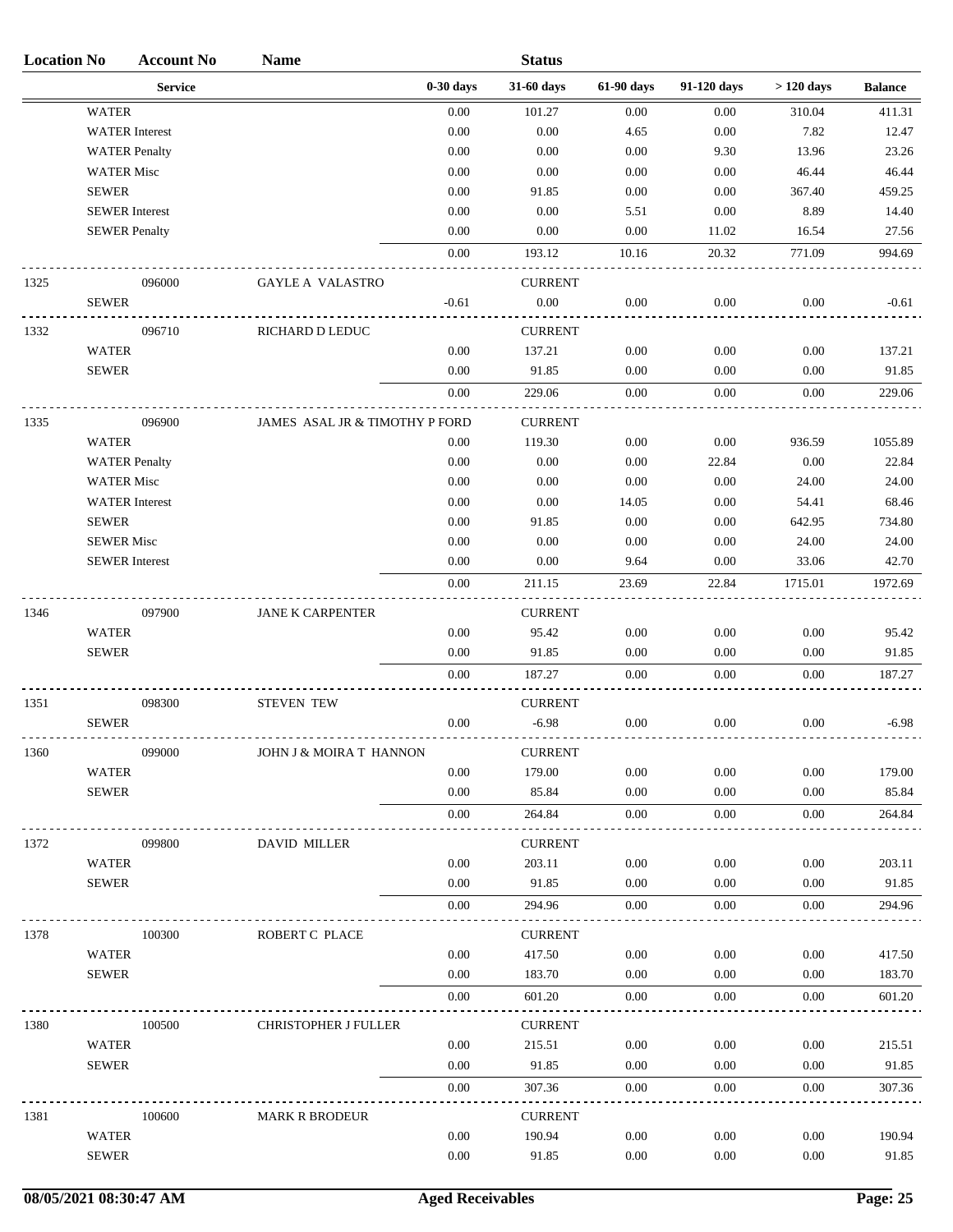| Location No | Account No | Name | | Status | | | | |
|---|---|---|---|---|---|---|---|---|
| | Service | | 0-30 days | 31-60 days | 61-90 days | 91-120 days | > 120 days | Balance |
| | WATER | | 0.00 | 101.27 | 0.00 | 0.00 | 310.04 | 411.31 |
| | WATER Interest | | 0.00 | 0.00 | 4.65 | 0.00 | 7.82 | 12.47 |
| | WATER Penalty | | 0.00 | 0.00 | 0.00 | 9.30 | 13.96 | 23.26 |
| | WATER Misc | | 0.00 | 0.00 | 0.00 | 0.00 | 46.44 | 46.44 |
| | SEWER | | 0.00 | 91.85 | 0.00 | 0.00 | 367.40 | 459.25 |
| | SEWER Interest | | 0.00 | 0.00 | 5.51 | 0.00 | 8.89 | 14.40 |
| | SEWER Penalty | | 0.00 | 0.00 | 0.00 | 11.02 | 16.54 | 27.56 |
| | | | 0.00 | 193.12 | 10.16 | 20.32 | 771.09 | 994.69 |
| 1325 | 096000 | GAYLE A VALASTRO | | CURRENT | | | | |
| | SEWER | | -0.61 | 0.00 | 0.00 | 0.00 | 0.00 | -0.61 |
| 1332 | 096710 | RICHARD D LEDUC | | CURRENT | | | | |
| | WATER | | 0.00 | 137.21 | 0.00 | 0.00 | 0.00 | 137.21 |
| | SEWER | | 0.00 | 91.85 | 0.00 | 0.00 | 0.00 | 91.85 |
| | | | 0.00 | 229.06 | 0.00 | 0.00 | 0.00 | 229.06 |
| 1335 | 096900 | JAMES ASAL JR & TIMOTHY P FORD | | CURRENT | | | | |
| | WATER | | 0.00 | 119.30 | 0.00 | 0.00 | 936.59 | 1055.89 |
| | WATER Penalty | | 0.00 | 0.00 | 0.00 | 22.84 | 0.00 | 22.84 |
| | WATER Misc | | 0.00 | 0.00 | 0.00 | 0.00 | 24.00 | 24.00 |
| | WATER Interest | | 0.00 | 0.00 | 14.05 | 0.00 | 54.41 | 68.46 |
| | SEWER | | 0.00 | 91.85 | 0.00 | 0.00 | 642.95 | 734.80 |
| | SEWER Misc | | 0.00 | 0.00 | 0.00 | 0.00 | 24.00 | 24.00 |
| | SEWER Interest | | 0.00 | 0.00 | 9.64 | 0.00 | 33.06 | 42.70 |
| | | | 0.00 | 211.15 | 23.69 | 22.84 | 1715.01 | 1972.69 |
| 1346 | 097900 | JANE K CARPENTER | | CURRENT | | | | |
| | WATER | | 0.00 | 95.42 | 0.00 | 0.00 | 0.00 | 95.42 |
| | SEWER | | 0.00 | 91.85 | 0.00 | 0.00 | 0.00 | 91.85 |
| | | | 0.00 | 187.27 | 0.00 | 0.00 | 0.00 | 187.27 |
| 1351 | 098300 | STEVEN TEW | | CURRENT | | | | |
| | SEWER | | 0.00 | -6.98 | 0.00 | 0.00 | 0.00 | -6.98 |
| 1360 | 099000 | JOHN J & MOIRA T HANNON | | CURRENT | | | | |
| | WATER | | 0.00 | 179.00 | 0.00 | 0.00 | 0.00 | 179.00 |
| | SEWER | | 0.00 | 85.84 | 0.00 | 0.00 | 0.00 | 85.84 |
| | | | 0.00 | 264.84 | 0.00 | 0.00 | 0.00 | 264.84 |
| 1372 | 099800 | DAVID MILLER | | CURRENT | | | | |
| | WATER | | 0.00 | 203.11 | 0.00 | 0.00 | 0.00 | 203.11 |
| | SEWER | | 0.00 | 91.85 | 0.00 | 0.00 | 0.00 | 91.85 |
| | | | 0.00 | 294.96 | 0.00 | 0.00 | 0.00 | 294.96 |
| 1378 | 100300 | ROBERT C PLACE | | CURRENT | | | | |
| | WATER | | 0.00 | 417.50 | 0.00 | 0.00 | 0.00 | 417.50 |
| | SEWER | | 0.00 | 183.70 | 0.00 | 0.00 | 0.00 | 183.70 |
| | | | 0.00 | 601.20 | 0.00 | 0.00 | 0.00 | 601.20 |
| 1380 | 100500 | CHRISTOPHER J FULLER | | CURRENT | | | | |
| | WATER | | 0.00 | 215.51 | 0.00 | 0.00 | 0.00 | 215.51 |
| | SEWER | | 0.00 | 91.85 | 0.00 | 0.00 | 0.00 | 91.85 |
| | | | 0.00 | 307.36 | 0.00 | 0.00 | 0.00 | 307.36 |
| 1381 | 100600 | MARK R BRODEUR | | CURRENT | | | | |
| | WATER | | 0.00 | 190.94 | 0.00 | 0.00 | 0.00 | 190.94 |
| | SEWER | | 0.00 | 91.85 | 0.00 | 0.00 | 0.00 | 91.85 |

08/05/2021 08:30:47 AM — Aged Receivables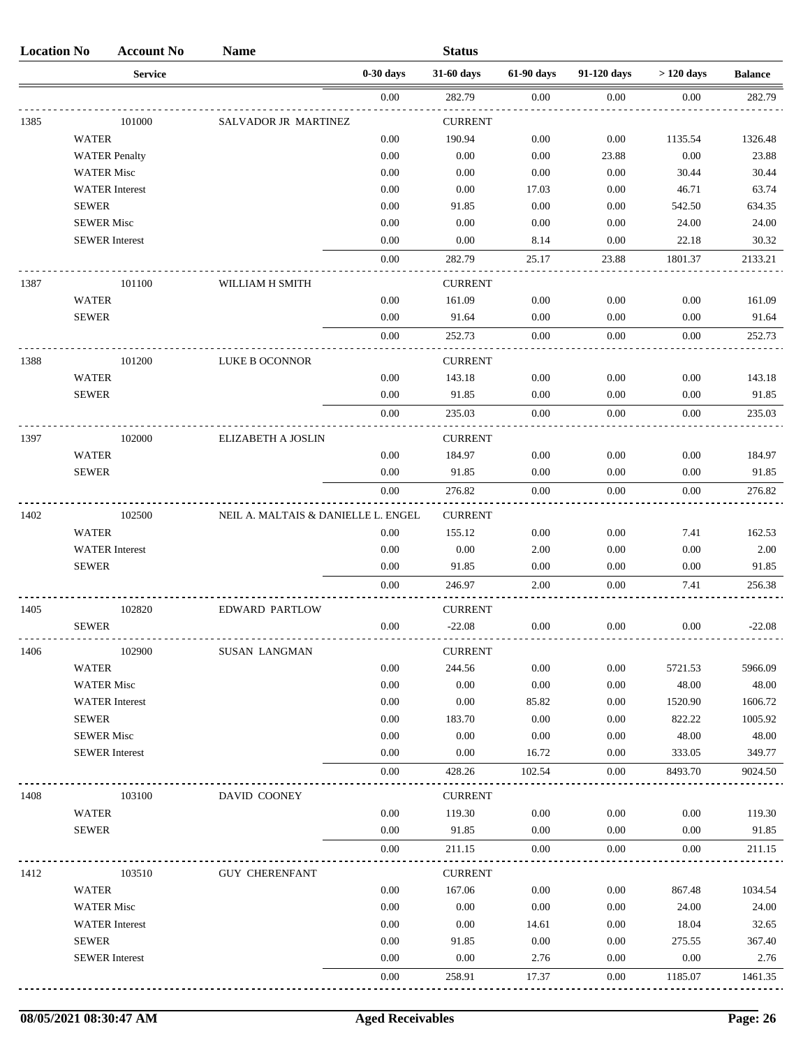| Location No | Account No | Name | | Status | | | | |
|---|---|---|---|---|---|---|---|---|
| | Service | | 0-30 days | 31-60 days | 61-90 days | 91-120 days | > 120 days | Balance |
| | | | 0.00 | 282.79 | 0.00 | 0.00 | 0.00 | 282.79 |
| 1385 | 101000 | SALVADOR JR MARTINEZ | | CURRENT | | | | |
| | WATER | | 0.00 | 190.94 | 0.00 | 0.00 | 1135.54 | 1326.48 |
| | WATER Penalty | | 0.00 | 0.00 | 0.00 | 23.88 | 0.00 | 23.88 |
| | WATER Misc | | 0.00 | 0.00 | 0.00 | 0.00 | 30.44 | 30.44 |
| | WATER Interest | | 0.00 | 0.00 | 17.03 | 0.00 | 46.71 | 63.74 |
| | SEWER | | 0.00 | 91.85 | 0.00 | 0.00 | 542.50 | 634.35 |
| | SEWER Misc | | 0.00 | 0.00 | 0.00 | 0.00 | 24.00 | 24.00 |
| | SEWER Interest | | 0.00 | 0.00 | 8.14 | 0.00 | 22.18 | 30.32 |
| | | | 0.00 | 282.79 | 25.17 | 23.88 | 1801.37 | 2133.21 |
| 1387 | 101100 | WILLIAM H SMITH | | CURRENT | | | | |
| | WATER | | 0.00 | 161.09 | 0.00 | 0.00 | 0.00 | 161.09 |
| | SEWER | | 0.00 | 91.64 | 0.00 | 0.00 | 0.00 | 91.64 |
| | | | 0.00 | 252.73 | 0.00 | 0.00 | 0.00 | 252.73 |
| 1388 | 101200 | LUKE B OCONNOR | | CURRENT | | | | |
| | WATER | | 0.00 | 143.18 | 0.00 | 0.00 | 0.00 | 143.18 |
| | SEWER | | 0.00 | 91.85 | 0.00 | 0.00 | 0.00 | 91.85 |
| | | | 0.00 | 235.03 | 0.00 | 0.00 | 0.00 | 235.03 |
| 1397 | 102000 | ELIZABETH A JOSLIN | | CURRENT | | | | |
| | WATER | | 0.00 | 184.97 | 0.00 | 0.00 | 0.00 | 184.97 |
| | SEWER | | 0.00 | 91.85 | 0.00 | 0.00 | 0.00 | 91.85 |
| | | | 0.00 | 276.82 | 0.00 | 0.00 | 0.00 | 276.82 |
| 1402 | 102500 | NEIL A. MALTAIS & DANIELLE L. ENGEL | | CURRENT | | | | |
| | WATER | | 0.00 | 155.12 | 0.00 | 0.00 | 7.41 | 162.53 |
| | WATER Interest | | 0.00 | 0.00 | 2.00 | 0.00 | 0.00 | 2.00 |
| | SEWER | | 0.00 | 91.85 | 0.00 | 0.00 | 0.00 | 91.85 |
| | | | 0.00 | 246.97 | 2.00 | 0.00 | 7.41 | 256.38 |
| 1405 | 102820 | EDWARD PARTLOW | | CURRENT | | | | |
| | SEWER | | 0.00 | -22.08 | 0.00 | 0.00 | 0.00 | -22.08 |
| 1406 | 102900 | SUSAN LANGMAN | | CURRENT | | | | |
| | WATER | | 0.00 | 244.56 | 0.00 | 0.00 | 5721.53 | 5966.09 |
| | WATER Misc | | 0.00 | 0.00 | 0.00 | 0.00 | 48.00 | 48.00 |
| | WATER Interest | | 0.00 | 0.00 | 85.82 | 0.00 | 1520.90 | 1606.72 |
| | SEWER | | 0.00 | 183.70 | 0.00 | 0.00 | 822.22 | 1005.92 |
| | SEWER Misc | | 0.00 | 0.00 | 0.00 | 0.00 | 48.00 | 48.00 |
| | SEWER Interest | | 0.00 | 0.00 | 16.72 | 0.00 | 333.05 | 349.77 |
| | | | 0.00 | 428.26 | 102.54 | 0.00 | 8493.70 | 9024.50 |
| 1408 | 103100 | DAVID COONEY | | CURRENT | | | | |
| | WATER | | 0.00 | 119.30 | 0.00 | 0.00 | 0.00 | 119.30 |
| | SEWER | | 0.00 | 91.85 | 0.00 | 0.00 | 0.00 | 91.85 |
| | | | 0.00 | 211.15 | 0.00 | 0.00 | 0.00 | 211.15 |
| 1412 | 103510 | GUY CHERENFANT | | CURRENT | | | | |
| | WATER | | 0.00 | 167.06 | 0.00 | 0.00 | 867.48 | 1034.54 |
| | WATER Misc | | 0.00 | 0.00 | 0.00 | 0.00 | 24.00 | 24.00 |
| | WATER Interest | | 0.00 | 0.00 | 14.61 | 0.00 | 18.04 | 32.65 |
| | SEWER | | 0.00 | 91.85 | 0.00 | 0.00 | 275.55 | 367.40 |
| | SEWER Interest | | 0.00 | 0.00 | 2.76 | 0.00 | 0.00 | 2.76 |
| | | | 0.00 | 258.91 | 17.37 | 0.00 | 1185.07 | 1461.35 |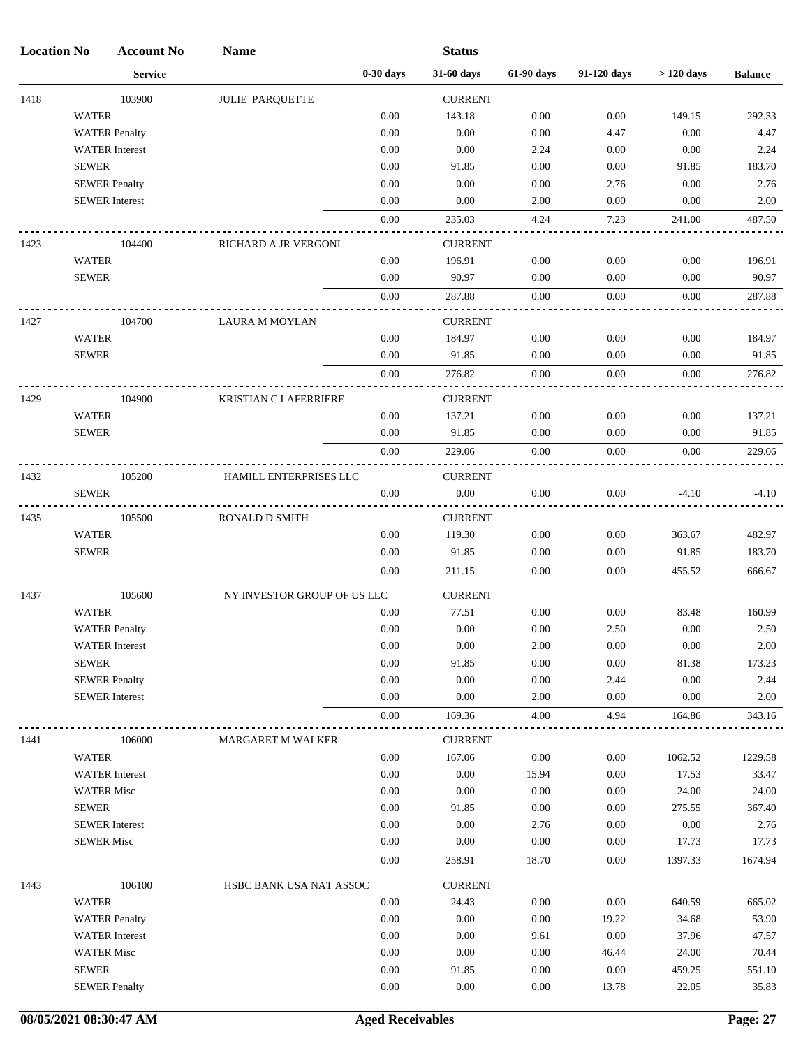| Location No | Account No | Name | | Status | | | | |
|---|---|---|---|---|---|---|---|---|
| | Service | | 0-30 days | 31-60 days | 61-90 days | 91-120 days | > 120 days | Balance |
| 1418 | 103900 | JULIE PARQUETTE | | CURRENT | | | | |
| | WATER | | 0.00 | 143.18 | 0.00 | 0.00 | 149.15 | 292.33 |
| | WATER Penalty | | 0.00 | 0.00 | 0.00 | 4.47 | 0.00 | 4.47 |
| | WATER Interest | | 0.00 | 0.00 | 2.24 | 0.00 | 0.00 | 2.24 |
| | SEWER | | 0.00 | 91.85 | 0.00 | 0.00 | 91.85 | 183.70 |
| | SEWER Penalty | | 0.00 | 0.00 | 0.00 | 2.76 | 0.00 | 2.76 |
| | SEWER Interest | | 0.00 | 0.00 | 2.00 | 0.00 | 0.00 | 2.00 |
| | | | 0.00 | 235.03 | 4.24 | 7.23 | 241.00 | 487.50 |
| 1423 | 104400 | RICHARD A JR VERGONI | | CURRENT | | | | |
| | WATER | | 0.00 | 196.91 | 0.00 | 0.00 | 0.00 | 196.91 |
| | SEWER | | 0.00 | 90.97 | 0.00 | 0.00 | 0.00 | 90.97 |
| | | | 0.00 | 287.88 | 0.00 | 0.00 | 0.00 | 287.88 |
| 1427 | 104700 | LAURA M MOYLAN | | CURRENT | | | | |
| | WATER | | 0.00 | 184.97 | 0.00 | 0.00 | 0.00 | 184.97 |
| | SEWER | | 0.00 | 91.85 | 0.00 | 0.00 | 0.00 | 91.85 |
| | | | 0.00 | 276.82 | 0.00 | 0.00 | 0.00 | 276.82 |
| 1429 | 104900 | KRISTIAN C LAFERRIERE | | CURRENT | | | | |
| | WATER | | 0.00 | 137.21 | 0.00 | 0.00 | 0.00 | 137.21 |
| | SEWER | | 0.00 | 91.85 | 0.00 | 0.00 | 0.00 | 91.85 |
| | | | 0.00 | 229.06 | 0.00 | 0.00 | 0.00 | 229.06 |
| 1432 | 105200 | HAMILL ENTERPRISES LLC | | CURRENT | | | | |
| | SEWER | | 0.00 | 0.00 | 0.00 | 0.00 | -4.10 | -4.10 |
| 1435 | 105500 | RONALD D SMITH | | CURRENT | | | | |
| | WATER | | 0.00 | 119.30 | 0.00 | 0.00 | 363.67 | 482.97 |
| | SEWER | | 0.00 | 91.85 | 0.00 | 0.00 | 91.85 | 183.70 |
| | | | 0.00 | 211.15 | 0.00 | 0.00 | 455.52 | 666.67 |
| 1437 | 105600 | NY INVESTOR GROUP OF US LLC | | CURRENT | | | | |
| | WATER | | 0.00 | 77.51 | 0.00 | 0.00 | 83.48 | 160.99 |
| | WATER Penalty | | 0.00 | 0.00 | 0.00 | 2.50 | 0.00 | 2.50 |
| | WATER Interest | | 0.00 | 0.00 | 2.00 | 0.00 | 0.00 | 2.00 |
| | SEWER | | 0.00 | 91.85 | 0.00 | 0.00 | 81.38 | 173.23 |
| | SEWER Penalty | | 0.00 | 0.00 | 0.00 | 2.44 | 0.00 | 2.44 |
| | SEWER Interest | | 0.00 | 0.00 | 2.00 | 0.00 | 0.00 | 2.00 |
| | | | 0.00 | 169.36 | 4.00 | 4.94 | 164.86 | 343.16 |
| 1441 | 106000 | MARGARET M WALKER | | CURRENT | | | | |
| | WATER | | 0.00 | 167.06 | 0.00 | 0.00 | 1062.52 | 1229.58 |
| | WATER Interest | | 0.00 | 0.00 | 15.94 | 0.00 | 17.53 | 33.47 |
| | WATER Misc | | 0.00 | 0.00 | 0.00 | 0.00 | 24.00 | 24.00 |
| | SEWER | | 0.00 | 91.85 | 0.00 | 0.00 | 275.55 | 367.40 |
| | SEWER Interest | | 0.00 | 0.00 | 2.76 | 0.00 | 0.00 | 2.76 |
| | SEWER Misc | | 0.00 | 0.00 | 0.00 | 0.00 | 17.73 | 17.73 |
| | | | 0.00 | 258.91 | 18.70 | 0.00 | 1397.33 | 1674.94 |
| 1443 | 106100 | HSBC BANK USA NAT ASSOC | | CURRENT | | | | |
| | WATER | | 0.00 | 24.43 | 0.00 | 0.00 | 640.59 | 665.02 |
| | WATER Penalty | | 0.00 | 0.00 | 0.00 | 19.22 | 34.68 | 53.90 |
| | WATER Interest | | 0.00 | 0.00 | 9.61 | 0.00 | 37.96 | 47.57 |
| | WATER Misc | | 0.00 | 0.00 | 0.00 | 46.44 | 24.00 | 70.44 |
| | SEWER | | 0.00 | 91.85 | 0.00 | 0.00 | 459.25 | 551.10 |
| | SEWER Penalty | | 0.00 | 0.00 | 0.00 | 13.78 | 22.05 | 35.83 |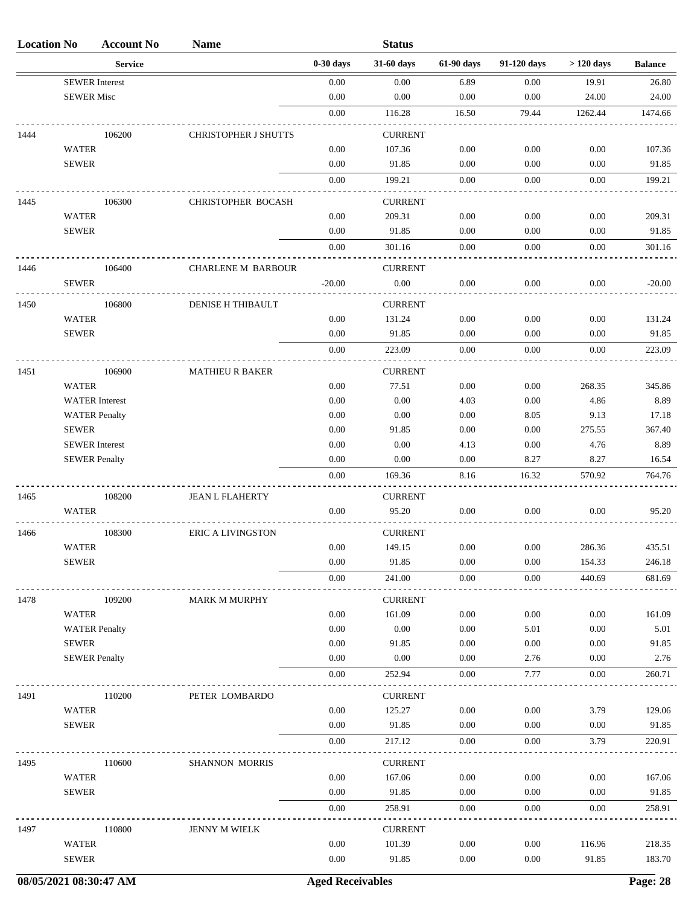| Location No | Account No | Name | | Status | | | | |
|---|---|---|---|---|---|---|---|---|
| | Service | | 0-30 days | 31-60 days | 61-90 days | 91-120 days | > 120 days | Balance |
| | SEWER Interest | | 0.00 | 0.00 | 6.89 | 0.00 | 19.91 | 26.80 |
| | SEWER Misc | | 0.00 | 0.00 | 0.00 | 0.00 | 24.00 | 24.00 |
| | | | 0.00 | 116.28 | 16.50 | 79.44 | 1262.44 | 1474.66 |
| 1444 | 106200 | CHRISTOPHER J SHUTTS | | CURRENT | | | | |
| | WATER | | 0.00 | 107.36 | 0.00 | 0.00 | 0.00 | 107.36 |
| | SEWER | | 0.00 | 91.85 | 0.00 | 0.00 | 0.00 | 91.85 |
| | | | 0.00 | 199.21 | 0.00 | 0.00 | 0.00 | 199.21 |
| 1445 | 106300 | CHRISTOPHER BOCASH | | CURRENT | | | | |
| | WATER | | 0.00 | 209.31 | 0.00 | 0.00 | 0.00 | 209.31 |
| | SEWER | | 0.00 | 91.85 | 0.00 | 0.00 | 0.00 | 91.85 |
| | | | 0.00 | 301.16 | 0.00 | 0.00 | 0.00 | 301.16 |
| 1446 | 106400 | CHARLENE M BARBOUR | | CURRENT | | | | |
| | SEWER | | -20.00 | 0.00 | 0.00 | 0.00 | 0.00 | -20.00 |
| 1450 | 106800 | DENISE H THIBAULT | | CURRENT | | | | |
| | WATER | | 0.00 | 131.24 | 0.00 | 0.00 | 0.00 | 131.24 |
| | SEWER | | 0.00 | 91.85 | 0.00 | 0.00 | 0.00 | 91.85 |
| | | | 0.00 | 223.09 | 0.00 | 0.00 | 0.00 | 223.09 |
| 1451 | 106900 | MATHIEU R BAKER | | CURRENT | | | | |
| | WATER | | 0.00 | 77.51 | 0.00 | 0.00 | 268.35 | 345.86 |
| | WATER Interest | | 0.00 | 0.00 | 4.03 | 0.00 | 4.86 | 8.89 |
| | WATER Penalty | | 0.00 | 0.00 | 0.00 | 8.05 | 9.13 | 17.18 |
| | SEWER | | 0.00 | 91.85 | 0.00 | 0.00 | 275.55 | 367.40 |
| | SEWER Interest | | 0.00 | 0.00 | 4.13 | 0.00 | 4.76 | 8.89 |
| | SEWER Penalty | | 0.00 | 0.00 | 0.00 | 8.27 | 8.27 | 16.54 |
| | | | 0.00 | 169.36 | 8.16 | 16.32 | 570.92 | 764.76 |
| 1465 | 108200 | JEAN L FLAHERTY | | CURRENT | | | | |
| | WATER | | 0.00 | 95.20 | 0.00 | 0.00 | 0.00 | 95.20 |
| 1466 | 108300 | ERIC A LIVINGSTON | | CURRENT | | | | |
| | WATER | | 0.00 | 149.15 | 0.00 | 0.00 | 286.36 | 435.51 |
| | SEWER | | 0.00 | 91.85 | 0.00 | 0.00 | 154.33 | 246.18 |
| | | | 0.00 | 241.00 | 0.00 | 0.00 | 440.69 | 681.69 |
| 1478 | 109200 | MARK M MURPHY | | CURRENT | | | | |
| | WATER | | 0.00 | 161.09 | 0.00 | 0.00 | 0.00 | 161.09 |
| | WATER Penalty | | 0.00 | 0.00 | 0.00 | 5.01 | 0.00 | 5.01 |
| | SEWER | | 0.00 | 91.85 | 0.00 | 0.00 | 0.00 | 91.85 |
| | SEWER Penalty | | 0.00 | 0.00 | 0.00 | 2.76 | 0.00 | 2.76 |
| | | | 0.00 | 252.94 | 0.00 | 7.77 | 0.00 | 260.71 |
| 1491 | 110200 | PETER LOMBARDO | | CURRENT | | | | |
| | WATER | | 0.00 | 125.27 | 0.00 | 0.00 | 3.79 | 129.06 |
| | SEWER | | 0.00 | 91.85 | 0.00 | 0.00 | 0.00 | 91.85 |
| | | | 0.00 | 217.12 | 0.00 | 0.00 | 3.79 | 220.91 |
| 1495 | 110600 | SHANNON MORRIS | | CURRENT | | | | |
| | WATER | | 0.00 | 167.06 | 0.00 | 0.00 | 0.00 | 167.06 |
| | SEWER | | 0.00 | 91.85 | 0.00 | 0.00 | 0.00 | 91.85 |
| | | | 0.00 | 258.91 | 0.00 | 0.00 | 0.00 | 258.91 |
| 1497 | 110800 | JENNY M WIELK | | CURRENT | | | | |
| | WATER | | 0.00 | 101.39 | 0.00 | 0.00 | 116.96 | 218.35 |
| | SEWER | | 0.00 | 91.85 | 0.00 | 0.00 | 91.85 | 183.70 |

08/05/2021 08:30:47 AM Aged Receivables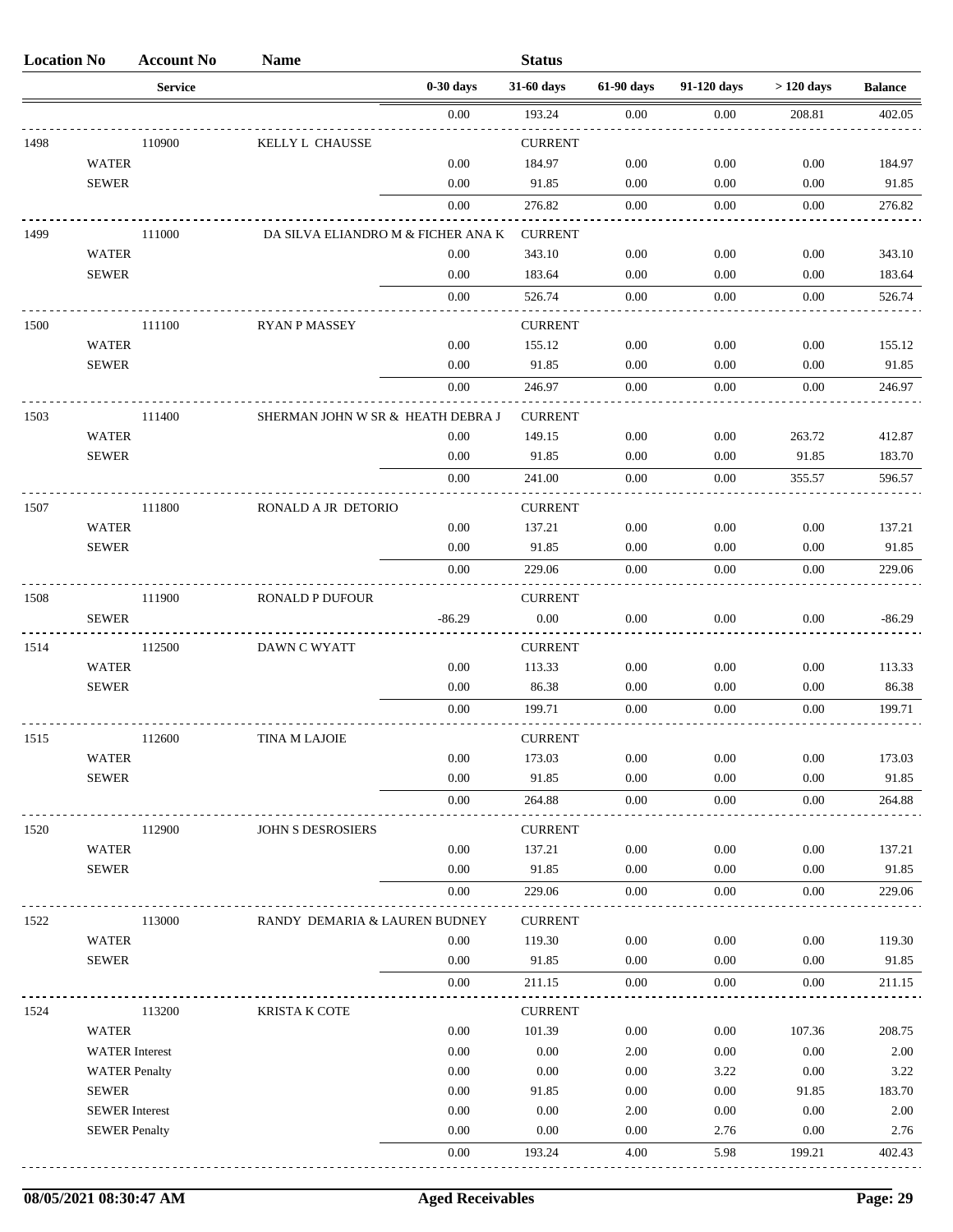| Location No | Account No | Name | | Status | | | | |
|---|---|---|---|---|---|---|---|---|
| | Service | | 0-30 days | 31-60 days | 61-90 days | 91-120 days | > 120 days | Balance |
| | | | 0.00 | 193.24 | 0.00 | 0.00 | 208.81 | 402.05 |
| 1498 | 110900 | KELLY L CHAUSSE | | CURRENT | | | | |
| | WATER | | 0.00 | 184.97 | 0.00 | 0.00 | 0.00 | 184.97 |
| | SEWER | | 0.00 | 91.85 | 0.00 | 0.00 | 0.00 | 91.85 |
| | | | 0.00 | 276.82 | 0.00 | 0.00 | 0.00 | 276.82 |
| 1499 | 111000 | DA SILVA ELIANDRO M & FICHER ANA K | | CURRENT | | | | |
| | WATER | | 0.00 | 343.10 | 0.00 | 0.00 | 0.00 | 343.10 |
| | SEWER | | 0.00 | 183.64 | 0.00 | 0.00 | 0.00 | 183.64 |
| | | | 0.00 | 526.74 | 0.00 | 0.00 | 0.00 | 526.74 |
| 1500 | 111100 | RYAN P MASSEY | | CURRENT | | | | |
| | WATER | | 0.00 | 155.12 | 0.00 | 0.00 | 0.00 | 155.12 |
| | SEWER | | 0.00 | 91.85 | 0.00 | 0.00 | 0.00 | 91.85 |
| | | | 0.00 | 246.97 | 0.00 | 0.00 | 0.00 | 246.97 |
| 1503 | 111400 | SHERMAN JOHN W SR & HEATH DEBRA J | | CURRENT | | | | |
| | WATER | | 0.00 | 149.15 | 0.00 | 0.00 | 263.72 | 412.87 |
| | SEWER | | 0.00 | 91.85 | 0.00 | 0.00 | 91.85 | 183.70 |
| | | | 0.00 | 241.00 | 0.00 | 0.00 | 355.57 | 596.57 |
| 1507 | 111800 | RONALD A JR DETORIO | | CURRENT | | | | |
| | WATER | | 0.00 | 137.21 | 0.00 | 0.00 | 0.00 | 137.21 |
| | SEWER | | 0.00 | 91.85 | 0.00 | 0.00 | 0.00 | 91.85 |
| | | | 0.00 | 229.06 | 0.00 | 0.00 | 0.00 | 229.06 |
| 1508 | 111900 | RONALD P DUFOUR | | CURRENT | | | | |
| | SEWER | | -86.29 | 0.00 | 0.00 | 0.00 | 0.00 | -86.29 |
| 1514 | 112500 | DAWN C WYATT | | CURRENT | | | | |
| | WATER | | 0.00 | 113.33 | 0.00 | 0.00 | 0.00 | 113.33 |
| | SEWER | | 0.00 | 86.38 | 0.00 | 0.00 | 0.00 | 86.38 |
| | | | 0.00 | 199.71 | 0.00 | 0.00 | 0.00 | 199.71 |
| 1515 | 112600 | TINA M LAJOIE | | CURRENT | | | | |
| | WATER | | 0.00 | 173.03 | 0.00 | 0.00 | 0.00 | 173.03 |
| | SEWER | | 0.00 | 91.85 | 0.00 | 0.00 | 0.00 | 91.85 |
| | | | 0.00 | 264.88 | 0.00 | 0.00 | 0.00 | 264.88 |
| 1520 | 112900 | JOHN S DESROSIERS | | CURRENT | | | | |
| | WATER | | 0.00 | 137.21 | 0.00 | 0.00 | 0.00 | 137.21 |
| | SEWER | | 0.00 | 91.85 | 0.00 | 0.00 | 0.00 | 91.85 |
| | | | 0.00 | 229.06 | 0.00 | 0.00 | 0.00 | 229.06 |
| 1522 | 113000 | RANDY DEMARIA & LAUREN BUDNEY | | CURRENT | | | | |
| | WATER | | 0.00 | 119.30 | 0.00 | 0.00 | 0.00 | 119.30 |
| | SEWER | | 0.00 | 91.85 | 0.00 | 0.00 | 0.00 | 91.85 |
| | | | 0.00 | 211.15 | 0.00 | 0.00 | 0.00 | 211.15 |
| 1524 | 113200 | KRISTA K COTE | | CURRENT | | | | |
| | WATER | | 0.00 | 101.39 | 0.00 | 0.00 | 107.36 | 208.75 |
| | WATER Interest | | 0.00 | 0.00 | 2.00 | 0.00 | 0.00 | 2.00 |
| | WATER Penalty | | 0.00 | 0.00 | 0.00 | 3.22 | 0.00 | 3.22 |
| | SEWER | | 0.00 | 91.85 | 0.00 | 0.00 | 91.85 | 183.70 |
| | SEWER Interest | | 0.00 | 0.00 | 2.00 | 0.00 | 0.00 | 2.00 |
| | SEWER Penalty | | 0.00 | 0.00 | 0.00 | 2.76 | 0.00 | 2.76 |
| | | | 0.00 | 193.24 | 4.00 | 5.98 | 199.21 | 402.43 |

08/05/2021 08:30:47 AM — Aged Receivables — Page: 29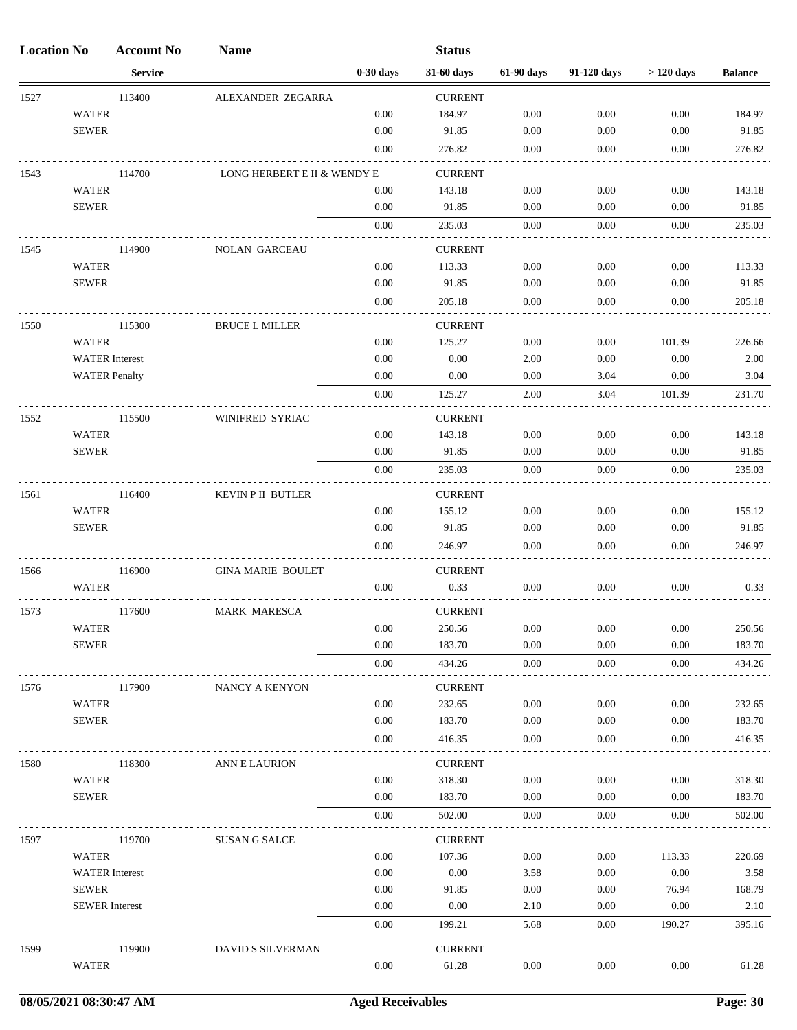| Location No | Account No | Name | | Status | | | | |
|---|---|---|---|---|---|---|---|---|
| | Service | | 0-30 days | 31-60 days | 61-90 days | 91-120 days | > 120 days | Balance |
| 1527 | 113400 | ALEXANDER ZEGARRA | | CURRENT | | | | |
| WATER | | | 0.00 | 184.97 | 0.00 | 0.00 | 0.00 | 184.97 |
| SEWER | | | 0.00 | 91.85 | 0.00 | 0.00 | 0.00 | 91.85 |
| | | | 0.00 | 276.82 | 0.00 | 0.00 | 0.00 | 276.82 |
| 1543 | 114700 | LONG HERBERT E II & WENDY E | | CURRENT | | | | |
| WATER | | | 0.00 | 143.18 | 0.00 | 0.00 | 0.00 | 143.18 |
| SEWER | | | 0.00 | 91.85 | 0.00 | 0.00 | 0.00 | 91.85 |
| | | | 0.00 | 235.03 | 0.00 | 0.00 | 0.00 | 235.03 |
| 1545 | 114900 | NOLAN GARCEAU | | CURRENT | | | | |
| WATER | | | 0.00 | 113.33 | 0.00 | 0.00 | 0.00 | 113.33 |
| SEWER | | | 0.00 | 91.85 | 0.00 | 0.00 | 0.00 | 91.85 |
| | | | 0.00 | 205.18 | 0.00 | 0.00 | 0.00 | 205.18 |
| 1550 | 115300 | BRUCE L MILLER | | CURRENT | | | | |
| WATER | | | 0.00 | 125.27 | 0.00 | 0.00 | 101.39 | 226.66 |
| WATER Interest | | | 0.00 | 0.00 | 2.00 | 0.00 | 0.00 | 2.00 |
| WATER Penalty | | | 0.00 | 0.00 | 0.00 | 3.04 | 0.00 | 3.04 |
| | | | 0.00 | 125.27 | 2.00 | 3.04 | 101.39 | 231.70 |
| 1552 | 115500 | WINIFRED SYRIAC | | CURRENT | | | | |
| WATER | | | 0.00 | 143.18 | 0.00 | 0.00 | 0.00 | 143.18 |
| SEWER | | | 0.00 | 91.85 | 0.00 | 0.00 | 0.00 | 91.85 |
| | | | 0.00 | 235.03 | 0.00 | 0.00 | 0.00 | 235.03 |
| 1561 | 116400 | KEVIN P II BUTLER | | CURRENT | | | | |
| WATER | | | 0.00 | 155.12 | 0.00 | 0.00 | 0.00 | 155.12 |
| SEWER | | | 0.00 | 91.85 | 0.00 | 0.00 | 0.00 | 91.85 |
| | | | 0.00 | 246.97 | 0.00 | 0.00 | 0.00 | 246.97 |
| 1566 | 116900 | GINA MARIE BOULET | | CURRENT | | | | |
| WATER | | | 0.00 | 0.33 | 0.00 | 0.00 | 0.00 | 0.33 |
| 1573 | 117600 | MARK MARESCA | | CURRENT | | | | |
| WATER | | | 0.00 | 250.56 | 0.00 | 0.00 | 0.00 | 250.56 |
| SEWER | | | 0.00 | 183.70 | 0.00 | 0.00 | 0.00 | 183.70 |
| | | | 0.00 | 434.26 | 0.00 | 0.00 | 0.00 | 434.26 |
| 1576 | 117900 | NANCY A KENYON | | CURRENT | | | | |
| WATER | | | 0.00 | 232.65 | 0.00 | 0.00 | 0.00 | 232.65 |
| SEWER | | | 0.00 | 183.70 | 0.00 | 0.00 | 0.00 | 183.70 |
| | | | 0.00 | 416.35 | 0.00 | 0.00 | 0.00 | 416.35 |
| 1580 | 118300 | ANN E LAURION | | CURRENT | | | | |
| WATER | | | 0.00 | 318.30 | 0.00 | 0.00 | 0.00 | 318.30 |
| SEWER | | | 0.00 | 183.70 | 0.00 | 0.00 | 0.00 | 183.70 |
| | | | 0.00 | 502.00 | 0.00 | 0.00 | 0.00 | 502.00 |
| 1597 | 119700 | SUSAN G SALCE | | CURRENT | | | | |
| WATER | | | 0.00 | 107.36 | 0.00 | 0.00 | 113.33 | 220.69 |
| WATER Interest | | | 0.00 | 0.00 | 3.58 | 0.00 | 0.00 | 3.58 |
| SEWER | | | 0.00 | 91.85 | 0.00 | 0.00 | 76.94 | 168.79 |
| SEWER Interest | | | 0.00 | 0.00 | 2.10 | 0.00 | 0.00 | 2.10 |
| | | | 0.00 | 199.21 | 5.68 | 0.00 | 190.27 | 395.16 |
| 1599 | 119900 | DAVID S SILVERMAN | | CURRENT | | | | |
| WATER | | | 0.00 | 61.28 | 0.00 | 0.00 | 0.00 | 61.28 |

08/05/2021 08:30:47 AM — Aged Receivables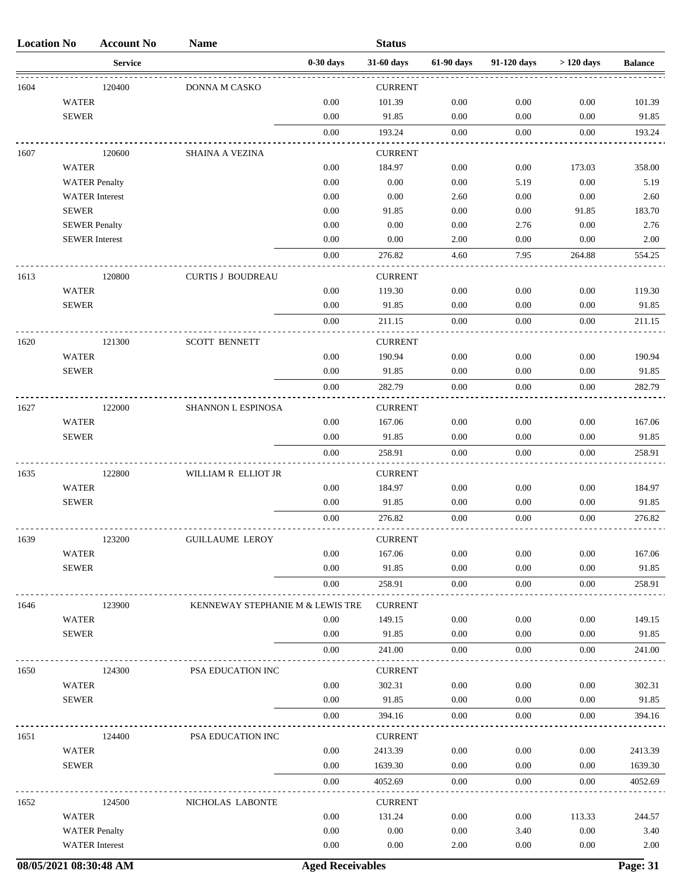| Location No | Account No | Name | | Status | | | | |
|---|---|---|---|---|---|---|---|---|
| | Service | | 0-30 days | 31-60 days | 61-90 days | 91-120 days | > 120 days | Balance |
| 1604 | 120400 | DONNA M CASKO | | CURRENT | | | | |
| | WATER | | 0.00 | 101.39 | 0.00 | 0.00 | 0.00 | 101.39 |
| | SEWER | | 0.00 | 91.85 | 0.00 | 0.00 | 0.00 | 91.85 |
| | | | 0.00 | 193.24 | 0.00 | 0.00 | 0.00 | 193.24 |
| 1607 | 120600 | SHAINA A VEZINA | | CURRENT | | | | |
| | WATER | | 0.00 | 184.97 | 0.00 | 0.00 | 173.03 | 358.00 |
| | WATER Penalty | | 0.00 | 0.00 | 0.00 | 5.19 | 0.00 | 5.19 |
| | WATER Interest | | 0.00 | 0.00 | 2.60 | 0.00 | 0.00 | 2.60 |
| | SEWER | | 0.00 | 91.85 | 0.00 | 0.00 | 91.85 | 183.70 |
| | SEWER Penalty | | 0.00 | 0.00 | 0.00 | 2.76 | 0.00 | 2.76 |
| | SEWER Interest | | 0.00 | 0.00 | 2.00 | 0.00 | 0.00 | 2.00 |
| | | | 0.00 | 276.82 | 4.60 | 7.95 | 264.88 | 554.25 |
| 1613 | 120800 | CURTIS J BOUDREAU | | CURRENT | | | | |
| | WATER | | 0.00 | 119.30 | 0.00 | 0.00 | 0.00 | 119.30 |
| | SEWER | | 0.00 | 91.85 | 0.00 | 0.00 | 0.00 | 91.85 |
| | | | 0.00 | 211.15 | 0.00 | 0.00 | 0.00 | 211.15 |
| 1620 | 121300 | SCOTT BENNETT | | CURRENT | | | | |
| | WATER | | 0.00 | 190.94 | 0.00 | 0.00 | 0.00 | 190.94 |
| | SEWER | | 0.00 | 91.85 | 0.00 | 0.00 | 0.00 | 91.85 |
| | | | 0.00 | 282.79 | 0.00 | 0.00 | 0.00 | 282.79 |
| 1627 | 122000 | SHANNON L ESPINOSA | | CURRENT | | | | |
| | WATER | | 0.00 | 167.06 | 0.00 | 0.00 | 0.00 | 167.06 |
| | SEWER | | 0.00 | 91.85 | 0.00 | 0.00 | 0.00 | 91.85 |
| | | | 0.00 | 258.91 | 0.00 | 0.00 | 0.00 | 258.91 |
| 1635 | 122800 | WILLIAM R ELLIOT JR | | CURRENT | | | | |
| | WATER | | 0.00 | 184.97 | 0.00 | 0.00 | 0.00 | 184.97 |
| | SEWER | | 0.00 | 91.85 | 0.00 | 0.00 | 0.00 | 91.85 |
| | | | 0.00 | 276.82 | 0.00 | 0.00 | 0.00 | 276.82 |
| 1639 | 123200 | GUILLAUME LEROY | | CURRENT | | | | |
| | WATER | | 0.00 | 167.06 | 0.00 | 0.00 | 0.00 | 167.06 |
| | SEWER | | 0.00 | 91.85 | 0.00 | 0.00 | 0.00 | 91.85 |
| | | | 0.00 | 258.91 | 0.00 | 0.00 | 0.00 | 258.91 |
| 1646 | 123900 | KENNEWAY STEPHANIE M & LEWIS TRE | | CURRENT | | | | |
| | WATER | | 0.00 | 149.15 | 0.00 | 0.00 | 0.00 | 149.15 |
| | SEWER | | 0.00 | 91.85 | 0.00 | 0.00 | 0.00 | 91.85 |
| | | | 0.00 | 241.00 | 0.00 | 0.00 | 0.00 | 241.00 |
| 1650 | 124300 | PSA EDUCATION INC | | CURRENT | | | | |
| | WATER | | 0.00 | 302.31 | 0.00 | 0.00 | 0.00 | 302.31 |
| | SEWER | | 0.00 | 91.85 | 0.00 | 0.00 | 0.00 | 91.85 |
| | | | 0.00 | 394.16 | 0.00 | 0.00 | 0.00 | 394.16 |
| 1651 | 124400 | PSA EDUCATION INC | | CURRENT | | | | |
| | WATER | | 0.00 | 2413.39 | 0.00 | 0.00 | 0.00 | 2413.39 |
| | SEWER | | 0.00 | 1639.30 | 0.00 | 0.00 | 0.00 | 1639.30 |
| | | | 0.00 | 4052.69 | 0.00 | 0.00 | 0.00 | 4052.69 |
| 1652 | 124500 | NICHOLAS LABONTE | | CURRENT | | | | |
| | WATER | | 0.00 | 131.24 | 0.00 | 0.00 | 113.33 | 244.57 |
| | WATER Penalty | | 0.00 | 0.00 | 0.00 | 3.40 | 0.00 | 3.40 |
| | WATER Interest | | 0.00 | 0.00 | 2.00 | 0.00 | 0.00 | 2.00 |

08/05/2021 08:30:48 AM — Aged Receivables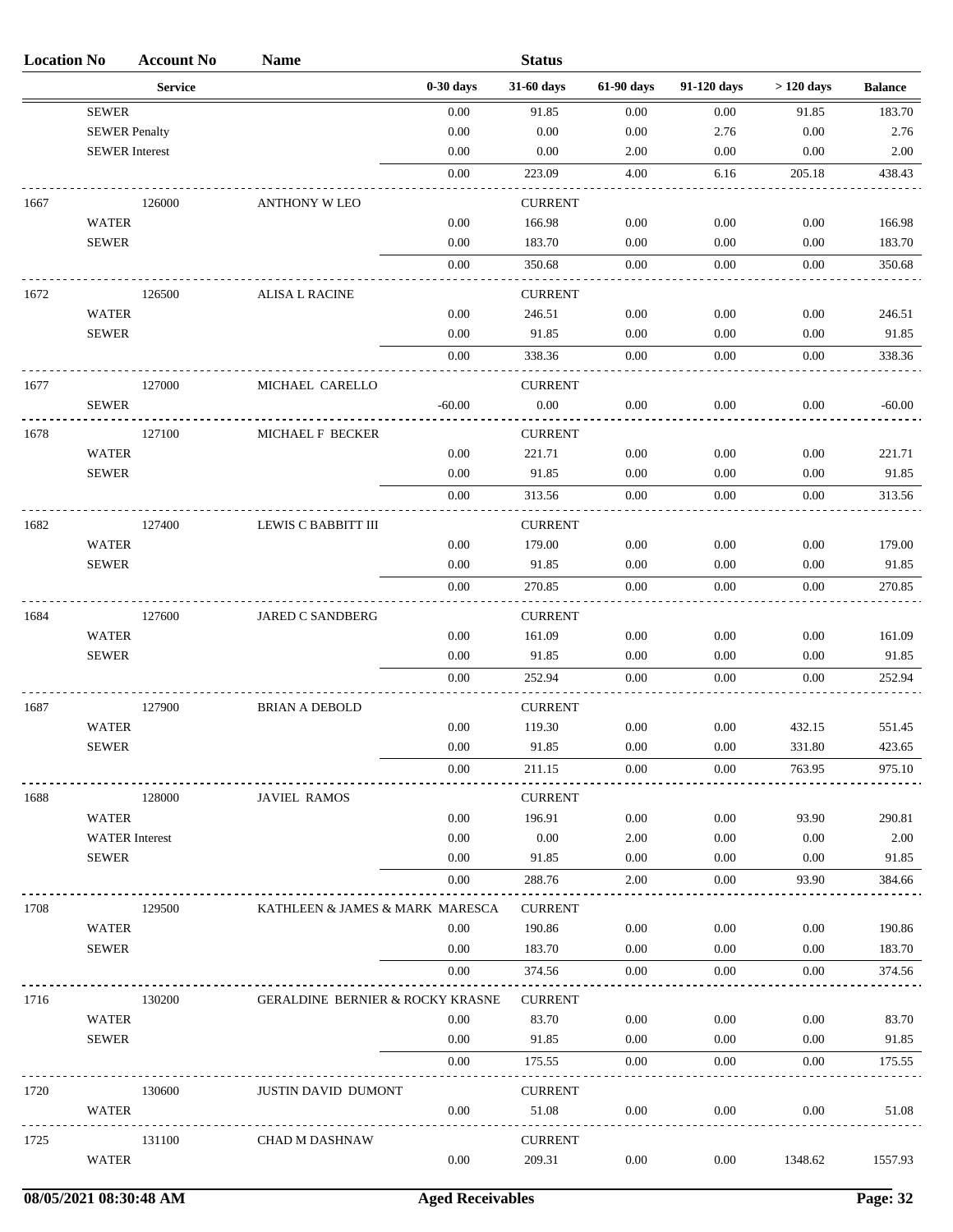| Location No | Account No | Name | | Status | | | | |
|---|---|---|---|---|---|---|---|---|
| | Service | | 0-30 days | 31-60 days | 61-90 days | 91-120 days | > 120 days | Balance |
| | SEWER | | 0.00 | 91.85 | 0.00 | 0.00 | 91.85 | 183.70 |
| | SEWER Penalty | | 0.00 | 0.00 | 0.00 | 2.76 | 0.00 | 2.76 |
| | SEWER Interest | | 0.00 | 0.00 | 2.00 | 0.00 | 0.00 | 2.00 |
| | | | 0.00 | 223.09 | 4.00 | 6.16 | 205.18 | 438.43 |
| 1667 | 126000 | ANTHONY W LEO | | CURRENT | | | | |
| | WATER | | 0.00 | 166.98 | 0.00 | 0.00 | 0.00 | 166.98 |
| | SEWER | | 0.00 | 183.70 | 0.00 | 0.00 | 0.00 | 183.70 |
| | | | 0.00 | 350.68 | 0.00 | 0.00 | 0.00 | 350.68 |
| 1672 | 126500 | ALISA L RACINE | | CURRENT | | | | |
| | WATER | | 0.00 | 246.51 | 0.00 | 0.00 | 0.00 | 246.51 |
| | SEWER | | 0.00 | 91.85 | 0.00 | 0.00 | 0.00 | 91.85 |
| | | | 0.00 | 338.36 | 0.00 | 0.00 | 0.00 | 338.36 |
| 1677 | 127000 | MICHAEL CARELLO | | CURRENT | | | | |
| | SEWER | | -60.00 | 0.00 | 0.00 | 0.00 | 0.00 | -60.00 |
| 1678 | 127100 | MICHAEL F BECKER | | CURRENT | | | | |
| | WATER | | 0.00 | 221.71 | 0.00 | 0.00 | 0.00 | 221.71 |
| | SEWER | | 0.00 | 91.85 | 0.00 | 0.00 | 0.00 | 91.85 |
| | | | 0.00 | 313.56 | 0.00 | 0.00 | 0.00 | 313.56 |
| 1682 | 127400 | LEWIS C BABBITT III | | CURRENT | | | | |
| | WATER | | 0.00 | 179.00 | 0.00 | 0.00 | 0.00 | 179.00 |
| | SEWER | | 0.00 | 91.85 | 0.00 | 0.00 | 0.00 | 91.85 |
| | | | 0.00 | 270.85 | 0.00 | 0.00 | 0.00 | 270.85 |
| 1684 | 127600 | JARED C SANDBERG | | CURRENT | | | | |
| | WATER | | 0.00 | 161.09 | 0.00 | 0.00 | 0.00 | 161.09 |
| | SEWER | | 0.00 | 91.85 | 0.00 | 0.00 | 0.00 | 91.85 |
| | | | 0.00 | 252.94 | 0.00 | 0.00 | 0.00 | 252.94 |
| 1687 | 127900 | BRIAN A DEBOLD | | CURRENT | | | | |
| | WATER | | 0.00 | 119.30 | 0.00 | 0.00 | 432.15 | 551.45 |
| | SEWER | | 0.00 | 91.85 | 0.00 | 0.00 | 331.80 | 423.65 |
| | | | 0.00 | 211.15 | 0.00 | 0.00 | 763.95 | 975.10 |
| 1688 | 128000 | JAVIEL RAMOS | | CURRENT | | | | |
| | WATER | | 0.00 | 196.91 | 0.00 | 0.00 | 93.90 | 290.81 |
| | WATER Interest | | 0.00 | 0.00 | 2.00 | 0.00 | 0.00 | 2.00 |
| | SEWER | | 0.00 | 91.85 | 0.00 | 0.00 | 0.00 | 91.85 |
| | | | 0.00 | 288.76 | 2.00 | 0.00 | 93.90 | 384.66 |
| 1708 | 129500 | KATHLEEN & JAMES & MARK MARESCA | | CURRENT | | | | |
| | WATER | | 0.00 | 190.86 | 0.00 | 0.00 | 0.00 | 190.86 |
| | SEWER | | 0.00 | 183.70 | 0.00 | 0.00 | 0.00 | 183.70 |
| | | | 0.00 | 374.56 | 0.00 | 0.00 | 0.00 | 374.56 |
| 1716 | 130200 | GERALDINE BERNIER & ROCKY KRASNE | | CURRENT | | | | |
| | WATER | | 0.00 | 83.70 | 0.00 | 0.00 | 0.00 | 83.70 |
| | SEWER | | 0.00 | 91.85 | 0.00 | 0.00 | 0.00 | 91.85 |
| | | | 0.00 | 175.55 | 0.00 | 0.00 | 0.00 | 175.55 |
| 1720 | 130600 | JUSTIN DAVID DUMONT | | CURRENT | | | | |
| | WATER | | 0.00 | 51.08 | 0.00 | 0.00 | 0.00 | 51.08 |
| 1725 | 131100 | CHAD M DASHNAW | | CURRENT | | | | |
| | WATER | | 0.00 | 209.31 | 0.00 | 0.00 | 1348.62 | 1557.93 |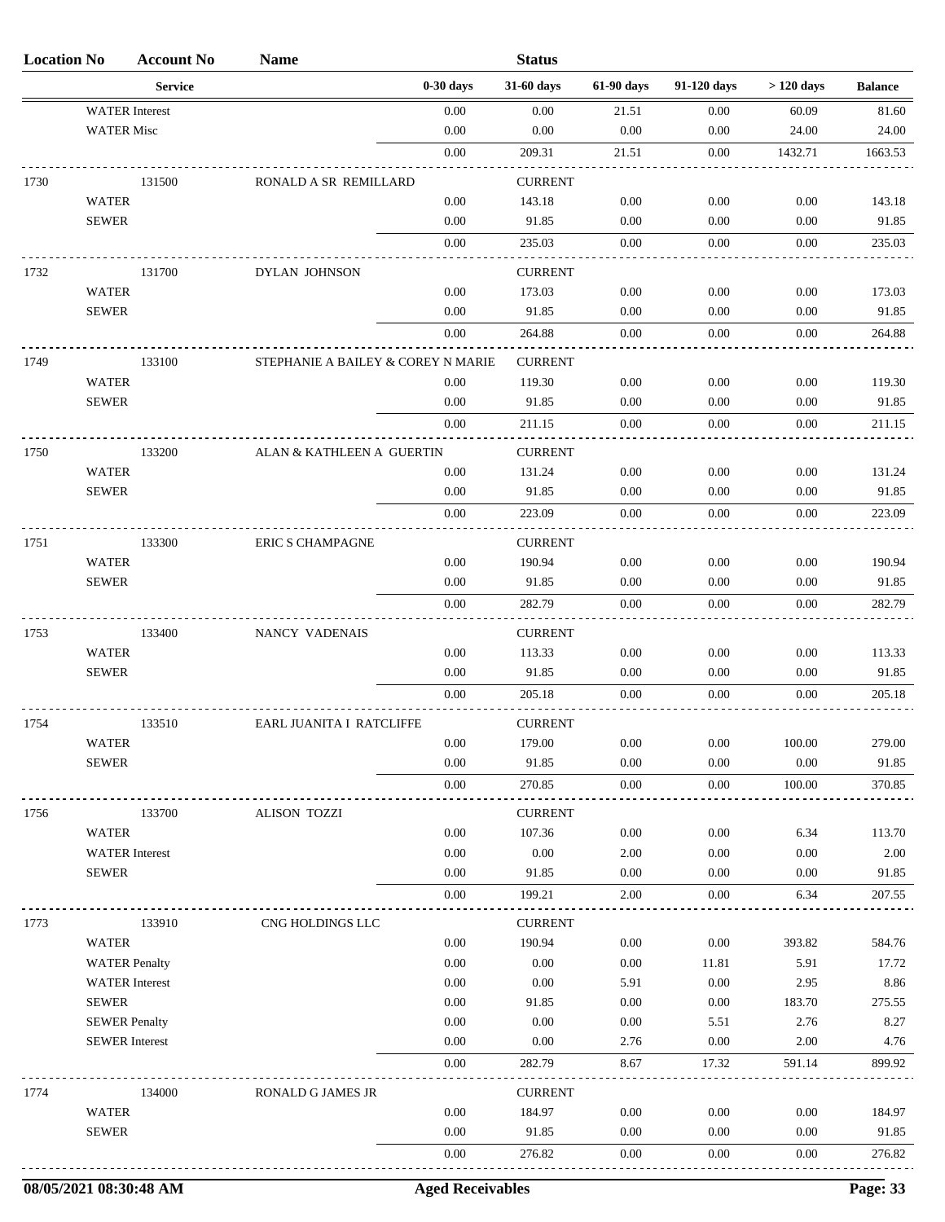| Location No | Account No | Name | | Status | | | | |
|---|---|---|---|---|---|---|---|---|
| | Service | | 0-30 days | 31-60 days | 61-90 days | 91-120 days | > 120 days | Balance |
| | WATER Interest | | 0.00 | 0.00 | 21.51 | 0.00 | 60.09 | 81.60 |
| | WATER Misc | | 0.00 | 0.00 | 0.00 | 0.00 | 24.00 | 24.00 |
| | | | 0.00 | 209.31 | 21.51 | 0.00 | 1432.71 | 1663.53 |
| 1730 | 131500 | RONALD A SR REMILLARD | | CURRENT | | | | |
| | WATER | | 0.00 | 143.18 | 0.00 | 0.00 | 0.00 | 143.18 |
| | SEWER | | 0.00 | 91.85 | 0.00 | 0.00 | 0.00 | 91.85 |
| | | | 0.00 | 235.03 | 0.00 | 0.00 | 0.00 | 235.03 |
| 1732 | 131700 | DYLAN JOHNSON | | CURRENT | | | | |
| | WATER | | 0.00 | 173.03 | 0.00 | 0.00 | 0.00 | 173.03 |
| | SEWER | | 0.00 | 91.85 | 0.00 | 0.00 | 0.00 | 91.85 |
| | | | 0.00 | 264.88 | 0.00 | 0.00 | 0.00 | 264.88 |
| 1749 | 133100 | STEPHANIE A BAILEY & COREY N MARIE | | CURRENT | | | | |
| | WATER | | 0.00 | 119.30 | 0.00 | 0.00 | 0.00 | 119.30 |
| | SEWER | | 0.00 | 91.85 | 0.00 | 0.00 | 0.00 | 91.85 |
| | | | 0.00 | 211.15 | 0.00 | 0.00 | 0.00 | 211.15 |
| 1750 | 133200 | ALAN & KATHLEEN A GUERTIN | | CURRENT | | | | |
| | WATER | | 0.00 | 131.24 | 0.00 | 0.00 | 0.00 | 131.24 |
| | SEWER | | 0.00 | 91.85 | 0.00 | 0.00 | 0.00 | 91.85 |
| | | | 0.00 | 223.09 | 0.00 | 0.00 | 0.00 | 223.09 |
| 1751 | 133300 | ERIC S CHAMPAGNE | | CURRENT | | | | |
| | WATER | | 0.00 | 190.94 | 0.00 | 0.00 | 0.00 | 190.94 |
| | SEWER | | 0.00 | 91.85 | 0.00 | 0.00 | 0.00 | 91.85 |
| | | | 0.00 | 282.79 | 0.00 | 0.00 | 0.00 | 282.79 |
| 1753 | 133400 | NANCY VADENAIS | | CURRENT | | | | |
| | WATER | | 0.00 | 113.33 | 0.00 | 0.00 | 0.00 | 113.33 |
| | SEWER | | 0.00 | 91.85 | 0.00 | 0.00 | 0.00 | 91.85 |
| | | | 0.00 | 205.18 | 0.00 | 0.00 | 0.00 | 205.18 |
| 1754 | 133510 | EARL JUANITA I RATCLIFFE | | CURRENT | | | | |
| | WATER | | 0.00 | 179.00 | 0.00 | 0.00 | 100.00 | 279.00 |
| | SEWER | | 0.00 | 91.85 | 0.00 | 0.00 | 0.00 | 91.85 |
| | | | 0.00 | 270.85 | 0.00 | 0.00 | 100.00 | 370.85 |
| 1756 | 133700 | ALISON TOZZI | | CURRENT | | | | |
| | WATER | | 0.00 | 107.36 | 0.00 | 0.00 | 6.34 | 113.70 |
| | WATER Interest | | 0.00 | 0.00 | 2.00 | 0.00 | 0.00 | 2.00 |
| | SEWER | | 0.00 | 91.85 | 0.00 | 0.00 | 0.00 | 91.85 |
| | | | 0.00 | 199.21 | 2.00 | 0.00 | 6.34 | 207.55 |
| 1773 | 133910 | CNG HOLDINGS LLC | | CURRENT | | | | |
| | WATER | | 0.00 | 190.94 | 0.00 | 0.00 | 393.82 | 584.76 |
| | WATER Penalty | | 0.00 | 0.00 | 0.00 | 11.81 | 5.91 | 17.72 |
| | WATER Interest | | 0.00 | 0.00 | 5.91 | 0.00 | 2.95 | 8.86 |
| | SEWER | | 0.00 | 91.85 | 0.00 | 0.00 | 183.70 | 275.55 |
| | SEWER Penalty | | 0.00 | 0.00 | 0.00 | 5.51 | 2.76 | 8.27 |
| | SEWER Interest | | 0.00 | 0.00 | 2.76 | 0.00 | 2.00 | 4.76 |
| | | | 0.00 | 282.79 | 8.67 | 17.32 | 591.14 | 899.92 |
| 1774 | 134000 | RONALD G JAMES JR | | CURRENT | | | | |
| | WATER | | 0.00 | 184.97 | 0.00 | 0.00 | 0.00 | 184.97 |
| | SEWER | | 0.00 | 91.85 | 0.00 | 0.00 | 0.00 | 91.85 |
| | | | 0.00 | 276.82 | 0.00 | 0.00 | 0.00 | 276.82 |

08/05/2021 08:30:48 AM — Aged Receivables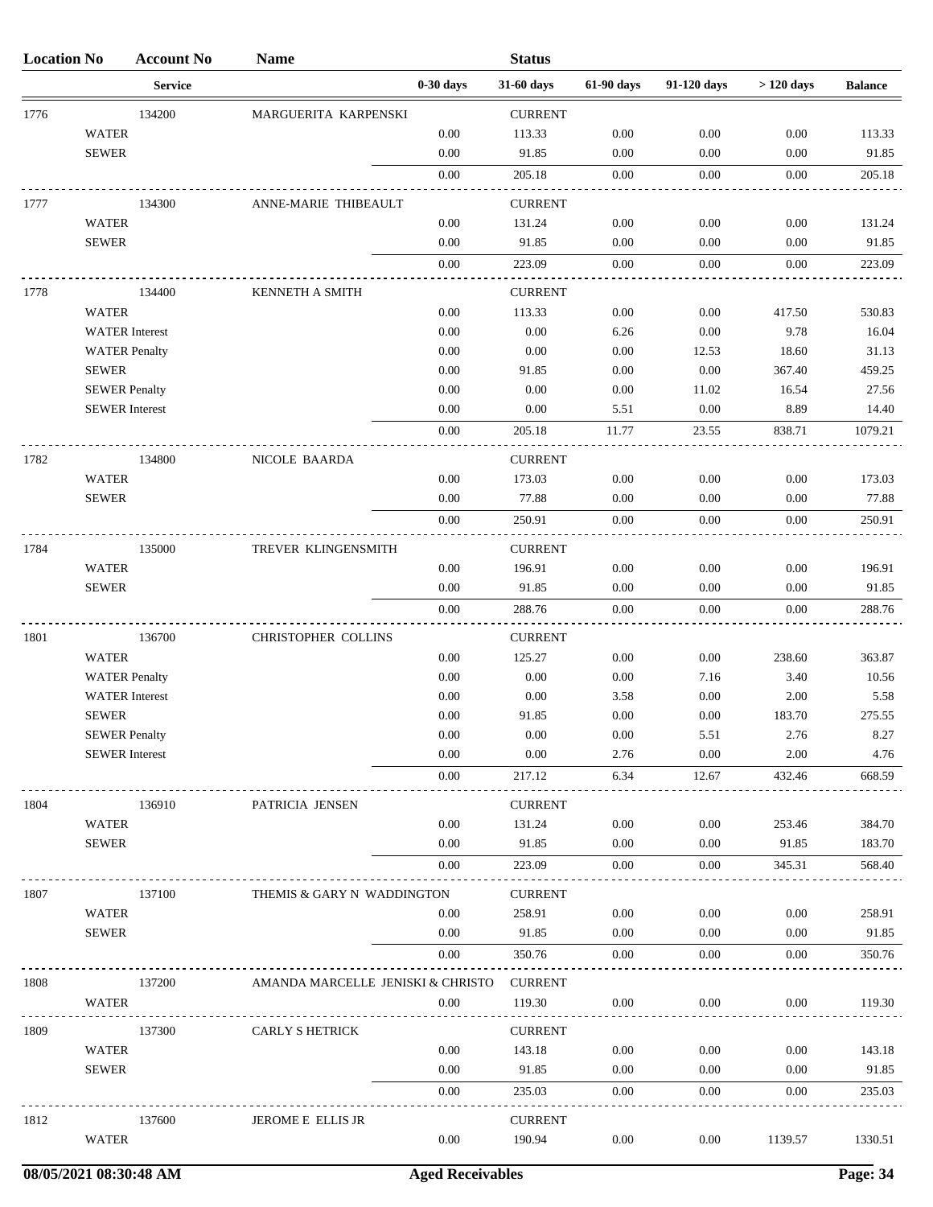| Location No | Account No | Name | | Status | | | | |
|---|---|---|---|---|---|---|---|---|
| | Service | | 0-30 days | 31-60 days | 61-90 days | 91-120 days | > 120 days | Balance |
| 1776 | 134200 | MARGUERITA KARPENSKI | | CURRENT | | | | |
| WATER | | | 0.00 | 113.33 | 0.00 | 0.00 | 0.00 | 113.33 |
| SEWER | | | 0.00 | 91.85 | 0.00 | 0.00 | 0.00 | 91.85 |
| | | | 0.00 | 205.18 | 0.00 | 0.00 | 0.00 | 205.18 |
| 1777 | 134300 | ANNE-MARIE THIBEAULT | | CURRENT | | | | |
| WATER | | | 0.00 | 131.24 | 0.00 | 0.00 | 0.00 | 131.24 |
| SEWER | | | 0.00 | 91.85 | 0.00 | 0.00 | 0.00 | 91.85 |
| | | | 0.00 | 223.09 | 0.00 | 0.00 | 0.00 | 223.09 |
| 1778 | 134400 | KENNETH A SMITH | | CURRENT | | | | |
| WATER | | | 0.00 | 113.33 | 0.00 | 0.00 | 417.50 | 530.83 |
| WATER Interest | | | 0.00 | 0.00 | 6.26 | 0.00 | 9.78 | 16.04 |
| WATER Penalty | | | 0.00 | 0.00 | 0.00 | 12.53 | 18.60 | 31.13 |
| SEWER | | | 0.00 | 91.85 | 0.00 | 0.00 | 367.40 | 459.25 |
| SEWER Penalty | | | 0.00 | 0.00 | 0.00 | 11.02 | 16.54 | 27.56 |
| SEWER Interest | | | 0.00 | 0.00 | 5.51 | 0.00 | 8.89 | 14.40 |
| | | | 0.00 | 205.18 | 11.77 | 23.55 | 838.71 | 1079.21 |
| 1782 | 134800 | NICOLE BAARDA | | CURRENT | | | | |
| WATER | | | 0.00 | 173.03 | 0.00 | 0.00 | 0.00 | 173.03 |
| SEWER | | | 0.00 | 77.88 | 0.00 | 0.00 | 0.00 | 77.88 |
| | | | 0.00 | 250.91 | 0.00 | 0.00 | 0.00 | 250.91 |
| 1784 | 135000 | TREVER KLINGENSMITH | | CURRENT | | | | |
| WATER | | | 0.00 | 196.91 | 0.00 | 0.00 | 0.00 | 196.91 |
| SEWER | | | 0.00 | 91.85 | 0.00 | 0.00 | 0.00 | 91.85 |
| | | | 0.00 | 288.76 | 0.00 | 0.00 | 0.00 | 288.76 |
| 1801 | 136700 | CHRISTOPHER COLLINS | | CURRENT | | | | |
| WATER | | | 0.00 | 125.27 | 0.00 | 0.00 | 238.60 | 363.87 |
| WATER Penalty | | | 0.00 | 0.00 | 0.00 | 7.16 | 3.40 | 10.56 |
| WATER Interest | | | 0.00 | 0.00 | 3.58 | 0.00 | 2.00 | 5.58 |
| SEWER | | | 0.00 | 91.85 | 0.00 | 0.00 | 183.70 | 275.55 |
| SEWER Penalty | | | 0.00 | 0.00 | 0.00 | 5.51 | 2.76 | 8.27 |
| SEWER Interest | | | 0.00 | 0.00 | 2.76 | 0.00 | 2.00 | 4.76 |
| | | | 0.00 | 217.12 | 6.34 | 12.67 | 432.46 | 668.59 |
| 1804 | 136910 | PATRICIA JENSEN | | CURRENT | | | | |
| WATER | | | 0.00 | 131.24 | 0.00 | 0.00 | 253.46 | 384.70 |
| SEWER | | | 0.00 | 91.85 | 0.00 | 0.00 | 91.85 | 183.70 |
| | | | 0.00 | 223.09 | 0.00 | 0.00 | 345.31 | 568.40 |
| 1807 | 137100 | THEMIS & GARY N WADDINGTON | | CURRENT | | | | |
| WATER | | | 0.00 | 258.91 | 0.00 | 0.00 | 0.00 | 258.91 |
| SEWER | | | 0.00 | 91.85 | 0.00 | 0.00 | 0.00 | 91.85 |
| | | | 0.00 | 350.76 | 0.00 | 0.00 | 0.00 | 350.76 |
| 1808 | 137200 | AMANDA MARCELLE JENISKI & CHRISTO | | CURRENT | | | | |
| WATER | | | 0.00 | 119.30 | 0.00 | 0.00 | 0.00 | 119.30 |
| 1809 | 137300 | CARLY S HETRICK | | CURRENT | | | | |
| WATER | | | 0.00 | 143.18 | 0.00 | 0.00 | 0.00 | 143.18 |
| SEWER | | | 0.00 | 91.85 | 0.00 | 0.00 | 0.00 | 91.85 |
| | | | 0.00 | 235.03 | 0.00 | 0.00 | 0.00 | 235.03 |
| 1812 | 137600 | JEROME E ELLIS JR | | CURRENT | | | | |
| WATER | | | 0.00 | 190.94 | 0.00 | 0.00 | 1139.57 | 1330.51 |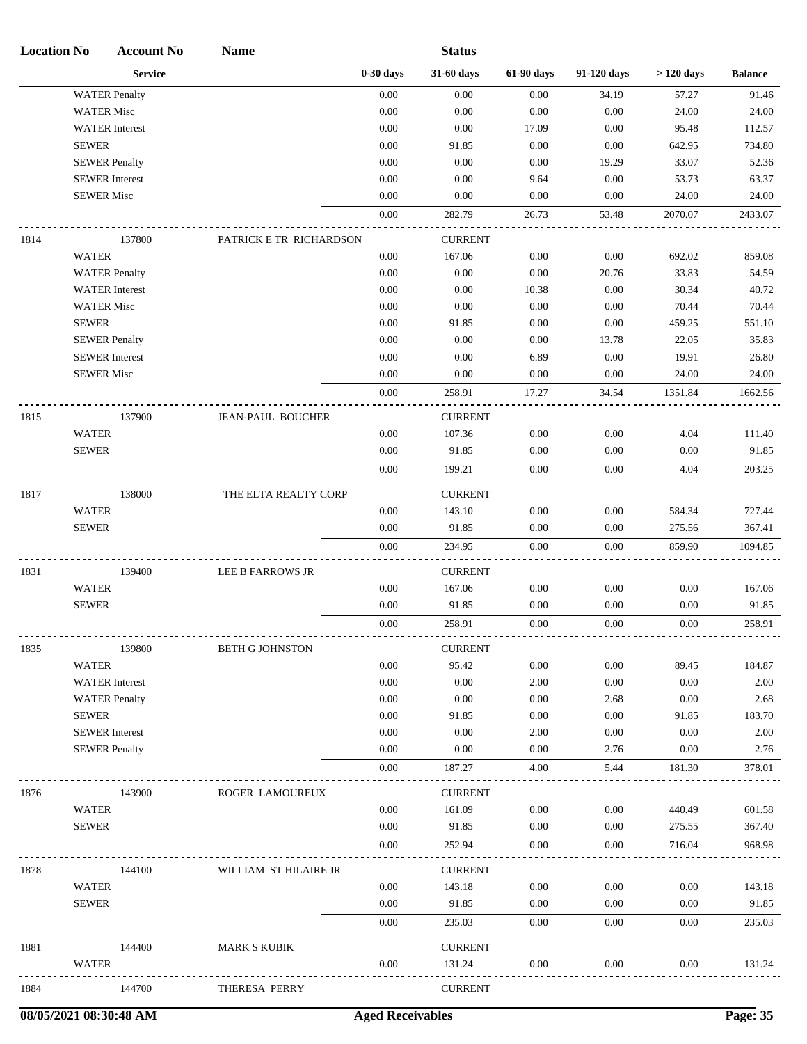| Location No | Account No | Name | | Status | | | | |
|---|---|---|---|---|---|---|---|---|
| | Service | | 0-30 days | 31-60 days | 61-90 days | 91-120 days | > 120 days | Balance |
| | WATER Penalty | | 0.00 | 0.00 | 0.00 | 34.19 | 57.27 | 91.46 |
| | WATER Misc | | 0.00 | 0.00 | 0.00 | 0.00 | 24.00 | 24.00 |
| | WATER Interest | | 0.00 | 0.00 | 17.09 | 0.00 | 95.48 | 112.57 |
| | SEWER | | 0.00 | 91.85 | 0.00 | 0.00 | 642.95 | 734.80 |
| | SEWER Penalty | | 0.00 | 0.00 | 0.00 | 19.29 | 33.07 | 52.36 |
| | SEWER Interest | | 0.00 | 0.00 | 9.64 | 0.00 | 53.73 | 63.37 |
| | SEWER Misc | | 0.00 | 0.00 | 0.00 | 0.00 | 24.00 | 24.00 |
| | | | 0.00 | 282.79 | 26.73 | 53.48 | 2070.07 | 2433.07 |
| 1814 | 137800 | PATRICK E TR RICHARDSON | | CURRENT | | | | |
| | WATER | | 0.00 | 167.06 | 0.00 | 0.00 | 692.02 | 859.08 |
| | WATER Penalty | | 0.00 | 0.00 | 0.00 | 20.76 | 33.83 | 54.59 |
| | WATER Interest | | 0.00 | 0.00 | 10.38 | 0.00 | 30.34 | 40.72 |
| | WATER Misc | | 0.00 | 0.00 | 0.00 | 0.00 | 70.44 | 70.44 |
| | SEWER | | 0.00 | 91.85 | 0.00 | 0.00 | 459.25 | 551.10 |
| | SEWER Penalty | | 0.00 | 0.00 | 0.00 | 13.78 | 22.05 | 35.83 |
| | SEWER Interest | | 0.00 | 0.00 | 6.89 | 0.00 | 19.91 | 26.80 |
| | SEWER Misc | | 0.00 | 0.00 | 0.00 | 0.00 | 24.00 | 24.00 |
| | | | 0.00 | 258.91 | 17.27 | 34.54 | 1351.84 | 1662.56 |
| 1815 | 137900 | JEAN-PAUL BOUCHER | | CURRENT | | | | |
| | WATER | | 0.00 | 107.36 | 0.00 | 0.00 | 4.04 | 111.40 |
| | SEWER | | 0.00 | 91.85 | 0.00 | 0.00 | 0.00 | 91.85 |
| | | | 0.00 | 199.21 | 0.00 | 0.00 | 4.04 | 203.25 |
| 1817 | 138000 | THE ELTA REALTY CORP | | CURRENT | | | | |
| | WATER | | 0.00 | 143.10 | 0.00 | 0.00 | 584.34 | 727.44 |
| | SEWER | | 0.00 | 91.85 | 0.00 | 0.00 | 275.56 | 367.41 |
| | | | 0.00 | 234.95 | 0.00 | 0.00 | 859.90 | 1094.85 |
| 1831 | 139400 | LEE B FARROWS JR | | CURRENT | | | | |
| | WATER | | 0.00 | 167.06 | 0.00 | 0.00 | 0.00 | 167.06 |
| | SEWER | | 0.00 | 91.85 | 0.00 | 0.00 | 0.00 | 91.85 |
| | | | 0.00 | 258.91 | 0.00 | 0.00 | 0.00 | 258.91 |
| 1835 | 139800 | BETH G JOHNSTON | | CURRENT | | | | |
| | WATER | | 0.00 | 95.42 | 0.00 | 0.00 | 89.45 | 184.87 |
| | WATER Interest | | 0.00 | 0.00 | 2.00 | 0.00 | 0.00 | 2.00 |
| | WATER Penalty | | 0.00 | 0.00 | 0.00 | 2.68 | 0.00 | 2.68 |
| | SEWER | | 0.00 | 91.85 | 0.00 | 0.00 | 91.85 | 183.70 |
| | SEWER Interest | | 0.00 | 0.00 | 2.00 | 0.00 | 0.00 | 2.00 |
| | SEWER Penalty | | 0.00 | 0.00 | 0.00 | 2.76 | 0.00 | 2.76 |
| | | | 0.00 | 187.27 | 4.00 | 5.44 | 181.30 | 378.01 |
| 1876 | 143900 | ROGER LAMOUREUX | | CURRENT | | | | |
| | WATER | | 0.00 | 161.09 | 0.00 | 0.00 | 440.49 | 601.58 |
| | SEWER | | 0.00 | 91.85 | 0.00 | 0.00 | 275.55 | 367.40 |
| | | | 0.00 | 252.94 | 0.00 | 0.00 | 716.04 | 968.98 |
| 1878 | 144100 | WILLIAM ST HILAIRE JR | | CURRENT | | | | |
| | WATER | | 0.00 | 143.18 | 0.00 | 0.00 | 0.00 | 143.18 |
| | SEWER | | 0.00 | 91.85 | 0.00 | 0.00 | 0.00 | 91.85 |
| | | | 0.00 | 235.03 | 0.00 | 0.00 | 0.00 | 235.03 |
| 1881 | 144400 | MARK S KUBIK | | CURRENT | | | | |
| | WATER | | 0.00 | 131.24 | 0.00 | 0.00 | 0.00 | 131.24 |
| 1884 | 144700 | THERESA PERRY | | CURRENT | | | | |

08/05/2021 08:30:48 AM Aged Receivables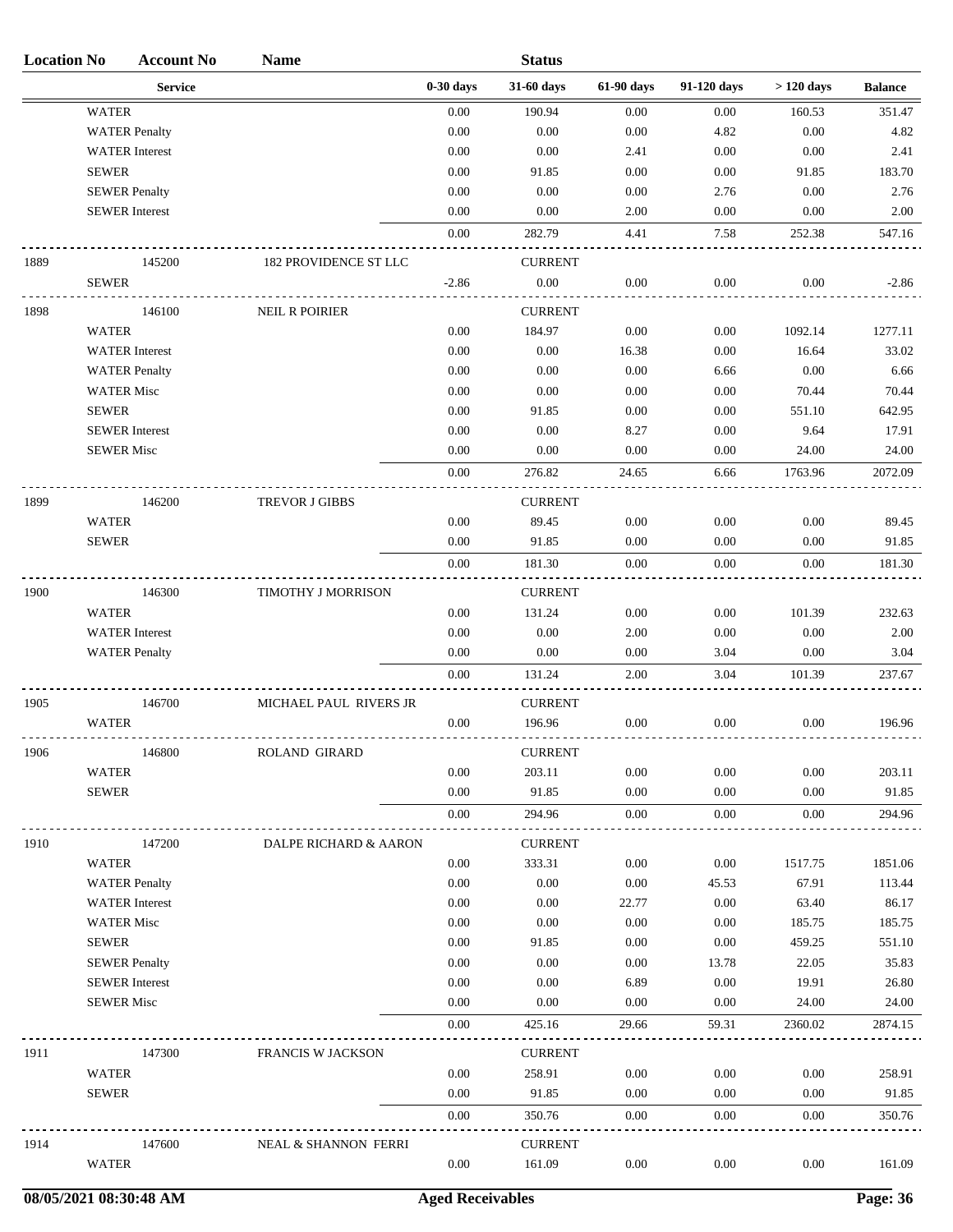| Location No | Account No | Name | | Status | | | | |
|---|---|---|---|---|---|---|---|---|
| | Service | | 0-30 days | 31-60 days | 61-90 days | 91-120 days | > 120 days | Balance |
| | WATER | | 0.00 | 190.94 | 0.00 | 0.00 | 160.53 | 351.47 |
| | WATER Penalty | | 0.00 | 0.00 | 0.00 | 4.82 | 0.00 | 4.82 |
| | WATER Interest | | 0.00 | 0.00 | 2.41 | 0.00 | 0.00 | 2.41 |
| | SEWER | | 0.00 | 91.85 | 0.00 | 0.00 | 91.85 | 183.70 |
| | SEWER Penalty | | 0.00 | 0.00 | 0.00 | 2.76 | 0.00 | 2.76 |
| | SEWER Interest | | 0.00 | 0.00 | 2.00 | 0.00 | 0.00 | 2.00 |
| | | | 0.00 | 282.79 | 4.41 | 7.58 | 252.38 | 547.16 |
| 1889 | 145200 | 182 PROVIDENCE ST LLC | | CURRENT | | | | |
| | SEWER | | -2.86 | 0.00 | 0.00 | 0.00 | 0.00 | -2.86 |
| 1898 | 146100 | NEIL R POIRIER | | CURRENT | | | | |
| | WATER | | 0.00 | 184.97 | 0.00 | 0.00 | 1092.14 | 1277.11 |
| | WATER Interest | | 0.00 | 0.00 | 16.38 | 0.00 | 16.64 | 33.02 |
| | WATER Penalty | | 0.00 | 0.00 | 0.00 | 6.66 | 0.00 | 6.66 |
| | WATER Misc | | 0.00 | 0.00 | 0.00 | 0.00 | 70.44 | 70.44 |
| | SEWER | | 0.00 | 91.85 | 0.00 | 0.00 | 551.10 | 642.95 |
| | SEWER Interest | | 0.00 | 0.00 | 8.27 | 0.00 | 9.64 | 17.91 |
| | SEWER Misc | | 0.00 | 0.00 | 0.00 | 0.00 | 24.00 | 24.00 |
| | | | 0.00 | 276.82 | 24.65 | 6.66 | 1763.96 | 2072.09 |
| 1899 | 146200 | TREVOR J GIBBS | | CURRENT | | | | |
| | WATER | | 0.00 | 89.45 | 0.00 | 0.00 | 0.00 | 89.45 |
| | SEWER | | 0.00 | 91.85 | 0.00 | 0.00 | 0.00 | 91.85 |
| | | | 0.00 | 181.30 | 0.00 | 0.00 | 0.00 | 181.30 |
| 1900 | 146300 | TIMOTHY J MORRISON | | CURRENT | | | | |
| | WATER | | 0.00 | 131.24 | 0.00 | 0.00 | 101.39 | 232.63 |
| | WATER Interest | | 0.00 | 0.00 | 2.00 | 0.00 | 0.00 | 2.00 |
| | WATER Penalty | | 0.00 | 0.00 | 0.00 | 3.04 | 0.00 | 3.04 |
| | | | 0.00 | 131.24 | 2.00 | 3.04 | 101.39 | 237.67 |
| 1905 | 146700 | MICHAEL PAUL RIVERS JR | | CURRENT | | | | |
| | WATER | | 0.00 | 196.96 | 0.00 | 0.00 | 0.00 | 196.96 |
| 1906 | 146800 | ROLAND GIRARD | | CURRENT | | | | |
| | WATER | | 0.00 | 203.11 | 0.00 | 0.00 | 0.00 | 203.11 |
| | SEWER | | 0.00 | 91.85 | 0.00 | 0.00 | 0.00 | 91.85 |
| | | | 0.00 | 294.96 | 0.00 | 0.00 | 0.00 | 294.96 |
| 1910 | 147200 | DALPE RICHARD & AARON | | CURRENT | | | | |
| | WATER | | 0.00 | 333.31 | 0.00 | 0.00 | 1517.75 | 1851.06 |
| | WATER Penalty | | 0.00 | 0.00 | 0.00 | 45.53 | 67.91 | 113.44 |
| | WATER Interest | | 0.00 | 0.00 | 22.77 | 0.00 | 63.40 | 86.17 |
| | WATER Misc | | 0.00 | 0.00 | 0.00 | 0.00 | 185.75 | 185.75 |
| | SEWER | | 0.00 | 91.85 | 0.00 | 0.00 | 459.25 | 551.10 |
| | SEWER Penalty | | 0.00 | 0.00 | 0.00 | 13.78 | 22.05 | 35.83 |
| | SEWER Interest | | 0.00 | 0.00 | 6.89 | 0.00 | 19.91 | 26.80 |
| | SEWER Misc | | 0.00 | 0.00 | 0.00 | 0.00 | 24.00 | 24.00 |
| | | | 0.00 | 425.16 | 29.66 | 59.31 | 2360.02 | 2874.15 |
| 1911 | 147300 | FRANCIS W JACKSON | | CURRENT | | | | |
| | WATER | | 0.00 | 258.91 | 0.00 | 0.00 | 0.00 | 258.91 |
| | SEWER | | 0.00 | 91.85 | 0.00 | 0.00 | 0.00 | 91.85 |
| | | | 0.00 | 350.76 | 0.00 | 0.00 | 0.00 | 350.76 |
| 1914 | 147600 | NEAL & SHANNON FERRI | | CURRENT | | | | |
| | WATER | | 0.00 | 161.09 | 0.00 | 0.00 | 0.00 | 161.09 |

08/05/2021 08:30:48 AM — Aged Receivables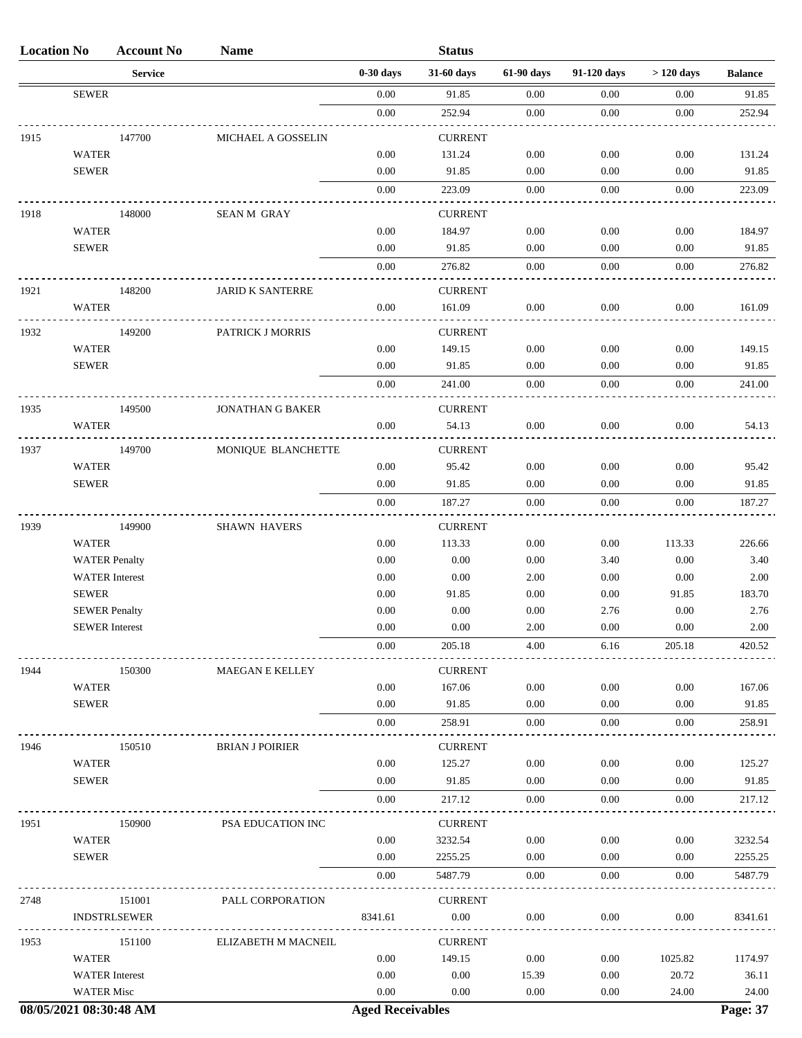| Location No | Account No | Name | | Status | | | | |
|---|---|---|---|---|---|---|---|---|
| | Service | | 0-30 days | 31-60 days | 61-90 days | 91-120 days | > 120 days | Balance |
| | SEWER | | 0.00 | 91.85 | 0.00 | 0.00 | 0.00 | 91.85 |
| | | | 0.00 | 252.94 | 0.00 | 0.00 | 0.00 | 252.94 |
| 1915 | 147700 | MICHAEL A GOSSELIN | | CURRENT | | | | |
| | WATER | | 0.00 | 131.24 | 0.00 | 0.00 | 0.00 | 131.24 |
| | SEWER | | 0.00 | 91.85 | 0.00 | 0.00 | 0.00 | 91.85 |
| | | | 0.00 | 223.09 | 0.00 | 0.00 | 0.00 | 223.09 |
| 1918 | 148000 | SEAN M GRAY | | CURRENT | | | | |
| | WATER | | 0.00 | 184.97 | 0.00 | 0.00 | 0.00 | 184.97 |
| | SEWER | | 0.00 | 91.85 | 0.00 | 0.00 | 0.00 | 91.85 |
| | | | 0.00 | 276.82 | 0.00 | 0.00 | 0.00 | 276.82 |
| 1921 | 148200 | JARID K SANTERRE | | CURRENT | | | | |
| | WATER | | 0.00 | 161.09 | 0.00 | 0.00 | 0.00 | 161.09 |
| 1932 | 149200 | PATRICK J MORRIS | | CURRENT | | | | |
| | WATER | | 0.00 | 149.15 | 0.00 | 0.00 | 0.00 | 149.15 |
| | SEWER | | 0.00 | 91.85 | 0.00 | 0.00 | 0.00 | 91.85 |
| | | | 0.00 | 241.00 | 0.00 | 0.00 | 0.00 | 241.00 |
| 1935 | 149500 | JONATHAN G BAKER | | CURRENT | | | | |
| | WATER | | 0.00 | 54.13 | 0.00 | 0.00 | 0.00 | 54.13 |
| 1937 | 149700 | MONIQUE BLANCHETTE | | CURRENT | | | | |
| | WATER | | 0.00 | 95.42 | 0.00 | 0.00 | 0.00 | 95.42 |
| | SEWER | | 0.00 | 91.85 | 0.00 | 0.00 | 0.00 | 91.85 |
| | | | 0.00 | 187.27 | 0.00 | 0.00 | 0.00 | 187.27 |
| 1939 | 149900 | SHAWN HAVERS | | CURRENT | | | | |
| | WATER | | 0.00 | 113.33 | 0.00 | 0.00 | 113.33 | 226.66 |
| | WATER Penalty | | 0.00 | 0.00 | 0.00 | 3.40 | 0.00 | 3.40 |
| | WATER Interest | | 0.00 | 0.00 | 2.00 | 0.00 | 0.00 | 2.00 |
| | SEWER | | 0.00 | 91.85 | 0.00 | 0.00 | 91.85 | 183.70 |
| | SEWER Penalty | | 0.00 | 0.00 | 0.00 | 2.76 | 0.00 | 2.76 |
| | SEWER Interest | | 0.00 | 0.00 | 2.00 | 0.00 | 0.00 | 2.00 |
| | | | 0.00 | 205.18 | 4.00 | 6.16 | 205.18 | 420.52 |
| 1944 | 150300 | MAEGAN E KELLEY | | CURRENT | | | | |
| | WATER | | 0.00 | 167.06 | 0.00 | 0.00 | 0.00 | 167.06 |
| | SEWER | | 0.00 | 91.85 | 0.00 | 0.00 | 0.00 | 91.85 |
| | | | 0.00 | 258.91 | 0.00 | 0.00 | 0.00 | 258.91 |
| 1946 | 150510 | BRIAN J POIRIER | | CURRENT | | | | |
| | WATER | | 0.00 | 125.27 | 0.00 | 0.00 | 0.00 | 125.27 |
| | SEWER | | 0.00 | 91.85 | 0.00 | 0.00 | 0.00 | 91.85 |
| | | | 0.00 | 217.12 | 0.00 | 0.00 | 0.00 | 217.12 |
| 1951 | 150900 | PSA EDUCATION INC | | CURRENT | | | | |
| | WATER | | 0.00 | 3232.54 | 0.00 | 0.00 | 0.00 | 3232.54 |
| | SEWER | | 0.00 | 2255.25 | 0.00 | 0.00 | 0.00 | 2255.25 |
| | | | 0.00 | 5487.79 | 0.00 | 0.00 | 0.00 | 5487.79 |
| 2748 | 151001 | PALL CORPORATION | | CURRENT | | | | |
| | INDSTRLSEWER | | 8341.61 | 0.00 | 0.00 | 0.00 | 0.00 | 8341.61 |
| 1953 | 151100 | ELIZABETH M MACNEIL | | CURRENT | | | | |
| | WATER | | 0.00 | 149.15 | 0.00 | 0.00 | 1025.82 | 1174.97 |
| | WATER Interest | | 0.00 | 0.00 | 15.39 | 0.00 | 20.72 | 36.11 |
| | WATER Misc | | 0.00 | 0.00 | 0.00 | 0.00 | 24.00 | 24.00 |

08/05/2021 08:30:48 AM — Aged Receivables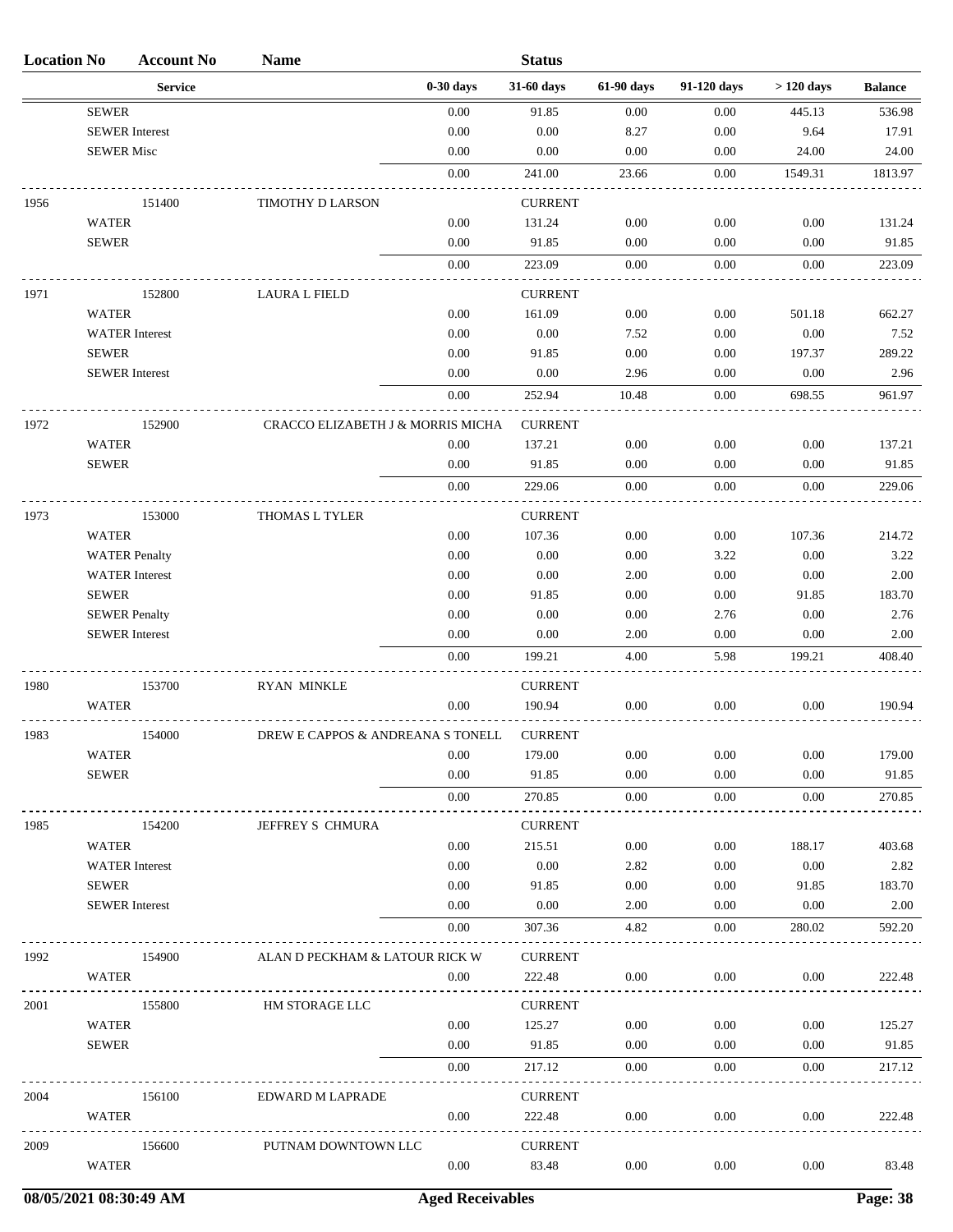| Location No | Account No | Name | | Status | | | | |
|---|---|---|---|---|---|---|---|---|
| | Service | | 0-30 days | 31-60 days | 61-90 days | 91-120 days | > 120 days | Balance |
| | SEWER | | 0.00 | 91.85 | 0.00 | 0.00 | 445.13 | 536.98 |
| | SEWER Interest | | 0.00 | 0.00 | 8.27 | 0.00 | 9.64 | 17.91 |
| | SEWER Misc | | 0.00 | 0.00 | 0.00 | 0.00 | 24.00 | 24.00 |
| | | | 0.00 | 241.00 | 23.66 | 0.00 | 1549.31 | 1813.97 |
| 1956 | 151400 | TIMOTHY D LARSON | | CURRENT | | | | |
| | WATER | | 0.00 | 131.24 | 0.00 | 0.00 | 0.00 | 131.24 |
| | SEWER | | 0.00 | 91.85 | 0.00 | 0.00 | 0.00 | 91.85 |
| | | | 0.00 | 223.09 | 0.00 | 0.00 | 0.00 | 223.09 |
| 1971 | 152800 | LAURA L FIELD | | CURRENT | | | | |
| | WATER | | 0.00 | 161.09 | 0.00 | 0.00 | 501.18 | 662.27 |
| | WATER Interest | | 0.00 | 0.00 | 7.52 | 0.00 | 0.00 | 7.52 |
| | SEWER | | 0.00 | 91.85 | 0.00 | 0.00 | 197.37 | 289.22 |
| | SEWER Interest | | 0.00 | 0.00 | 2.96 | 0.00 | 0.00 | 2.96 |
| | | | 0.00 | 252.94 | 10.48 | 0.00 | 698.55 | 961.97 |
| 1972 | 152900 | CRACCO ELIZABETH J & MORRIS MICHA | | CURRENT | | | | |
| | WATER | | 0.00 | 137.21 | 0.00 | 0.00 | 0.00 | 137.21 |
| | SEWER | | 0.00 | 91.85 | 0.00 | 0.00 | 0.00 | 91.85 |
| | | | 0.00 | 229.06 | 0.00 | 0.00 | 0.00 | 229.06 |
| 1973 | 153000 | THOMAS L TYLER | | CURRENT | | | | |
| | WATER | | 0.00 | 107.36 | 0.00 | 0.00 | 107.36 | 214.72 |
| | WATER Penalty | | 0.00 | 0.00 | 0.00 | 3.22 | 0.00 | 3.22 |
| | WATER Interest | | 0.00 | 0.00 | 2.00 | 0.00 | 0.00 | 2.00 |
| | SEWER | | 0.00 | 91.85 | 0.00 | 0.00 | 91.85 | 183.70 |
| | SEWER Penalty | | 0.00 | 0.00 | 0.00 | 2.76 | 0.00 | 2.76 |
| | SEWER Interest | | 0.00 | 0.00 | 2.00 | 0.00 | 0.00 | 2.00 |
| | | | 0.00 | 199.21 | 4.00 | 5.98 | 199.21 | 408.40 |
| 1980 | 153700 | RYAN MINKLE | | CURRENT | | | | |
| | WATER | | 0.00 | 190.94 | 0.00 | 0.00 | 0.00 | 190.94 |
| 1983 | 154000 | DREW E CAPPOS & ANDREANA S TONELL | | CURRENT | | | | |
| | WATER | | 0.00 | 179.00 | 0.00 | 0.00 | 0.00 | 179.00 |
| | SEWER | | 0.00 | 91.85 | 0.00 | 0.00 | 0.00 | 91.85 |
| | | | 0.00 | 270.85 | 0.00 | 0.00 | 0.00 | 270.85 |
| 1985 | 154200 | JEFFREY S CHMURA | | CURRENT | | | | |
| | WATER | | 0.00 | 215.51 | 0.00 | 0.00 | 188.17 | 403.68 |
| | WATER Interest | | 0.00 | 0.00 | 2.82 | 0.00 | 0.00 | 2.82 |
| | SEWER | | 0.00 | 91.85 | 0.00 | 0.00 | 91.85 | 183.70 |
| | SEWER Interest | | 0.00 | 0.00 | 2.00 | 0.00 | 0.00 | 2.00 |
| | | | 0.00 | 307.36 | 4.82 | 0.00 | 280.02 | 592.20 |
| 1992 | 154900 | ALAN D PECKHAM & LATOUR RICK W | | CURRENT | | | | |
| | WATER | | 0.00 | 222.48 | 0.00 | 0.00 | 0.00 | 222.48 |
| 2001 | 155800 | HM STORAGE LLC | | CURRENT | | | | |
| | WATER | | 0.00 | 125.27 | 0.00 | 0.00 | 0.00 | 125.27 |
| | SEWER | | 0.00 | 91.85 | 0.00 | 0.00 | 0.00 | 91.85 |
| | | | 0.00 | 217.12 | 0.00 | 0.00 | 0.00 | 217.12 |
| 2004 | 156100 | EDWARD M LAPRADE | | CURRENT | | | | |
| | WATER | | 0.00 | 222.48 | 0.00 | 0.00 | 0.00 | 222.48 |
| 2009 | 156600 | PUTNAM DOWNTOWN LLC | | CURRENT | | | | |
| | WATER | | 0.00 | 83.48 | 0.00 | 0.00 | 0.00 | 83.48 |

08/05/2021 08:30:49 AM — Aged Receivables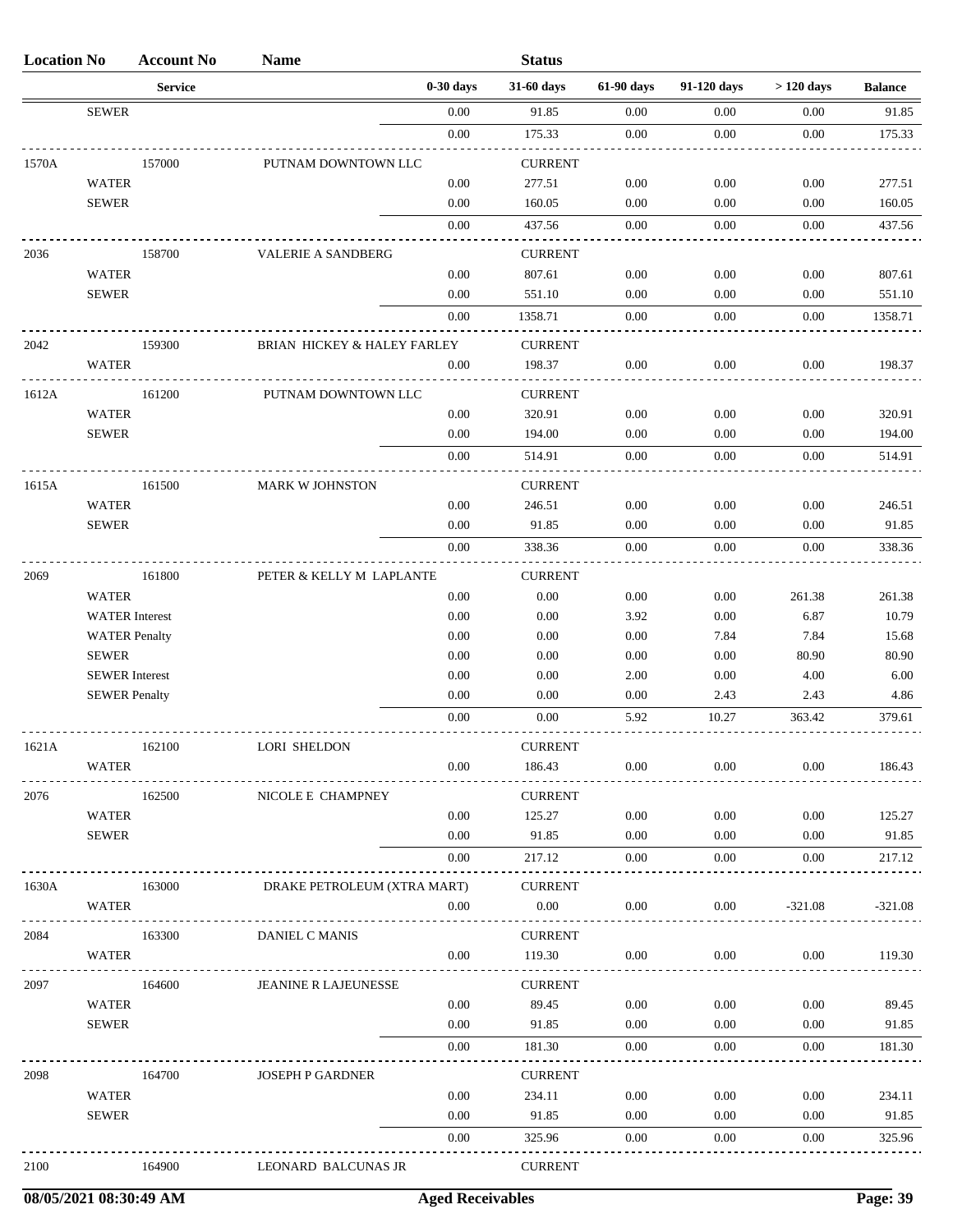| Location No | Account No | Name | | Status | | | | |
|---|---|---|---|---|---|---|---|---|
| | Service | | 0-30 days | 31-60 days | 61-90 days | 91-120 days | > 120 days | Balance |
| SEWER | | | 0.00 | 91.85 | 0.00 | 0.00 | 0.00 | 91.85 |
| | | | 0.00 | 175.33 | 0.00 | 0.00 | 0.00 | 175.33 |
| 1570A | 157000 | PUTNAM DOWNTOWN LLC | | CURRENT | | | | |
| WATER | | | 0.00 | 277.51 | 0.00 | 0.00 | 0.00 | 277.51 |
| SEWER | | | 0.00 | 160.05 | 0.00 | 0.00 | 0.00 | 160.05 |
| | | | 0.00 | 437.56 | 0.00 | 0.00 | 0.00 | 437.56 |
| 2036 | 158700 | VALERIE A SANDBERG | | CURRENT | | | | |
| WATER | | | 0.00 | 807.61 | 0.00 | 0.00 | 0.00 | 807.61 |
| SEWER | | | 0.00 | 551.10 | 0.00 | 0.00 | 0.00 | 551.10 |
| | | | 0.00 | 1358.71 | 0.00 | 0.00 | 0.00 | 1358.71 |
| 2042 | 159300 | BRIAN HICKEY & HALEY FARLEY | | CURRENT | | | | |
| WATER | | | 0.00 | 198.37 | 0.00 | 0.00 | 0.00 | 198.37 |
| 1612A | 161200 | PUTNAM DOWNTOWN LLC | | CURRENT | | | | |
| WATER | | | 0.00 | 320.91 | 0.00 | 0.00 | 0.00 | 320.91 |
| SEWER | | | 0.00 | 194.00 | 0.00 | 0.00 | 0.00 | 194.00 |
| | | | 0.00 | 514.91 | 0.00 | 0.00 | 0.00 | 514.91 |
| 1615A | 161500 | MARK W JOHNSTON | | CURRENT | | | | |
| WATER | | | 0.00 | 246.51 | 0.00 | 0.00 | 0.00 | 246.51 |
| SEWER | | | 0.00 | 91.85 | 0.00 | 0.00 | 0.00 | 91.85 |
| | | | 0.00 | 338.36 | 0.00 | 0.00 | 0.00 | 338.36 |
| 2069 | 161800 | PETER & KELLY M LAPLANTE | | CURRENT | | | | |
| WATER | | | 0.00 | 0.00 | 0.00 | 0.00 | 261.38 | 261.38 |
| WATER Interest | | | 0.00 | 0.00 | 3.92 | 0.00 | 6.87 | 10.79 |
| WATER Penalty | | | 0.00 | 0.00 | 0.00 | 7.84 | 7.84 | 15.68 |
| SEWER | | | 0.00 | 0.00 | 0.00 | 0.00 | 80.90 | 80.90 |
| SEWER Interest | | | 0.00 | 0.00 | 2.00 | 0.00 | 4.00 | 6.00 |
| SEWER Penalty | | | 0.00 | 0.00 | 0.00 | 2.43 | 2.43 | 4.86 |
| | | | 0.00 | 0.00 | 5.92 | 10.27 | 363.42 | 379.61 |
| 1621A | 162100 | LORI SHELDON | | CURRENT | | | | |
| WATER | | | 0.00 | 186.43 | 0.00 | 0.00 | 0.00 | 186.43 |
| 2076 | 162500 | NICOLE E CHAMPNEY | | CURRENT | | | | |
| WATER | | | 0.00 | 125.27 | 0.00 | 0.00 | 0.00 | 125.27 |
| SEWER | | | 0.00 | 91.85 | 0.00 | 0.00 | 0.00 | 91.85 |
| | | | 0.00 | 217.12 | 0.00 | 0.00 | 0.00 | 217.12 |
| 1630A | 163000 | DRAKE PETROLEUM (XTRA MART) | | CURRENT | | | | |
| WATER | | | 0.00 | 0.00 | 0.00 | 0.00 | -321.08 | -321.08 |
| 2084 | 163300 | DANIEL C MANIS | | CURRENT | | | | |
| WATER | | | 0.00 | 119.30 | 0.00 | 0.00 | 0.00 | 119.30 |
| 2097 | 164600 | JEANINE R LAJEUNESSE | | CURRENT | | | | |
| WATER | | | 0.00 | 89.45 | 0.00 | 0.00 | 0.00 | 89.45 |
| SEWER | | | 0.00 | 91.85 | 0.00 | 0.00 | 0.00 | 91.85 |
| | | | 0.00 | 181.30 | 0.00 | 0.00 | 0.00 | 181.30 |
| 2098 | 164700 | JOSEPH P GARDNER | | CURRENT | | | | |
| WATER | | | 0.00 | 234.11 | 0.00 | 0.00 | 0.00 | 234.11 |
| SEWER | | | 0.00 | 91.85 | 0.00 | 0.00 | 0.00 | 91.85 |
| | | | 0.00 | 325.96 | 0.00 | 0.00 | 0.00 | 325.96 |
| 2100 | 164900 | LEONARD BALCUNAS JR | | CURRENT | | | | |

08/05/2021 08:30:49 AM Aged Receivables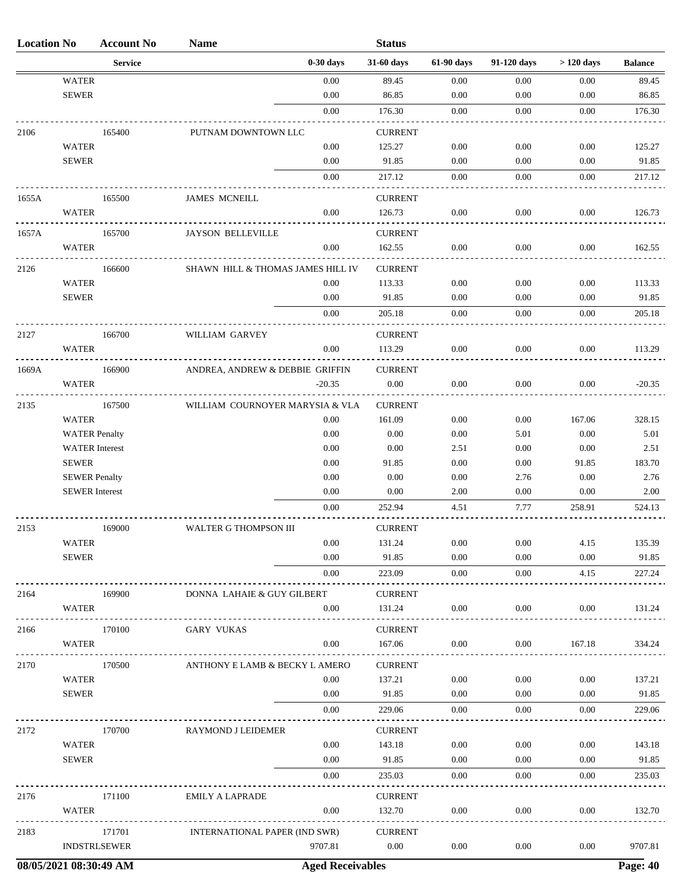| Location No | Account No | Name | | Status | | | | |
|---|---|---|---|---|---|---|---|---|
| | Service | | 0-30 days | 31-60 days | 61-90 days | 91-120 days | > 120 days | Balance |
| | WATER | | 0.00 | 89.45 | 0.00 | 0.00 | 0.00 | 89.45 |
| | SEWER | | 0.00 | 86.85 | 0.00 | 0.00 | 0.00 | 86.85 |
| | | | 0.00 | 176.30 | 0.00 | 0.00 | 0.00 | 176.30 |
| 2106 | 165400 | PUTNAM DOWNTOWN LLC | | CURRENT | | | | |
| | WATER | | 0.00 | 125.27 | 0.00 | 0.00 | 0.00 | 125.27 |
| | SEWER | | 0.00 | 91.85 | 0.00 | 0.00 | 0.00 | 91.85 |
| | | | 0.00 | 217.12 | 0.00 | 0.00 | 0.00 | 217.12 |
| 1655A | 165500 | JAMES MCNEILL | | CURRENT | | | | |
| | WATER | | 0.00 | 126.73 | 0.00 | 0.00 | 0.00 | 126.73 |
| 1657A | 165700 | JAYSON BELLEVILLE | | CURRENT | | | | |
| | WATER | | 0.00 | 162.55 | 0.00 | 0.00 | 0.00 | 162.55 |
| 2126 | 166600 | SHAWN HILL & THOMAS JAMES HILL IV | | CURRENT | | | | |
| | WATER | | 0.00 | 113.33 | 0.00 | 0.00 | 0.00 | 113.33 |
| | SEWER | | 0.00 | 91.85 | 0.00 | 0.00 | 0.00 | 91.85 |
| | | | 0.00 | 205.18 | 0.00 | 0.00 | 0.00 | 205.18 |
| 2127 | 166700 | WILLIAM GARVEY | | CURRENT | | | | |
| | WATER | | 0.00 | 113.29 | 0.00 | 0.00 | 0.00 | 113.29 |
| 1669A | 166900 | ANDREA, ANDREW & DEBBIE GRIFFIN | | CURRENT | | | | |
| | WATER | | -20.35 | 0.00 | 0.00 | 0.00 | 0.00 | -20.35 |
| 2135 | 167500 | WILLIAM COURNOYER MARYSIA & VLA | | CURRENT | | | | |
| | WATER | | 0.00 | 161.09 | 0.00 | 0.00 | 167.06 | 328.15 |
| | WATER Penalty | | 0.00 | 0.00 | 0.00 | 5.01 | 0.00 | 5.01 |
| | WATER Interest | | 0.00 | 0.00 | 2.51 | 0.00 | 0.00 | 2.51 |
| | SEWER | | 0.00 | 91.85 | 0.00 | 0.00 | 91.85 | 183.70 |
| | SEWER Penalty | | 0.00 | 0.00 | 0.00 | 2.76 | 0.00 | 2.76 |
| | SEWER Interest | | 0.00 | 0.00 | 2.00 | 0.00 | 0.00 | 2.00 |
| | | | 0.00 | 252.94 | 4.51 | 7.77 | 258.91 | 524.13 |
| 2153 | 169000 | WALTER G THOMPSON III | | CURRENT | | | | |
| | WATER | | 0.00 | 131.24 | 0.00 | 0.00 | 4.15 | 135.39 |
| | SEWER | | 0.00 | 91.85 | 0.00 | 0.00 | 0.00 | 91.85 |
| | | | 0.00 | 223.09 | 0.00 | 0.00 | 4.15 | 227.24 |
| 2164 | 169900 | DONNA LAHAIE & GUY GILBERT | | CURRENT | | | | |
| | WATER | | 0.00 | 131.24 | 0.00 | 0.00 | 0.00 | 131.24 |
| 2166 | 170100 | GARY VUKAS | | CURRENT | | | | |
| | WATER | | 0.00 | 167.06 | 0.00 | 0.00 | 167.18 | 334.24 |
| 2170 | 170500 | ANTHONY E LAMB & BECKY L AMERO | | CURRENT | | | | |
| | WATER | | 0.00 | 137.21 | 0.00 | 0.00 | 0.00 | 137.21 |
| | SEWER | | 0.00 | 91.85 | 0.00 | 0.00 | 0.00 | 91.85 |
| | | | 0.00 | 229.06 | 0.00 | 0.00 | 0.00 | 229.06 |
| 2172 | 170700 | RAYMOND J LEIDEMER | | CURRENT | | | | |
| | WATER | | 0.00 | 143.18 | 0.00 | 0.00 | 0.00 | 143.18 |
| | SEWER | | 0.00 | 91.85 | 0.00 | 0.00 | 0.00 | 91.85 |
| | | | 0.00 | 235.03 | 0.00 | 0.00 | 0.00 | 235.03 |
| 2176 | 171100 | EMILY A LAPRADE | | CURRENT | | | | |
| | WATER | | 0.00 | 132.70 | 0.00 | 0.00 | 0.00 | 132.70 |
| 2183 | 171701 | INTERNATIONAL PAPER (IND SWR) | | CURRENT | | | | |
| | INDSTRLSEWER | | 9707.81 | 0.00 | 0.00 | 0.00 | 0.00 | 9707.81 |

08/05/2021 08:30:49 AM — Aged Receivables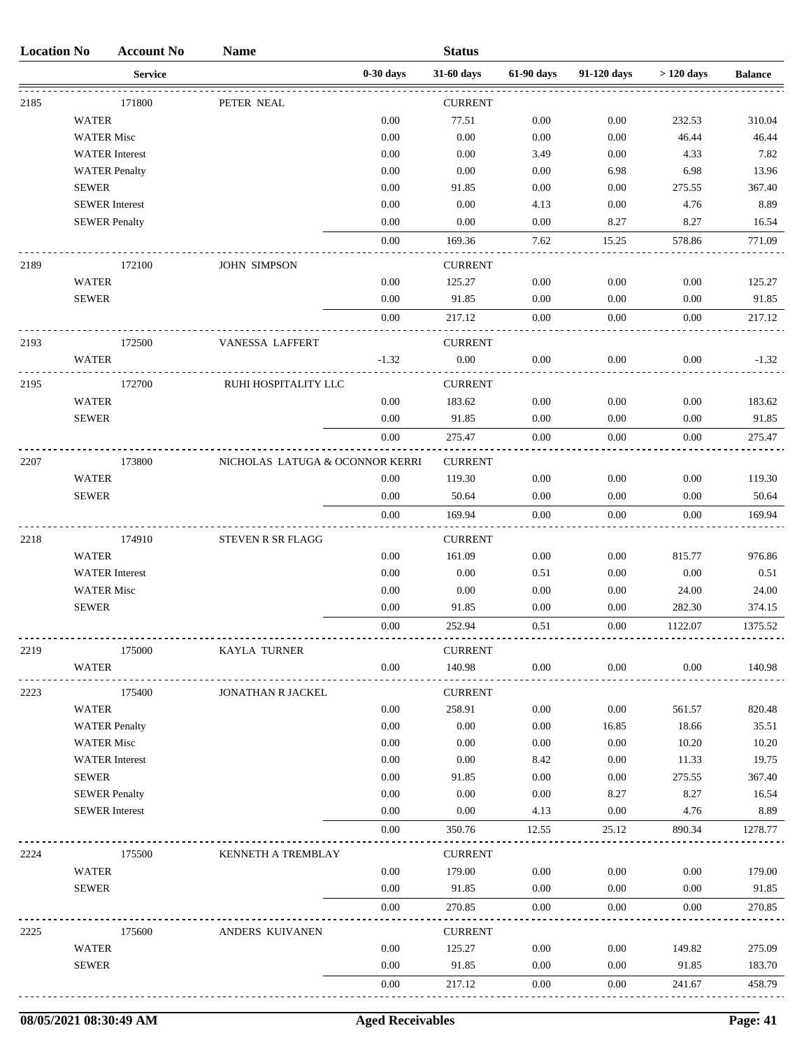| Location No | Account No | Name | | Status | | | | |
|---|---|---|---|---|---|---|---|---|
| | Service | | 0-30 days | 31-60 days | 61-90 days | 91-120 days | > 120 days | Balance |
| 2185 | 171800 | PETER NEAL | | CURRENT | | | | |
| | WATER | | 0.00 | 77.51 | 0.00 | 0.00 | 232.53 | 310.04 |
| | WATER Misc | | 0.00 | 0.00 | 0.00 | 0.00 | 46.44 | 46.44 |
| | WATER Interest | | 0.00 | 0.00 | 3.49 | 0.00 | 4.33 | 7.82 |
| | WATER Penalty | | 0.00 | 0.00 | 0.00 | 6.98 | 6.98 | 13.96 |
| | SEWER | | 0.00 | 91.85 | 0.00 | 0.00 | 275.55 | 367.40 |
| | SEWER Interest | | 0.00 | 0.00 | 4.13 | 0.00 | 4.76 | 8.89 |
| | SEWER Penalty | | 0.00 | 0.00 | 0.00 | 8.27 | 8.27 | 16.54 |
| | | | 0.00 | 169.36 | 7.62 | 15.25 | 578.86 | 771.09 |
| 2189 | 172100 | JOHN SIMPSON | | CURRENT | | | | |
| | WATER | | 0.00 | 125.27 | 0.00 | 0.00 | 0.00 | 125.27 |
| | SEWER | | 0.00 | 91.85 | 0.00 | 0.00 | 0.00 | 91.85 |
| | | | 0.00 | 217.12 | 0.00 | 0.00 | 0.00 | 217.12 |
| 2193 | 172500 | VANESSA LAFFERT | | CURRENT | | | | |
| | WATER | | -1.32 | 0.00 | 0.00 | 0.00 | 0.00 | -1.32 |
| 2195 | 172700 | RUHI HOSPITALITY LLC | | CURRENT | | | | |
| | WATER | | 0.00 | 183.62 | 0.00 | 0.00 | 0.00 | 183.62 |
| | SEWER | | 0.00 | 91.85 | 0.00 | 0.00 | 0.00 | 91.85 |
| | | | 0.00 | 275.47 | 0.00 | 0.00 | 0.00 | 275.47 |
| 2207 | 173800 | NICHOLAS LATUGA & OCONNOR KERRI | | CURRENT | | | | |
| | WATER | | 0.00 | 119.30 | 0.00 | 0.00 | 0.00 | 119.30 |
| | SEWER | | 0.00 | 50.64 | 0.00 | 0.00 | 0.00 | 50.64 |
| | | | 0.00 | 169.94 | 0.00 | 0.00 | 0.00 | 169.94 |
| 2218 | 174910 | STEVEN R SR FLAGG | | CURRENT | | | | |
| | WATER | | 0.00 | 161.09 | 0.00 | 0.00 | 815.77 | 976.86 |
| | WATER Interest | | 0.00 | 0.00 | 0.51 | 0.00 | 0.00 | 0.51 |
| | WATER Misc | | 0.00 | 0.00 | 0.00 | 0.00 | 24.00 | 24.00 |
| | SEWER | | 0.00 | 91.85 | 0.00 | 0.00 | 282.30 | 374.15 |
| | | | 0.00 | 252.94 | 0.51 | 0.00 | 1122.07 | 1375.52 |
| 2219 | 175000 | KAYLA TURNER | | CURRENT | | | | |
| | WATER | | 0.00 | 140.98 | 0.00 | 0.00 | 0.00 | 140.98 |
| 2223 | 175400 | JONATHAN R JACKEL | | CURRENT | | | | |
| | WATER | | 0.00 | 258.91 | 0.00 | 0.00 | 561.57 | 820.48 |
| | WATER Penalty | | 0.00 | 0.00 | 0.00 | 16.85 | 18.66 | 35.51 |
| | WATER Misc | | 0.00 | 0.00 | 0.00 | 0.00 | 10.20 | 10.20 |
| | WATER Interest | | 0.00 | 0.00 | 8.42 | 0.00 | 11.33 | 19.75 |
| | SEWER | | 0.00 | 91.85 | 0.00 | 0.00 | 275.55 | 367.40 |
| | SEWER Penalty | | 0.00 | 0.00 | 0.00 | 8.27 | 8.27 | 16.54 |
| | SEWER Interest | | 0.00 | 0.00 | 4.13 | 0.00 | 4.76 | 8.89 |
| | | | 0.00 | 350.76 | 12.55 | 25.12 | 890.34 | 1278.77 |
| 2224 | 175500 | KENNETH A TREMBLAY | | CURRENT | | | | |
| | WATER | | 0.00 | 179.00 | 0.00 | 0.00 | 0.00 | 179.00 |
| | SEWER | | 0.00 | 91.85 | 0.00 | 0.00 | 0.00 | 91.85 |
| | | | 0.00 | 270.85 | 0.00 | 0.00 | 0.00 | 270.85 |
| 2225 | 175600 | ANDERS KUIVANEN | | CURRENT | | | | |
| | WATER | | 0.00 | 125.27 | 0.00 | 0.00 | 149.82 | 275.09 |
| | SEWER | | 0.00 | 91.85 | 0.00 | 0.00 | 91.85 | 183.70 |
| | | | 0.00 | 217.12 | 0.00 | 0.00 | 241.67 | 458.79 |

08/05/2021 08:30:49 AM Aged Receivables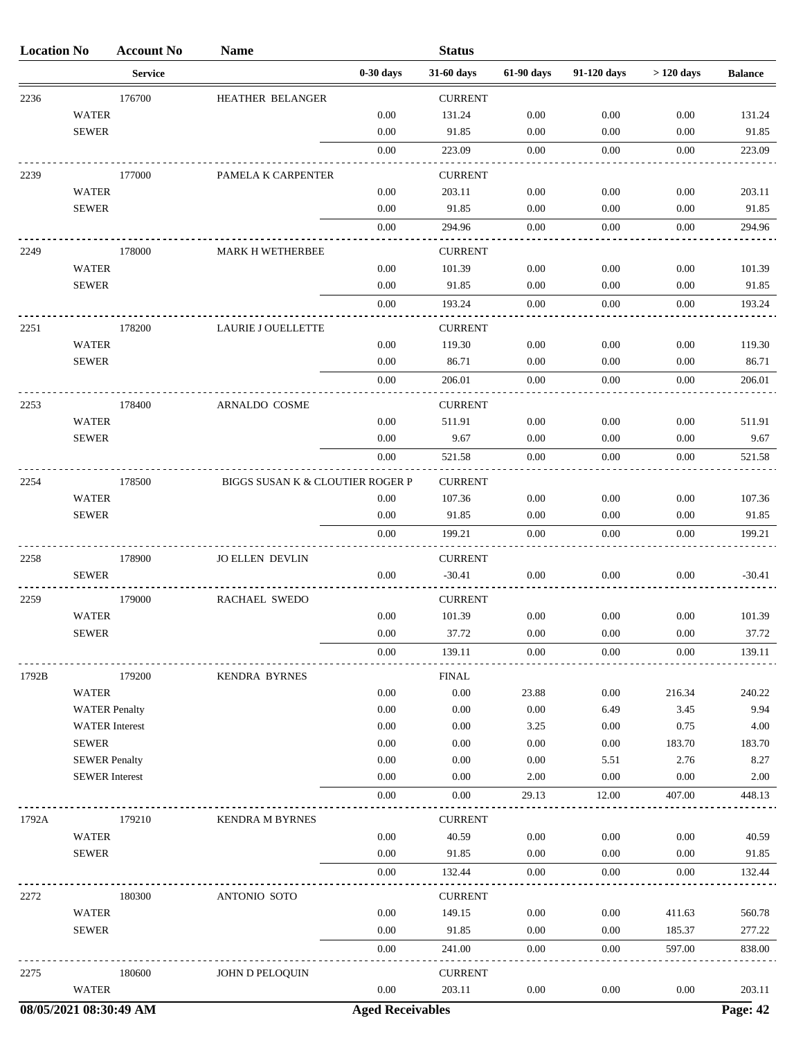| Location No | Account No | Name | | Status | | | | |
|---|---|---|---|---|---|---|---|---|
| | Service | | 0-30 days | 31-60 days | 61-90 days | 91-120 days | > 120 days | Balance |
| 2236 | 176700 | HEATHER BELANGER | | CURRENT | | | | |
| | WATER | | 0.00 | 131.24 | 0.00 | 0.00 | 0.00 | 131.24 |
| | SEWER | | 0.00 | 91.85 | 0.00 | 0.00 | 0.00 | 91.85 |
| | | | 0.00 | 223.09 | 0.00 | 0.00 | 0.00 | 223.09 |
| 2239 | 177000 | PAMELA K CARPENTER | | CURRENT | | | | |
| | WATER | | 0.00 | 203.11 | 0.00 | 0.00 | 0.00 | 203.11 |
| | SEWER | | 0.00 | 91.85 | 0.00 | 0.00 | 0.00 | 91.85 |
| | | | 0.00 | 294.96 | 0.00 | 0.00 | 0.00 | 294.96 |
| 2249 | 178000 | MARK H WETHERBEE | | CURRENT | | | | |
| | WATER | | 0.00 | 101.39 | 0.00 | 0.00 | 0.00 | 101.39 |
| | SEWER | | 0.00 | 91.85 | 0.00 | 0.00 | 0.00 | 91.85 |
| | | | 0.00 | 193.24 | 0.00 | 0.00 | 0.00 | 193.24 |
| 2251 | 178200 | LAURIE J OUELLETTE | | CURRENT | | | | |
| | WATER | | 0.00 | 119.30 | 0.00 | 0.00 | 0.00 | 119.30 |
| | SEWER | | 0.00 | 86.71 | 0.00 | 0.00 | 0.00 | 86.71 |
| | | | 0.00 | 206.01 | 0.00 | 0.00 | 0.00 | 206.01 |
| 2253 | 178400 | ARNALDO COSME | | CURRENT | | | | |
| | WATER | | 0.00 | 511.91 | 0.00 | 0.00 | 0.00 | 511.91 |
| | SEWER | | 0.00 | 9.67 | 0.00 | 0.00 | 0.00 | 9.67 |
| | | | 0.00 | 521.58 | 0.00 | 0.00 | 0.00 | 521.58 |
| 2254 | 178500 | BIGGS SUSAN K & CLOUTIER ROGER P | | CURRENT | | | | |
| | WATER | | 0.00 | 107.36 | 0.00 | 0.00 | 0.00 | 107.36 |
| | SEWER | | 0.00 | 91.85 | 0.00 | 0.00 | 0.00 | 91.85 |
| | | | 0.00 | 199.21 | 0.00 | 0.00 | 0.00 | 199.21 |
| 2258 | 178900 | JO ELLEN DEVLIN | | CURRENT | | | | |
| | SEWER | | 0.00 | -30.41 | 0.00 | 0.00 | 0.00 | -30.41 |
| 2259 | 179000 | RACHAEL SWEDO | | CURRENT | | | | |
| | WATER | | 0.00 | 101.39 | 0.00 | 0.00 | 0.00 | 101.39 |
| | SEWER | | 0.00 | 37.72 | 0.00 | 0.00 | 0.00 | 37.72 |
| | | | 0.00 | 139.11 | 0.00 | 0.00 | 0.00 | 139.11 |
| 1792B | 179200 | KENDRA BYRNES | | FINAL | | | | |
| | WATER | | 0.00 | 0.00 | 23.88 | 0.00 | 216.34 | 240.22 |
| | WATER Penalty | | 0.00 | 0.00 | 0.00 | 6.49 | 3.45 | 9.94 |
| | WATER Interest | | 0.00 | 0.00 | 3.25 | 0.00 | 0.75 | 4.00 |
| | SEWER | | 0.00 | 0.00 | 0.00 | 0.00 | 183.70 | 183.70 |
| | SEWER Penalty | | 0.00 | 0.00 | 0.00 | 5.51 | 2.76 | 8.27 |
| | SEWER Interest | | 0.00 | 0.00 | 2.00 | 0.00 | 0.00 | 2.00 |
| | | | 0.00 | 0.00 | 29.13 | 12.00 | 407.00 | 448.13 |
| 1792A | 179210 | KENDRA M BYRNES | | CURRENT | | | | |
| | WATER | | 0.00 | 40.59 | 0.00 | 0.00 | 0.00 | 40.59 |
| | SEWER | | 0.00 | 91.85 | 0.00 | 0.00 | 0.00 | 91.85 |
| | | | 0.00 | 132.44 | 0.00 | 0.00 | 0.00 | 132.44 |
| 2272 | 180300 | ANTONIO SOTO | | CURRENT | | | | |
| | WATER | | 0.00 | 149.15 | 0.00 | 0.00 | 411.63 | 560.78 |
| | SEWER | | 0.00 | 91.85 | 0.00 | 0.00 | 185.37 | 277.22 |
| | | | 0.00 | 241.00 | 0.00 | 0.00 | 597.00 | 838.00 |
| 2275 | 180600 | JOHN D PELOQUIN | | CURRENT | | | | |
| | WATER | | 0.00 | 203.11 | 0.00 | 0.00 | 0.00 | 203.11 |

08/05/2021 08:30:49 AM — Aged Receivables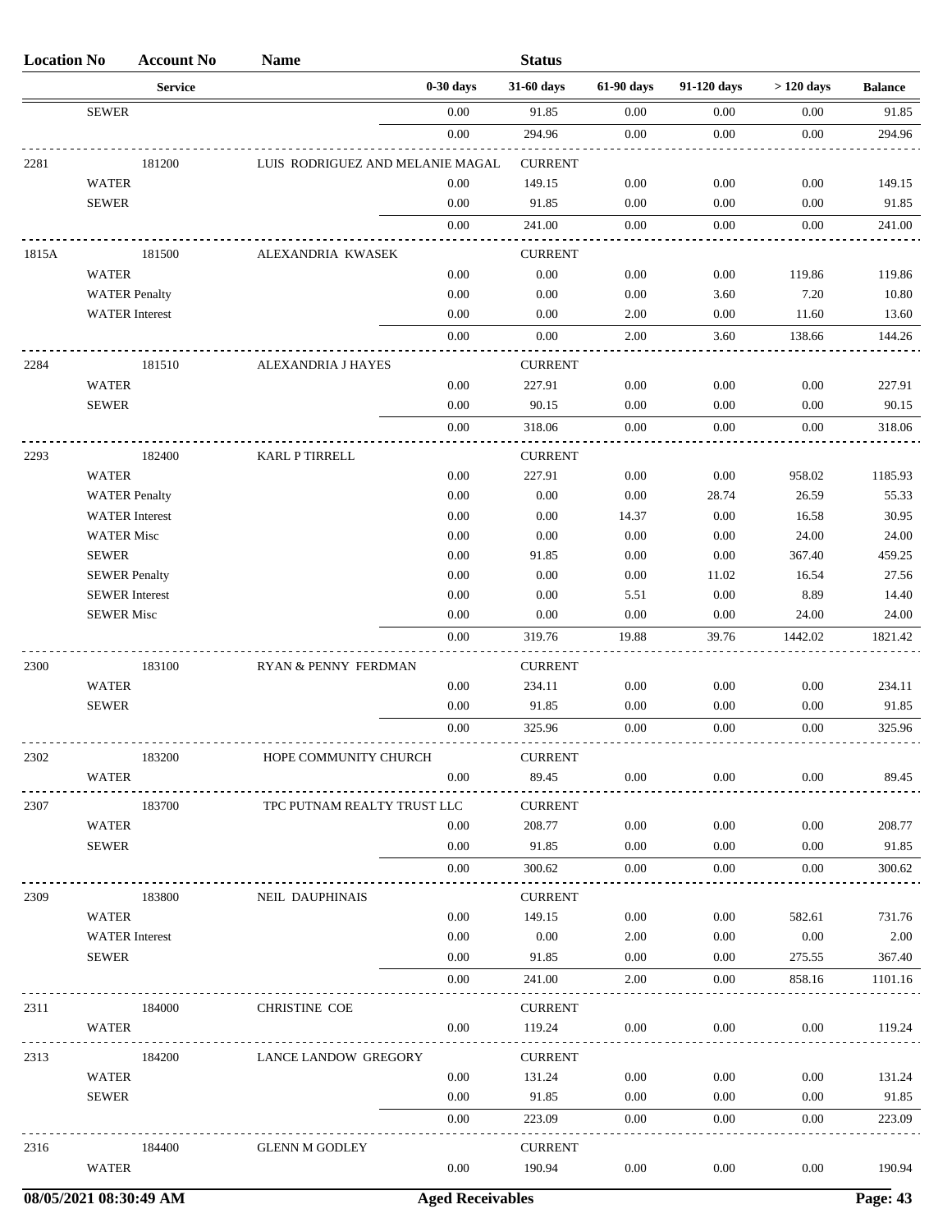| Location No | Account No | Name | | Status | | | | |
|---|---|---|---|---|---|---|---|---|
| | Service | | 0-30 days | 31-60 days | 61-90 days | 91-120 days | > 120 days | Balance |
| | SEWER | | 0.00 | 91.85 | 0.00 | 0.00 | 0.00 | 91.85 |
| | | | 0.00 | 294.96 | 0.00 | 0.00 | 0.00 | 294.96 |
| 2281 | 181200 | LUIS RODRIGUEZ AND MELANIE MAGAL | | CURRENT | | | | |
| | WATER | | 0.00 | 149.15 | 0.00 | 0.00 | 0.00 | 149.15 |
| | SEWER | | 0.00 | 91.85 | 0.00 | 0.00 | 0.00 | 91.85 |
| | | | 0.00 | 241.00 | 0.00 | 0.00 | 0.00 | 241.00 |
| 1815A | 181500 | ALEXANDRIA KWASEK | | CURRENT | | | | |
| | WATER | | 0.00 | 0.00 | 0.00 | 0.00 | 119.86 | 119.86 |
| | WATER Penalty | | 0.00 | 0.00 | 0.00 | 3.60 | 7.20 | 10.80 |
| | WATER Interest | | 0.00 | 0.00 | 2.00 | 0.00 | 11.60 | 13.60 |
| | | | 0.00 | 0.00 | 2.00 | 3.60 | 138.66 | 144.26 |
| 2284 | 181510 | ALEXANDRIA J HAYES | | CURRENT | | | | |
| | WATER | | 0.00 | 227.91 | 0.00 | 0.00 | 0.00 | 227.91 |
| | SEWER | | 0.00 | 90.15 | 0.00 | 0.00 | 0.00 | 90.15 |
| | | | 0.00 | 318.06 | 0.00 | 0.00 | 0.00 | 318.06 |
| 2293 | 182400 | KARL P TIRRELL | | CURRENT | | | | |
| | WATER | | 0.00 | 227.91 | 0.00 | 0.00 | 958.02 | 1185.93 |
| | WATER Penalty | | 0.00 | 0.00 | 0.00 | 28.74 | 26.59 | 55.33 |
| | WATER Interest | | 0.00 | 0.00 | 14.37 | 0.00 | 16.58 | 30.95 |
| | WATER Misc | | 0.00 | 0.00 | 0.00 | 0.00 | 24.00 | 24.00 |
| | SEWER | | 0.00 | 91.85 | 0.00 | 0.00 | 367.40 | 459.25 |
| | SEWER Penalty | | 0.00 | 0.00 | 0.00 | 11.02 | 16.54 | 27.56 |
| | SEWER Interest | | 0.00 | 0.00 | 5.51 | 0.00 | 8.89 | 14.40 |
| | SEWER Misc | | 0.00 | 0.00 | 0.00 | 0.00 | 24.00 | 24.00 |
| | | | 0.00 | 319.76 | 19.88 | 39.76 | 1442.02 | 1821.42 |
| 2300 | 183100 | RYAN & PENNY FERDMAN | | CURRENT | | | | |
| | WATER | | 0.00 | 234.11 | 0.00 | 0.00 | 0.00 | 234.11 |
| | SEWER | | 0.00 | 91.85 | 0.00 | 0.00 | 0.00 | 91.85 |
| | | | 0.00 | 325.96 | 0.00 | 0.00 | 0.00 | 325.96 |
| 2302 | 183200 | HOPE COMMUNITY CHURCH | | CURRENT | | | | |
| | WATER | | 0.00 | 89.45 | 0.00 | 0.00 | 0.00 | 89.45 |
| 2307 | 183700 | TPC PUTNAM REALTY TRUST LLC | | CURRENT | | | | |
| | WATER | | 0.00 | 208.77 | 0.00 | 0.00 | 0.00 | 208.77 |
| | SEWER | | 0.00 | 91.85 | 0.00 | 0.00 | 0.00 | 91.85 |
| | | | 0.00 | 300.62 | 0.00 | 0.00 | 0.00 | 300.62 |
| 2309 | 183800 | NEIL DAUPHINAIS | | CURRENT | | | | |
| | WATER | | 0.00 | 149.15 | 0.00 | 0.00 | 582.61 | 731.76 |
| | WATER Interest | | 0.00 | 0.00 | 2.00 | 0.00 | 0.00 | 2.00 |
| | SEWER | | 0.00 | 91.85 | 0.00 | 0.00 | 275.55 | 367.40 |
| | | | 0.00 | 241.00 | 2.00 | 0.00 | 858.16 | 1101.16 |
| 2311 | 184000 | CHRISTINE COE | | CURRENT | | | | |
| | WATER | | 0.00 | 119.24 | 0.00 | 0.00 | 0.00 | 119.24 |
| 2313 | 184200 | LANCE LANDOW GREGORY | | CURRENT | | | | |
| | WATER | | 0.00 | 131.24 | 0.00 | 0.00 | 0.00 | 131.24 |
| | SEWER | | 0.00 | 91.85 | 0.00 | 0.00 | 0.00 | 91.85 |
| | | | 0.00 | 223.09 | 0.00 | 0.00 | 0.00 | 223.09 |
| 2316 | 184400 | GLENN M GODLEY | | CURRENT | | | | |
| | WATER | | 0.00 | 190.94 | 0.00 | 0.00 | 0.00 | 190.94 |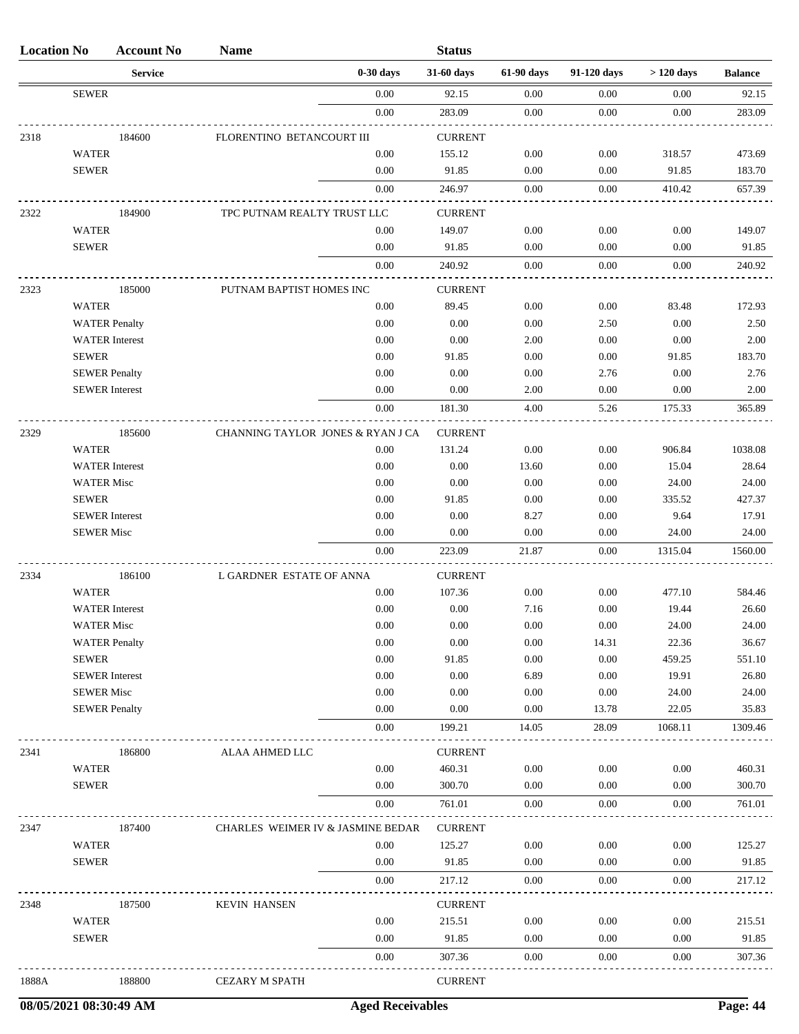| Location No | Account No | Name | | Status | | | | |
|---|---|---|---|---|---|---|---|---|
| | Service | | 0-30 days | 31-60 days | 61-90 days | 91-120 days | > 120 days | Balance |
| SEWER | | | 0.00 | 92.15 | 0.00 | 0.00 | 0.00 | 92.15 |
| | | | 0.00 | 283.09 | 0.00 | 0.00 | 0.00 | 283.09 |
| 2318 | 184600 | FLORENTINO BETANCOURT III | | CURRENT | | | | |
| WATER | | | 0.00 | 155.12 | 0.00 | 0.00 | 318.57 | 473.69 |
| SEWER | | | 0.00 | 91.85 | 0.00 | 0.00 | 91.85 | 183.70 |
| | | | 0.00 | 246.97 | 0.00 | 0.00 | 410.42 | 657.39 |
| 2322 | 184900 | TPC PUTNAM REALTY TRUST LLC | | CURRENT | | | | |
| WATER | | | 0.00 | 149.07 | 0.00 | 0.00 | 0.00 | 149.07 |
| SEWER | | | 0.00 | 91.85 | 0.00 | 0.00 | 0.00 | 91.85 |
| | | | 0.00 | 240.92 | 0.00 | 0.00 | 0.00 | 240.92 |
| 2323 | 185000 | PUTNAM BAPTIST HOMES INC | | CURRENT | | | | |
| WATER | | | 0.00 | 89.45 | 0.00 | 0.00 | 83.48 | 172.93 |
| WATER Penalty | | | 0.00 | 0.00 | 0.00 | 2.50 | 0.00 | 2.50 |
| WATER Interest | | | 0.00 | 0.00 | 2.00 | 0.00 | 0.00 | 2.00 |
| SEWER | | | 0.00 | 91.85 | 0.00 | 0.00 | 91.85 | 183.70 |
| SEWER Penalty | | | 0.00 | 0.00 | 0.00 | 2.76 | 0.00 | 2.76 |
| SEWER Interest | | | 0.00 | 0.00 | 2.00 | 0.00 | 0.00 | 2.00 |
| | | | 0.00 | 181.30 | 4.00 | 5.26 | 175.33 | 365.89 |
| 2329 | 185600 | CHANNING TAYLOR JONES & RYAN J CA | | CURRENT | | | | |
| WATER | | | 0.00 | 131.24 | 0.00 | 0.00 | 906.84 | 1038.08 |
| WATER Interest | | | 0.00 | 0.00 | 13.60 | 0.00 | 15.04 | 28.64 |
| WATER Misc | | | 0.00 | 0.00 | 0.00 | 0.00 | 24.00 | 24.00 |
| SEWER | | | 0.00 | 91.85 | 0.00 | 0.00 | 335.52 | 427.37 |
| SEWER Interest | | | 0.00 | 0.00 | 8.27 | 0.00 | 9.64 | 17.91 |
| SEWER Misc | | | 0.00 | 0.00 | 0.00 | 0.00 | 24.00 | 24.00 |
| | | | 0.00 | 223.09 | 21.87 | 0.00 | 1315.04 | 1560.00 |
| 2334 | 186100 | L GARDNER ESTATE OF ANNA | | CURRENT | | | | |
| WATER | | | 0.00 | 107.36 | 0.00 | 0.00 | 477.10 | 584.46 |
| WATER Interest | | | 0.00 | 0.00 | 7.16 | 0.00 | 19.44 | 26.60 |
| WATER Misc | | | 0.00 | 0.00 | 0.00 | 0.00 | 24.00 | 24.00 |
| WATER Penalty | | | 0.00 | 0.00 | 0.00 | 14.31 | 22.36 | 36.67 |
| SEWER | | | 0.00 | 91.85 | 0.00 | 0.00 | 459.25 | 551.10 |
| SEWER Interest | | | 0.00 | 0.00 | 6.89 | 0.00 | 19.91 | 26.80 |
| SEWER Misc | | | 0.00 | 0.00 | 0.00 | 0.00 | 24.00 | 24.00 |
| SEWER Penalty | | | 0.00 | 0.00 | 0.00 | 13.78 | 22.05 | 35.83 |
| | | | 0.00 | 199.21 | 14.05 | 28.09 | 1068.11 | 1309.46 |
| 2341 | 186800 | ALAA AHMED LLC | | CURRENT | | | | |
| WATER | | | 0.00 | 460.31 | 0.00 | 0.00 | 0.00 | 460.31 |
| SEWER | | | 0.00 | 300.70 | 0.00 | 0.00 | 0.00 | 300.70 |
| | | | 0.00 | 761.01 | 0.00 | 0.00 | 0.00 | 761.01 |
| 2347 | 187400 | CHARLES WEIMER IV & JASMINE BEDAR | | CURRENT | | | | |
| WATER | | | 0.00 | 125.27 | 0.00 | 0.00 | 0.00 | 125.27 |
| SEWER | | | 0.00 | 91.85 | 0.00 | 0.00 | 0.00 | 91.85 |
| | | | 0.00 | 217.12 | 0.00 | 0.00 | 0.00 | 217.12 |
| 2348 | 187500 | KEVIN HANSEN | | CURRENT | | | | |
| WATER | | | 0.00 | 215.51 | 0.00 | 0.00 | 0.00 | 215.51 |
| SEWER | | | 0.00 | 91.85 | 0.00 | 0.00 | 0.00 | 91.85 |
| | | | 0.00 | 307.36 | 0.00 | 0.00 | 0.00 | 307.36 |
| 1888A | 188800 | CEZARY M SPATH | | CURRENT | | | | |

08/05/2021 08:30:49 AM Aged Receivables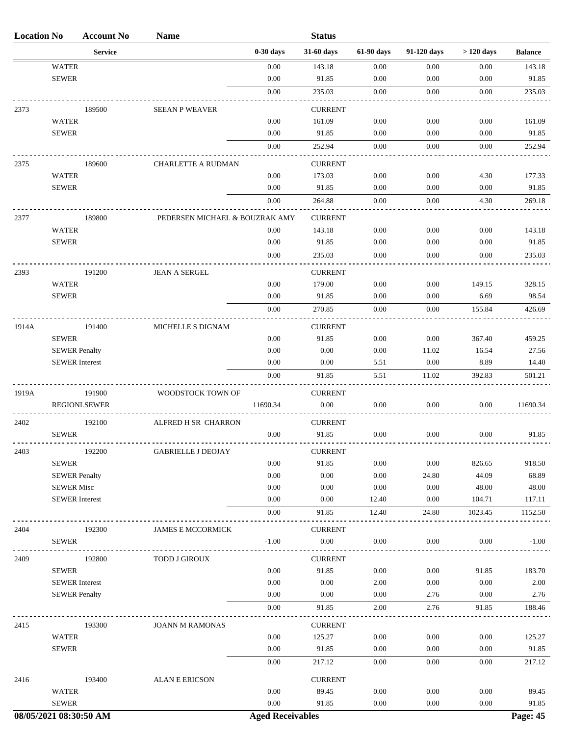| Location No | Account No | Name | | Status | | | | |
|---|---|---|---|---|---|---|---|---|
| | Service | | 0-30 days | 31-60 days | 61-90 days | 91-120 days | > 120 days | Balance |
| | WATER | | 0.00 | 143.18 | 0.00 | 0.00 | 0.00 | 143.18 |
| | SEWER | | 0.00 | 91.85 | 0.00 | 0.00 | 0.00 | 91.85 |
| | | | 0.00 | 235.03 | 0.00 | 0.00 | 0.00 | 235.03 |
| 2373 | 189500 | SEEAN P WEAVER | | CURRENT | | | | |
| | WATER | | 0.00 | 161.09 | 0.00 | 0.00 | 0.00 | 161.09 |
| | SEWER | | 0.00 | 91.85 | 0.00 | 0.00 | 0.00 | 91.85 |
| | | | 0.00 | 252.94 | 0.00 | 0.00 | 0.00 | 252.94 |
| 2375 | 189600 | CHARLETTE A RUDMAN | | CURRENT | | | | |
| | WATER | | 0.00 | 173.03 | 0.00 | 0.00 | 4.30 | 177.33 |
| | SEWER | | 0.00 | 91.85 | 0.00 | 0.00 | 0.00 | 91.85 |
| | | | 0.00 | 264.88 | 0.00 | 0.00 | 4.30 | 269.18 |
| 2377 | 189800 | PEDERSEN MICHAEL & BOUZRAK AMY | | CURRENT | | | | |
| | WATER | | 0.00 | 143.18 | 0.00 | 0.00 | 0.00 | 143.18 |
| | SEWER | | 0.00 | 91.85 | 0.00 | 0.00 | 0.00 | 91.85 |
| | | | 0.00 | 235.03 | 0.00 | 0.00 | 0.00 | 235.03 |
| 2393 | 191200 | JEAN A SERGEL | | CURRENT | | | | |
| | WATER | | 0.00 | 179.00 | 0.00 | 0.00 | 149.15 | 328.15 |
| | SEWER | | 0.00 | 91.85 | 0.00 | 0.00 | 6.69 | 98.54 |
| | | | 0.00 | 270.85 | 0.00 | 0.00 | 155.84 | 426.69 |
| 1914A | 191400 | MICHELLE S DIGNAM | | CURRENT | | | | |
| | SEWER | | 0.00 | 91.85 | 0.00 | 0.00 | 367.40 | 459.25 |
| | SEWER Penalty | | 0.00 | 0.00 | 0.00 | 11.02 | 16.54 | 27.56 |
| | SEWER Interest | | 0.00 | 0.00 | 5.51 | 0.00 | 8.89 | 14.40 |
| | | | 0.00 | 91.85 | 5.51 | 11.02 | 392.83 | 501.21 |
| 1919A | 191900 | WOODSTOCK TOWN OF | | CURRENT | | | | |
| | REGIONLSEWER | | 11690.34 | 0.00 | 0.00 | 0.00 | 0.00 | 11690.34 |
| 2402 | 192100 | ALFRED H SR CHARRON | | CURRENT | | | | |
| | SEWER | | 0.00 | 91.85 | 0.00 | 0.00 | 0.00 | 91.85 |
| 2403 | 192200 | GABRIELLE J DEOJAY | | CURRENT | | | | |
| | SEWER | | 0.00 | 91.85 | 0.00 | 0.00 | 826.65 | 918.50 |
| | SEWER Penalty | | 0.00 | 0.00 | 0.00 | 24.80 | 44.09 | 68.89 |
| | SEWER Misc | | 0.00 | 0.00 | 0.00 | 0.00 | 48.00 | 48.00 |
| | SEWER Interest | | 0.00 | 0.00 | 12.40 | 0.00 | 104.71 | 117.11 |
| | | | 0.00 | 91.85 | 12.40 | 24.80 | 1023.45 | 1152.50 |
| 2404 | 192300 | JAMES E MCCORMICK | | CURRENT | | | | |
| | SEWER | | -1.00 | 0.00 | 0.00 | 0.00 | 0.00 | -1.00 |
| 2409 | 192800 | TODD J GIROUX | | CURRENT | | | | |
| | SEWER | | 0.00 | 91.85 | 0.00 | 0.00 | 91.85 | 183.70 |
| | SEWER Interest | | 0.00 | 0.00 | 2.00 | 0.00 | 0.00 | 2.00 |
| | SEWER Penalty | | 0.00 | 0.00 | 0.00 | 2.76 | 0.00 | 2.76 |
| | | | 0.00 | 91.85 | 2.00 | 2.76 | 91.85 | 188.46 |
| 2415 | 193300 | JOANN M RAMONAS | | CURRENT | | | | |
| | WATER | | 0.00 | 125.27 | 0.00 | 0.00 | 0.00 | 125.27 |
| | SEWER | | 0.00 | 91.85 | 0.00 | 0.00 | 0.00 | 91.85 |
| | | | 0.00 | 217.12 | 0.00 | 0.00 | 0.00 | 217.12 |
| 2416 | 193400 | ALAN E ERICSON | | CURRENT | | | | |
| | WATER | | 0.00 | 89.45 | 0.00 | 0.00 | 0.00 | 89.45 |
| | SEWER | | 0.00 | 91.85 | 0.00 | 0.00 | 0.00 | 91.85 |

08/05/2021 08:30:50 AM — Aged Receivables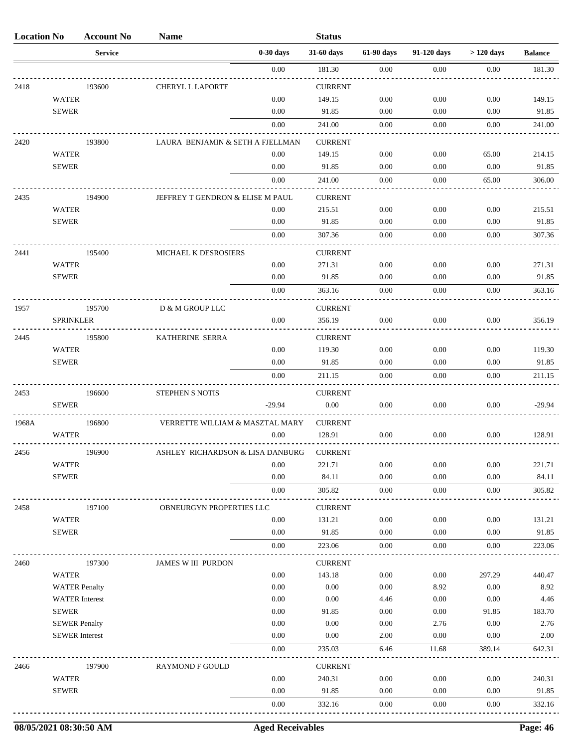| Location No | Account No | Name | | Status | | | | |
|---|---|---|---|---|---|---|---|---|
| | Service | | 0-30 days | 31-60 days | 61-90 days | 91-120 days | > 120 days | Balance |
| | | | 0.00 | 181.30 | 0.00 | 0.00 | 0.00 | 181.30 |
| 2418 | 193600 | CHERYL L LAPORTE | | CURRENT | | | | |
| | WATER | | 0.00 | 149.15 | 0.00 | 0.00 | 0.00 | 149.15 |
| | SEWER | | 0.00 | 91.85 | 0.00 | 0.00 | 0.00 | 91.85 |
| | | | 0.00 | 241.00 | 0.00 | 0.00 | 0.00 | 241.00 |
| 2420 | 193800 | LAURA BENJAMIN & SETH A FJELLMAN | | CURRENT | | | | |
| | WATER | | 0.00 | 149.15 | 0.00 | 0.00 | 65.00 | 214.15 |
| | SEWER | | 0.00 | 91.85 | 0.00 | 0.00 | 0.00 | 91.85 |
| | | | 0.00 | 241.00 | 0.00 | 0.00 | 65.00 | 306.00 |
| 2435 | 194900 | JEFFREY T GENDRON & ELISE M PAUL | | CURRENT | | | | |
| | WATER | | 0.00 | 215.51 | 0.00 | 0.00 | 0.00 | 215.51 |
| | SEWER | | 0.00 | 91.85 | 0.00 | 0.00 | 0.00 | 91.85 |
| | | | 0.00 | 307.36 | 0.00 | 0.00 | 0.00 | 307.36 |
| 2441 | 195400 | MICHAEL K DESROSIERS | | CURRENT | | | | |
| | WATER | | 0.00 | 271.31 | 0.00 | 0.00 | 0.00 | 271.31 |
| | SEWER | | 0.00 | 91.85 | 0.00 | 0.00 | 0.00 | 91.85 |
| | | | 0.00 | 363.16 | 0.00 | 0.00 | 0.00 | 363.16 |
| 1957 | 195700 | D & M GROUP LLC | | CURRENT | | | | |
| | SPRINKLER | | 0.00 | 356.19 | 0.00 | 0.00 | 0.00 | 356.19 |
| 2445 | 195800 | KATHERINE SERRA | | CURRENT | | | | |
| | WATER | | 0.00 | 119.30 | 0.00 | 0.00 | 0.00 | 119.30 |
| | SEWER | | 0.00 | 91.85 | 0.00 | 0.00 | 0.00 | 91.85 |
| | | | 0.00 | 211.15 | 0.00 | 0.00 | 0.00 | 211.15 |
| 2453 | 196600 | STEPHEN S NOTIS | | CURRENT | | | | |
| | SEWER | | -29.94 | 0.00 | 0.00 | 0.00 | 0.00 | -29.94 |
| 1968A | 196800 | VERRETTE WILLIAM & MASZTAL MARY | | CURRENT | | | | |
| | WATER | | 0.00 | 128.91 | 0.00 | 0.00 | 0.00 | 128.91 |
| 2456 | 196900 | ASHLEY RICHARDSON & LISA DANBURG | | CURRENT | | | | |
| | WATER | | 0.00 | 221.71 | 0.00 | 0.00 | 0.00 | 221.71 |
| | SEWER | | 0.00 | 84.11 | 0.00 | 0.00 | 0.00 | 84.11 |
| | | | 0.00 | 305.82 | 0.00 | 0.00 | 0.00 | 305.82 |
| 2458 | 197100 | OBNEURGYN PROPERTIES LLC | | CURRENT | | | | |
| | WATER | | 0.00 | 131.21 | 0.00 | 0.00 | 0.00 | 131.21 |
| | SEWER | | 0.00 | 91.85 | 0.00 | 0.00 | 0.00 | 91.85 |
| | | | 0.00 | 223.06 | 0.00 | 0.00 | 0.00 | 223.06 |
| 2460 | 197300 | JAMES W III PURDON | | CURRENT | | | | |
| | WATER | | 0.00 | 143.18 | 0.00 | 0.00 | 297.29 | 440.47 |
| | WATER Penalty | | 0.00 | 0.00 | 0.00 | 8.92 | 0.00 | 8.92 |
| | WATER Interest | | 0.00 | 0.00 | 4.46 | 0.00 | 0.00 | 4.46 |
| | SEWER | | 0.00 | 91.85 | 0.00 | 0.00 | 91.85 | 183.70 |
| | SEWER Penalty | | 0.00 | 0.00 | 0.00 | 2.76 | 0.00 | 2.76 |
| | SEWER Interest | | 0.00 | 0.00 | 2.00 | 0.00 | 0.00 | 2.00 |
| | | | 0.00 | 235.03 | 6.46 | 11.68 | 389.14 | 642.31 |
| 2466 | 197900 | RAYMOND F GOULD | | CURRENT | | | | |
| | WATER | | 0.00 | 240.31 | 0.00 | 0.00 | 0.00 | 240.31 |
| | SEWER | | 0.00 | 91.85 | 0.00 | 0.00 | 0.00 | 91.85 |
| | | | 0.00 | 332.16 | 0.00 | 0.00 | 0.00 | 332.16 |

08/05/2021 08:30:50 AM — Aged Receivables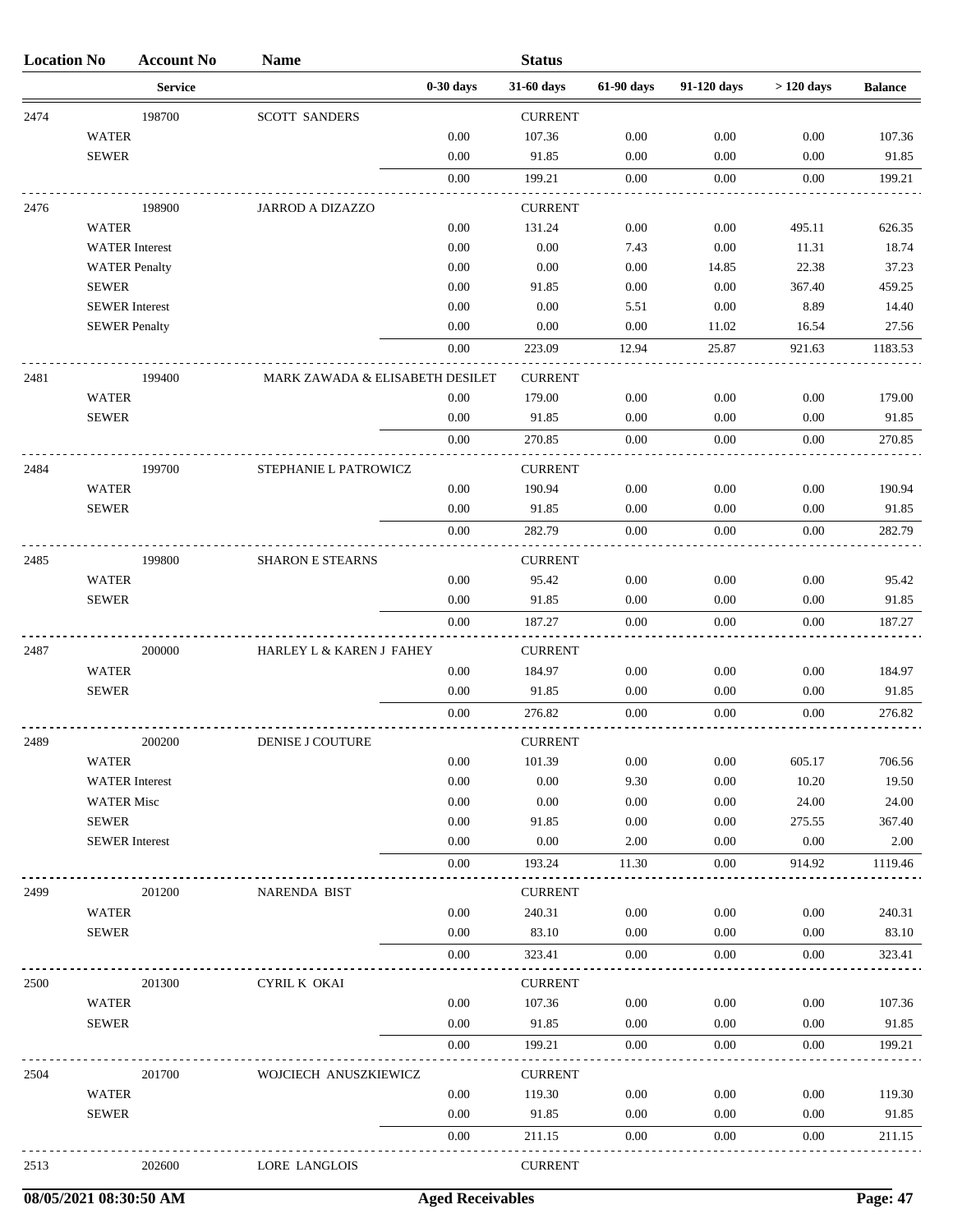| Location No | Account No | Name | | Status | | | | |
|---|---|---|---|---|---|---|---|---|
| | Service | | 0-30 days | 31-60 days | 61-90 days | 91-120 days | > 120 days | Balance |
| 2474 | 198700 | SCOTT SANDERS | | CURRENT | | | | |
| | WATER | | 0.00 | 107.36 | 0.00 | 0.00 | 0.00 | 107.36 |
| | SEWER | | 0.00 | 91.85 | 0.00 | 0.00 | 0.00 | 91.85 |
| | | | 0.00 | 199.21 | 0.00 | 0.00 | 0.00 | 199.21 |
| 2476 | 198900 | JARROD A DIZAZZO | | CURRENT | | | | |
| | WATER | | 0.00 | 131.24 | 0.00 | 0.00 | 495.11 | 626.35 |
| | WATER Interest | | 0.00 | 0.00 | 7.43 | 0.00 | 11.31 | 18.74 |
| | WATER Penalty | | 0.00 | 0.00 | 0.00 | 14.85 | 22.38 | 37.23 |
| | SEWER | | 0.00 | 91.85 | 0.00 | 0.00 | 367.40 | 459.25 |
| | SEWER Interest | | 0.00 | 0.00 | 5.51 | 0.00 | 8.89 | 14.40 |
| | SEWER Penalty | | 0.00 | 0.00 | 0.00 | 11.02 | 16.54 | 27.56 |
| | | | 0.00 | 223.09 | 12.94 | 25.87 | 921.63 | 1183.53 |
| 2481 | 199400 | MARK ZAWADA & ELISABETH DESILET | | CURRENT | | | | |
| | WATER | | 0.00 | 179.00 | 0.00 | 0.00 | 0.00 | 179.00 |
| | SEWER | | 0.00 | 91.85 | 0.00 | 0.00 | 0.00 | 91.85 |
| | | | 0.00 | 270.85 | 0.00 | 0.00 | 0.00 | 270.85 |
| 2484 | 199700 | STEPHANIE L PATROWICZ | | CURRENT | | | | |
| | WATER | | 0.00 | 190.94 | 0.00 | 0.00 | 0.00 | 190.94 |
| | SEWER | | 0.00 | 91.85 | 0.00 | 0.00 | 0.00 | 91.85 |
| | | | 0.00 | 282.79 | 0.00 | 0.00 | 0.00 | 282.79 |
| 2485 | 199800 | SHARON E STEARNS | | CURRENT | | | | |
| | WATER | | 0.00 | 95.42 | 0.00 | 0.00 | 0.00 | 95.42 |
| | SEWER | | 0.00 | 91.85 | 0.00 | 0.00 | 0.00 | 91.85 |
| | | | 0.00 | 187.27 | 0.00 | 0.00 | 0.00 | 187.27 |
| 2487 | 200000 | HARLEY L & KAREN J FAHEY | | CURRENT | | | | |
| | WATER | | 0.00 | 184.97 | 0.00 | 0.00 | 0.00 | 184.97 |
| | SEWER | | 0.00 | 91.85 | 0.00 | 0.00 | 0.00 | 91.85 |
| | | | 0.00 | 276.82 | 0.00 | 0.00 | 0.00 | 276.82 |
| 2489 | 200200 | DENISE J COUTURE | | CURRENT | | | | |
| | WATER | | 0.00 | 101.39 | 0.00 | 0.00 | 605.17 | 706.56 |
| | WATER Interest | | 0.00 | 0.00 | 9.30 | 0.00 | 10.20 | 19.50 |
| | WATER Misc | | 0.00 | 0.00 | 0.00 | 0.00 | 24.00 | 24.00 |
| | SEWER | | 0.00 | 91.85 | 0.00 | 0.00 | 275.55 | 367.40 |
| | SEWER Interest | | 0.00 | 0.00 | 2.00 | 0.00 | 0.00 | 2.00 |
| | | | 0.00 | 193.24 | 11.30 | 0.00 | 914.92 | 1119.46 |
| 2499 | 201200 | NARENDA BIST | | CURRENT | | | | |
| | WATER | | 0.00 | 240.31 | 0.00 | 0.00 | 0.00 | 240.31 |
| | SEWER | | 0.00 | 83.10 | 0.00 | 0.00 | 0.00 | 83.10 |
| | | | 0.00 | 323.41 | 0.00 | 0.00 | 0.00 | 323.41 |
| 2500 | 201300 | CYRIL K OKAI | | CURRENT | | | | |
| | WATER | | 0.00 | 107.36 | 0.00 | 0.00 | 0.00 | 107.36 |
| | SEWER | | 0.00 | 91.85 | 0.00 | 0.00 | 0.00 | 91.85 |
| | | | 0.00 | 199.21 | 0.00 | 0.00 | 0.00 | 199.21 |
| 2504 | 201700 | WOJCIECH ANUSZKIEWICZ | | CURRENT | | | | |
| | WATER | | 0.00 | 119.30 | 0.00 | 0.00 | 0.00 | 119.30 |
| | SEWER | | 0.00 | 91.85 | 0.00 | 0.00 | 0.00 | 91.85 |
| | | | 0.00 | 211.15 | 0.00 | 0.00 | 0.00 | 211.15 |
| 2513 | 202600 | LORE LANGLOIS | | CURRENT | | | | |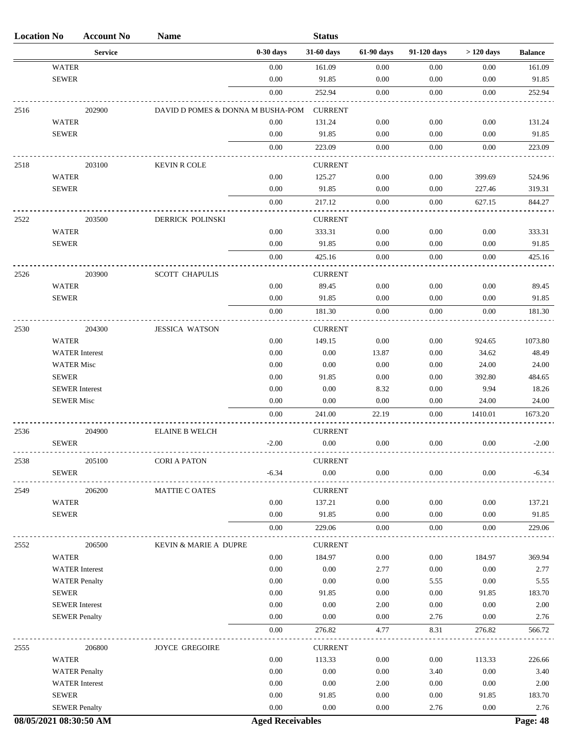| Location No | Account No | Name | | Status | | | | |
|---|---|---|---|---|---|---|---|---|
| | Service | | 0-30 days | 31-60 days | 61-90 days | 91-120 days | > 120 days | Balance |
| | WATER | | 0.00 | 161.09 | 0.00 | 0.00 | 0.00 | 161.09 |
| | SEWER | | 0.00 | 91.85 | 0.00 | 0.00 | 0.00 | 91.85 |
| | | | 0.00 | 252.94 | 0.00 | 0.00 | 0.00 | 252.94 |
| 2516 | 202900 | DAVID D POMES & DONNA M BUSHA-POM | | CURRENT | | | | |
| | WATER | | 0.00 | 131.24 | 0.00 | 0.00 | 0.00 | 131.24 |
| | SEWER | | 0.00 | 91.85 | 0.00 | 0.00 | 0.00 | 91.85 |
| | | | 0.00 | 223.09 | 0.00 | 0.00 | 0.00 | 223.09 |
| 2518 | 203100 | KEVIN R COLE | | CURRENT | | | | |
| | WATER | | 0.00 | 125.27 | 0.00 | 0.00 | 399.69 | 524.96 |
| | SEWER | | 0.00 | 91.85 | 0.00 | 0.00 | 227.46 | 319.31 |
| | | | 0.00 | 217.12 | 0.00 | 0.00 | 627.15 | 844.27 |
| 2522 | 203500 | DERRICK POLINSKI | | CURRENT | | | | |
| | WATER | | 0.00 | 333.31 | 0.00 | 0.00 | 0.00 | 333.31 |
| | SEWER | | 0.00 | 91.85 | 0.00 | 0.00 | 0.00 | 91.85 |
| | | | 0.00 | 425.16 | 0.00 | 0.00 | 0.00 | 425.16 |
| 2526 | 203900 | SCOTT CHAPULIS | | CURRENT | | | | |
| | WATER | | 0.00 | 89.45 | 0.00 | 0.00 | 0.00 | 89.45 |
| | SEWER | | 0.00 | 91.85 | 0.00 | 0.00 | 0.00 | 91.85 |
| | | | 0.00 | 181.30 | 0.00 | 0.00 | 0.00 | 181.30 |
| 2530 | 204300 | JESSICA WATSON | | CURRENT | | | | |
| | WATER | | 0.00 | 149.15 | 0.00 | 0.00 | 924.65 | 1073.80 |
| | WATER Interest | | 0.00 | 0.00 | 13.87 | 0.00 | 34.62 | 48.49 |
| | WATER Misc | | 0.00 | 0.00 | 0.00 | 0.00 | 24.00 | 24.00 |
| | SEWER | | 0.00 | 91.85 | 0.00 | 0.00 | 392.80 | 484.65 |
| | SEWER Interest | | 0.00 | 0.00 | 8.32 | 0.00 | 9.94 | 18.26 |
| | SEWER Misc | | 0.00 | 0.00 | 0.00 | 0.00 | 24.00 | 24.00 |
| | | | 0.00 | 241.00 | 22.19 | 0.00 | 1410.01 | 1673.20 |
| 2536 | 204900 | ELAINE B WELCH | | CURRENT | | | | |
| | SEWER | | -2.00 | 0.00 | 0.00 | 0.00 | 0.00 | -2.00 |
| 2538 | 205100 | CORI A PATON | | CURRENT | | | | |
| | SEWER | | -6.34 | 0.00 | 0.00 | 0.00 | 0.00 | -6.34 |
| 2549 | 206200 | MATTIE C OATES | | CURRENT | | | | |
| | WATER | | 0.00 | 137.21 | 0.00 | 0.00 | 0.00 | 137.21 |
| | SEWER | | 0.00 | 91.85 | 0.00 | 0.00 | 0.00 | 91.85 |
| | | | 0.00 | 229.06 | 0.00 | 0.00 | 0.00 | 229.06 |
| 2552 | 206500 | KEVIN & MARIE A DUPRE | | CURRENT | | | | |
| | WATER | | 0.00 | 184.97 | 0.00 | 0.00 | 184.97 | 369.94 |
| | WATER Interest | | 0.00 | 0.00 | 2.77 | 0.00 | 0.00 | 2.77 |
| | WATER Penalty | | 0.00 | 0.00 | 0.00 | 5.55 | 0.00 | 5.55 |
| | SEWER | | 0.00 | 91.85 | 0.00 | 0.00 | 91.85 | 183.70 |
| | SEWER Interest | | 0.00 | 0.00 | 2.00 | 0.00 | 0.00 | 2.00 |
| | SEWER Penalty | | 0.00 | 0.00 | 0.00 | 2.76 | 0.00 | 2.76 |
| | | | 0.00 | 276.82 | 4.77 | 8.31 | 276.82 | 566.72 |
| 2555 | 206800 | JOYCE GREGOIRE | | CURRENT | | | | |
| | WATER | | 0.00 | 113.33 | 0.00 | 0.00 | 113.33 | 226.66 |
| | WATER Penalty | | 0.00 | 0.00 | 0.00 | 3.40 | 0.00 | 3.40 |
| | WATER Interest | | 0.00 | 0.00 | 2.00 | 0.00 | 0.00 | 2.00 |
| | SEWER | | 0.00 | 91.85 | 0.00 | 0.00 | 91.85 | 183.70 |
| | SEWER Penalty | | 0.00 | 0.00 | 0.00 | 2.76 | 0.00 | 2.76 |

08/05/2021 08:30:50 AM — Aged Receivables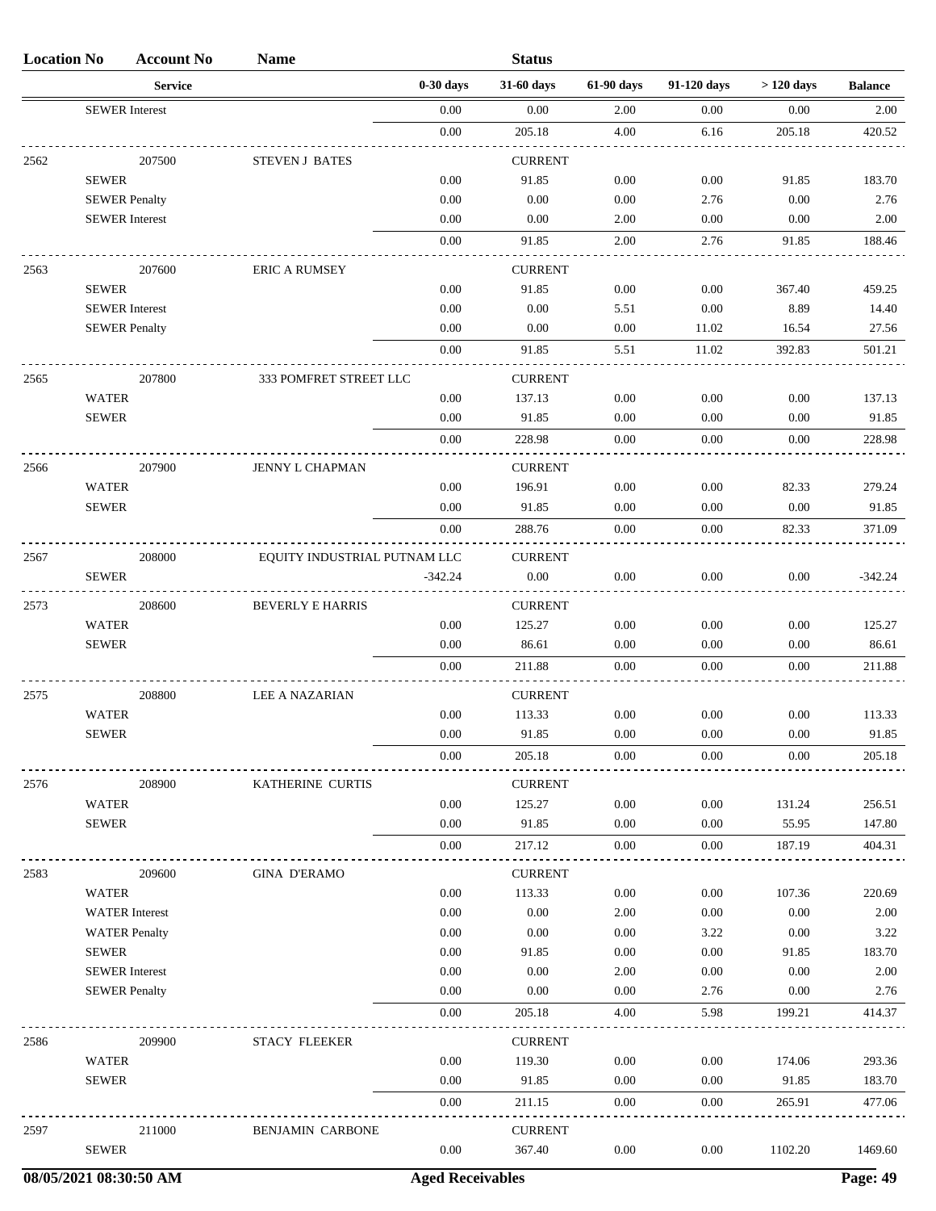| Location No | Account No | Name | | Status | | | | |
|---|---|---|---|---|---|---|---|---|
| | Service | | 0-30 days | 31-60 days | 61-90 days | 91-120 days | > 120 days | Balance |
| | SEWER Interest | | 0.00 | 0.00 | 2.00 | 0.00 | 0.00 | 2.00 |
| | | | 0.00 | 205.18 | 4.00 | 6.16 | 205.18 | 420.52 |
| 2562 | 207500 | STEVEN J BATES | | CURRENT | | | | |
| | SEWER | | 0.00 | 91.85 | 0.00 | 0.00 | 91.85 | 183.70 |
| | SEWER Penalty | | 0.00 | 0.00 | 0.00 | 2.76 | 0.00 | 2.76 |
| | SEWER Interest | | 0.00 | 0.00 | 2.00 | 0.00 | 0.00 | 2.00 |
| | | | 0.00 | 91.85 | 2.00 | 2.76 | 91.85 | 188.46 |
| 2563 | 207600 | ERIC A RUMSEY | | CURRENT | | | | |
| | SEWER | | 0.00 | 91.85 | 0.00 | 0.00 | 367.40 | 459.25 |
| | SEWER Interest | | 0.00 | 0.00 | 5.51 | 0.00 | 8.89 | 14.40 |
| | SEWER Penalty | | 0.00 | 0.00 | 0.00 | 11.02 | 16.54 | 27.56 |
| | | | 0.00 | 91.85 | 5.51 | 11.02 | 392.83 | 501.21 |
| 2565 | 207800 | 333 POMFRET STREET LLC | | CURRENT | | | | |
| | WATER | | 0.00 | 137.13 | 0.00 | 0.00 | 0.00 | 137.13 |
| | SEWER | | 0.00 | 91.85 | 0.00 | 0.00 | 0.00 | 91.85 |
| | | | 0.00 | 228.98 | 0.00 | 0.00 | 0.00 | 228.98 |
| 2566 | 207900 | JENNY L CHAPMAN | | CURRENT | | | | |
| | WATER | | 0.00 | 196.91 | 0.00 | 0.00 | 82.33 | 279.24 |
| | SEWER | | 0.00 | 91.85 | 0.00 | 0.00 | 0.00 | 91.85 |
| | | | 0.00 | 288.76 | 0.00 | 0.00 | 82.33 | 371.09 |
| 2567 | 208000 | EQUITY INDUSTRIAL PUTNAM LLC | | CURRENT | | | | |
| | SEWER | | -342.24 | 0.00 | 0.00 | 0.00 | 0.00 | -342.24 |
| 2573 | 208600 | BEVERLY E HARRIS | | CURRENT | | | | |
| | WATER | | 0.00 | 125.27 | 0.00 | 0.00 | 0.00 | 125.27 |
| | SEWER | | 0.00 | 86.61 | 0.00 | 0.00 | 0.00 | 86.61 |
| | | | 0.00 | 211.88 | 0.00 | 0.00 | 0.00 | 211.88 |
| 2575 | 208800 | LEE A NAZARIAN | | CURRENT | | | | |
| | WATER | | 0.00 | 113.33 | 0.00 | 0.00 | 0.00 | 113.33 |
| | SEWER | | 0.00 | 91.85 | 0.00 | 0.00 | 0.00 | 91.85 |
| | | | 0.00 | 205.18 | 0.00 | 0.00 | 0.00 | 205.18 |
| 2576 | 208900 | KATHERINE CURTIS | | CURRENT | | | | |
| | WATER | | 0.00 | 125.27 | 0.00 | 0.00 | 131.24 | 256.51 |
| | SEWER | | 0.00 | 91.85 | 0.00 | 0.00 | 55.95 | 147.80 |
| | | | 0.00 | 217.12 | 0.00 | 0.00 | 187.19 | 404.31 |
| 2583 | 209600 | GINA D'ERAMO | | CURRENT | | | | |
| | WATER | | 0.00 | 113.33 | 0.00 | 0.00 | 107.36 | 220.69 |
| | WATER Interest | | 0.00 | 0.00 | 2.00 | 0.00 | 0.00 | 2.00 |
| | WATER Penalty | | 0.00 | 0.00 | 0.00 | 3.22 | 0.00 | 3.22 |
| | SEWER | | 0.00 | 91.85 | 0.00 | 0.00 | 91.85 | 183.70 |
| | SEWER Interest | | 0.00 | 0.00 | 2.00 | 0.00 | 0.00 | 2.00 |
| | SEWER Penalty | | 0.00 | 0.00 | 0.00 | 2.76 | 0.00 | 2.76 |
| | | | 0.00 | 205.18 | 4.00 | 5.98 | 199.21 | 414.37 |
| 2586 | 209900 | STACY FLEEKER | | CURRENT | | | | |
| | WATER | | 0.00 | 119.30 | 0.00 | 0.00 | 174.06 | 293.36 |
| | SEWER | | 0.00 | 91.85 | 0.00 | 0.00 | 91.85 | 183.70 |
| | | | 0.00 | 211.15 | 0.00 | 0.00 | 265.91 | 477.06 |
| 2597 | 211000 | BENJAMIN CARBONE | | CURRENT | | | | |
| | SEWER | | 0.00 | 367.40 | 0.00 | 0.00 | 1102.20 | 1469.60 |

08/05/2021 08:30:50 AM — Aged Receivables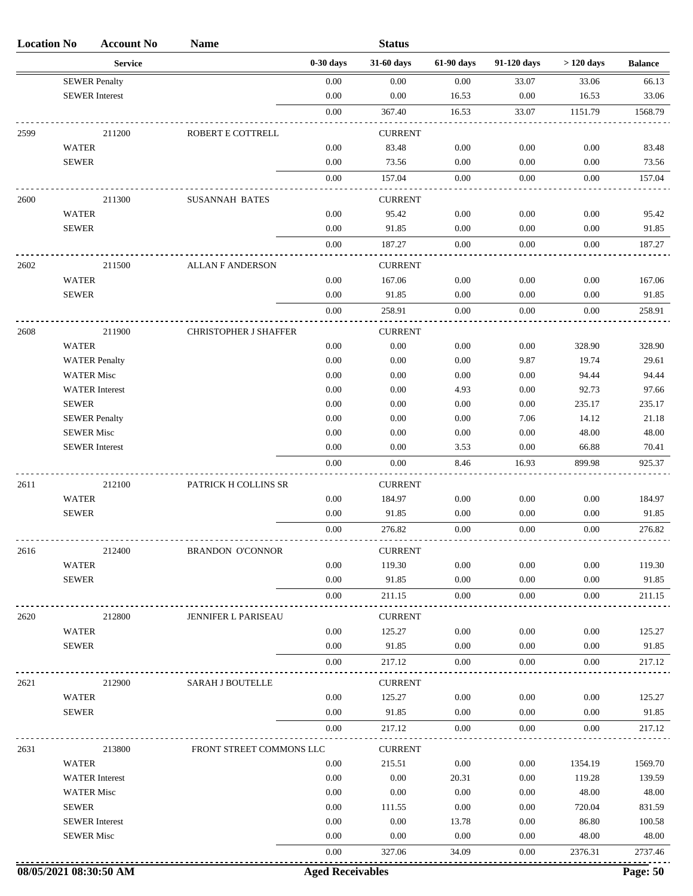| Location No | Account No | Name | | Status | | | | |
|---|---|---|---|---|---|---|---|---|
| | Service | | 0-30 days | 31-60 days | 61-90 days | 91-120 days | > 120 days | Balance |
| | SEWER Penalty | | 0.00 | 0.00 | 0.00 | 33.07 | 33.06 | 66.13 |
| | SEWER Interest | | 0.00 | 0.00 | 16.53 | 0.00 | 16.53 | 33.06 |
| | | | 0.00 | 367.40 | 16.53 | 33.07 | 1151.79 | 1568.79 |
| 2599 | 211200 | ROBERT E COTTRELL | | CURRENT | | | | |
| | WATER | | 0.00 | 83.48 | 0.00 | 0.00 | 0.00 | 83.48 |
| | SEWER | | 0.00 | 73.56 | 0.00 | 0.00 | 0.00 | 73.56 |
| | | | 0.00 | 157.04 | 0.00 | 0.00 | 0.00 | 157.04 |
| 2600 | 211300 | SUSANNAH BATES | | CURRENT | | | | |
| | WATER | | 0.00 | 95.42 | 0.00 | 0.00 | 0.00 | 95.42 |
| | SEWER | | 0.00 | 91.85 | 0.00 | 0.00 | 0.00 | 91.85 |
| | | | 0.00 | 187.27 | 0.00 | 0.00 | 0.00 | 187.27 |
| 2602 | 211500 | ALLAN F ANDERSON | | CURRENT | | | | |
| | WATER | | 0.00 | 167.06 | 0.00 | 0.00 | 0.00 | 167.06 |
| | SEWER | | 0.00 | 91.85 | 0.00 | 0.00 | 0.00 | 91.85 |
| | | | 0.00 | 258.91 | 0.00 | 0.00 | 0.00 | 258.91 |
| 2608 | 211900 | CHRISTOPHER J SHAFFER | | CURRENT | | | | |
| | WATER | | 0.00 | 0.00 | 0.00 | 0.00 | 328.90 | 328.90 |
| | WATER Penalty | | 0.00 | 0.00 | 0.00 | 9.87 | 19.74 | 29.61 |
| | WATER Misc | | 0.00 | 0.00 | 0.00 | 0.00 | 94.44 | 94.44 |
| | WATER Interest | | 0.00 | 0.00 | 4.93 | 0.00 | 92.73 | 97.66 |
| | SEWER | | 0.00 | 0.00 | 0.00 | 0.00 | 235.17 | 235.17 |
| | SEWER Penalty | | 0.00 | 0.00 | 0.00 | 7.06 | 14.12 | 21.18 |
| | SEWER Misc | | 0.00 | 0.00 | 0.00 | 0.00 | 48.00 | 48.00 |
| | SEWER Interest | | 0.00 | 0.00 | 3.53 | 0.00 | 66.88 | 70.41 |
| | | | 0.00 | 0.00 | 8.46 | 16.93 | 899.98 | 925.37 |
| 2611 | 212100 | PATRICK H COLLINS SR | | CURRENT | | | | |
| | WATER | | 0.00 | 184.97 | 0.00 | 0.00 | 0.00 | 184.97 |
| | SEWER | | 0.00 | 91.85 | 0.00 | 0.00 | 0.00 | 91.85 |
| | | | 0.00 | 276.82 | 0.00 | 0.00 | 0.00 | 276.82 |
| 2616 | 212400 | BRANDON O'CONNOR | | CURRENT | | | | |
| | WATER | | 0.00 | 119.30 | 0.00 | 0.00 | 0.00 | 119.30 |
| | SEWER | | 0.00 | 91.85 | 0.00 | 0.00 | 0.00 | 91.85 |
| | | | 0.00 | 211.15 | 0.00 | 0.00 | 0.00 | 211.15 |
| 2620 | 212800 | JENNIFER L PARISEAU | | CURRENT | | | | |
| | WATER | | 0.00 | 125.27 | 0.00 | 0.00 | 0.00 | 125.27 |
| | SEWER | | 0.00 | 91.85 | 0.00 | 0.00 | 0.00 | 91.85 |
| | | | 0.00 | 217.12 | 0.00 | 0.00 | 0.00 | 217.12 |
| 2621 | 212900 | SARAH J BOUTELLE | | CURRENT | | | | |
| | WATER | | 0.00 | 125.27 | 0.00 | 0.00 | 0.00 | 125.27 |
| | SEWER | | 0.00 | 91.85 | 0.00 | 0.00 | 0.00 | 91.85 |
| | | | 0.00 | 217.12 | 0.00 | 0.00 | 0.00 | 217.12 |
| 2631 | 213800 | FRONT STREET COMMONS LLC | | CURRENT | | | | |
| | WATER | | 0.00 | 215.51 | 0.00 | 0.00 | 1354.19 | 1569.70 |
| | WATER Interest | | 0.00 | 0.00 | 20.31 | 0.00 | 119.28 | 139.59 |
| | WATER Misc | | 0.00 | 0.00 | 0.00 | 0.00 | 48.00 | 48.00 |
| | SEWER | | 0.00 | 111.55 | 0.00 | 0.00 | 720.04 | 831.59 |
| | SEWER Interest | | 0.00 | 0.00 | 13.78 | 0.00 | 86.80 | 100.58 |
| | SEWER Misc | | 0.00 | 0.00 | 0.00 | 0.00 | 48.00 | 48.00 |
| | | | 0.00 | 327.06 | 34.09 | 0.00 | 2376.31 | 2737.46 |

08/05/2021 08:30:50 AM — Aged Receivables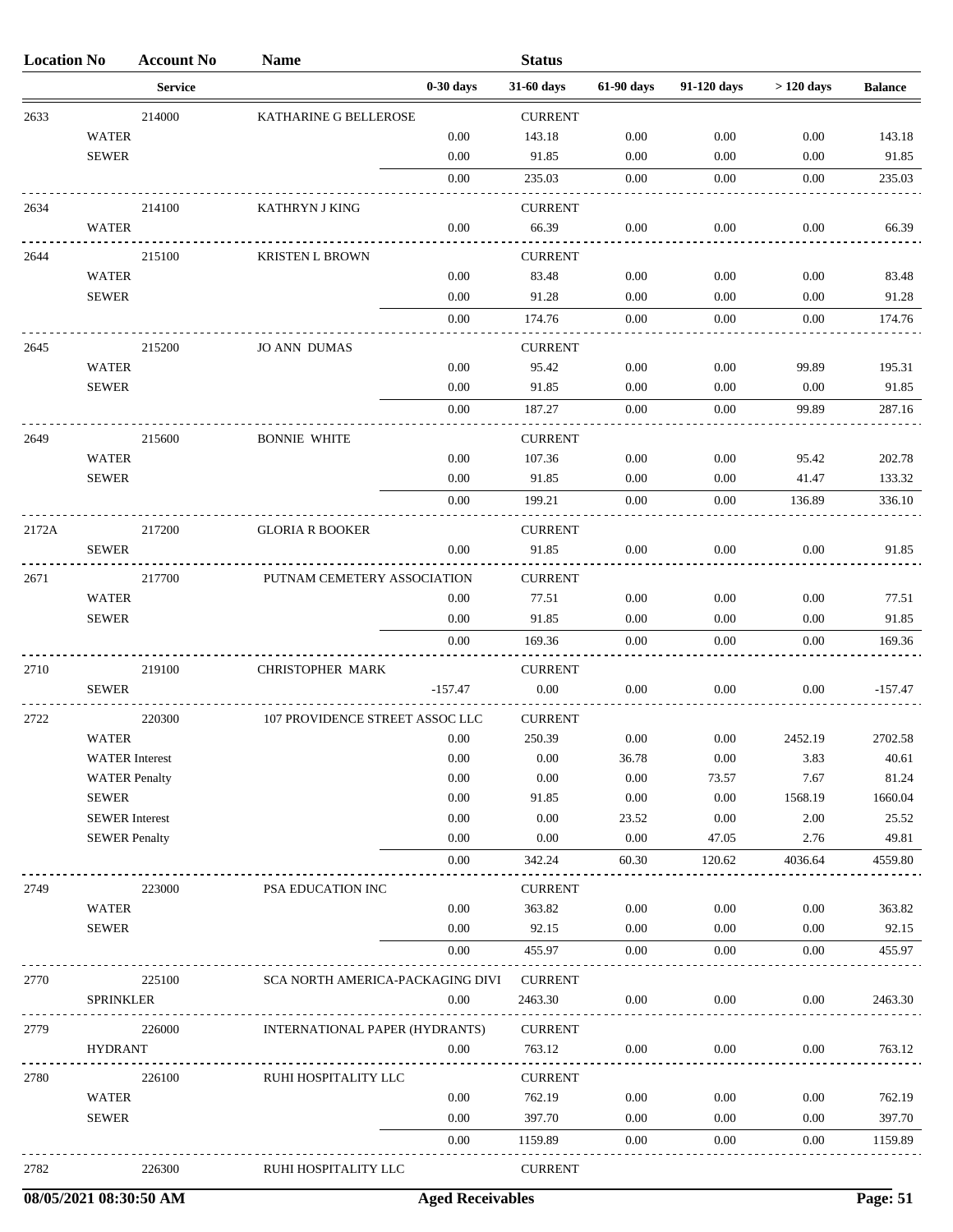| Location No | Account No | Name | | Status | | | | |
|---|---|---|---|---|---|---|---|---|
| | Service | | 0-30 days | 31-60 days | 61-90 days | 91-120 days | > 120 days | Balance |
| 2633 | 214000 | KATHARINE G BELLEROSE | | CURRENT | | | | |
| | WATER | | 0.00 | 143.18 | 0.00 | 0.00 | 0.00 | 143.18 |
| | SEWER | | 0.00 | 91.85 | 0.00 | 0.00 | 0.00 | 91.85 |
| | | | 0.00 | 235.03 | 0.00 | 0.00 | 0.00 | 235.03 |
| 2634 | 214100 | KATHRYN J KING | | CURRENT | | | | |
| | WATER | | 0.00 | 66.39 | 0.00 | 0.00 | 0.00 | 66.39 |
| 2644 | 215100 | KRISTEN L BROWN | | CURRENT | | | | |
| | WATER | | 0.00 | 83.48 | 0.00 | 0.00 | 0.00 | 83.48 |
| | SEWER | | 0.00 | 91.28 | 0.00 | 0.00 | 0.00 | 91.28 |
| | | | 0.00 | 174.76 | 0.00 | 0.00 | 0.00 | 174.76 |
| 2645 | 215200 | JO ANN DUMAS | | CURRENT | | | | |
| | WATER | | 0.00 | 95.42 | 0.00 | 0.00 | 99.89 | 195.31 |
| | SEWER | | 0.00 | 91.85 | 0.00 | 0.00 | 0.00 | 91.85 |
| | | | 0.00 | 187.27 | 0.00 | 0.00 | 99.89 | 287.16 |
| 2649 | 215600 | BONNIE WHITE | | CURRENT | | | | |
| | WATER | | 0.00 | 107.36 | 0.00 | 0.00 | 95.42 | 202.78 |
| | SEWER | | 0.00 | 91.85 | 0.00 | 0.00 | 41.47 | 133.32 |
| | | | 0.00 | 199.21 | 0.00 | 0.00 | 136.89 | 336.10 |
| 2172A | 217200 | GLORIA R BOOKER | | CURRENT | | | | |
| | SEWER | | 0.00 | 91.85 | 0.00 | 0.00 | 0.00 | 91.85 |
| 2671 | 217700 | PUTNAM CEMETERY ASSOCIATION | | CURRENT | | | | |
| | WATER | | 0.00 | 77.51 | 0.00 | 0.00 | 0.00 | 77.51 |
| | SEWER | | 0.00 | 91.85 | 0.00 | 0.00 | 0.00 | 91.85 |
| | | | 0.00 | 169.36 | 0.00 | 0.00 | 0.00 | 169.36 |
| 2710 | 219100 | CHRISTOPHER MARK | | CURRENT | | | | |
| | SEWER | | -157.47 | 0.00 | 0.00 | 0.00 | 0.00 | -157.47 |
| 2722 | 220300 | 107 PROVIDENCE STREET ASSOC LLC | | CURRENT | | | | |
| | WATER | | 0.00 | 250.39 | 0.00 | 0.00 | 2452.19 | 2702.58 |
| | WATER Interest | | 0.00 | 0.00 | 36.78 | 0.00 | 3.83 | 40.61 |
| | WATER Penalty | | 0.00 | 0.00 | 0.00 | 73.57 | 7.67 | 81.24 |
| | SEWER | | 0.00 | 91.85 | 0.00 | 0.00 | 1568.19 | 1660.04 |
| | SEWER Interest | | 0.00 | 0.00 | 23.52 | 0.00 | 2.00 | 25.52 |
| | SEWER Penalty | | 0.00 | 0.00 | 0.00 | 47.05 | 2.76 | 49.81 |
| | | | 0.00 | 342.24 | 60.30 | 120.62 | 4036.64 | 4559.80 |
| 2749 | 223000 | PSA EDUCATION INC | | CURRENT | | | | |
| | WATER | | 0.00 | 363.82 | 0.00 | 0.00 | 0.00 | 363.82 |
| | SEWER | | 0.00 | 92.15 | 0.00 | 0.00 | 0.00 | 92.15 |
| | | | 0.00 | 455.97 | 0.00 | 0.00 | 0.00 | 455.97 |
| 2770 | 225100 | SCA NORTH AMERICA-PACKAGING DIVI | | CURRENT | | | | |
| | SPRINKLER | | 0.00 | 2463.30 | 0.00 | 0.00 | 0.00 | 2463.30 |
| 2779 | 226000 | INTERNATIONAL PAPER (HYDRANTS) | | CURRENT | | | | |
| | HYDRANT | | 0.00 | 763.12 | 0.00 | 0.00 | 0.00 | 763.12 |
| 2780 | 226100 | RUHI HOSPITALITY LLC | | CURRENT | | | | |
| | WATER | | 0.00 | 762.19 | 0.00 | 0.00 | 0.00 | 762.19 |
| | SEWER | | 0.00 | 397.70 | 0.00 | 0.00 | 0.00 | 397.70 |
| | | | 0.00 | 1159.89 | 0.00 | 0.00 | 0.00 | 1159.89 |
| 2782 | 226300 | RUHI HOSPITALITY LLC | | CURRENT | | | | |

08/05/2021 08:30:50 AM — Aged Receivables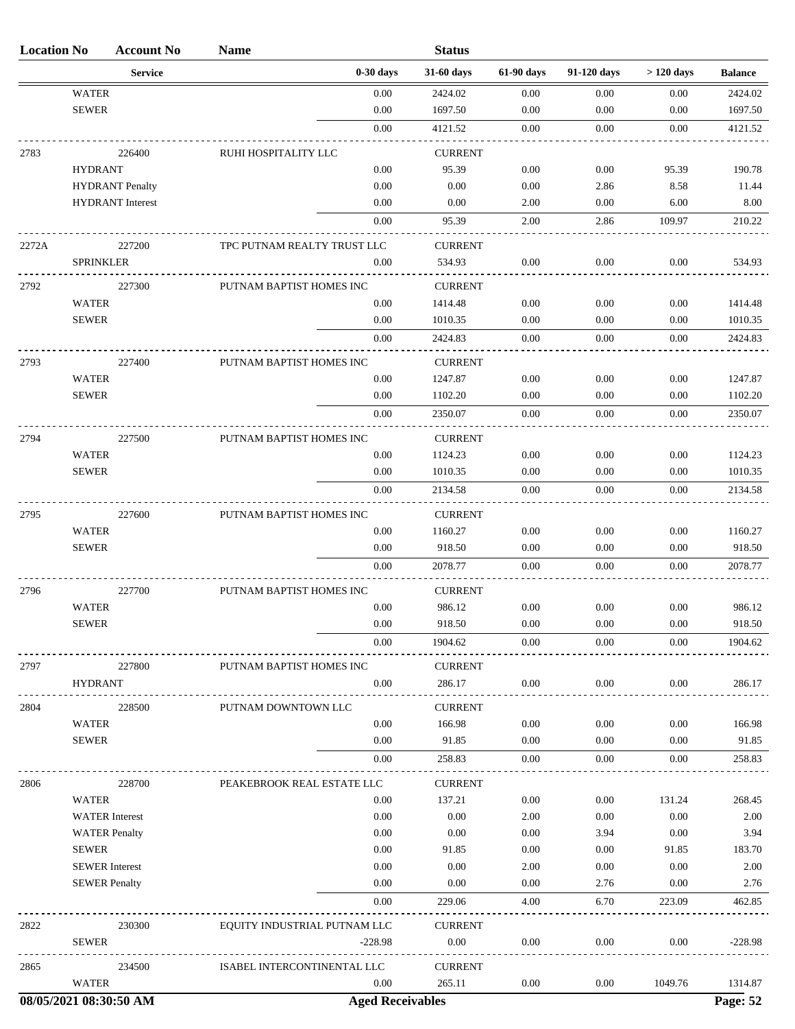| Location No | Account No | Name | | Status | | | | |
|---|---|---|---|---|---|---|---|---|
| | Service | | 0-30 days | 31-60 days | 61-90 days | 91-120 days | > 120 days | Balance |
| | WATER | | 0.00 | 2424.02 | 0.00 | 0.00 | 0.00 | 2424.02 |
| | SEWER | | 0.00 | 1697.50 | 0.00 | 0.00 | 0.00 | 1697.50 |
| | | | 0.00 | 4121.52 | 0.00 | 0.00 | 0.00 | 4121.52 |
| 2783 | 226400 | RUHI HOSPITALITY LLC | | CURRENT | | | | |
| | HYDRANT | | 0.00 | 95.39 | 0.00 | 0.00 | 95.39 | 190.78 |
| | HYDRANT Penalty | | 0.00 | 0.00 | 0.00 | 2.86 | 8.58 | 11.44 |
| | HYDRANT Interest | | 0.00 | 0.00 | 2.00 | 0.00 | 6.00 | 8.00 |
| | | | 0.00 | 95.39 | 2.00 | 2.86 | 109.97 | 210.22 |
| 2272A | 227200 | TPC PUTNAM REALTY TRUST LLC | | CURRENT | | | | |
| | SPRINKLER | | 0.00 | 534.93 | 0.00 | 0.00 | 0.00 | 534.93 |
| 2792 | 227300 | PUTNAM BAPTIST HOMES INC | | CURRENT | | | | |
| | WATER | | 0.00 | 1414.48 | 0.00 | 0.00 | 0.00 | 1414.48 |
| | SEWER | | 0.00 | 1010.35 | 0.00 | 0.00 | 0.00 | 1010.35 |
| | | | 0.00 | 2424.83 | 0.00 | 0.00 | 0.00 | 2424.83 |
| 2793 | 227400 | PUTNAM BAPTIST HOMES INC | | CURRENT | | | | |
| | WATER | | 0.00 | 1247.87 | 0.00 | 0.00 | 0.00 | 1247.87 |
| | SEWER | | 0.00 | 1102.20 | 0.00 | 0.00 | 0.00 | 1102.20 |
| | | | 0.00 | 2350.07 | 0.00 | 0.00 | 0.00 | 2350.07 |
| 2794 | 227500 | PUTNAM BAPTIST HOMES INC | | CURRENT | | | | |
| | WATER | | 0.00 | 1124.23 | 0.00 | 0.00 | 0.00 | 1124.23 |
| | SEWER | | 0.00 | 1010.35 | 0.00 | 0.00 | 0.00 | 1010.35 |
| | | | 0.00 | 2134.58 | 0.00 | 0.00 | 0.00 | 2134.58 |
| 2795 | 227600 | PUTNAM BAPTIST HOMES INC | | CURRENT | | | | |
| | WATER | | 0.00 | 1160.27 | 0.00 | 0.00 | 0.00 | 1160.27 |
| | SEWER | | 0.00 | 918.50 | 0.00 | 0.00 | 0.00 | 918.50 |
| | | | 0.00 | 2078.77 | 0.00 | 0.00 | 0.00 | 2078.77 |
| 2796 | 227700 | PUTNAM BAPTIST HOMES INC | | CURRENT | | | | |
| | WATER | | 0.00 | 986.12 | 0.00 | 0.00 | 0.00 | 986.12 |
| | SEWER | | 0.00 | 918.50 | 0.00 | 0.00 | 0.00 | 918.50 |
| | | | 0.00 | 1904.62 | 0.00 | 0.00 | 0.00 | 1904.62 |
| 2797 | 227800 | PUTNAM BAPTIST HOMES INC | | CURRENT | | | | |
| | HYDRANT | | 0.00 | 286.17 | 0.00 | 0.00 | 0.00 | 286.17 |
| 2804 | 228500 | PUTNAM DOWNTOWN LLC | | CURRENT | | | | |
| | WATER | | 0.00 | 166.98 | 0.00 | 0.00 | 0.00 | 166.98 |
| | SEWER | | 0.00 | 91.85 | 0.00 | 0.00 | 0.00 | 91.85 |
| | | | 0.00 | 258.83 | 0.00 | 0.00 | 0.00 | 258.83 |
| 2806 | 228700 | PEAKEBROOK REAL ESTATE LLC | | CURRENT | | | | |
| | WATER | | 0.00 | 137.21 | 0.00 | 0.00 | 131.24 | 268.45 |
| | WATER Interest | | 0.00 | 0.00 | 2.00 | 0.00 | 0.00 | 2.00 |
| | WATER Penalty | | 0.00 | 0.00 | 0.00 | 3.94 | 0.00 | 3.94 |
| | SEWER | | 0.00 | 91.85 | 0.00 | 0.00 | 91.85 | 183.70 |
| | SEWER Interest | | 0.00 | 0.00 | 2.00 | 0.00 | 0.00 | 2.00 |
| | SEWER Penalty | | 0.00 | 0.00 | 0.00 | 2.76 | 0.00 | 2.76 |
| | | | 0.00 | 229.06 | 4.00 | 6.70 | 223.09 | 462.85 |
| 2822 | 230300 | EQUITY INDUSTRIAL PUTNAM LLC | | CURRENT | | | | |
| | SEWER | | -228.98 | 0.00 | 0.00 | 0.00 | 0.00 | -228.98 |
| 2865 | 234500 | ISABEL INTERCONTINENTAL LLC | | CURRENT | | | | |
| | WATER | | 0.00 | 265.11 | 0.00 | 0.00 | 1049.76 | 1314.87 |

08/05/2021 08:30:50 AM — Aged Receivables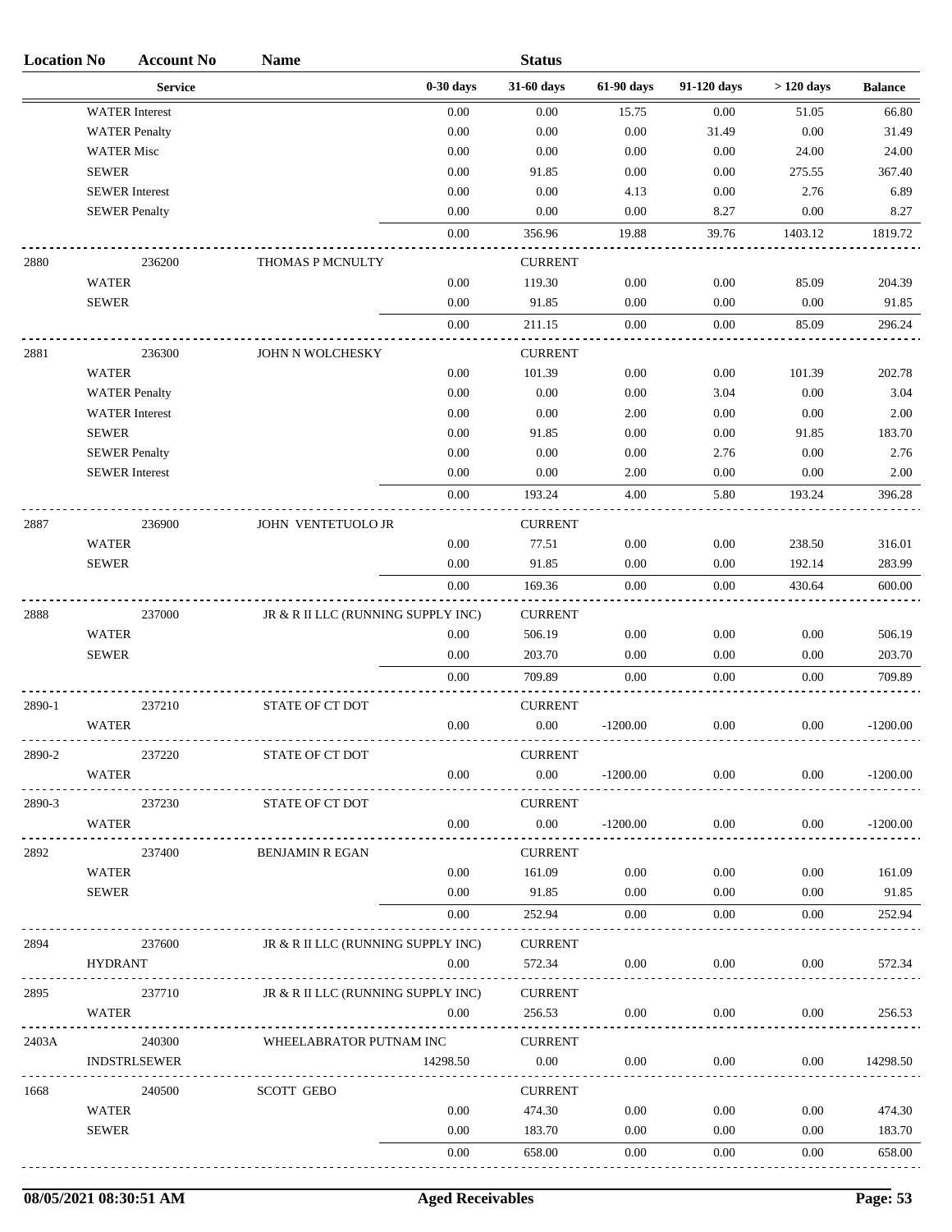| Location No | Account No | Name | | Status | | | | |
|---|---|---|---|---|---|---|---|---|
| Service | | | 0-30 days | 31-60 days | 61-90 days | 91-120 days | > 120 days | Balance |
| WATER Interest | | | 0.00 | 0.00 | 15.75 | 0.00 | 51.05 | 66.80 |
| WATER Penalty | | | 0.00 | 0.00 | 0.00 | 31.49 | 0.00 | 31.49 |
| WATER Misc | | | 0.00 | 0.00 | 0.00 | 0.00 | 24.00 | 24.00 |
| SEWER | | | 0.00 | 91.85 | 0.00 | 0.00 | 275.55 | 367.40 |
| SEWER Interest | | | 0.00 | 0.00 | 4.13 | 0.00 | 2.76 | 6.89 |
| SEWER Penalty | | | 0.00 | 0.00 | 0.00 | 8.27 | 0.00 | 8.27 |
| | | | 0.00 | 356.96 | 19.88 | 39.76 | 1403.12 | 1819.72 |
| 2880 | 236200 | THOMAS P MCNULTY | | CURRENT | | | | |
| WATER | | | 0.00 | 119.30 | 0.00 | 0.00 | 85.09 | 204.39 |
| SEWER | | | 0.00 | 91.85 | 0.00 | 0.00 | 0.00 | 91.85 |
| | | | 0.00 | 211.15 | 0.00 | 0.00 | 85.09 | 296.24 |
| 2881 | 236300 | JOHN N WOLCHESKY | | CURRENT | | | | |
| WATER | | | 0.00 | 101.39 | 0.00 | 0.00 | 101.39 | 202.78 |
| WATER Penalty | | | 0.00 | 0.00 | 0.00 | 3.04 | 0.00 | 3.04 |
| WATER Interest | | | 0.00 | 0.00 | 2.00 | 0.00 | 0.00 | 2.00 |
| SEWER | | | 0.00 | 91.85 | 0.00 | 0.00 | 91.85 | 183.70 |
| SEWER Penalty | | | 0.00 | 0.00 | 0.00 | 2.76 | 0.00 | 2.76 |
| SEWER Interest | | | 0.00 | 0.00 | 2.00 | 0.00 | 0.00 | 2.00 |
| | | | 0.00 | 193.24 | 4.00 | 5.80 | 193.24 | 396.28 |
| 2887 | 236900 | JOHN VENTETUOLO JR | | CURRENT | | | | |
| WATER | | | 0.00 | 77.51 | 0.00 | 0.00 | 238.50 | 316.01 |
| SEWER | | | 0.00 | 91.85 | 0.00 | 0.00 | 192.14 | 283.99 |
| | | | 0.00 | 169.36 | 0.00 | 0.00 | 430.64 | 600.00 |
| 2888 | 237000 | JR & R II LLC (RUNNING SUPPLY INC) | | CURRENT | | | | |
| WATER | | | 0.00 | 506.19 | 0.00 | 0.00 | 0.00 | 506.19 |
| SEWER | | | 0.00 | 203.70 | 0.00 | 0.00 | 0.00 | 203.70 |
| | | | 0.00 | 709.89 | 0.00 | 0.00 | 0.00 | 709.89 |
| 2890-1 | 237210 | STATE OF CT DOT | | CURRENT | | | | |
| WATER | | | 0.00 | 0.00 | -1200.00 | 0.00 | 0.00 | -1200.00 |
| 2890-2 | 237220 | STATE OF CT DOT | | CURRENT | | | | |
| WATER | | | 0.00 | 0.00 | -1200.00 | 0.00 | 0.00 | -1200.00 |
| 2890-3 | 237230 | STATE OF CT DOT | | CURRENT | | | | |
| WATER | | | 0.00 | 0.00 | -1200.00 | 0.00 | 0.00 | -1200.00 |
| 2892 | 237400 | BENJAMIN R EGAN | | CURRENT | | | | |
| WATER | | | 0.00 | 161.09 | 0.00 | 0.00 | 0.00 | 161.09 |
| SEWER | | | 0.00 | 91.85 | 0.00 | 0.00 | 0.00 | 91.85 |
| | | | 0.00 | 252.94 | 0.00 | 0.00 | 0.00 | 252.94 |
| 2894 | 237600 | JR & R II LLC (RUNNING SUPPLY INC) | | CURRENT | | | | |
| HYDRANT | | | 0.00 | 572.34 | 0.00 | 0.00 | 0.00 | 572.34 |
| 2895 | 237710 | JR & R II LLC (RUNNING SUPPLY INC) | | CURRENT | | | | |
| WATER | | | 0.00 | 256.53 | 0.00 | 0.00 | 0.00 | 256.53 |
| 2403A | 240300 | WHEELABRATOR PUTNAM INC | | CURRENT | | | | |
| INDSTRLSEWER | | | 14298.50 | 0.00 | 0.00 | 0.00 | 0.00 | 14298.50 |
| 1668 | 240500 | SCOTT GEBO | | CURRENT | | | | |
| WATER | | | 0.00 | 474.30 | 0.00 | 0.00 | 0.00 | 474.30 |
| SEWER | | | 0.00 | 183.70 | 0.00 | 0.00 | 0.00 | 183.70 |
| | | | 0.00 | 658.00 | 0.00 | 0.00 | 0.00 | 658.00 |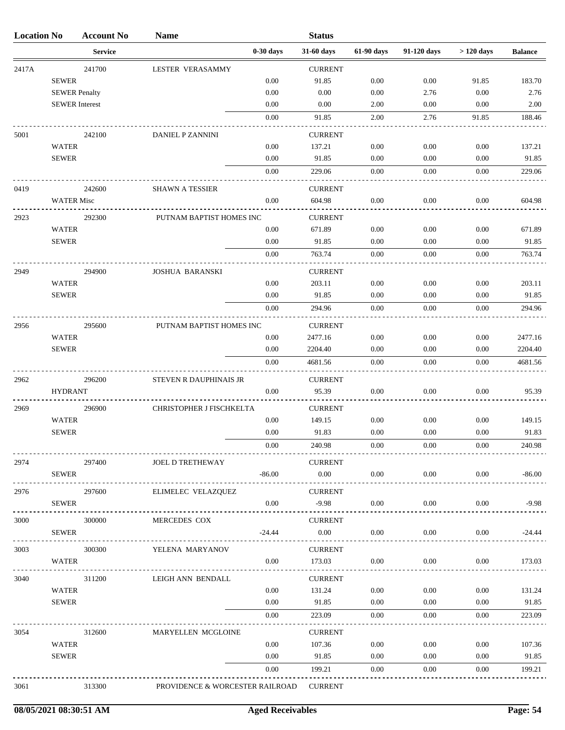| Location No | Account No | Name | | Status | | | | |
|---|---|---|---|---|---|---|---|---|
| | Service | | 0-30 days | 31-60 days | 61-90 days | 91-120 days | > 120 days | Balance |
| 2417A | 241700 | LESTER VERASAMMY | | CURRENT | | | | |
| | SEWER | | 0.00 | 91.85 | 0.00 | 0.00 | 91.85 | 183.70 |
| | SEWER Penalty | | 0.00 | 0.00 | 0.00 | 2.76 | 0.00 | 2.76 |
| | SEWER Interest | | 0.00 | 0.00 | 2.00 | 0.00 | 0.00 | 2.00 |
| | | | 0.00 | 91.85 | 2.00 | 2.76 | 91.85 | 188.46 |
| 5001 | 242100 | DANIEL P ZANNINI | | CURRENT | | | | |
| | WATER | | 0.00 | 137.21 | 0.00 | 0.00 | 0.00 | 137.21 |
| | SEWER | | 0.00 | 91.85 | 0.00 | 0.00 | 0.00 | 91.85 |
| | | | 0.00 | 229.06 | 0.00 | 0.00 | 0.00 | 229.06 |
| 0419 | 242600 | SHAWN A TESSIER | | CURRENT | | | | |
| | WATER Misc | | 0.00 | 604.98 | 0.00 | 0.00 | 0.00 | 604.98 |
| 2923 | 292300 | PUTNAM BAPTIST HOMES INC | | CURRENT | | | | |
| | WATER | | 0.00 | 671.89 | 0.00 | 0.00 | 0.00 | 671.89 |
| | SEWER | | 0.00 | 91.85 | 0.00 | 0.00 | 0.00 | 91.85 |
| | | | 0.00 | 763.74 | 0.00 | 0.00 | 0.00 | 763.74 |
| 2949 | 294900 | JOSHUA BARANSKI | | CURRENT | | | | |
| | WATER | | 0.00 | 203.11 | 0.00 | 0.00 | 0.00 | 203.11 |
| | SEWER | | 0.00 | 91.85 | 0.00 | 0.00 | 0.00 | 91.85 |
| | | | 0.00 | 294.96 | 0.00 | 0.00 | 0.00 | 294.96 |
| 2956 | 295600 | PUTNAM BAPTIST HOMES INC | | CURRENT | | | | |
| | WATER | | 0.00 | 2477.16 | 0.00 | 0.00 | 0.00 | 2477.16 |
| | SEWER | | 0.00 | 2204.40 | 0.00 | 0.00 | 0.00 | 2204.40 |
| | | | 0.00 | 4681.56 | 0.00 | 0.00 | 0.00 | 4681.56 |
| 2962 | 296200 | STEVEN R DAUPHINAIS JR | | CURRENT | | | | |
| | HYDRANT | | 0.00 | 95.39 | 0.00 | 0.00 | 0.00 | 95.39 |
| 2969 | 296900 | CHRISTOPHER J FISCHKELTA | | CURRENT | | | | |
| | WATER | | 0.00 | 149.15 | 0.00 | 0.00 | 0.00 | 149.15 |
| | SEWER | | 0.00 | 91.83 | 0.00 | 0.00 | 0.00 | 91.83 |
| | | | 0.00 | 240.98 | 0.00 | 0.00 | 0.00 | 240.98 |
| 2974 | 297400 | JOEL D TRETHEWAY | | CURRENT | | | | |
| | SEWER | | -86.00 | 0.00 | 0.00 | 0.00 | 0.00 | -86.00 |
| 2976 | 297600 | ELIMELEC VELAZQUEZ | | CURRENT | | | | |
| | SEWER | | 0.00 | -9.98 | 0.00 | 0.00 | 0.00 | -9.98 |
| 3000 | 300000 | MERCEDES COX | | CURRENT | | | | |
| | SEWER | | -24.44 | 0.00 | 0.00 | 0.00 | 0.00 | -24.44 |
| 3003 | 300300 | YELENA MARYANOV | | CURRENT | | | | |
| | WATER | | 0.00 | 173.03 | 0.00 | 0.00 | 0.00 | 173.03 |
| 3040 | 311200 | LEIGH ANN BENDALL | | CURRENT | | | | |
| | WATER | | 0.00 | 131.24 | 0.00 | 0.00 | 0.00 | 131.24 |
| | SEWER | | 0.00 | 91.85 | 0.00 | 0.00 | 0.00 | 91.85 |
| | | | 0.00 | 223.09 | 0.00 | 0.00 | 0.00 | 223.09 |
| 3054 | 312600 | MARYELLEN MCGLOINE | | CURRENT | | | | |
| | WATER | | 0.00 | 107.36 | 0.00 | 0.00 | 0.00 | 107.36 |
| | SEWER | | 0.00 | 91.85 | 0.00 | 0.00 | 0.00 | 91.85 |
| | | | 0.00 | 199.21 | 0.00 | 0.00 | 0.00 | 199.21 |
| 3061 | 313300 | PROVIDENCE & WORCESTER RAILROAD | | CURRENT | | | | |

08/05/2021 08:30:51 AM — Aged Receivables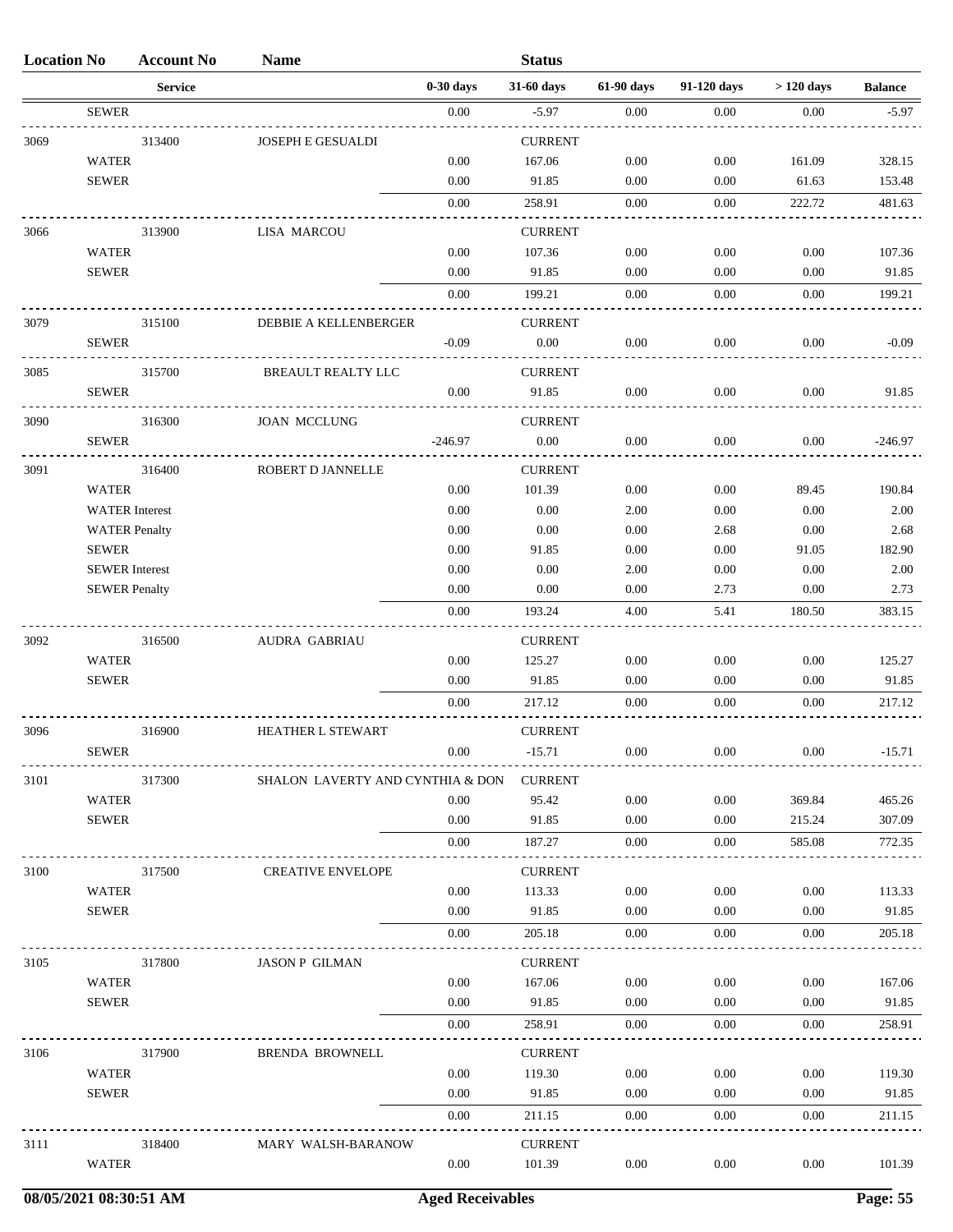| Location No | Account No | Name | | Status | | | | |
|---|---|---|---|---|---|---|---|---|
| | Service | | 0-30 days | 31-60 days | 61-90 days | 91-120 days | > 120 days | Balance |
| SEWER | | | 0.00 | -5.97 | 0.00 | 0.00 | 0.00 | -5.97 |
| 3069 | 313400 | JOSEPH E GESUALDI | | CURRENT | | | | |
| WATER | | | 0.00 | 167.06 | 0.00 | 0.00 | 161.09 | 328.15 |
| SEWER | | | 0.00 | 91.85 | 0.00 | 0.00 | 61.63 | 153.48 |
| | | | 0.00 | 258.91 | 0.00 | 0.00 | 222.72 | 481.63 |
| 3066 | 313900 | LISA MARCOU | | CURRENT | | | | |
| WATER | | | 0.00 | 107.36 | 0.00 | 0.00 | 0.00 | 107.36 |
| SEWER | | | 0.00 | 91.85 | 0.00 | 0.00 | 0.00 | 91.85 |
| | | | 0.00 | 199.21 | 0.00 | 0.00 | 0.00 | 199.21 |
| 3079 | 315100 | DEBBIE A KELLENBERGER | | CURRENT | | | | |
| SEWER | | | -0.09 | 0.00 | 0.00 | 0.00 | 0.00 | -0.09 |
| 3085 | 315700 | BREAULT REALTY LLC | | CURRENT | | | | |
| SEWER | | | 0.00 | 91.85 | 0.00 | 0.00 | 0.00 | 91.85 |
| 3090 | 316300 | JOAN MCCLUNG | | CURRENT | | | | |
| SEWER | | | -246.97 | 0.00 | 0.00 | 0.00 | 0.00 | -246.97 |
| 3091 | 316400 | ROBERT D JANNELLE | | CURRENT | | | | |
| WATER | | | 0.00 | 101.39 | 0.00 | 0.00 | 89.45 | 190.84 |
| WATER Interest | | | 0.00 | 0.00 | 2.00 | 0.00 | 0.00 | 2.00 |
| WATER Penalty | | | 0.00 | 0.00 | 0.00 | 2.68 | 0.00 | 2.68 |
| SEWER | | | 0.00 | 91.85 | 0.00 | 0.00 | 91.05 | 182.90 |
| SEWER Interest | | | 0.00 | 0.00 | 2.00 | 0.00 | 0.00 | 2.00 |
| SEWER Penalty | | | 0.00 | 0.00 | 0.00 | 2.73 | 0.00 | 2.73 |
| | | | 0.00 | 193.24 | 4.00 | 5.41 | 180.50 | 383.15 |
| 3092 | 316500 | AUDRA GABRIAU | | CURRENT | | | | |
| WATER | | | 0.00 | 125.27 | 0.00 | 0.00 | 0.00 | 125.27 |
| SEWER | | | 0.00 | 91.85 | 0.00 | 0.00 | 0.00 | 91.85 |
| | | | 0.00 | 217.12 | 0.00 | 0.00 | 0.00 | 217.12 |
| 3096 | 316900 | HEATHER L STEWART | | CURRENT | | | | |
| SEWER | | | 0.00 | -15.71 | 0.00 | 0.00 | 0.00 | -15.71 |
| 3101 | 317300 | SHALON LAVERTY AND CYNTHIA & DON | | CURRENT | | | | |
| WATER | | | 0.00 | 95.42 | 0.00 | 0.00 | 369.84 | 465.26 |
| SEWER | | | 0.00 | 91.85 | 0.00 | 0.00 | 215.24 | 307.09 |
| | | | 0.00 | 187.27 | 0.00 | 0.00 | 585.08 | 772.35 |
| 3100 | 317500 | CREATIVE ENVELOPE | | CURRENT | | | | |
| WATER | | | 0.00 | 113.33 | 0.00 | 0.00 | 0.00 | 113.33 |
| SEWER | | | 0.00 | 91.85 | 0.00 | 0.00 | 0.00 | 91.85 |
| | | | 0.00 | 205.18 | 0.00 | 0.00 | 0.00 | 205.18 |
| 3105 | 317800 | JASON P GILMAN | | CURRENT | | | | |
| WATER | | | 0.00 | 167.06 | 0.00 | 0.00 | 0.00 | 167.06 |
| SEWER | | | 0.00 | 91.85 | 0.00 | 0.00 | 0.00 | 91.85 |
| | | | 0.00 | 258.91 | 0.00 | 0.00 | 0.00 | 258.91 |
| 3106 | 317900 | BRENDA BROWNELL | | CURRENT | | | | |
| WATER | | | 0.00 | 119.30 | 0.00 | 0.00 | 0.00 | 119.30 |
| SEWER | | | 0.00 | 91.85 | 0.00 | 0.00 | 0.00 | 91.85 |
| | | | 0.00 | 211.15 | 0.00 | 0.00 | 0.00 | 211.15 |
| 3111 | 318400 | MARY WALSH-BARANOW | | CURRENT | | | | |
| WATER | | | 0.00 | 101.39 | 0.00 | 0.00 | 0.00 | 101.39 |

08/05/2021 08:30:51 AM Aged Receivables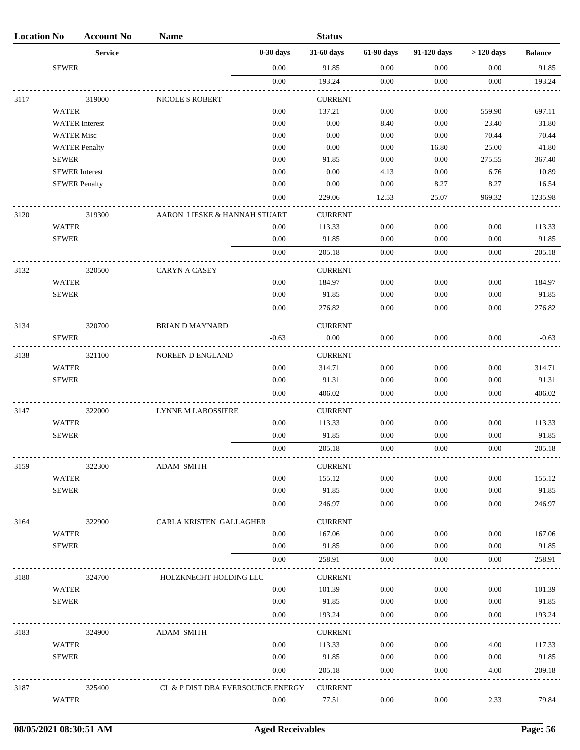| Location No | Account No | Name | | Status | | | | |
|---|---|---|---|---|---|---|---|---|
| | Service | | 0-30 days | 31-60 days | 61-90 days | 91-120 days | > 120 days | Balance |
| SEWER | | | 0.00 | 91.85 | 0.00 | 0.00 | 0.00 | 91.85 |
| | | | 0.00 | 193.24 | 0.00 | 0.00 | 0.00 | 193.24 |
| 3117 | 319000 | NICOLE S ROBERT | | CURRENT | | | | |
| WATER | | | 0.00 | 137.21 | 0.00 | 0.00 | 559.90 | 697.11 |
| WATER Interest | | | 0.00 | 0.00 | 8.40 | 0.00 | 23.40 | 31.80 |
| WATER Misc | | | 0.00 | 0.00 | 0.00 | 0.00 | 70.44 | 70.44 |
| WATER Penalty | | | 0.00 | 0.00 | 0.00 | 16.80 | 25.00 | 41.80 |
| SEWER | | | 0.00 | 91.85 | 0.00 | 0.00 | 275.55 | 367.40 |
| SEWER Interest | | | 0.00 | 0.00 | 4.13 | 0.00 | 6.76 | 10.89 |
| SEWER Penalty | | | 0.00 | 0.00 | 0.00 | 8.27 | 8.27 | 16.54 |
| | | | 0.00 | 229.06 | 12.53 | 25.07 | 969.32 | 1235.98 |
| 3120 | 319300 | AARON LIESKE & HANNAH STUART | | CURRENT | | | | |
| WATER | | | 0.00 | 113.33 | 0.00 | 0.00 | 0.00 | 113.33 |
| SEWER | | | 0.00 | 91.85 | 0.00 | 0.00 | 0.00 | 91.85 |
| | | | 0.00 | 205.18 | 0.00 | 0.00 | 0.00 | 205.18 |
| 3132 | 320500 | CARYN A CASEY | | CURRENT | | | | |
| WATER | | | 0.00 | 184.97 | 0.00 | 0.00 | 0.00 | 184.97 |
| SEWER | | | 0.00 | 91.85 | 0.00 | 0.00 | 0.00 | 91.85 |
| | | | 0.00 | 276.82 | 0.00 | 0.00 | 0.00 | 276.82 |
| 3134 | 320700 | BRIAN D MAYNARD | | CURRENT | | | | |
| SEWER | | | -0.63 | 0.00 | 0.00 | 0.00 | 0.00 | -0.63 |
| 3138 | 321100 | NOREEN D ENGLAND | | CURRENT | | | | |
| WATER | | | 0.00 | 314.71 | 0.00 | 0.00 | 0.00 | 314.71 |
| SEWER | | | 0.00 | 91.31 | 0.00 | 0.00 | 0.00 | 91.31 |
| | | | 0.00 | 406.02 | 0.00 | 0.00 | 0.00 | 406.02 |
| 3147 | 322000 | LYNNE M LABOSSIERE | | CURRENT | | | | |
| WATER | | | 0.00 | 113.33 | 0.00 | 0.00 | 0.00 | 113.33 |
| SEWER | | | 0.00 | 91.85 | 0.00 | 0.00 | 0.00 | 91.85 |
| | | | 0.00 | 205.18 | 0.00 | 0.00 | 0.00 | 205.18 |
| 3159 | 322300 | ADAM SMITH | | CURRENT | | | | |
| WATER | | | 0.00 | 155.12 | 0.00 | 0.00 | 0.00 | 155.12 |
| SEWER | | | 0.00 | 91.85 | 0.00 | 0.00 | 0.00 | 91.85 |
| | | | 0.00 | 246.97 | 0.00 | 0.00 | 0.00 | 246.97 |
| 3164 | 322900 | CARLA KRISTEN GALLAGHER | | CURRENT | | | | |
| WATER | | | 0.00 | 167.06 | 0.00 | 0.00 | 0.00 | 167.06 |
| SEWER | | | 0.00 | 91.85 | 0.00 | 0.00 | 0.00 | 91.85 |
| | | | 0.00 | 258.91 | 0.00 | 0.00 | 0.00 | 258.91 |
| 3180 | 324700 | HOLZKNECHT HOLDING LLC | | CURRENT | | | | |
| WATER | | | 0.00 | 101.39 | 0.00 | 0.00 | 0.00 | 101.39 |
| SEWER | | | 0.00 | 91.85 | 0.00 | 0.00 | 0.00 | 91.85 |
| | | | 0.00 | 193.24 | 0.00 | 0.00 | 0.00 | 193.24 |
| 3183 | 324900 | ADAM SMITH | | CURRENT | | | | |
| WATER | | | 0.00 | 113.33 | 0.00 | 0.00 | 4.00 | 117.33 |
| SEWER | | | 0.00 | 91.85 | 0.00 | 0.00 | 0.00 | 91.85 |
| | | | 0.00 | 205.18 | 0.00 | 0.00 | 4.00 | 209.18 |
| 3187 | 325400 | CL & P DIST DBA EVERSOURCE ENERGY | | CURRENT | | | | |
| WATER | | | 0.00 | 77.51 | 0.00 | 0.00 | 2.33 | 79.84 |

08/05/2021 08:30:51 AM — Aged Receivables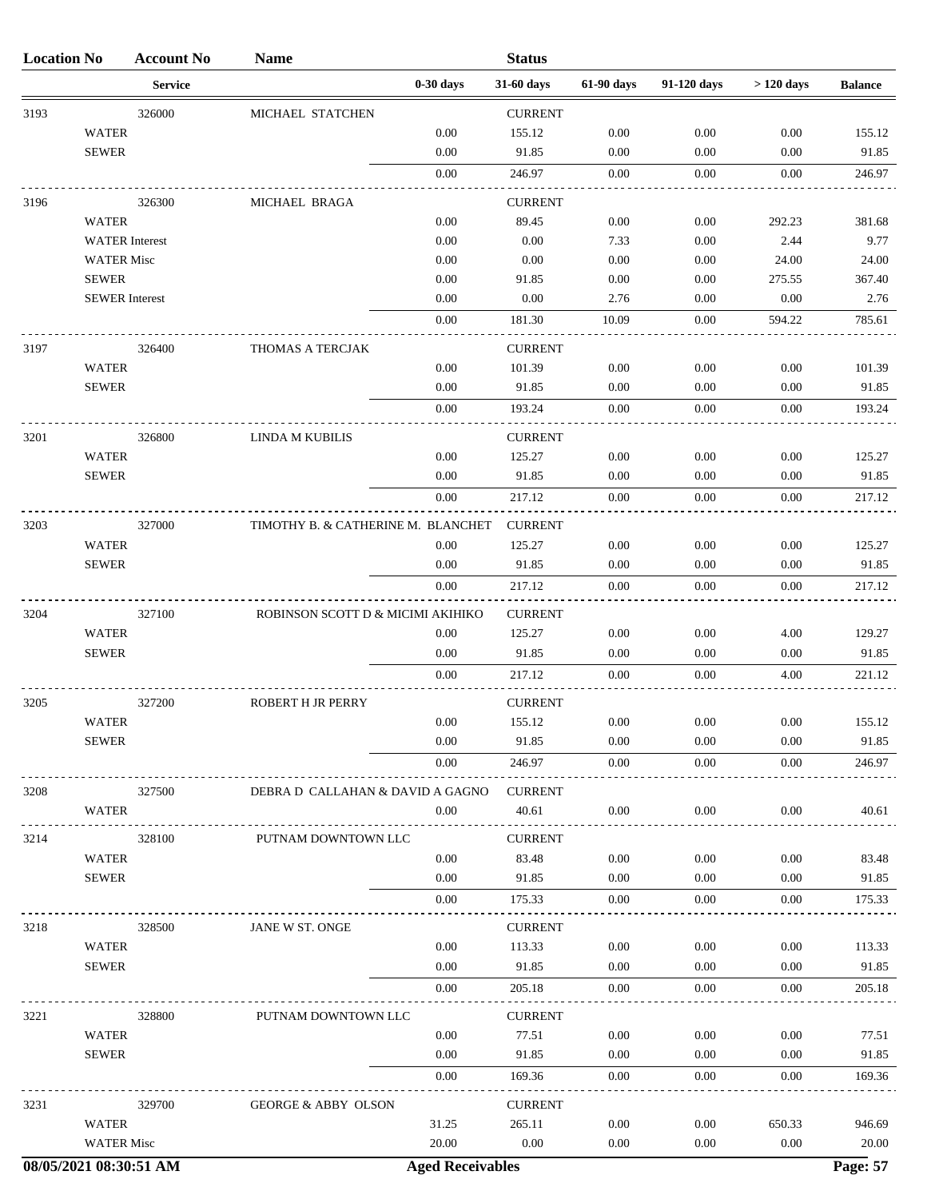| Location No | Account No | Name | | Status | | | | |
|---|---|---|---|---|---|---|---|---|
| | Service | | 0-30 days | 31-60 days | 61-90 days | 91-120 days | > 120 days | Balance |
| 3193 | 326000 | MICHAEL STATCHEN | | CURRENT | | | | |
| | WATER | | 0.00 | 155.12 | 0.00 | 0.00 | 0.00 | 155.12 |
| | SEWER | | 0.00 | 91.85 | 0.00 | 0.00 | 0.00 | 91.85 |
| | | | 0.00 | 246.97 | 0.00 | 0.00 | 0.00 | 246.97 |
| 3196 | 326300 | MICHAEL BRAGA | | CURRENT | | | | |
| | WATER | | 0.00 | 89.45 | 0.00 | 0.00 | 292.23 | 381.68 |
| | WATER Interest | | 0.00 | 0.00 | 7.33 | 0.00 | 2.44 | 9.77 |
| | WATER Misc | | 0.00 | 0.00 | 0.00 | 0.00 | 24.00 | 24.00 |
| | SEWER | | 0.00 | 91.85 | 0.00 | 0.00 | 275.55 | 367.40 |
| | SEWER Interest | | 0.00 | 0.00 | 2.76 | 0.00 | 0.00 | 2.76 |
| | | | 0.00 | 181.30 | 10.09 | 0.00 | 594.22 | 785.61 |
| 3197 | 326400 | THOMAS A TERCJAK | | CURRENT | | | | |
| | WATER | | 0.00 | 101.39 | 0.00 | 0.00 | 0.00 | 101.39 |
| | SEWER | | 0.00 | 91.85 | 0.00 | 0.00 | 0.00 | 91.85 |
| | | | 0.00 | 193.24 | 0.00 | 0.00 | 0.00 | 193.24 |
| 3201 | 326800 | LINDA M KUBILIS | | CURRENT | | | | |
| | WATER | | 0.00 | 125.27 | 0.00 | 0.00 | 0.00 | 125.27 |
| | SEWER | | 0.00 | 91.85 | 0.00 | 0.00 | 0.00 | 91.85 |
| | | | 0.00 | 217.12 | 0.00 | 0.00 | 0.00 | 217.12 |
| 3203 | 327000 | TIMOTHY B. & CATHERINE M. BLANCHET | | CURRENT | | | | |
| | WATER | | 0.00 | 125.27 | 0.00 | 0.00 | 0.00 | 125.27 |
| | SEWER | | 0.00 | 91.85 | 0.00 | 0.00 | 0.00 | 91.85 |
| | | | 0.00 | 217.12 | 0.00 | 0.00 | 0.00 | 217.12 |
| 3204 | 327100 | ROBINSON SCOTT D & MICIMI AKIHIKO | | CURRENT | | | | |
| | WATER | | 0.00 | 125.27 | 0.00 | 0.00 | 4.00 | 129.27 |
| | SEWER | | 0.00 | 91.85 | 0.00 | 0.00 | 0.00 | 91.85 |
| | | | 0.00 | 217.12 | 0.00 | 0.00 | 4.00 | 221.12 |
| 3205 | 327200 | ROBERT H JR PERRY | | CURRENT | | | | |
| | WATER | | 0.00 | 155.12 | 0.00 | 0.00 | 0.00 | 155.12 |
| | SEWER | | 0.00 | 91.85 | 0.00 | 0.00 | 0.00 | 91.85 |
| | | | 0.00 | 246.97 | 0.00 | 0.00 | 0.00 | 246.97 |
| 3208 | 327500 | DEBRA D CALLAHAN & DAVID A GAGNO | | CURRENT | | | | |
| | WATER | | 0.00 | 40.61 | 0.00 | 0.00 | 0.00 | 40.61 |
| 3214 | 328100 | PUTNAM DOWNTOWN LLC | | CURRENT | | | | |
| | WATER | | 0.00 | 83.48 | 0.00 | 0.00 | 0.00 | 83.48 |
| | SEWER | | 0.00 | 91.85 | 0.00 | 0.00 | 0.00 | 91.85 |
| | | | 0.00 | 175.33 | 0.00 | 0.00 | 0.00 | 175.33 |
| 3218 | 328500 | JANE W ST. ONGE | | CURRENT | | | | |
| | WATER | | 0.00 | 113.33 | 0.00 | 0.00 | 0.00 | 113.33 |
| | SEWER | | 0.00 | 91.85 | 0.00 | 0.00 | 0.00 | 91.85 |
| | | | 0.00 | 205.18 | 0.00 | 0.00 | 0.00 | 205.18 |
| 3221 | 328800 | PUTNAM DOWNTOWN LLC | | CURRENT | | | | |
| | WATER | | 0.00 | 77.51 | 0.00 | 0.00 | 0.00 | 77.51 |
| | SEWER | | 0.00 | 91.85 | 0.00 | 0.00 | 0.00 | 91.85 |
| | | | 0.00 | 169.36 | 0.00 | 0.00 | 0.00 | 169.36 |
| 3231 | 329700 | GEORGE & ABBY OLSON | | CURRENT | | | | |
| | WATER | | 31.25 | 265.11 | 0.00 | 0.00 | 650.33 | 946.69 |
| | WATER Misc | | 20.00 | 0.00 | 0.00 | 0.00 | 0.00 | 20.00 |

08/05/2021 08:30:51 AM Aged Receivables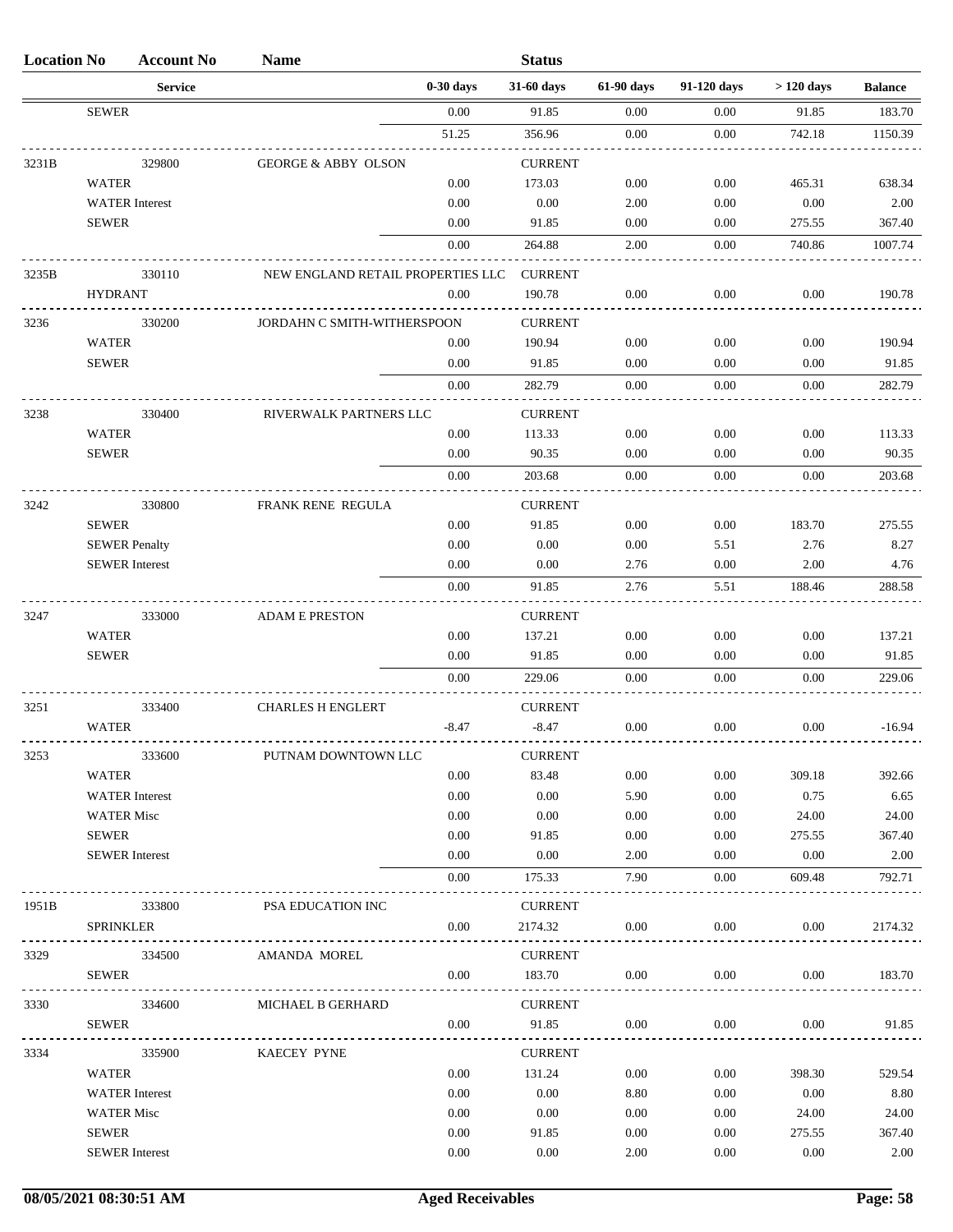| Location No | Account No | Name | | Status | | | | |
|---|---|---|---|---|---|---|---|---|
| | Service | | 0-30 days | 31-60 days | 61-90 days | 91-120 days | > 120 days | Balance |
| | SEWER | | 0.00 | 91.85 | 0.00 | 0.00 | 91.85 | 183.70 |
| | | | 51.25 | 356.96 | 0.00 | 0.00 | 742.18 | 1150.39 |
| 3231B | 329800 | GEORGE & ABBY OLSON | | CURRENT | | | | |
| | WATER | | 0.00 | 173.03 | 0.00 | 0.00 | 465.31 | 638.34 |
| | WATER Interest | | 0.00 | 0.00 | 2.00 | 0.00 | 0.00 | 2.00 |
| | SEWER | | 0.00 | 91.85 | 0.00 | 0.00 | 275.55 | 367.40 |
| | | | 0.00 | 264.88 | 2.00 | 0.00 | 740.86 | 1007.74 |
| 3235B | 330110 | NEW ENGLAND RETAIL PROPERTIES LLC | | CURRENT | | | | |
| | HYDRANT | | 0.00 | 190.78 | 0.00 | 0.00 | 0.00 | 190.78 |
| 3236 | 330200 | JORDAHN C SMITH-WITHERSPOON | | CURRENT | | | | |
| | WATER | | 0.00 | 190.94 | 0.00 | 0.00 | 0.00 | 190.94 |
| | SEWER | | 0.00 | 91.85 | 0.00 | 0.00 | 0.00 | 91.85 |
| | | | 0.00 | 282.79 | 0.00 | 0.00 | 0.00 | 282.79 |
| 3238 | 330400 | RIVERWALK PARTNERS LLC | | CURRENT | | | | |
| | WATER | | 0.00 | 113.33 | 0.00 | 0.00 | 0.00 | 113.33 |
| | SEWER | | 0.00 | 90.35 | 0.00 | 0.00 | 0.00 | 90.35 |
| | | | 0.00 | 203.68 | 0.00 | 0.00 | 0.00 | 203.68 |
| 3242 | 330800 | FRANK RENE REGULA | | CURRENT | | | | |
| | SEWER | | 0.00 | 91.85 | 0.00 | 0.00 | 183.70 | 275.55 |
| | SEWER Penalty | | 0.00 | 0.00 | 0.00 | 5.51 | 2.76 | 8.27 |
| | SEWER Interest | | 0.00 | 0.00 | 2.76 | 0.00 | 2.00 | 4.76 |
| | | | 0.00 | 91.85 | 2.76 | 5.51 | 188.46 | 288.58 |
| 3247 | 333000 | ADAM E PRESTON | | CURRENT | | | | |
| | WATER | | 0.00 | 137.21 | 0.00 | 0.00 | 0.00 | 137.21 |
| | SEWER | | 0.00 | 91.85 | 0.00 | 0.00 | 0.00 | 91.85 |
| | | | 0.00 | 229.06 | 0.00 | 0.00 | 0.00 | 229.06 |
| 3251 | 333400 | CHARLES H ENGLERT | | CURRENT | | | | |
| | WATER | | -8.47 | -8.47 | 0.00 | 0.00 | 0.00 | -16.94 |
| 3253 | 333600 | PUTNAM DOWNTOWN LLC | | CURRENT | | | | |
| | WATER | | 0.00 | 83.48 | 0.00 | 0.00 | 309.18 | 392.66 |
| | WATER Interest | | 0.00 | 0.00 | 5.90 | 0.00 | 0.75 | 6.65 |
| | WATER Misc | | 0.00 | 0.00 | 0.00 | 0.00 | 24.00 | 24.00 |
| | SEWER | | 0.00 | 91.85 | 0.00 | 0.00 | 275.55 | 367.40 |
| | SEWER Interest | | 0.00 | 0.00 | 2.00 | 0.00 | 0.00 | 2.00 |
| | | | 0.00 | 175.33 | 7.90 | 0.00 | 609.48 | 792.71 |
| 1951B | 333800 | PSA EDUCATION INC | | CURRENT | | | | |
| | SPRINKLER | | 0.00 | 2174.32 | 0.00 | 0.00 | 0.00 | 2174.32 |
| 3329 | 334500 | AMANDA MOREL | | CURRENT | | | | |
| | SEWER | | 0.00 | 183.70 | 0.00 | 0.00 | 0.00 | 183.70 |
| 3330 | 334600 | MICHAEL B GERHARD | | CURRENT | | | | |
| | SEWER | | 0.00 | 91.85 | 0.00 | 0.00 | 0.00 | 91.85 |
| 3334 | 335900 | KAECEY PYNE | | CURRENT | | | | |
| | WATER | | 0.00 | 131.24 | 0.00 | 0.00 | 398.30 | 529.54 |
| | WATER Interest | | 0.00 | 0.00 | 8.80 | 0.00 | 0.00 | 8.80 |
| | WATER Misc | | 0.00 | 0.00 | 0.00 | 0.00 | 24.00 | 24.00 |
| | SEWER | | 0.00 | 91.85 | 0.00 | 0.00 | 275.55 | 367.40 |
| | SEWER Interest | | 0.00 | 0.00 | 2.00 | 0.00 | 0.00 | 2.00 |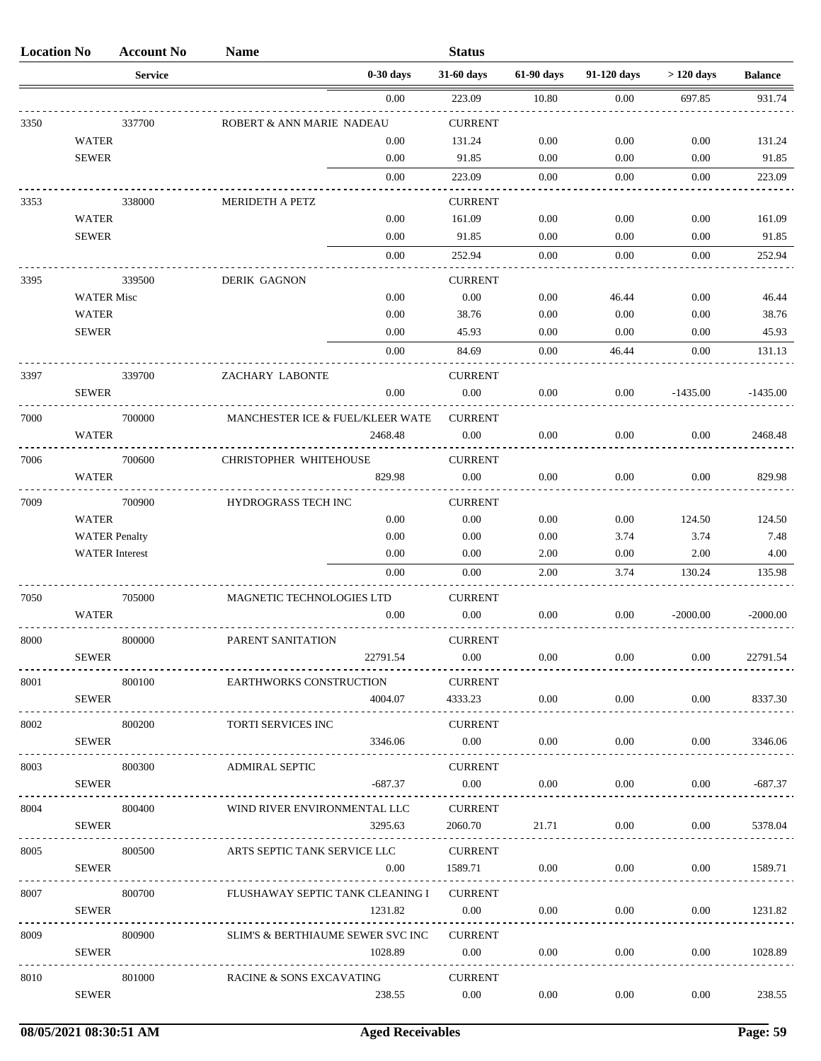| Location No | Account No | Name | | Status | | | | |
|---|---|---|---|---|---|---|---|---|
| | Service | | 0-30 days | 31-60 days | 61-90 days | 91-120 days | > 120 days | Balance |
| | | | 0.00 | 223.09 | 10.80 | 0.00 | 697.85 | 931.74 |
| 3350 | 337700 | ROBERT & ANN MARIE NADEAU | | CURRENT | | | | |
| | WATER | | 0.00 | 131.24 | 0.00 | 0.00 | 0.00 | 131.24 |
| | SEWER | | 0.00 | 91.85 | 0.00 | 0.00 | 0.00 | 91.85 |
| | | | 0.00 | 223.09 | 0.00 | 0.00 | 0.00 | 223.09 |
| 3353 | 338000 | MERIDETH A PETZ | | CURRENT | | | | |
| | WATER | | 0.00 | 161.09 | 0.00 | 0.00 | 0.00 | 161.09 |
| | SEWER | | 0.00 | 91.85 | 0.00 | 0.00 | 0.00 | 91.85 |
| | | | 0.00 | 252.94 | 0.00 | 0.00 | 0.00 | 252.94 |
| 3395 | 339500 | DERIK GAGNON | | CURRENT | | | | |
| | WATER Misc | | 0.00 | 0.00 | 0.00 | 46.44 | 0.00 | 46.44 |
| | WATER | | 0.00 | 38.76 | 0.00 | 0.00 | 0.00 | 38.76 |
| | SEWER | | 0.00 | 45.93 | 0.00 | 0.00 | 0.00 | 45.93 |
| | | | 0.00 | 84.69 | 0.00 | 46.44 | 0.00 | 131.13 |
| 3397 | 339700 | ZACHARY LABONTE | | CURRENT | | | | |
| | SEWER | | 0.00 | 0.00 | 0.00 | 0.00 | -1435.00 | -1435.00 |
| 7000 | 700000 | MANCHESTER ICE & FUEL/KLEER WATE | | CURRENT | | | | |
| | WATER | | 2468.48 | 0.00 | 0.00 | 0.00 | 0.00 | 2468.48 |
| 7006 | 700600 | CHRISTOPHER WHITEHOUSE | | CURRENT | | | | |
| | WATER | | 829.98 | 0.00 | 0.00 | 0.00 | 0.00 | 829.98 |
| 7009 | 700900 | HYDROGRASS TECH INC | | CURRENT | | | | |
| | WATER | | 0.00 | 0.00 | 0.00 | 0.00 | 124.50 | 124.50 |
| | WATER Penalty | | 0.00 | 0.00 | 0.00 | 3.74 | 3.74 | 7.48 |
| | WATER Interest | | 0.00 | 0.00 | 2.00 | 0.00 | 2.00 | 4.00 |
| | | | 0.00 | 0.00 | 2.00 | 3.74 | 130.24 | 135.98 |
| 7050 | 705000 | MAGNETIC TECHNOLOGIES LTD | | CURRENT | | | | |
| | WATER | | 0.00 | 0.00 | 0.00 | 0.00 | -2000.00 | -2000.00 |
| 8000 | 800000 | PARENT SANITATION | | CURRENT | | | | |
| | SEWER | | 22791.54 | 0.00 | 0.00 | 0.00 | 0.00 | 22791.54 |
| 8001 | 800100 | EARTHWORKS CONSTRUCTION | | CURRENT | | | | |
| | SEWER | | 4004.07 | 4333.23 | 0.00 | 0.00 | 0.00 | 8337.30 |
| 8002 | 800200 | TORTI SERVICES INC | | CURRENT | | | | |
| | SEWER | | 3346.06 | 0.00 | 0.00 | 0.00 | 0.00 | 3346.06 |
| 8003 | 800300 | ADMIRAL SEPTIC | | CURRENT | | | | |
| | SEWER | | -687.37 | 0.00 | 0.00 | 0.00 | 0.00 | -687.37 |
| 8004 | 800400 | WIND RIVER ENVIRONMENTAL LLC | | CURRENT | | | | |
| | SEWER | | 3295.63 | 2060.70 | 21.71 | 0.00 | 0.00 | 5378.04 |
| 8005 | 800500 | ARTS SEPTIC TANK SERVICE LLC | | CURRENT | | | | |
| | SEWER | | 0.00 | 1589.71 | 0.00 | 0.00 | 0.00 | 1589.71 |
| 8007 | 800700 | FLUSHAWAY SEPTIC TANK CLEANING I | | CURRENT | | | | |
| | SEWER | | 1231.82 | 0.00 | 0.00 | 0.00 | 0.00 | 1231.82 |
| 8009 | 800900 | SLIM'S & BERTHIAUME SEWER SVC INC | | CURRENT | | | | |
| | SEWER | | 1028.89 | 0.00 | 0.00 | 0.00 | 0.00 | 1028.89 |
| 8010 | 801000 | RACINE & SONS EXCAVATING | | CURRENT | | | | |
| | SEWER | | 238.55 | 0.00 | 0.00 | 0.00 | 0.00 | 238.55 |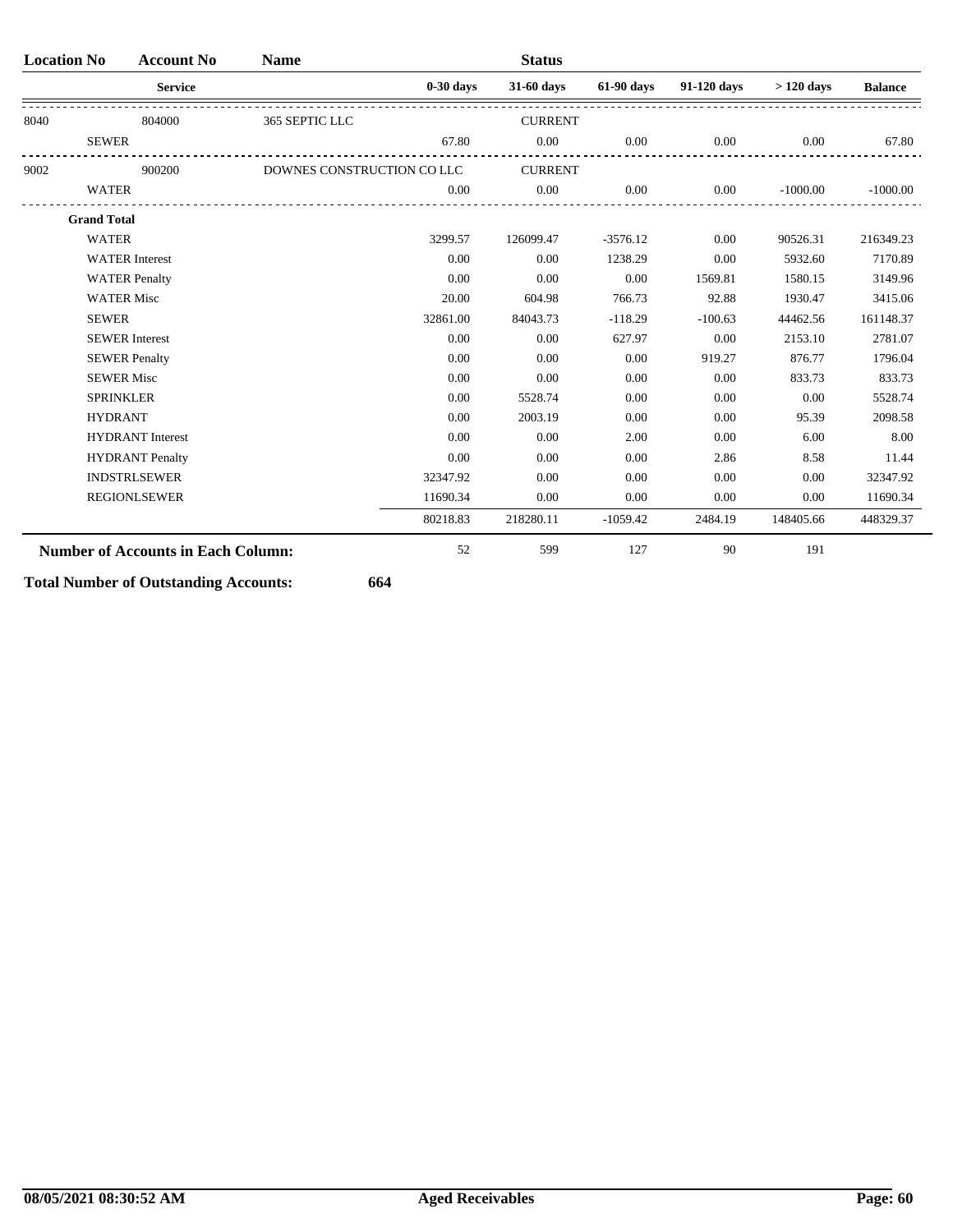| Location No | Account No | Name | | Status | | | | |
|---|---|---|---|---|---|---|---|---|
| | Service | | 0-30 days | 31-60 days | 61-90 days | 91-120 days | > 120 days | Balance |
| 8040 | 804000 | 365 SEPTIC LLC | | CURRENT | | | | |
| | SEWER | | 67.80 | 0.00 | 0.00 | 0.00 | 0.00 | 67.80 |
| 9002 | 900200 | DOWNES CONSTRUCTION CO LLC | | CURRENT | | | | |
| | WATER | | 0.00 | 0.00 | 0.00 | 0.00 | -1000.00 | -1000.00 |
| **Grand Total** | | | | | | | | |
| | WATER | | 3299.57 | 126099.47 | -3576.12 | 0.00 | 90526.31 | 216349.23 |
| | WATER Interest | | 0.00 | 0.00 | 1238.29 | 0.00 | 5932.60 | 7170.89 |
| | WATER Penalty | | 0.00 | 0.00 | 0.00 | 1569.81 | 1580.15 | 3149.96 |
| | WATER Misc | | 20.00 | 604.98 | 766.73 | 92.88 | 1930.47 | 3415.06 |
| | SEWER | | 32861.00 | 84043.73 | -118.29 | -100.63 | 44462.56 | 161148.37 |
| | SEWER Interest | | 0.00 | 0.00 | 627.97 | 0.00 | 2153.10 | 2781.07 |
| | SEWER Penalty | | 0.00 | 0.00 | 0.00 | 919.27 | 876.77 | 1796.04 |
| | SEWER Misc | | 0.00 | 0.00 | 0.00 | 0.00 | 833.73 | 833.73 |
| | SPRINKLER | | 0.00 | 5528.74 | 0.00 | 0.00 | 0.00 | 5528.74 |
| | HYDRANT | | 0.00 | 2003.19 | 0.00 | 0.00 | 95.39 | 2098.58 |
| | HYDRANT Interest | | 0.00 | 0.00 | 2.00 | 0.00 | 6.00 | 8.00 |
| | HYDRANT Penalty | | 0.00 | 0.00 | 0.00 | 2.86 | 8.58 | 11.44 |
| | INDSTRLSEWER | | 32347.92 | 0.00 | 0.00 | 0.00 | 0.00 | 32347.92 |
| | REGIONLSEWER | | 11690.34 | 0.00 | 0.00 | 0.00 | 0.00 | 11690.34 |
| | | | 80218.83 | 218280.11 | -1059.42 | 2484.19 | 148405.66 | 448329.37 |
| **Number of Accounts in Each Column:** | | | 52 | 599 | 127 | 90 | 191 | |

**Total Number of Outstanding Accounts:** **664**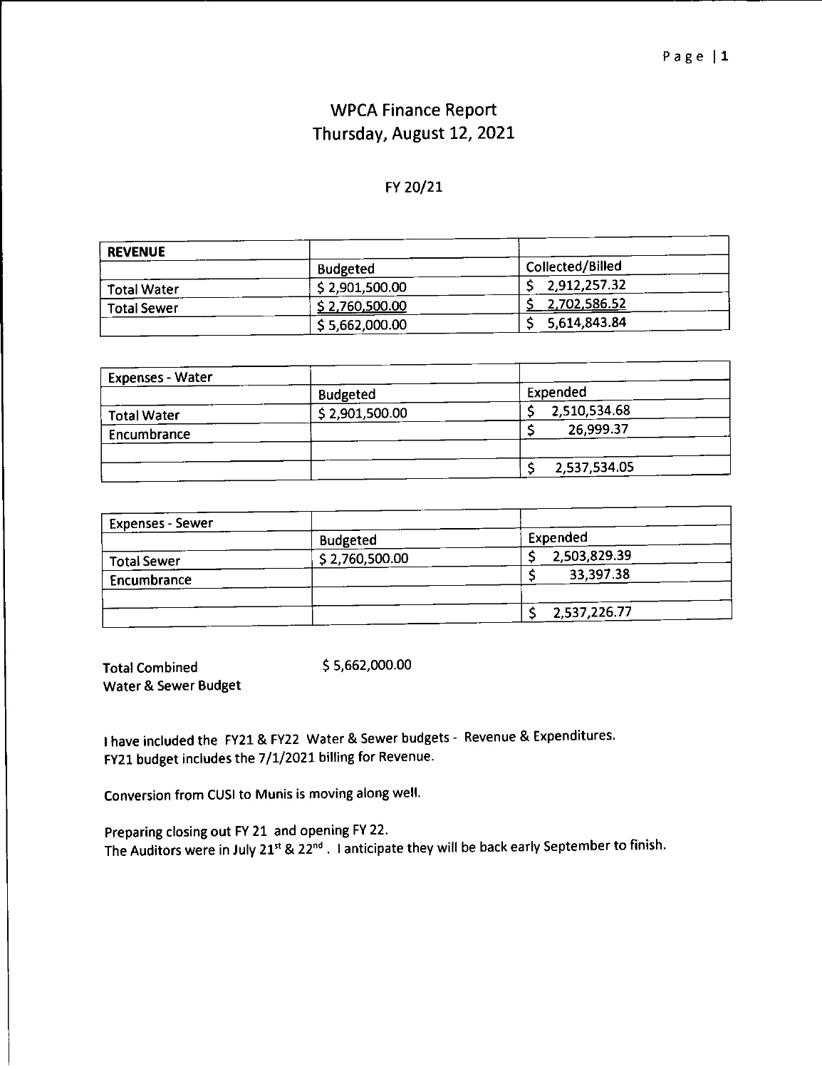# WPCA Finance Report
## Thursday, August 12, 2021

FY 20/21

| REVENUE | | |
|---|---|---|
| | Budgeted | Collected/Billed |
| Total Water | $ 2,901,500.00 | $ 2,912,257.32 |
| Total Sewer | $ 2,760,500.00 | $ 2,702,586.52 |
| | $ 5,662,000.00 | $ 5,614,843.84 |

| Expenses - Water | | |
|---|---|---|
| | Budgeted | Expended |
| Total Water | $ 2,901,500.00 | $ 2,510,534.68 |
| Encumbrance | | $ 26,999.37 |
| | | |
| | | $ 2,537,534.05 |

| Expenses - Sewer | | |
|---|---|---|
| | Budgeted | Expended |
| Total Sewer | $ 2,760,500.00 | $ 2,503,829.39 |
| Encumbrance | | $ 33,397.38 |
| | | |
| | | $ 2,537,226.77 |

Total Combined Water & Sewer Budget $ 5,662,000.00

I have included the FY21 & FY22 Water & Sewer budgets - Revenue & Expenditures.
FY21 budget includes the 7/1/2021 billing for Revenue.

Conversion from CUSI to Munis is moving along well.

Preparing closing out FY 21 and opening FY 22.
The Auditors were in July 21st & 22nd. I anticipate they will be back early September to finish.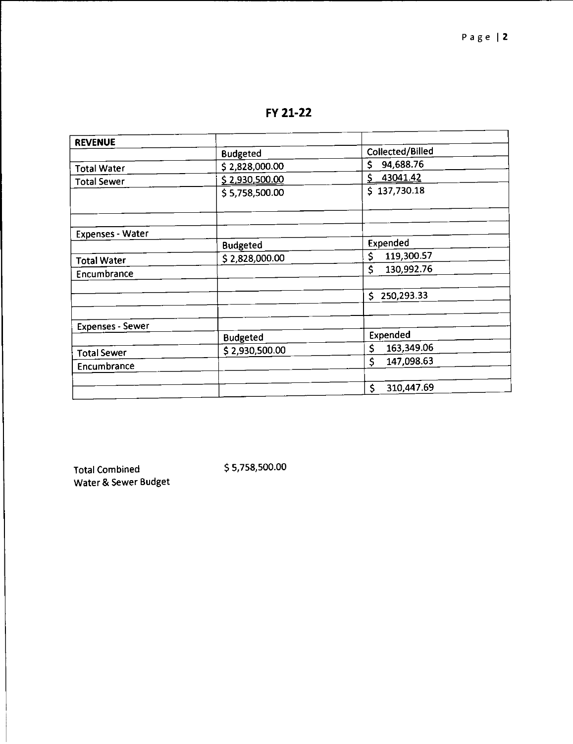## FY 21-22

| REVENUE | | |
|---|---|---|
| | Budgeted | Collected/Billed |
| Total Water | $ 2,828,000.00 | $ 94,688.76 |
| Total Sewer | $ 2,930,500.00 | $ 43041.42 |
| | $ 5,758,500.00 | $ 137,730.18 |
| | | |
| | | |
| Expenses - Water | | |
| | Budgeted | Expended |
| Total Water | $ 2,828,000.00 | $ 119,300.57 |
| Encumbrance | | $ 130,992.76 |
| | | |
| | | $ 250,293.33 |
| | | |
| Expenses - Sewer | | |
| | Budgeted | Expended |
| Total Sewer | $ 2,930,500.00 | $ 163,349.06 |
| Encumbrance | | $ 147,098.63 |
| | | |
| | | $ 310,447.69 |

Total Combined Water & Sewer Budget $ 5,758,500.00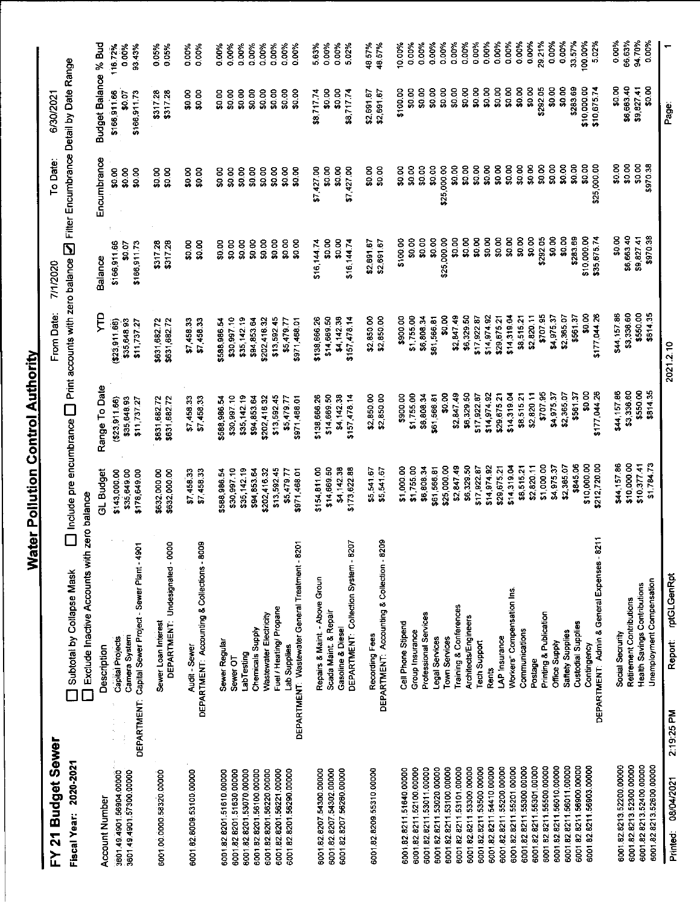# Water Pollution Control Authority

## FY 21 Budget Sewer

**Fiscal Year: 2020-2021**

From Date: 7/1/2020 To Date: 6/30/2021

☐ Subtotal by Collapse Mask ☐ Include pre encumbrance ☐ Print accounts with zero balance ☑ Filter Encumbrance Detail by Date Range

☐ Exclude Inactive Accounts with zero balance

| Account Number | Description | GL Budget | Range To Date | YTD | Balance | Encumbrance | Budget Balance | % Bud |
|---|---|---|---|---|---|---|---|---|
| 3601.49.4901.56904.00000 | Capital Projects | $143,000.00 | ($23,911.66) | ($23,911.66) | $166,911.66 | $0.00 | $166,911.66 | 116.72% |
| 3601.49.4901.57300.00000 | Camera System | $35,649.00 | $35,648.93 | $35,648.93 | $0.07 | $0.00 | $0.07 | 0.00% |
| | DEPARTMENT: Capital Sewer Project - Sewer Plant - 4901 | $178,649.00 | $11,737.27 | $11,737.27 | $166,911.73 | $0.00 | $166,911.73 | 93.43% |
| 6001.00.0000.58320.00000 | Sewer Loan Interest | $632,000.00 | $631,682.72 | $631,682.72 | $317.28 | $0.00 | $317.28 | 0.05% |
| | DEPARTMENT: Undesignated - 0000 | $632,000.00 | $631,682.72 | $631,682.72 | $317.28 | $0.00 | $317.28 | 0.05% |
| 6001.82.8009.53100.00000 | Audit - Sewer | $7,458.33 | $7,458.33 | $7,458.33 | $0.00 | $0.00 | $0.00 | 0.00% |
| | DEPARTMENT: Accounting & Collections - 8009 | $7,458.33 | $7,458.33 | $7,458.33 | $0.00 | $0.00 | $0.00 | 0.00% |
| 6001.82.8201.51610.00000 | Sewer Regular | $588,986.54 | $588,986.54 | $588,986.54 | $0.00 | $0.00 | $0.00 | 0.00% |
| 6001.82.8201.51630.00000 | Sewer OT | $30,997.10 | $30,997.10 | $30,997.10 | $0.00 | $0.00 | $0.00 | 0.00% |
| 6001.82.8201.53070.00000 | LabTesting | $35,142.19 | $35,142.19 | $35,142.19 | $0.00 | $0.00 | $0.00 | 0.00% |
| 6001.82.8201.56100.00000 | Chemicals Supply | $94,853.64 | $94,853.64 | $94,853.64 | $0.00 | $0.00 | $0.00 | 0.00% |
| 6001.82.8201.56220.00000 | Wastewater Electricity | $202,416.32 | $202,416.32 | $202,416.32 | $0.00 | $0.00 | $0.00 | 0.00% |
| 6001.82.8201.56221.00000 | Fuel / Heating/ Propane | $13,592.45 | $13,592.45 | $13,592.45 | $0.00 | $0.00 | $0.00 | 0.00% |
| 6001.82.8201.56290.00000 | Lab Supplies | $5,479.77 | $5,479.77 | $5,479.77 | $0.00 | $0.00 | $0.00 | 0.00% |
| | DEPARTMENT: Wastewater General Treatment - 8201 | $971,468.01 | $971,468.01 | $971,468.01 | $0.00 | $0.00 | $0.00 | 0.00% |
| 6001.82.8207.54300.00000 | Repairs & Maint. - Above Groun | $154,811.00 | $138,666.26 | $138,666.26 | $16,144.74 | $7,427.00 | $8,717.74 | 5.63% |
| 6001.82.8207.54302.00000 | Scada Maint. & Repair | $14,669.50 | $14,669.50 | $14,669.50 | $0.00 | $0.00 | $0.00 | 0.00% |
| 6001.82.8207.56260.00000 | Gasoline & Diesel | $4,142.38 | $4,142.38 | $4,142.38 | $0.00 | $0.00 | $0.00 | 0.00% |
| | DEPARTMENT: Collection System - 8207 | $173,622.88 | $157,478.14 | $157,478.14 | $16,144.74 | $7,427.00 | $8,717.74 | 5.02% |
| 6001.82.8209.55310.00000 | Recording Fees | $5,541.67 | $2,850.00 | $2,850.00 | $2,691.67 | $0.00 | $2,691.67 | 48.57% |
| | DEPARTMENT: Accounting & Collection - 8209 | $5,541.67 | $2,850.00 | $2,850.00 | $2,691.67 | $0.00 | $2,691.67 | 48.57% |
| 6001.82.8211.51640.00000 | Cell Phone Stipend | $1,000.00 | $900.00 | $900.00 | $100.00 | $0.00 | $100.00 | 10.00% |
| 6001.82.8211.52100.00000 | Group Insurance | $1,755.00 | $1,755.00 | $1,755.00 | $0.00 | $0.00 | $0.00 | 0.00% |
| 6001.82.8211.53011.00000 | Professional Services | $6,808.34 | $6,808.34 | $6,808.34 | $0.00 | $0.00 | $0.00 | 0.00% |
| 6001.82.8211.53020.00000 | Legal Services | $61,566.81 | $61,566.81 | $61,566.81 | $0.00 | $0.00 | $0.00 | 0.00% |
| 6001.82.8211.53100.00000 | Town Services | $25,000.00 | $0.00 | $0.00 | $25,000.00 | $25,000.00 | $0.00 | 0.00% |
| 6001.82.8211.53101.00000 | Training & Conferences | $2,847.49 | $2,847.49 | $2,847.49 | $0.00 | $0.00 | $0.00 | 0.00% |
| 6001.82.8211.53300.00000 | Architects/Engineers | $6,329.50 | $6,329.50 | $6,329.50 | $0.00 | $0.00 | $0.00 | 0.00% |
| 6001.82.8211.53500.00000 | Tech Support | $17,922.87 | $17,922.87 | $17,922.87 | $0.00 | $0.00 | $0.00 | 0.00% |
| 6001.82.8211.54410.00000 | Rents | $14,974.92 | $14,974.92 | $14,974.92 | $0.00 | $0.00 | $0.00 | 0.00% |
| 6001.82.8211.55200.00000 | LAP Insurance | $29,675.21 | $29,675.21 | $29,675.21 | $0.00 | $0.00 | $0.00 | 0.00% |
| 6001.82.8211.55201.00000 | Workers" Compensation Ins. | $14,319.04 | $14,319.04 | $14,319.04 | $0.00 | $0.00 | $0.00 | 0.00% |
| 6001.82.8211.55300.00000 | Communications | $8,515.21 | $8,515.21 | $8,515.21 | $0.00 | $0.00 | $0.00 | 0.00% |
| 6001.82.8211.55301.00000 | Postage | $2,820.11 | $2,820.11 | $2,820.11 | $0.00 | $0.00 | $0.00 | 0.00% |
| 6001.82.8211.55500.00000 | Printing & Publication | $1,000.00 | $707.95 | $707.95 | $292.05 | $0.00 | $292.05 | 29.21% |
| 6001.82.8211.56010.00000 | Office Supply | $4,975.37 | $4,975.37 | $4,975.37 | $0.00 | $0.00 | $0.00 | 0.00% |
| 6001.82.8211.56011.00000 | Safety Supplies | $2,365.07 | $2,365.07 | $2,365.07 | $0.00 | $0.00 | $0.00 | 0.00% |
| 6001.82.8211.56900.00000 | Custodial Supplies | $845.06 | $561.37 | $561.37 | $283.69 | $0.00 | $283.69 | 33.57% |
| 6001.82.8211.56903.00000 | Contingency | $10,000.00 | $0.00 | $0.00 | $10,000.00 | $0.00 | $10,000.00 | 100.00% |
| | DEPARTMENT: Admin & General Expenses - 8211 | $212,720.00 | $177,044.26 | $177,044.26 | $35,675.74 | $25,000.00 | $10,675.74 | 5.02% |
| 6001.82.8213.52200.00000 | Social Security | $44,157.86 | $44,157.86 | $44,157.86 | $0.00 | $0.00 | $0.00 | 0.00% |
| 6001.82.8213.52300.00000 | Retirement Contributions | $10,000.00 | $3,336.60 | $3,336.60 | $6,663.40 | $0.00 | $6,663.40 | 66.63% |
| 6001.82.8213.52400.00000 | Health Savings Contributions | $10,377.41 | $550.00 | $550.00 | $9,827.41 | $0.00 | $9,827.41 | 94.70% |
| 6001.82.8213.52600.00000 | Unemployment Compensation | $1,784.73 | $814.35 | $814.35 | $970.38 | $970.38 | $0.00 | 0.00% |

Printed: 08/04/2021 2:19:25 PM Report: rptGLGenRpt 2021.2.10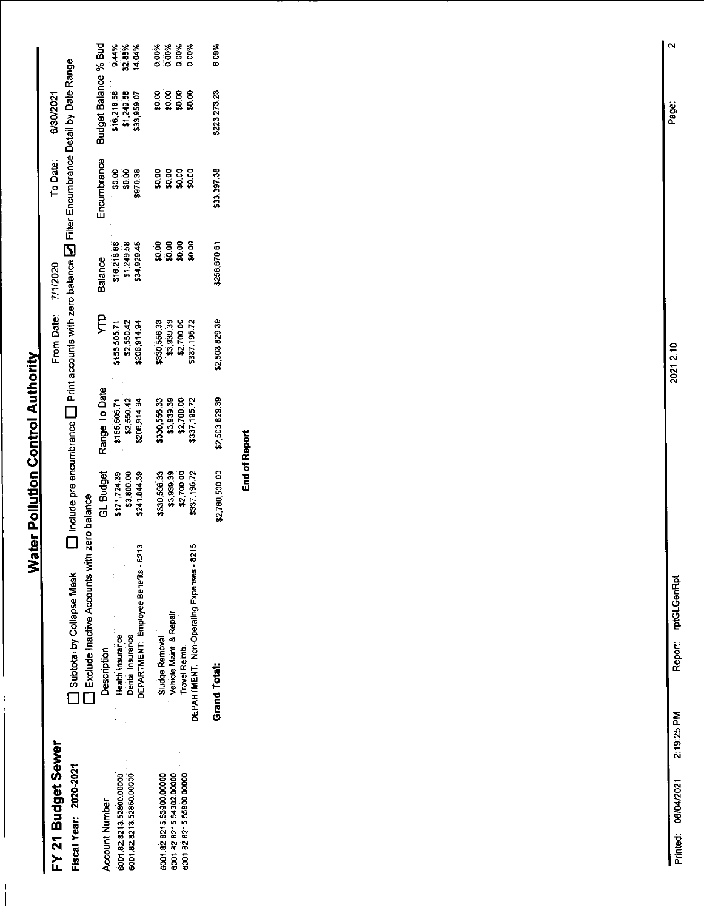# Water Pollution Control Authority

## FY 21 Budget Sewer

**Fiscal Year: 2020-2021**

From Date: 7/1/2020 To Date: 6/30/2021

☐ Subtotal by Collapse Mask ☐ Include pre encumbrance ☐ Print accounts with zero balance ☑ Filter Encumbrance Detail by Date Range

☐ Exclude Inactive Accounts with zero balance

| Account Number | Description | GL Budget | Range To Date | YTD | Balance | Encumbrance | Budget Balance | % Bud |
|---|---|---|---|---|---|---|---|---|
| 6001.82.8213.52600.00000 | Health Insurance | $171,724.39 | $155,505.71 | $155,505.71 | $16,218.68 | $0.00 | $16,218.68 | 9.44% |
| 6001.82.8213.52850.00000 | Dental Insurance | $3,800.00 | $2,550.42 | $2,550.42 | $1,249.58 | $0.00 | $1,249.58 | 32.88% |
| | DEPARTMENT: Employee Benefits - 8213 | $241,844.39 | $206,914.94 | $206,914.94 | $34,929.45 | $970.38 | $33,959.07 | 14.04% |
| 6001.82.8215.53900.00000 | Sludge Removal | $330,556.33 | $330,556.33 | $330,556.33 | $0.00 | $0.00 | $0.00 | 0.00% |
| 6001.82.8215.54302.00000 | Vehicle Maint & Repair | $3,939.39 | $3,939.39 | $3,939.39 | $0.00 | $0.00 | $0.00 | 0.00% |
| 6001.82.8215.55800.00000 | Travel Reimb. | $2,700.00 | $2,700.00 | $2,700.00 | $0.00 | $0.00 | $0.00 | 0.00% |
| | DEPARTMENT: Non-Operating Expenses - 8215 | $337,195.72 | $337,195.72 | $337,195.72 | $0.00 | $0.00 | $0.00 | 0.00% |
| | **Grand Total:** | $2,760,500.00 | $2,503,829.39 | $2,503,829.39 | $256,670.61 | $33,397.38 | $223,273.23 | 8.09% |

**End of Report**

Printed: 08/04/2021 2:19:25 PM Report: rptGLGenRpt 2021.2.10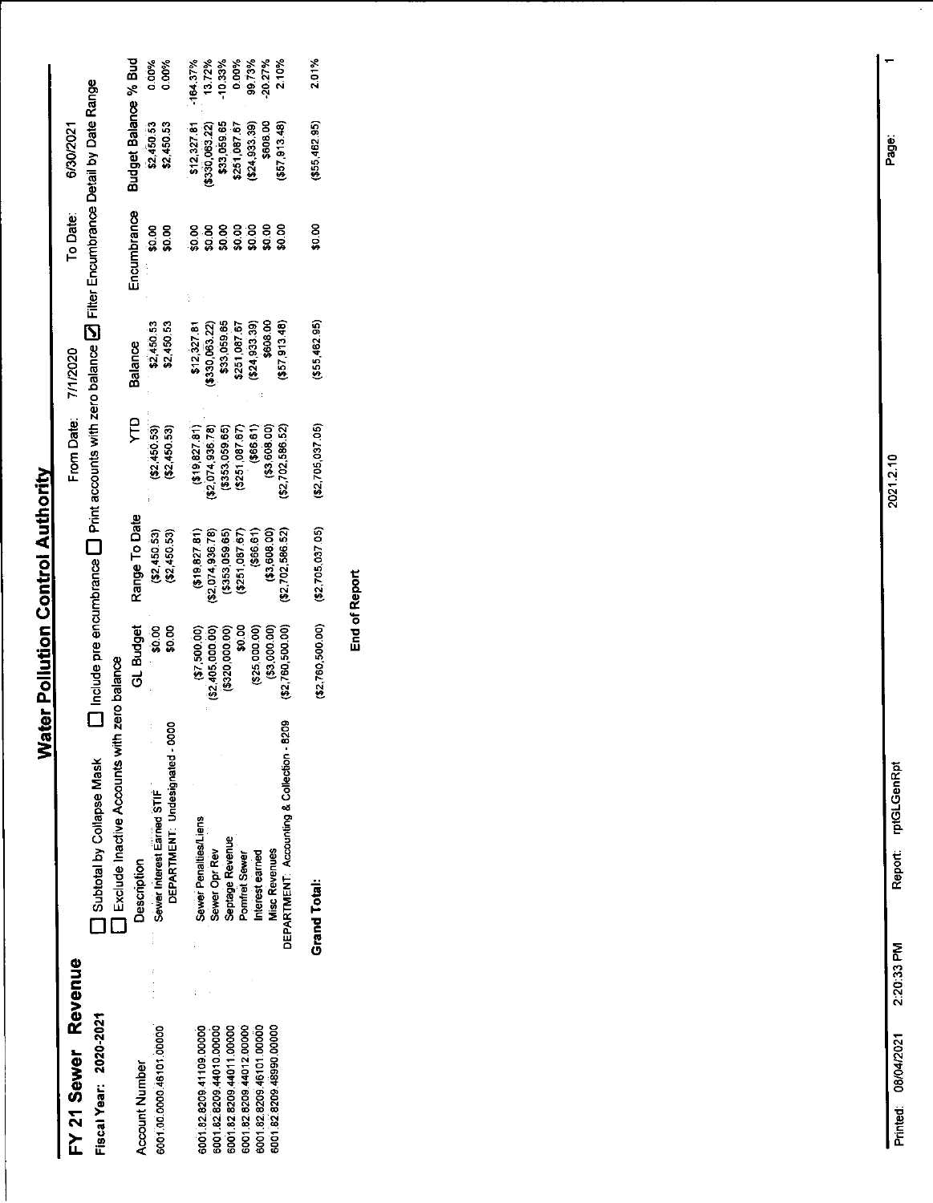# Water Pollution Control Authority

## FY 21 Sewer Revenue

**Fiscal Year: 2020-2021**

☐ Subtotal by Collapse Mask ☐ Include pre encumbrance ☐ Print accounts with zero balance ☑ Filter Encumbrance Detail by Date Range

☐ Exclude Inactive Accounts with zero balance

From Date: 7/1/2020 To Date: 6/30/2021

| Account Number | Description | GL Budget | Range To Date | YTD | Balance | Encumbrance | Budget Balance | % Bud |
|---|---|---|---|---|---|---|---|---|
| 6001.00.0000.46101.00000 | Sewer Interest Earned STIF | $0.00 | ($2,450.53) | ($2,450.53) | $2,450.53 | $0.00 | $2,450.53 | 0.00% |
| | DEPARTMENT: Undesignated - 0000 | $0.00 | ($2,450.53) | ($2,450.53) | $2,450.53 | $0.00 | $2,450.53 | 0.00% |
| 6001.82.8209.41109.00000 | Sewer Penalties/Liens | ($7,500.00) | ($19,827.81) | ($19,827.81) | $12,327.81 | $0.00 | $12,327.81 | -164.37% |
| 6001.82.8209.44010.00000 | Sewer Opr Rev | ($2,405,000.00) | ($2,074,936.78) | ($2,074,936.78) | ($330,063.22) | $0.00 | ($330,063.22) | 13.72% |
| 6001.82.8209.44011.00000 | Septage Revenue | ($320,000.00) | ($353,059.65) | ($353,059.65) | $33,059.65 | $0.00 | $33,059.65 | -10.33% |
| 6001.82.8209.44012.00000 | Pomfret Sewer | $0.00 | ($251,087.67) | ($251,087.67) | $251,087.67 | $0.00 | $251,087.67 | 0.00% |
| 6001.82.8209.46101.00000 | Interest earned | ($25,000.00) | ($66.61) | ($66.61) | ($24,933.39) | $0.00 | ($24,933.39) | 99.73% |
| 6001.82.8209.48990.00000 | Misc Revenues | ($3,000.00) | ($3,608.00) | ($3,608.00) | $608.00 | $0.00 | $608.00 | -20.27% |
| | DEPARTMENT: Accounting & Collection - 8209 | ($2,760,500.00) | ($2,702,586.52) | ($2,702,586.52) | ($57,913.48) | $0.00 | ($57,913.48) | 2.10% |
| | **Grand Total:** | ($2,760,500.00) | ($2,705,037.05) | ($2,705,037.05) | ($55,462.95) | $0.00 | ($55,462.95) | 2.01% |

**End of Report**

Printed: 08/04/2021 2:20:33 PM Report: rptGLGenRpt 2021.2.10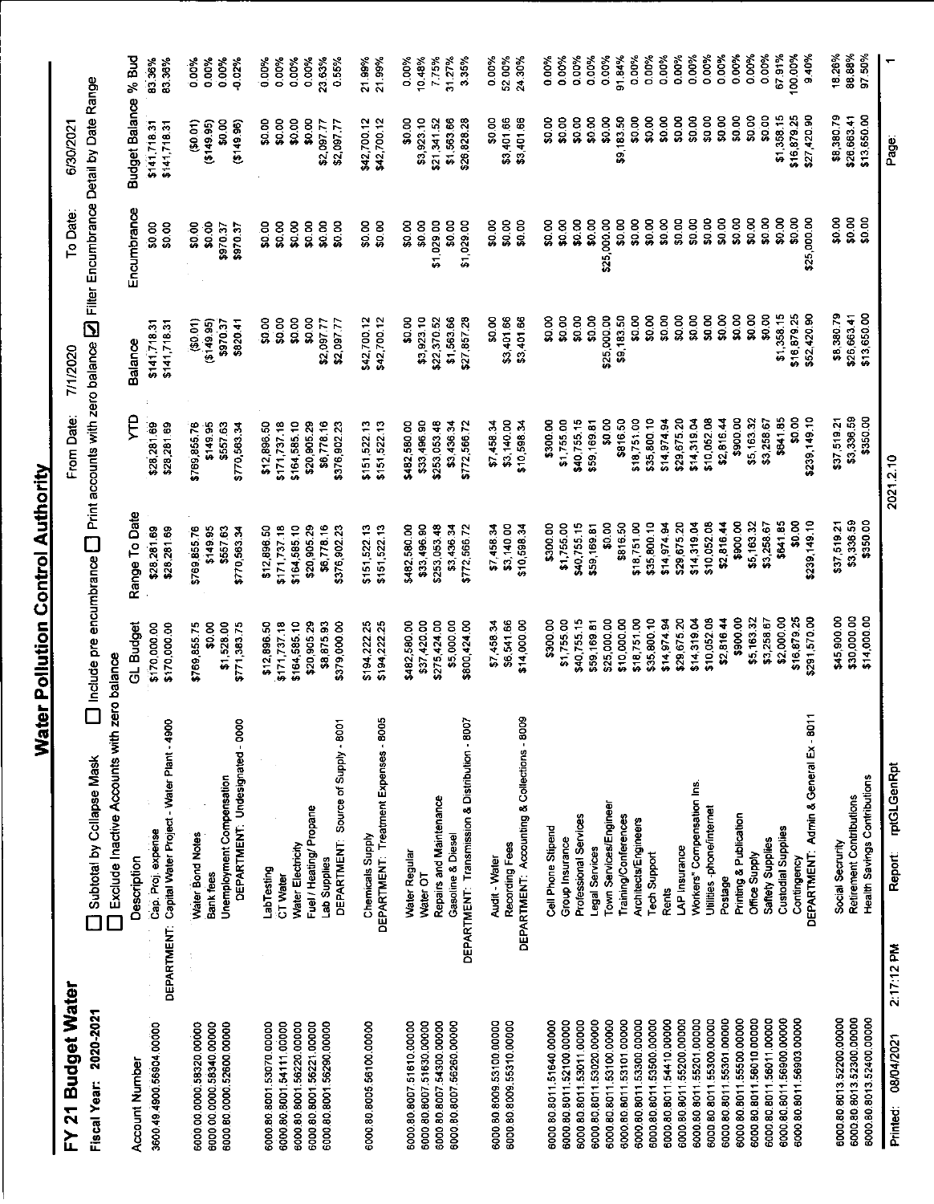# Water Pollution Control Authority

## FY 21 Budget Water

**Fiscal Year: 2020-2021**

From Date: 7/1/2020 To Date: 6/30/2021

☐ Subtotal by Collapse Mask ☐ Include pre encumbrance ☐ Print accounts with zero balance ☑ Filter Encumbrance Detail by Date Range

☐ Exclude Inactive Accounts with zero balance

| Account Number | Description | GL Budget | Range To Date | YTD | Balance | Encumbrance | Budget Balance | % Bud |
|---|---|---|---|---|---|---|---|---|
| 3600.49.4900.56804.00000 | Cap. Proj. expense | $170,000.00 | $28,281.69 | $28,281.69 | $141,718.31 | $0.00 | $141,718.31 | 83.36% |
| | DEPARTMENT: Capital Water Project - Water Plant - 4900 | $170,000.00 | $28,281.69 | $28,281.69 | $141,718.31 | $0.00 | $141,718.31 | 83.36% |
| 6000.00.0000.58320.00000 | Water Bond Notes | $769,855.75 | $769,855.76 | $769,855.76 | ($0.01) | $0.00 | ($0.01) | 0.00% |
| 6000.00.0000.58340.00000 | Bank fees | $0.00 | $149.95 | $149.95 | ($149.95) | $0.00 | ($149.95) | 0.00% |
| 6000.80.0000.52600.00000 | Unemployment Compensation | $1,528.00 | $557.63 | $557.63 | $970.37 | $970.37 | $0.00 | 0.00% |
| | DEPARTMENT: Undesignated - 0000 | $771,383.75 | $770,563.34 | $770,563.34 | $820.41 | $970.37 | ($149.96) | -0.02% |
| 6000.80.8001.53070.00000 | LabTesting | $12,896.50 | $12,896.50 | $12,896.50 | $0.00 | $0.00 | $0.00 | 0.00% |
| 6000.80.8001.54111.00000 | CT Water | $171,737.18 | $171,737.18 | $171,737.18 | $0.00 | $0.00 | $0.00 | 0.00% |
| 6000.80.8001.56220.00000 | Water Electricity | $164,585.10 | $164,585.10 | $164,585.10 | $0.00 | $0.00 | $0.00 | 0.00% |
| 6000.80.8001.56221.00000 | Fuel / Heating/ Propane | $20,905.29 | $20,905.29 | $20,905.29 | $0.00 | $0.00 | $0.00 | 0.00% |
| 6000.80.8001.56290.00000 | Lab Supplies | $8,875.93 | $6,778.16 | $6,778.16 | $2,097.77 | $0.00 | $2,097.77 | 23.63% |
| | DEPARTMENT: Source of Supply - 8001 | $379,000.00 | $376,902.23 | $376,902.23 | $2,097.77 | $0.00 | $2,097.77 | 0.55% |
| 6000.80.8005.56100.00000 | Chemicals Supply | $194,222.25 | $151,522.13 | $151,522.13 | $42,700.12 | $0.00 | $42,700.12 | 21.99% |
| | DEPARTMENT: Treatment Expenses - 8005 | $194,222.25 | $151,522.13 | $151,522.13 | $42,700.12 | $0.00 | $42,700.12 | 21.99% |
| 6000.80.8007.51610.00000 | Water Regular | $482,580.00 | $482,580.00 | $482,580.00 | $0.00 | $0.00 | $0.00 | 0.00% |
| 6000.80.8007.51630.00000 | Water OT | $37,420.00 | $33,496.90 | $33,496.90 | $3,923.10 | $0.00 | $3,923.10 | 10.48% |
| 6000.80.8007.54300.00000 | Repairs and Maintenance | $275,424.00 | $253,053.48 | $253,053.48 | $22,370.52 | $1,029.00 | $21,341.52 | 7.75% |
| 6000.80.8007.56260.00000 | Gasoline & Diesel | $5,000.00 | $3,436.34 | $3,436.34 | $1,563.66 | $0.00 | $1,563.66 | 31.27% |
| | DEPARTMENT: Transmission & Distribution - 8007 | $800,424.00 | $772,566.72 | $772,566.72 | $27,857.28 | $1,029.00 | $26,828.28 | 3.35% |
| 6000.80.8009.53100.00000 | Audit - Water | $7,458.34 | $7,458.34 | $7,458.34 | $0.00 | $0.00 | $0.00 | 0.00% |
| 6000.80.8009.55310.00000 | Recording Fees | $6,541.66 | $3,140.00 | $3,140.00 | $3,401.66 | $0.00 | $3,401.66 | 52.00% |
| | DEPARTMENT: Accounting & Collections - 8009 | $14,000.00 | $10,598.34 | $10,598.34 | $3,401.66 | $0.00 | $3,401.66 | 24.30% |
| 6000.80.8011.51640.00000 | Cell Phone Stipend | $300.00 | $300.00 | $300.00 | $0.00 | $0.00 | $0.00 | 0.00% |
| 6000.80.8011.52100.00000 | Group Insurance | $1,755.00 | $1,755.00 | $1,755.00 | $0.00 | $0.00 | $0.00 | 0.00% |
| 6000.80.8011.53011.00000 | Professional Services | $40,755.15 | $40,755.15 | $40,755.15 | $0.00 | $0.00 | $0.00 | 0.00% |
| 6000.80.8011.53020.00000 | Legal Services | $59,169.81 | $59,169.81 | $59,169.81 | $0.00 | $0.00 | $0.00 | 0.00% |
| 6000.80.8011.53100.00000 | Town Services/Engineer | $25,000.00 | $0.00 | $0.00 | $25,000.00 | $25,000.00 | $0.00 | 0.00% |
| 6000.80.8011.53101.00000 | Training/Conferences | $10,000.00 | $816.50 | $816.50 | $9,183.50 | $0.00 | $9,183.50 | 91.84% |
| 6000.80.8011.53300.00000 | Architects/Engineers | $18,751.00 | $18,751.00 | $18,751.00 | $0.00 | $0.00 | $0.00 | 0.00% |
| 6000.80.8011.53500.00000 | Tech Support | $35,800.10 | $35,800.10 | $35,800.10 | $0.00 | $0.00 | $0.00 | 0.00% |
| 6000.80.8011.54410.00000 | Rents | $14,974.94 | $14,974.94 | $14,974.94 | $0.00 | $0.00 | $0.00 | 0.00% |
| 6000.80.8011.55200.00000 | LAP Insurance | $29,675.20 | $29,675.20 | $29,675.20 | $0.00 | $0.00 | $0.00 | 0.00% |
| 6000.80.8011.55201.00000 | Workers" Compensation Ins. | $14,319.04 | $14,319.04 | $14,319.04 | $0.00 | $0.00 | $0.00 | 0.00% |
| 6000.80.8011.55300.00000 | Utilities -phone/internet | $10,052.08 | $10,052.08 | $10,052.08 | $0.00 | $0.00 | $0.00 | 0.00% |
| 6000.80.8011.55301.00000 | Postage | $2,816.44 | $2,816.44 | $2,816.44 | $0.00 | $0.00 | $0.00 | 0.00% |
| 6000.80.8011.55500.00000 | Printing & Publication | $900.00 | $900.00 | $900.00 | $0.00 | $0.00 | $0.00 | 0.00% |
| 6000.80.8011.56010.00000 | Office Supply | $5,163.32 | $5,163.32 | $5,163.32 | $0.00 | $0.00 | $0.00 | 0.00% |
| 6000.80.8011.56011.00000 | Safety Supplies | $3,258.67 | $3,258.67 | $3,258.67 | $0.00 | $0.00 | $0.00 | 0.00% |
| 6000.80.8011.56900.00000 | Custodial Supplies | $2,000.00 | $641.85 | $641.85 | $1,358.15 | $0.00 | $1,358.15 | 67.91% |
| 6000.80.8011.56903.00000 | Contingency | $16,879.25 | $0.00 | $0.00 | $16,879.25 | $0.00 | $16,879.25 | 100.00% |
| | DEPARTMENT: Admin & General Ex - 8011 | $291,570.00 | $239,149.10 | $239,149.10 | $52,420.90 | $25,000.00 | $27,420.90 | 9.40% |
| 6000.80.8013.52200.00000 | Social Security | $45,900.00 | $37,519.21 | $37,519.21 | $8,380.79 | $0.00 | $8,380.79 | 18.26% |
| 6000.80.8013.52300.00000 | Retirement Contributions | $30,000.00 | $3,336.59 | $3,336.59 | $26,663.41 | $0.00 | $26,663.41 | 88.88% |
| 6000.80.8013.52400.00000 | Health Savings Contributions | $14,000.00 | $350.00 | $350.00 | $13,650.00 | $0.00 | $13,650.00 | 97.50% |

Printed: 08/04/2021 2:17:12 PM Report: rptGLGenRpt 2021.2.10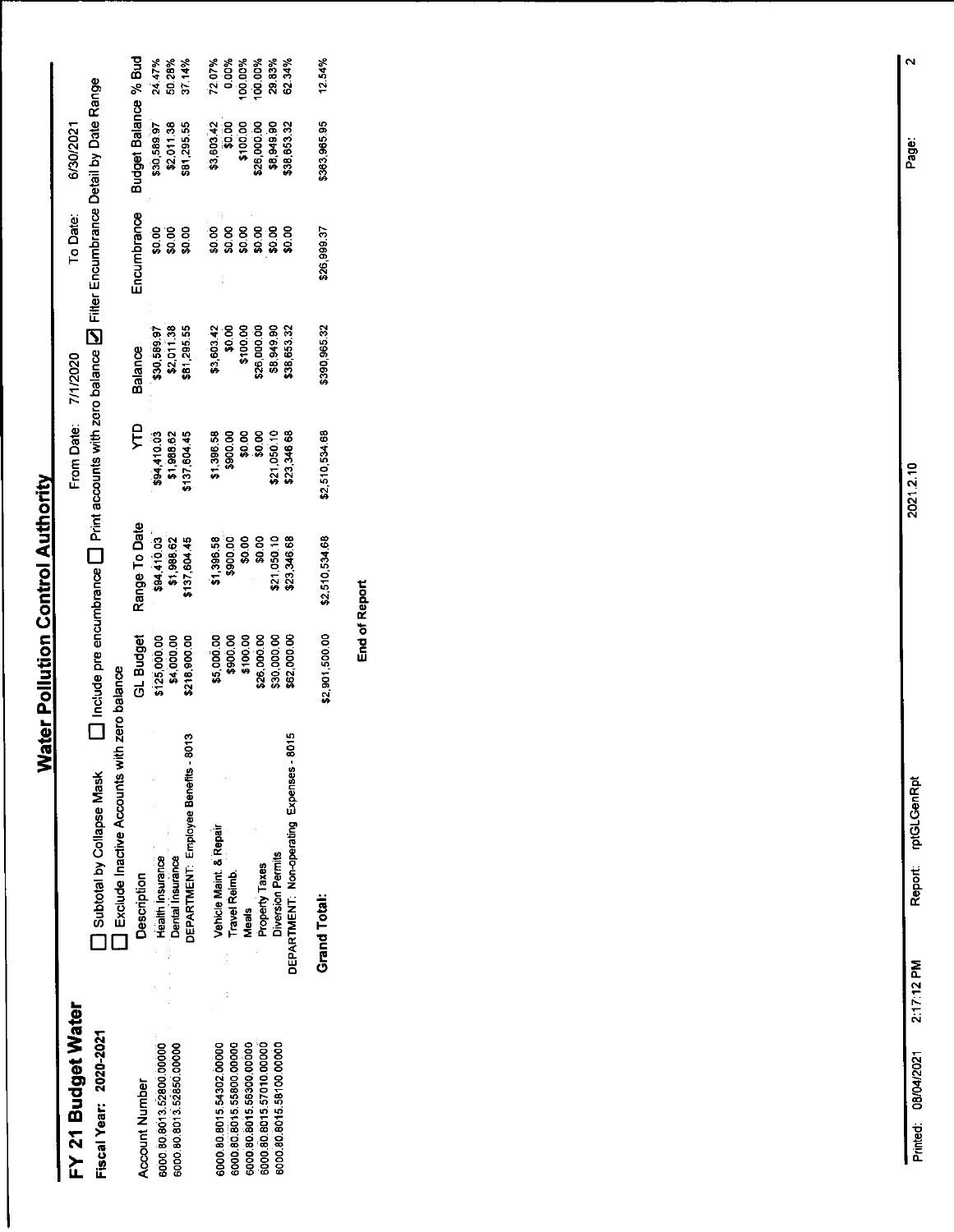# Water Pollution Control Authority

## FY 21 Budget Water

**Fiscal Year: 2020-2021**

From Date: 7/1/2020 To Date: 6/30/2021

☐ Subtotal by Collapse Mask ☐ Include pre encumbrance ☐ Print accounts with zero balance ☑ Filter Encumbrance Detail by Date Range

☐ Exclude Inactive Accounts with zero balance

| Account Number | Description | GL Budget | Range To Date | YTD | Balance | Encumbrance | Budget Balance | % Bud |
|---|---|---|---|---|---|---|---|---|
| 6000.80.8013.52800.00000 | Health Insurance | $125,000.00 | $94,410.03 | $94,410.03 | $30,589.97 | $0.00 | $30,589.97 | 24.47% |
| 6000.80.8013.52850.00000 | Dental Insurance | $4,000.00 | $1,988.62 | $1,988.62 | $2,011.38 | $0.00 | $2,011.38 | 50.28% |
| | DEPARTMENT: Employee Benefits - 8013 | $218,900.00 | $137,604.45 | $137,604.45 | $81,295.55 | $0.00 | $81,295.55 | 37.14% |
| 6000.80.8015.54302.00000 | Vehicle Maint. & Repair | $5,000.00 | $1,396.58 | $1,396.58 | $3,603.42 | $0.00 | $3,603.42 | 72.07% |
| 6000.80.8015.55800.00000 | Travel Reimb. | $900.00 | $900.00 | $900.00 | $0.00 | $0.00 | $0.00 | 0.00% |
| 6000.80.8015.56300.00000 | Meals | $100.00 | $0.00 | $0.00 | $100.00 | $0.00 | $100.00 | 100.00% |
| 6000.80.8015.57010.00000 | Property Taxes | $26,000.00 | $0.00 | $0.00 | $26,000.00 | $0.00 | $26,000.00 | 100.00% |
| 6000.80.8015.58100.00000 | Diversion Permits | $30,000.00 | $21,050.10 | $21,050.10 | $8,949.90 | $0.00 | $8,949.90 | 29.83% |
| | DEPARTMENT: Non-operating Expenses - 8015 | $62,000.00 | $23,346.68 | $23,346.68 | $38,653.32 | $0.00 | $38,653.32 | 62.34% |
| | **Grand Total:** | $2,901,500.00 | $2,510,534.68 | $2,510,534.68 | $390,965.32 | $26,999.37 | $363,965.95 | 12.54% |

**End of Report**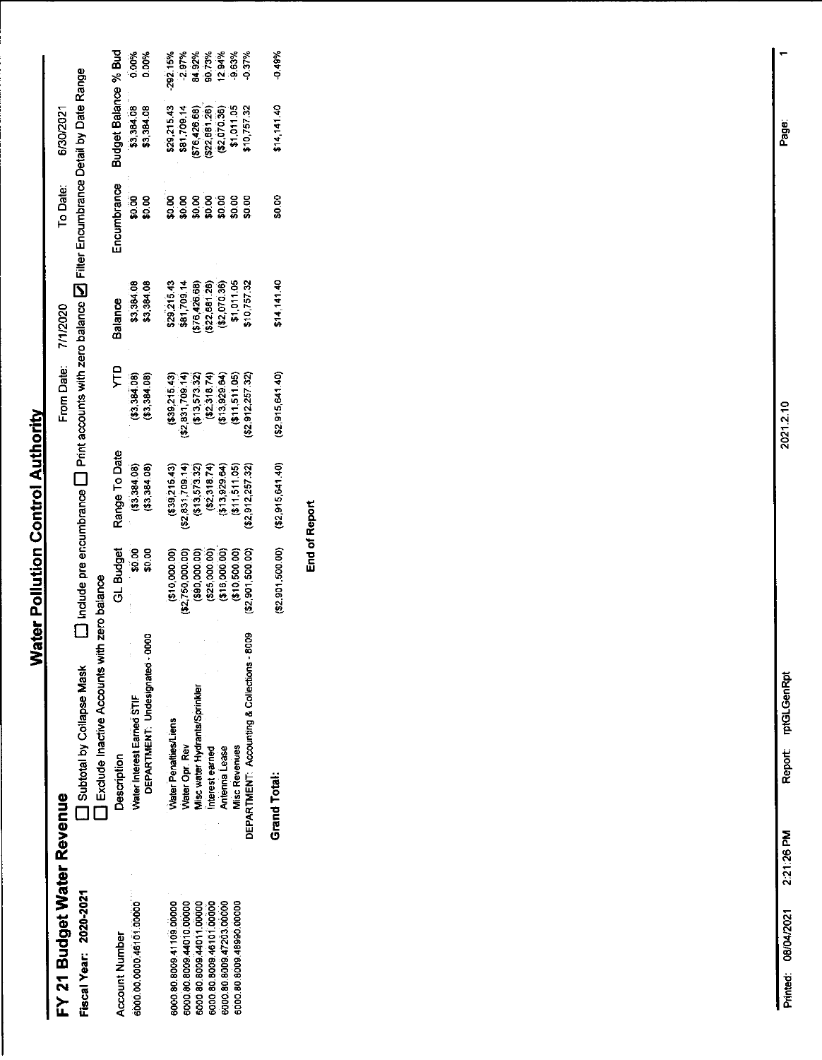# Water Pollution Control Authority

## FY 21 Budget Water Revenue

**Fiscal Year: 2020-2021**

☐ Subtotal by Collapse Mask ☐ Include pre encumbrance ☐ Print accounts with zero balance ☑ Filter Encumbrance Detail by Date Range

☐ Exclude Inactive Accounts with zero balance

From Date: 7/1/2020 To Date: 6/30/2021

| Account Number | Description | GL Budget | Range To Date | YTD | Balance | Encumbrance | Budget Balance | % Bud |
|---|---|---|---|---|---|---|---|---|
| 6000.00.0000.46101.00000 | Water Interest Earned STIF | $0.00 | ($3,384.08) | ($3,384.08) | $3,384.08 | $0.00 | $3,384.08 | 0.00% |
| | DEPARTMENT: Undesignated - 0000 | $0.00 | ($3,384.08) | ($3,384.08) | $3,384.08 | $0.00 | $3,384.08 | 0.00% |
| 6000.80.8009.41109.00000 | Water Penalties/Liens | ($10,000.00) | ($39,215.43) | ($39,215.43) | $29,215.43 | $0.00 | $29,215.43 | -292.15% |
| 6000.80.8009.44010.00000 | Water Opr. Rev | ($2,750,000.00) | ($2,831,709.14) | ($2,831,709.14) | $81,709.14 | $0.00 | $81,709.14 | -2.97% |
| 6000.80.8009.44011.00000 | Misc water Hydrants/Sprinkler | ($90,000.00) | ($13,573.32) | ($13,573.32) | ($76,426.68) | $0.00 | ($76,426.68) | 84.92% |
| 6000.80.8009.46101.00000 | Interest earned | ($25,000.00) | ($2,318.74) | ($2,318.74) | ($22,681.26) | $0.00 | ($22,681.26) | 90.73% |
| 6000.80.8009.47203.00000 | Antenna Lease | ($16,000.00) | ($13,929.64) | ($13,929.64) | ($2,070.36) | $0.00 | ($2,070.36) | 12.94% |
| 6000.80.8009.48990.00000 | Misc Revenues | ($10,500.00) | ($11,511.05) | ($11,511.05) | $1,011.05 | $0.00 | $1,011.05 | -9.63% |
| | DEPARTMENT: Accounting & Collections - 8009 | ($2,901,500.00) | ($2,912,257.32) | ($2,912,257.32) | $10,757.32 | $0.00 | $10,757.32 | -0.37% |
| | **Grand Total:** | ($2,901,500.00) | ($2,915,641.40) | ($2,915,641.40) | $14,141.40 | $0.00 | $14,141.40 | -0.49% |

**End of Report**

Printed: 08/04/2021 2:21:26 PM Report: rptGLGenRpt 2021.2.10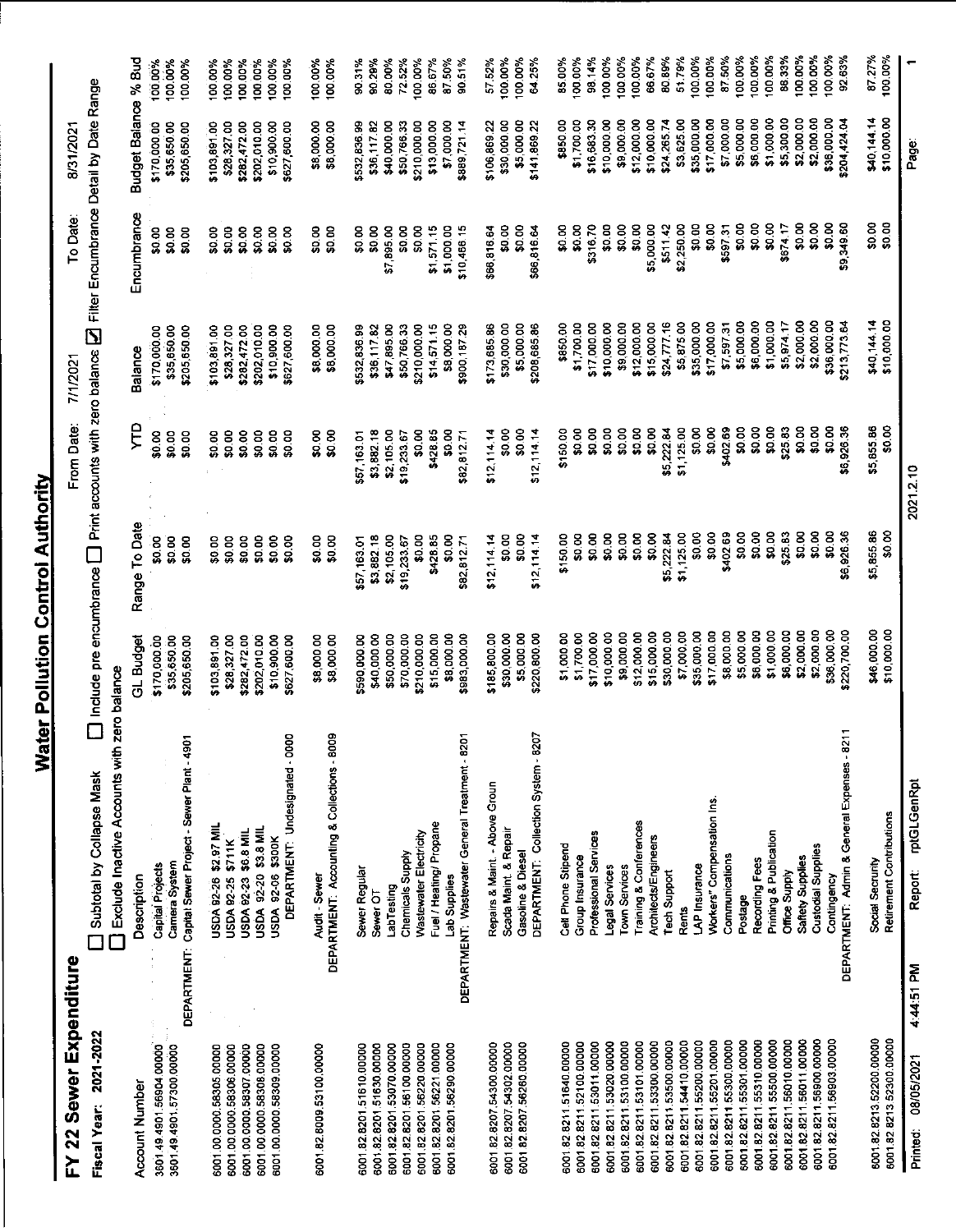# Water Pollution Control Authority

## FY 22 Sewer Expenditure

**Fiscal Year: 2021-2022**

☐ Subtotal by Collapse Mask ☐ Include pre encumbrance ☐ Print accounts with zero balance ☑ Filter Encumbrance Detail by Date Range

☐ Exclude Inactive Accounts with zero balance

From Date: 7/1/2021 To Date: 8/31/2021

| Account Number | Description | GL Budget | Range To Date | YTD | Balance | Encumbrance | Budget Balance | % Bud |
|---|---|---|---|---|---|---|---|---|
| 3601.49.4901.56904.00000 | Capital Projects | $170,000.00 | $0.00 | $0.00 | $170,000.00 | $0.00 | $170,000.00 | 100.00% |
| 3601.49.4901.57300.00000 | Camera System | $35,650.00 | $0.00 | $0.00 | $35,650.00 | $0.00 | $35,650.00 | 100.00% |
| | DEPARTMENT: Capital Sewer Project - Sewer Plant - 4901 | $205,650.00 | $0.00 | $0.00 | $205,650.00 | $0.00 | $205,650.00 | 100.00% |
| 6001.00.0000.58305.00000 | USDA 92-26 $2.97 MIL | $103,891.00 | $0.00 | $0.00 | $103,891.00 | $0.00 | $103,891.00 | 100.00% |
| 6001.00.0000.58306.00000 | USDA 92-25 $711K | $28,327.00 | $0.00 | $0.00 | $28,327.00 | $0.00 | $28,327.00 | 100.00% |
| 6001.00.0000.58307.00000 | USDA 92-23 $6.8 MIL | $282,472.00 | $0.00 | $0.00 | $282,472.00 | $0.00 | $282,472.00 | 100.00% |
| 6001.00.0000.58308.00000 | USDA 92-20 $3.8 MIL | $202,010.00 | $0.00 | $0.00 | $202,010.00 | $0.00 | $202,010.00 | 100.00% |
| 6001.00.0000.58309.00000 | USDA 92-06 $300K | $10,900.00 | $0.00 | $0.00 | $10,900.00 | $0.00 | $10,900.00 | 100.00% |
| | DEPARTMENT: Undesignated - 0000 | $627,600.00 | $0.00 | $0.00 | $627,600.00 | $0.00 | $627,600.00 | 100.00% |
| 6001.82.8009.53100.00000 | Audit - Sewer | $8,000.00 | $0.00 | $0.00 | $8,000.00 | $0.00 | $8,000.00 | 100.00% |
| | DEPARTMENT: Accounting & Collections - 8009 | $8,000.00 | $0.00 | $0.00 | $8,000.00 | $0.00 | $8,000.00 | 100.00% |
| 6001.82.8201.51610.00000 | Sewer Regular | $590,000.00 | $57,163.01 | $57,163.01 | $532,836.99 | $0.00 | $532,836.99 | 90.31% |
| 6001.82.8201.51630.00000 | Sewer OT | $40,000.00 | $3,882.18 | $3,882.18 | $36,117.82 | $0.00 | $36,117.82 | 90.29% |
| 6001.82.8201.53070.00000 | LabTesting | $50,000.00 | $2,105.00 | $2,105.00 | $47,895.00 | $7,895.00 | $40,000.00 | 80.00% |
| 6001.82.8201.56100.00000 | Chemicals Supply | $70,000.00 | $19,233.67 | $19,233.67 | $50,766.33 | $0.00 | $50,766.33 | 72.52% |
| 6001.82.8201.56220.00000 | Wastewater Electricity | $210,000.00 | $0.00 | $0.00 | $210,000.00 | $0.00 | $210,000.00 | 100.00% |
| 6001.82.8201.56221.00000 | Fuel / Heating/ Propane | $15,000.00 | $428.85 | $428.85 | $14,571.15 | $1,571.15 | $13,000.00 | 86.67% |
| 6001.82.8201.56290.00000 | Lab Supplies | $8,000.00 | $0.00 | $0.00 | $8,000.00 | $1,000.00 | $7,000.00 | 87.50% |
| | DEPARTMENT: Wastewater General Treatment - 8201 | $983,000.00 | $82,812.71 | $82,812.71 | $900,187.29 | $10,466.15 | $889,721.14 | 90.51% |
| 6001.82.8207.54300.00000 | Repairs & Maint. - Above Groun | $185,800.00 | $12,114.14 | $12,114.14 | $173,685.86 | $66,816.64 | $106,869.22 | 57.52% |
| 6001.82.8207.54302.00000 | Scada Maint. & Repair | $30,000.00 | $0.00 | $0.00 | $30,000.00 | $0.00 | $30,000.00 | 100.00% |
| 6001.82.8207.56260.00000 | Gasoline & Diesel | $5,000.00 | $0.00 | $0.00 | $5,000.00 | $0.00 | $5,000.00 | 100.00% |
| | DEPARTMENT: Collection System - 8207 | $220,800.00 | $12,114.14 | $12,114.14 | $208,685.86 | $66,816.64 | $141,869.22 | 64.25% |
| 6001.82.8211.51640.00000 | Cell Phone Stipend | $1,000.00 | $150.00 | $150.00 | $850.00 | $0.00 | $850.00 | 85.00% |
| 6001.82.8211.52100.00000 | Group Insurance | $1,700.00 | $0.00 | $0.00 | $1,700.00 | $0.00 | $1,700.00 | 100.00% |
| 6001.82.8211.53011.00000 | Professional Services | $17,000.00 | $0.00 | $0.00 | $17,000.00 | $316.70 | $16,683.30 | 98.14% |
| 6001.82.8211.53020.00000 | Legal Services | $10,000.00 | $0.00 | $0.00 | $10,000.00 | $0.00 | $10,000.00 | 100.00% |
| 6001.82.8211.53100.00000 | Town Services | $9,000.00 | $0.00 | $0.00 | $9,000.00 | $0.00 | $9,000.00 | 100.00% |
| 6001.82.8211.53101.00000 | Training & Conferences | $12,000.00 | $0.00 | $0.00 | $12,000.00 | $0.00 | $12,000.00 | 100.00% |
| 6001.82.8211.53300.00000 | Architects/Engineers | $15,000.00 | $0.00 | $0.00 | $15,000.00 | $5,000.00 | $10,000.00 | 66.67% |
| 6001.82.8211.53500.00000 | Tech Support | $30,000.00 | $5,222.84 | $5,222.84 | $24,777.16 | $511.42 | $24,265.74 | 80.89% |
| 6001.82.8211.54410.00000 | Rents | $7,000.00 | $1,125.00 | $1,125.00 | $5,875.00 | $2,250.00 | $3,625.00 | 51.79% |
| 6001.82.8211.55200.00000 | LAP Insurance | $35,000.00 | $0.00 | $0.00 | $35,000.00 | $0.00 | $35,000.00 | 100.00% |
| 6001.82.8211.55201.00000 | Workers" Compensation Ins. | $17,000.00 | $0.00 | $0.00 | $17,000.00 | $0.00 | $17,000.00 | 100.00% |
| 6001.82.8211.55300.00000 | Communications | $8,000.00 | $402.69 | $402.69 | $7,597.31 | $597.31 | $7,000.00 | 87.50% |
| 6001.82.8211.55301.00000 | Postage | $5,000.00 | $0.00 | $0.00 | $5,000.00 | $0.00 | $5,000.00 | 100.00% |
| 6001.82.8211.55310.00000 | Recording Fees | $6,000.00 | $0.00 | $0.00 | $6,000.00 | $0.00 | $6,000.00 | 100.00% |
| 6001.82.8211.55500.00000 | Printing & Publication | $1,000.00 | $0.00 | $0.00 | $1,000.00 | $0.00 | $1,000.00 | 100.00% |
| 6001.82.8211.56010.00000 | Office Supply | $6,000.00 | $25.83 | $25.83 | $5,974.17 | $674.17 | $5,300.00 | 88.33% |
| 6001.82.8211.56011.00000 | Saftety Supplies | $2,000.00 | $0.00 | $0.00 | $2,000.00 | $0.00 | $2,000.00 | 100.00% |
| 6001.82.8211.56900.00000 | Custodial Supplies | $2,000.00 | $0.00 | $0.00 | $2,000.00 | $0.00 | $2,000.00 | 100.00% |
| 6001.82.8211.56903.00000 | Contingency | $36,000.00 | $0.00 | $0.00 | $36,000.00 | $0.00 | $36,000.00 | 100.00% |
| | DEPARTMENT: Admin & General Expenses - 8211 | $220,700.00 | $6,926.36 | $6,926.36 | $213,773.64 | $9,349.60 | $204,424.04 | 92.63% |
| 6001.82.8213.52200.00000 | Social Security | $46,000.00 | $5,855.86 | $5,855.86 | $40,144.14 | $0.00 | $40,144.14 | 87.27% |
| 6001.82.8213.52300.00000 | Retirement Contributions | $10,000.00 | $0.00 | $0.00 | $10,000.00 | $0.00 | $10,000.00 | 100.00% |

Printed: 08/05/2021 4:44:51 PM Report: rptGLGenRpt 2021.2.10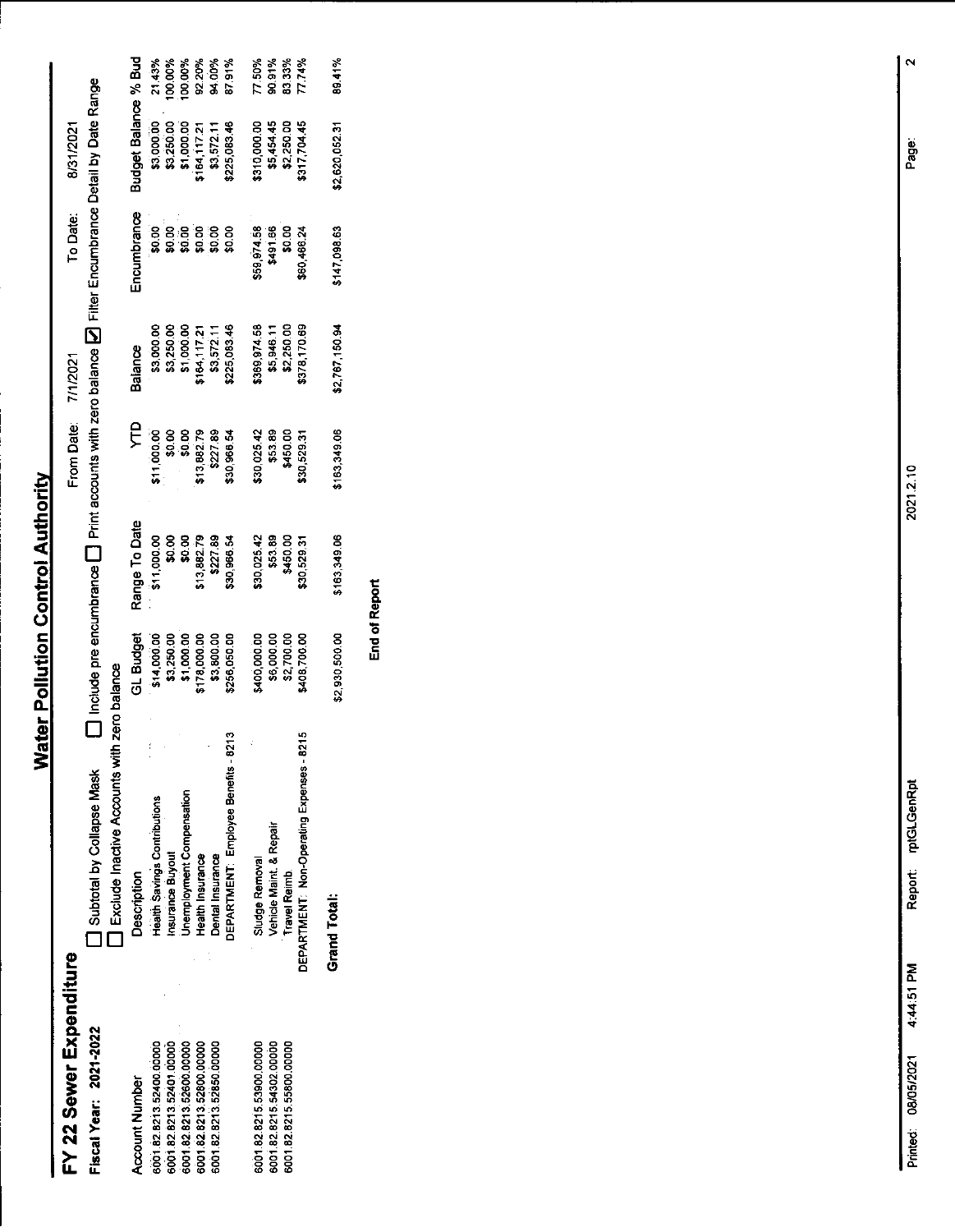# Water Pollution Control Authority

## FY 22 Sewer Expenditure

**Fiscal Year: 2021-2022** From Date: 7/1/2021 To Date: 8/31/2021

☐ Subtotal by Collapse Mask ☐ Include pre encumbrance ☐ Print accounts with zero balance ☑ Filter Encumbrance Detail by Date Range

☐ Exclude Inactive Accounts with zero balance

| Account Number | Description | GL Budget | Range To Date | YTD | Balance | Encumbrance | Budget Balance | % Bud |
|---|---|---|---|---|---|---|---|---|
| 6001.82.8213.52400.00000 | Health Savings Contributions | $14,000.00 | $11,000.00 | $11,000.00 | $3,000.00 | $0.00 | $3,000.00 | 21.43% |
| 6001.82.8213.52401.00000 | Insurance Buyout | $3,250.00 | $0.00 | $0.00 | $3,250.00 | $0.00 | $3,250.00 | 100.00% |
| 6001.82.8213.52600.00000 | Unemployment Compensation | $1,000.00 | $0.00 | $0.00 | $1,000.00 | $0.00 | $1,000.00 | 100.00% |
| 6001.82.8213.52800.00000 | Health Insurance | $178,000.00 | $13,882.79 | $13,882.79 | $164,117.21 | $0.00 | $164,117.21 | 92.20% |
| 6001.82.8213.52850.00000 | Dental Insurance | $3,800.00 | $227.89 | $227.89 | $3,572.11 | $0.00 | $3,572.11 | 94.00% |
| | DEPARTMENT: Employee Benefits - 8213 | $256,050.00 | $30,966.54 | $30,966.54 | $225,083.46 | $0.00 | $225,083.46 | 87.91% |
| 6001.82.8215.53900.00000 | Sludge Removal | $400,000.00 | $30,025.42 | $30,025.42 | $369,974.58 | $59,974.58 | $310,000.00 | 77.50% |
| 6001.82.8215.54302.00000 | Vehicle Maint. & Repair | $6,000.00 | $53.89 | $53.89 | $5,946.11 | $491.66 | $5,454.45 | 90.91% |
| 6001.82.8215.55800.00000 | Travel Reimb | $2,700.00 | $450.00 | $450.00 | $2,250.00 | $0.00 | $2,250.00 | 83.33% |
| | DEPARTMENT: Non-Operating Expenses - 8215 | $408,700.00 | $30,529.31 | $30,529.31 | $378,170.69 | $60,466.24 | $317,704.45 | 77.74% |
| | **Grand Total:** | $2,930,500.00 | $163,349.06 | $163,349.06 | $2,767,150.94 | $147,098.63 | $2,620,052.31 | 89.41% |

**End of Report**

Printed: 08/05/2021 4:44:51 PM Report: rptGLGenRpt 2021.2.10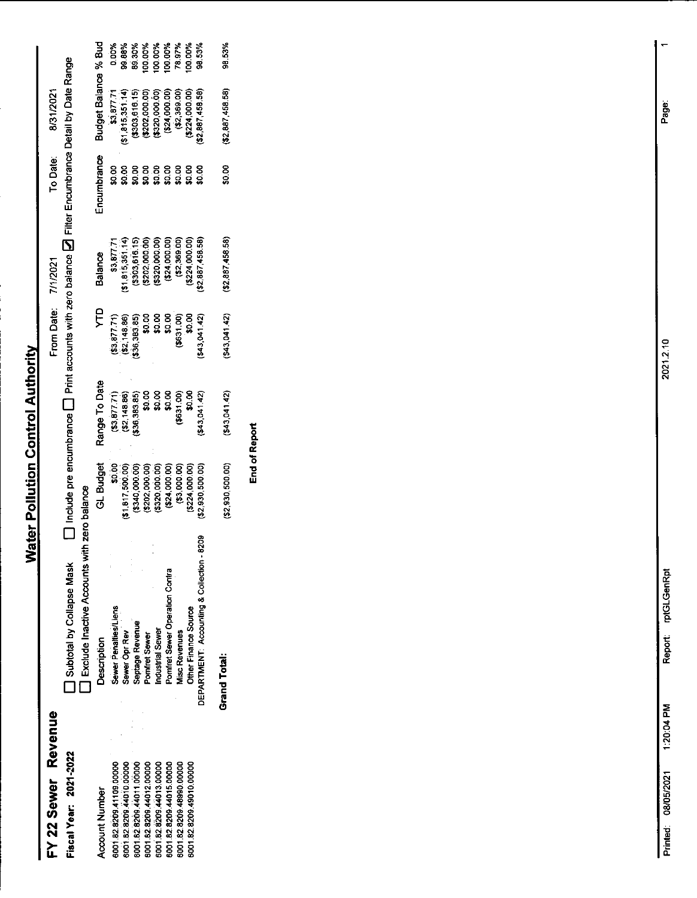# Water Pollution Control Authority

## FY 22 Sewer Revenue

**Fiscal Year: 2021-2022**

From Date: 7/1/2021 To Date: 8/31/2021

☐ Subtotal by Collapse Mask ☐ Include pre encumbrance ☐ Print accounts with zero balance ☑ Filter Encumbrance Detail by Date Range

☐ Exclude Inactive Accounts with zero balance

| Account Number | Description | GL Budget | Range To Date | YTD | Balance | Encumbrance | Budget Balance | % Bud |
|---|---|---|---|---|---|---|---|---|
| 6001.82.8209.41109.00000 | Sewer Penalties/Liens | $0.00 | ($3,877.71) | ($3,877.71) | $3,877.71 | $0.00 | $3,877.71 | 0.00% |
| 6001.82.8209.44010.00000 | Sewer Opr Rev | ($1,817,500.00) | ($2,148.86) | ($2,148.86) | ($1,815,351.14) | $0.00 | ($1,815,351.14) | 99.88% |
| 6001.82.8209.44011.00000 | Septage Revenue | ($340,000.00) | ($36,383.85) | ($36,383.85) | ($303,616.15) | $0.00 | ($303,616.15) | 89.30% |
| 6001.82.8209.44012.00000 | Pomfret Sewer | ($202,000.00) | $0.00 | $0.00 | ($202,000.00) | $0.00 | ($202,000.00) | 100.00% |
| 6001.82.8209.44013.00000 | Industrial Sewer | ($320,000.00) | $0.00 | $0.00 | ($320,000.00) | $0.00 | ($320,000.00) | 100.00% |
| 6001.82.8209.44015.00000 | Pomfret Sewer Operation Contra | ($24,000.00) | $0.00 | $0.00 | ($24,000.00) | $0.00 | ($24,000.00) | 100.00% |
| 6001.82.8209.46990.00000 | Misc Revenues | ($3,000.00) | ($631.00) | ($631.00) | ($2,369.00) | $0.00 | ($2,369.00) | 78.97% |
| 6001.82.8209.49010.00000 | Other Finance Source | ($224,000.00) | $0.00 | $0.00 | ($224,000.00) | $0.00 | ($224,000.00) | 100.00% |
| | DEPARTMENT: Accounting & Collection - 8209 | ($2,930,500.00) | ($43,041.42) | ($43,041.42) | ($2,887,458.58) | $0.00 | ($2,887,458.58) | 98.53% |
| | **Grand Total:** | ($2,930,500.00) | ($43,041.42) | ($43,041.42) | ($2,887,458.58) | $0.00 | ($2,887,458.58) | 98.53% |

**End of Report**

Printed: 08/05/2021 1:20:04 PM Report: rptGLGenRpt 2021.2.10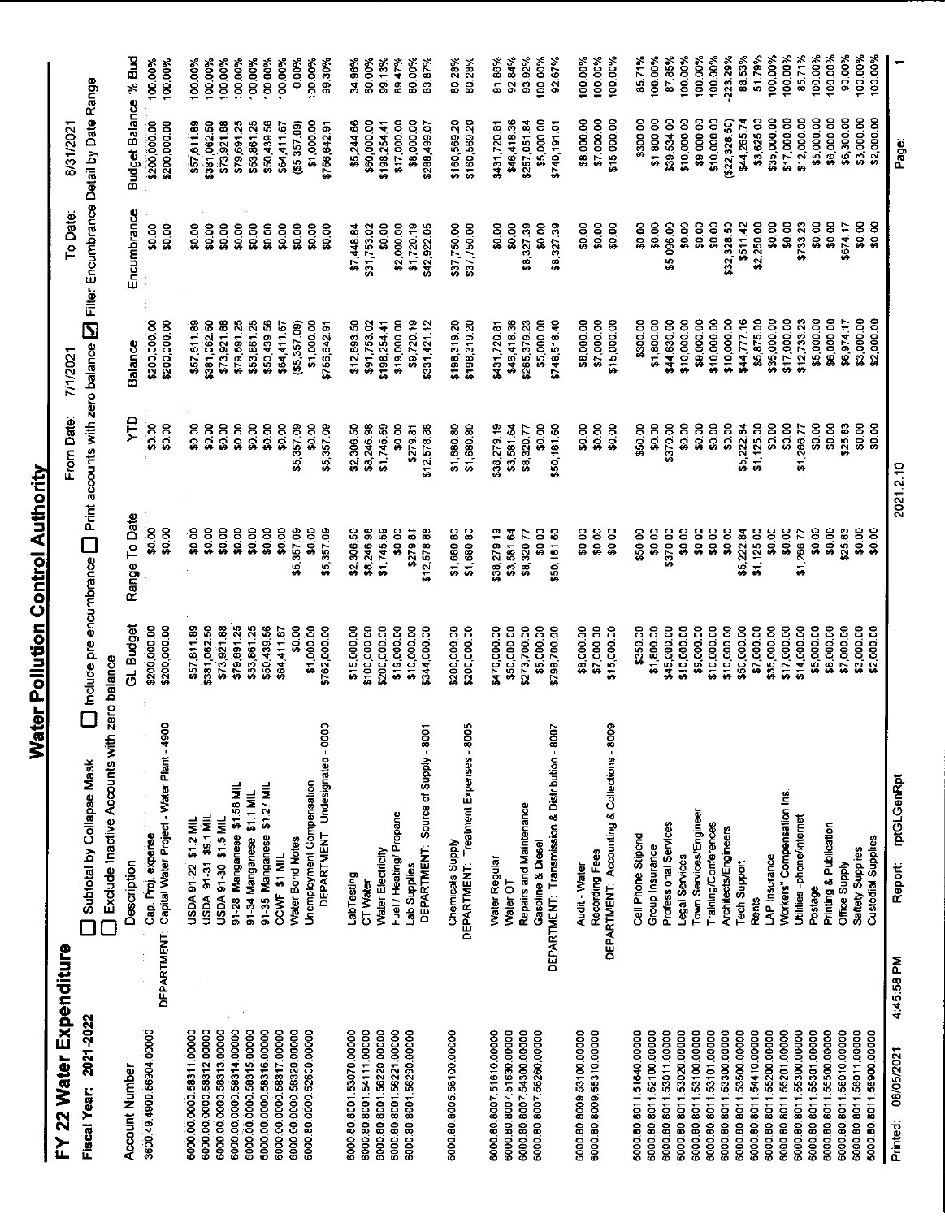# Water Pollution Control Authority

## FY 22 Water Expenditure

**Fiscal Year: 2021-2022**

☐ Subtotal by Collapse Mask ☐ Include pre encumbrance ☐ Print accounts with zero balance ☑ Filter Encumbrance Detail by Date Range

☐ Exclude Inactive Accounts with zero balance

From Date: 7/1/2021 To Date: 8/31/2021

| Account Number | Description | GL Budget | Range To Date | YTD | Balance | Encumbrance | Budget Balance | % Bud |
|---|---|---|---|---|---|---|---|---|
| 3600.49.4900.56904.00000 | Cap. Proj. expense | $200,000.00 | $0.00 | $0.00 | $200,000.00 | $0.00 | $200,000.00 | 100.00% |
| | DEPARTMENT: Capital Water Project - Water Plant - 4900 | $200,000.00 | $0.00 | $0.00 | $200,000.00 | $0.00 | $200,000.00 | 100.00% |
| 6000.00.0000.58311.00000 | USDA 91-22 $1.2 MIL | $57,611.89 | $0.00 | $0.00 | $57,611.89 | $0.00 | $57,611.89 | 100.00% |
| 6000.00.0000.58312.00000 | USDA 91-31 $9.1 MIL | $381,062.50 | $0.00 | $0.00 | $381,062.50 | $0.00 | $381,062.50 | 100.00% |
| 6000.00.0000.58313.00000 | USDA 91-30 $1.5 MIL | $73,921.88 | $0.00 | $0.00 | $73,921.88 | $0.00 | $73,921.88 | 100.00% |
| 6000.00.0000.58314.00000 | 91-28 Manganese $1.58 MIL | $79,691.25 | $0.00 | $0.00 | $79,691.25 | $0.00 | $79,691.25 | 100.00% |
| 6000.00.0000.58315.00000 | 91-34 Manganese $1.1 MIL | $53,861.25 | $0.00 | $0.00 | $53,861.25 | $0.00 | $53,861.25 | 100.00% |
| 6000.00.0000.58316.00000 | 91-35 Manganese $1.27 MIL | $50,439.56 | $0.00 | $0.00 | $50,439.56 | $0.00 | $50,439.56 | 100.00% |
| 6000.00.0000.58317.00000 | CCWF $1 MIL | $64,411.67 | $0.00 | $0.00 | $64,411.67 | $0.00 | $64,411.67 | 100.00% |
| 6000.00.0000.58320.00000 | Water Bond Notes | $0.00 | $5,357.09 | $5,357.09 | ($5,357.09) | $0.00 | ($5,357.09) | 0.00% |
| 6000.80.0000.52600.00000 | Unemployment Compensation | $1,000.00 | $0.00 | $0.00 | $1,000.00 | $0.00 | $1,000.00 | 100.00% |
| | DEPARTMENT: Undesignated - 0000 | $762,000.00 | $5,357.09 | $5,357.09 | $756,642.91 | $0.00 | $756,642.91 | 99.30% |
| 6000.80.8001.53070.00000 | LabTesting | $15,000.00 | $2,306.50 | $2,306.50 | $12,693.50 | $7,448.84 | $5,244.66 | 34.96% |
| 6000.80.8001.54111.00000 | CT Water | $100,000.00 | $8,246.98 | $8,246.98 | $91,753.02 | $31,753.02 | $60,000.00 | 60.00% |
| 6000.80.8001.56220.00000 | Water Electricity | $200,000.00 | $1,745.59 | $1,745.59 | $198,254.41 | $0.00 | $198,254.41 | 99.13% |
| 6000.80.8001.56221.00000 | Fuel / Heating/ Propane | $19,000.00 | $0.00 | $0.00 | $19,000.00 | $2,000.00 | $17,000.00 | 89.47% |
| 6000.80.8001.56290.00000 | Lab Supplies | $10,000.00 | $279.81 | $279.81 | $9,720.19 | $1,720.19 | $8,000.00 | 80.00% |
| | DEPARTMENT: Source of Supply - 8001 | $344,000.00 | $12,578.88 | $12,578.88 | $331,421.12 | $42,922.05 | $288,499.07 | 83.87% |
| 6000.80.8005.56100.00000 | Chemicals Supply | $200,000.00 | $1,680.80 | $1,680.80 | $198,319.20 | $37,750.00 | $160,569.20 | 80.28% |
| | DEPARTMENT: Treatment Expenses - 8005 | $200,000.00 | $1,680.80 | $1,680.80 | $198,319.20 | $37,750.00 | $160,569.20 | 80.28% |
| 6000.80.8007.51610.00000 | Water Regular | $470,000.00 | $38,279.19 | $38,279.19 | $431,720.81 | $0.00 | $431,720.81 | 91.86% |
| 6000.80.8007.51630.00000 | Water OT | $50,000.00 | $3,581.64 | $3,581.64 | $46,418.36 | $0.00 | $46,418.36 | 92.84% |
| 6000.80.8007.54300.00000 | Repairs and Maintenance | $273,700.00 | $8,320.77 | $8,320.77 | $265,379.23 | $8,327.39 | $257,051.84 | 93.92% |
| 6000.80.8007.56260.00000 | Gasoline & Diesel | $5,000.00 | $0.00 | $0.00 | $5,000.00 | $0.00 | $5,000.00 | 100.00% |
| | DEPARTMENT: Transmission & Distribution - 8007 | $798,700.00 | $50,181.60 | $50,181.60 | $748,518.40 | $8,327.39 | $740,191.01 | 92.67% |
| 6000.80.8009.53100.00000 | Audit - Water | $8,000.00 | $0.00 | $0.00 | $8,000.00 | $0.00 | $8,000.00 | 100.00% |
| 6000.80.8009.55310.00000 | Recording Fees | $7,000.00 | $0.00 | $0.00 | $7,000.00 | $0.00 | $7,000.00 | 100.00% |
| | DEPARTMENT: Accounting & Collections - 8009 | $15,000.00 | $0.00 | $0.00 | $15,000.00 | $0.00 | $15,000.00 | 100.00% |
| 6000.80.8011.51640.00000 | Cell Phone Stipend | $350.00 | $50.00 | $50.00 | $300.00 | $0.00 | $300.00 | 85.71% |
| 6000.80.8011.52100.00000 | Group Insurance | $1,800.00 | $0.00 | $0.00 | $1,800.00 | $0.00 | $1,800.00 | 100.00% |
| 6000.80.8011.53011.00000 | Professional Services | $45,000.00 | $370.00 | $370.00 | $44,630.00 | $5,096.00 | $39,534.00 | 87.85% |
| 6000.80.8011.53020.00000 | Legal Services | $10,000.00 | $0.00 | $0.00 | $10,000.00 | $0.00 | $10,000.00 | 100.00% |
| 6000.80.8011.53100.00000 | Town Services/Engineer | $9,000.00 | $0.00 | $0.00 | $9,000.00 | $0.00 | $9,000.00 | 100.00% |
| 6000.80.8011.53101.00000 | Training/Conferences | $10,000.00 | $0.00 | $0.00 | $10,000.00 | $0.00 | $10,000.00 | 100.00% |
| 6000.80.8011.53300.00000 | Architects/Engineers | $10,000.00 | $0.00 | $0.00 | $10,000.00 | $32,328.50 | ($22,328.50) | -223.29% |
| 6000.80.8011.53500.00000 | Tech Support | $50,000.00 | $5,222.84 | $5,222.84 | $44,777.16 | $511.42 | $44,265.74 | 88.53% |
| 6000.80.8011.54410.00000 | Rents | $7,000.00 | $1,125.00 | $1,125.00 | $5,875.00 | $2,250.00 | $3,625.00 | 51.79% |
| 6000.80.8011.55200.00000 | LAP Insurance | $35,000.00 | $0.00 | $0.00 | $35,000.00 | $0.00 | $35,000.00 | 100.00% |
| 6000.80.8011.55201.00000 | Workers" Compensation Ins. | $17,000.00 | $0.00 | $0.00 | $17,000.00 | $0.00 | $17,000.00 | 100.00% |
| 6000.80.8011.55300.00000 | Utilities -phone/internet | $14,000.00 | $1,266.77 | $1,266.77 | $12,733.23 | $733.23 | $12,000.00 | 85.71% |
| 6000.80.8011.55301.00000 | Postage | $5,000.00 | $0.00 | $0.00 | $5,000.00 | $0.00 | $5,000.00 | 100.00% |
| 6000.80.8011.55500.00000 | Printing & Publication | $6,000.00 | $0.00 | $0.00 | $6,000.00 | $0.00 | $6,000.00 | 100.00% |
| 6000.80.8011.56010.00000 | Office Supply | $7,000.00 | $25.83 | $25.83 | $6,974.17 | $674.17 | $6,300.00 | 90.00% |
| 6000.80.8011.56011.00000 | Saftety Supplies | $3,000.00 | $0.00 | $0.00 | $3,000.00 | $0.00 | $3,000.00 | 100.00% |
| 6000.80.8011.56900.00000 | Custodial Supplies | $2,000.00 | $0.00 | $0.00 | $2,000.00 | $0.00 | $2,000.00 | 100.00% |

Printed: 08/05/2021 4:45:58 PM Report: rptGLGenRpt 2021.2.10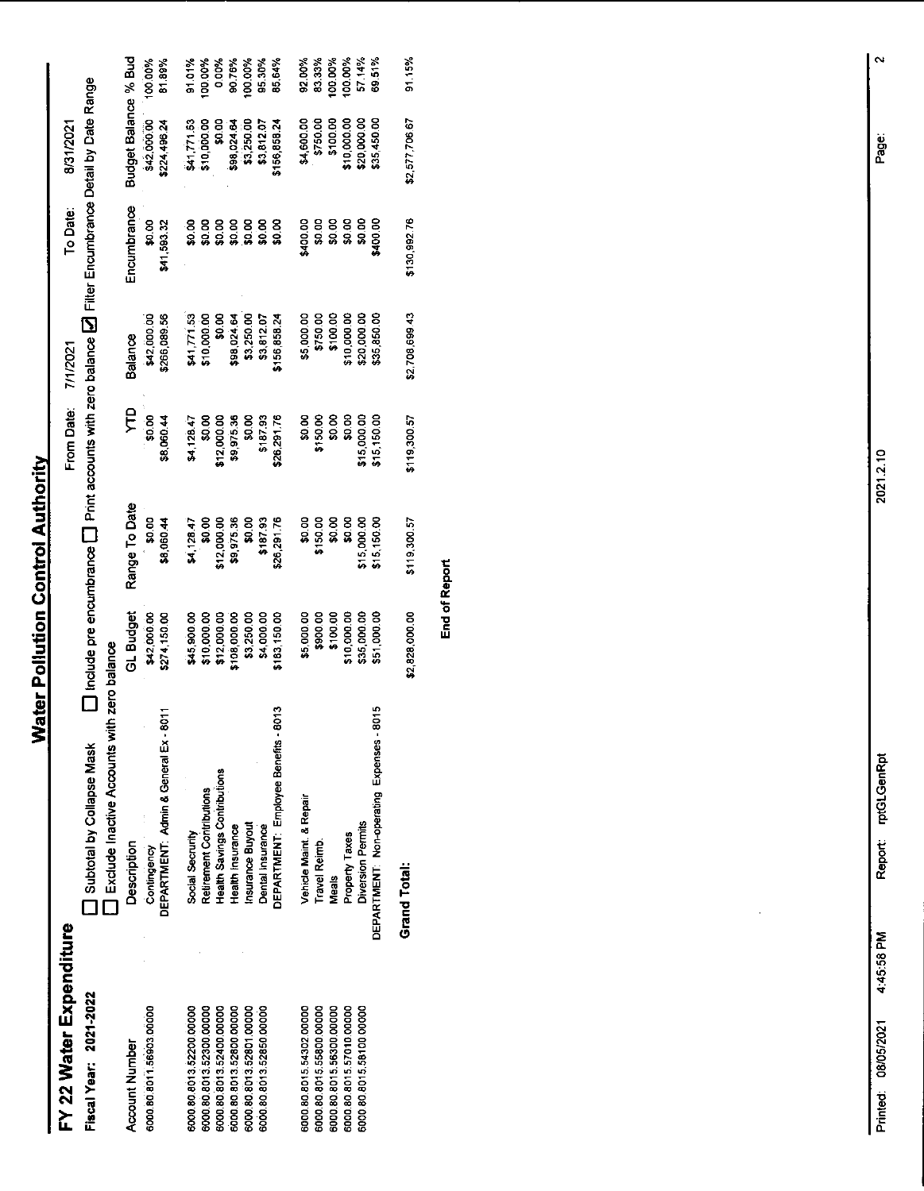# Water Pollution Control Authority

## FY 22 Water Expenditure

**Fiscal Year: 2021-2022**

From Date: 7/1/2021 To Date: 8/31/2021

☐ Subtotal by Collapse Mask ☐ Include pre encumbrance ☐ Print accounts with zero balance ☑ Filter Encumbrance Detail by Date Range

☐ Exclude Inactive Accounts with zero balance

| Account Number | Description | GL Budget | Range To Date | YTD | Balance | Encumbrance | Budget Balance | % Bud |
|---|---|---|---|---|---|---|---|---|
| 6000.80.8011.56903.00000 | Contingency | $42,000.00 | $0.00 | $0.00 | $42,000.00 | $0.00 | $42,000.00 | 100.00% |
| | DEPARTMENT: Admin & General Ex - 8011 | $274,150.00 | $8,060.44 | $8,060.44 | $266,089.56 | $41,593.32 | $224,496.24 | 81.89% |
| 6000.80.8013.52200.00000 | Social Security | $45,900.00 | $4,128.47 | $4,128.47 | $41,771.53 | $0.00 | $41,771.53 | 91.01% |
| 6000.80.8013.52300.00000 | Retirement Contributions | $10,000.00 | $0.00 | $0.00 | $10,000.00 | $0.00 | $10,000.00 | 100.00% |
| 6000.80.8013.52400.00000 | Health Savings Contributions | $12,000.00 | $12,000.00 | $12,000.00 | $0.00 | $0.00 | $0.00 | 0.00% |
| 6000.80.8013.52800.00000 | Health Insurance | $108,000.00 | $9,975.36 | $9,975.36 | $98,024.64 | $0.00 | $98,024.64 | 90.76% |
| 6000.80.8013.52801.00000 | Insurance Buyout | $3,250.00 | $0.00 | $0.00 | $3,250.00 | $0.00 | $3,250.00 | 100.00% |
| 6000.80.8013.52850.00000 | Dental Insurance | $4,000.00 | $187.93 | $187.93 | $3,812.07 | $0.00 | $3,812.07 | 95.30% |
| | DEPARTMENT: Employee Benefits - 8013 | $183,150.00 | $26,291.76 | $26,291.76 | $156,858.24 | $0.00 | $156,858.24 | 85.64% |
| 6000.80.8015.54302.00000 | Vehicle Maint. & Repair | $5,000.00 | $0.00 | $0.00 | $5,000.00 | $400.00 | $4,600.00 | 92.00% |
| 6000.80.8015.55800.00000 | Travel Reimb. | $900.00 | $150.00 | $150.00 | $750.00 | $0.00 | $750.00 | 83.33% |
| 6000.80.8015.56300.00000 | Meals | $100.00 | $0.00 | $0.00 | $100.00 | $0.00 | $100.00 | 100.00% |
| 6000.80.8015.57010.00000 | Property Taxes | $10,000.00 | $0.00 | $0.00 | $10,000.00 | $0.00 | $10,000.00 | 100.00% |
| 6000.80.8015.58100.00000 | Diversion Permits | $35,000.00 | $15,000.00 | $15,000.00 | $20,000.00 | $0.00 | $20,000.00 | 57.14% |
| | DEPARTMENT: Non-operating Expenses - 8015 | $51,000.00 | $15,150.00 | $15,150.00 | $35,850.00 | $400.00 | $35,450.00 | 69.51% |
| **Grand Total:** | | $2,828,000.00 | $119,300.57 | $119,300.57 | $2,708,699.43 | $130,992.76 | $2,577,706.67 | 91.15% |

**End of Report**

Printed: 08/05/2021 4:45:58 PM Report: rptGLGenRpt 2021.2.10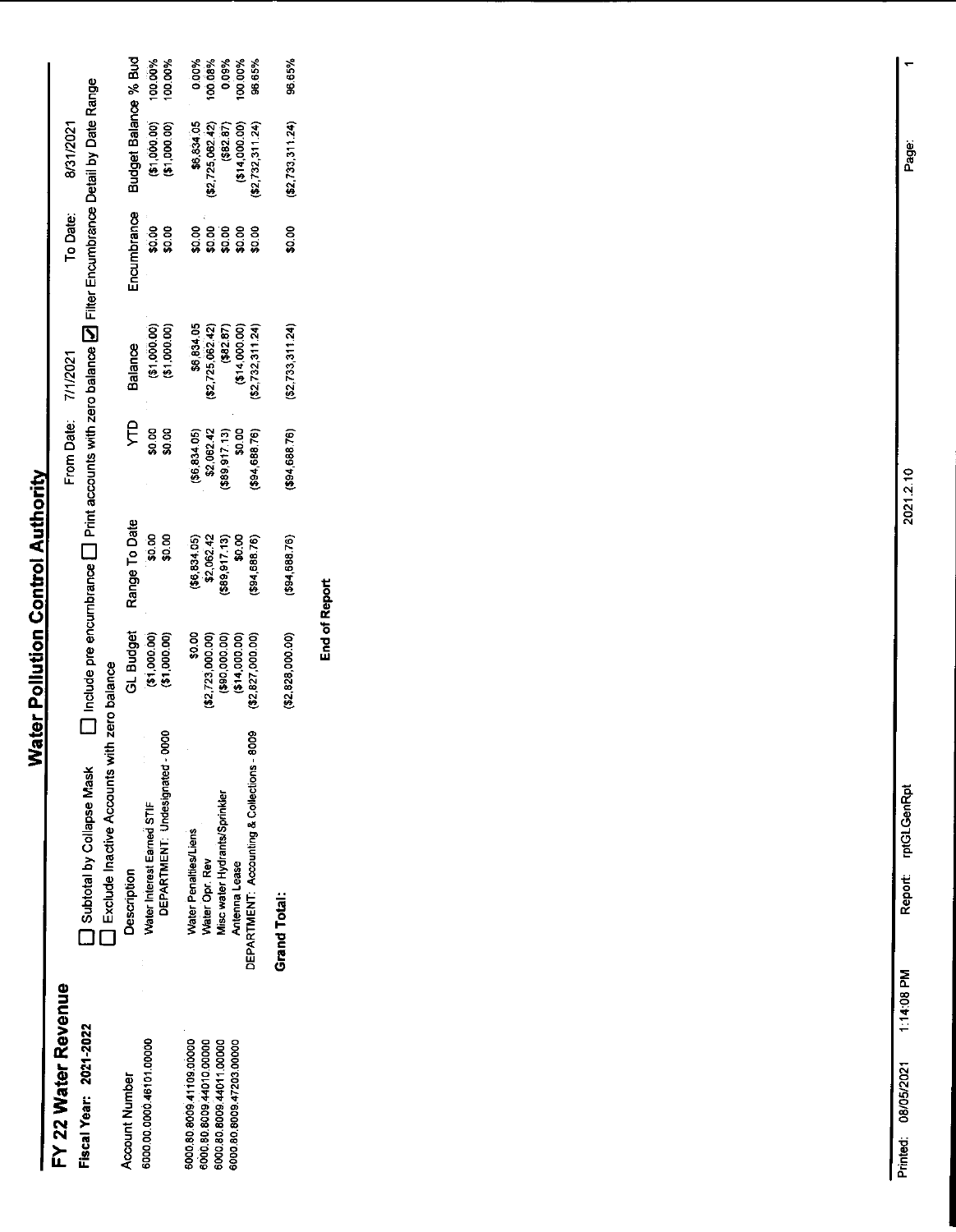# Water Pollution Control Authority

## FY 22 Water Revenue

**Fiscal Year: 2021-2022**

From Date: 7/1/2021 To Date: 8/31/2021

☐ Subtotal by Collapse Mask ☐ Include pre encumbrance ☐ Print accounts with zero balance ☑ Filter Encumbrance Detail by Date Range

☐ Exclude Inactive Accounts with zero balance

| Account Number | Description | GL Budget | Range To Date | YTD | Balance | Encumbrance | Budget Balance | % Bud |
|---|---|---|---|---|---|---|---|---|
| 6000.00.0000.46101.00000 | Water Interest Earned STIF | ($1,000.00) | $0.00 | $0.00 | ($1,000.00) | $0.00 | ($1,000.00) | 100.00% |
| | DEPARTMENT: Undesignated - 0000 | ($1,000.00) | $0.00 | $0.00 | ($1,000.00) | $0.00 | ($1,000.00) | 100.00% |
| 6000.80.8009.41109.00000 | Water Penalties/Liens | $0.00 | ($6,834.05) | ($6,834.05) | $6,834.05 | $0.00 | $6,834.05 | 0.00% |
| 6000.80.8009.44010.00000 | Water Opr. Rev | ($2,723,000.00) | $2,062.42 | $2,062.42 | ($2,725,062.42) | $0.00 | ($2,725,062.42) | 100.08% |
| 6000.80.8009.44011.00000 | Misc water Hydrants/Sprinkler | ($90,000.00) | ($89,917.13) | ($89,917.13) | ($82.87) | $0.00 | ($82.87) | 0.09% |
| 6000.80.8009.47203.00000 | Antenna Lease | ($14,000.00) | $0.00 | $0.00 | ($14,000.00) | $0.00 | ($14,000.00) | 100.00% |
| | DEPARTMENT: Accounting & Collections - 8009 | ($2,827,000.00) | ($94,688.76) | ($94,688.76) | ($2,732,311.24) | $0.00 | ($2,732,311.24) | 96.65% |
| | **Grand Total:** | ($2,828,000.00) | ($94,688.76) | ($94,688.76) | ($2,733,311.24) | $0.00 | ($2,733,311.24) | 96.65% |

**End of Report**

Printed: 08/05/2021 1:14:08 PM Report: rptGLGenRpt 2021.2.10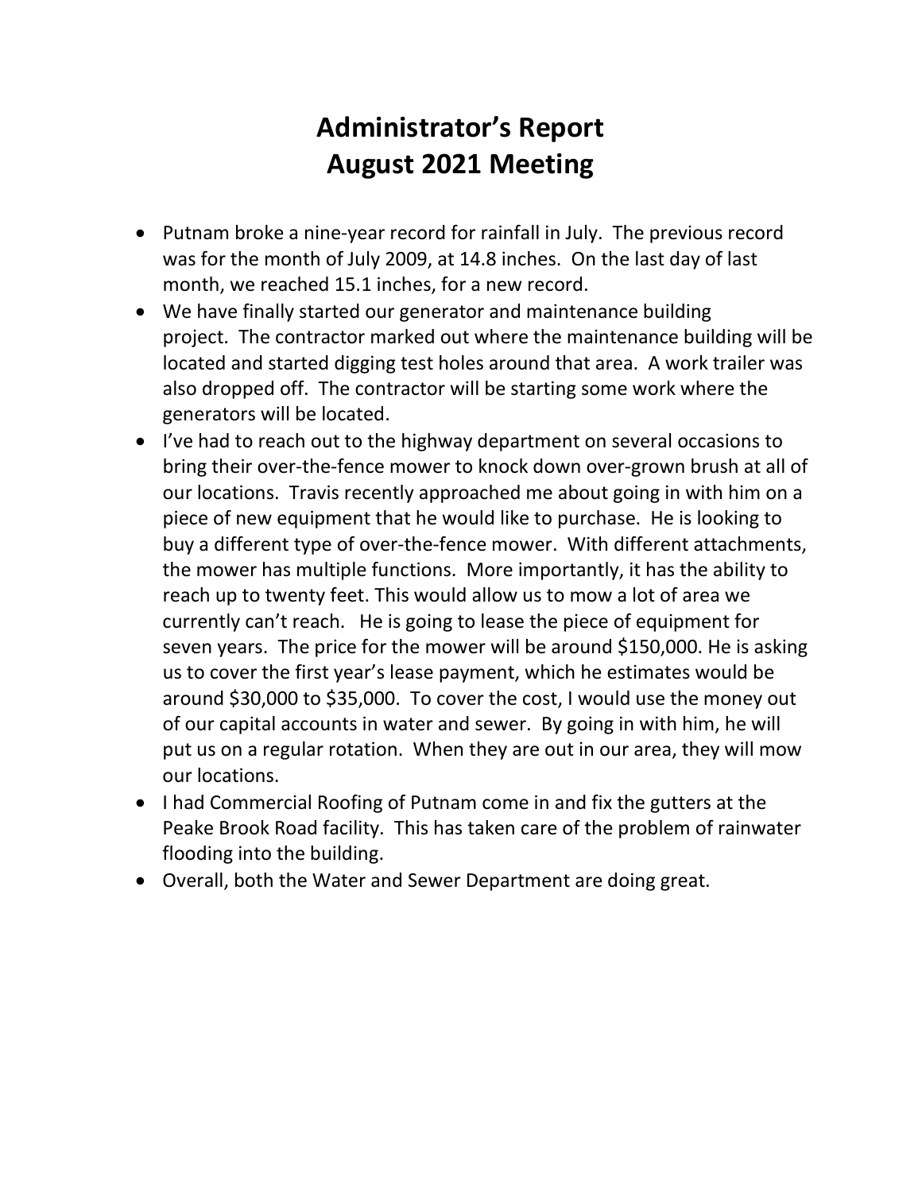# Administrator's Report
# August 2021 Meeting

- Putnam broke a nine-year record for rainfall in July. The previous record was for the month of July 2009, at 14.8 inches. On the last day of last month, we reached 15.1 inches, for a new record.
- We have finally started our generator and maintenance building project. The contractor marked out where the maintenance building will be located and started digging test holes around that area. A work trailer was also dropped off. The contractor will be starting some work where the generators will be located.
- I've had to reach out to the highway department on several occasions to bring their over-the-fence mower to knock down over-grown brush at all of our locations. Travis recently approached me about going in with him on a piece of new equipment that he would like to purchase. He is looking to buy a different type of over-the-fence mower. With different attachments, the mower has multiple functions. More importantly, it has the ability to reach up to twenty feet. This would allow us to mow a lot of area we currently can't reach. He is going to lease the piece of equipment for seven years. The price for the mower will be around $150,000. He is asking us to cover the first year's lease payment, which he estimates would be around $30,000 to $35,000. To cover the cost, I would use the money out of our capital accounts in water and sewer. By going in with him, he will put us on a regular rotation. When they are out in our area, they will mow our locations.
- I had Commercial Roofing of Putnam come in and fix the gutters at the Peake Brook Road facility. This has taken care of the problem of rainwater flooding into the building.
- Overall, both the Water and Sewer Department are doing great.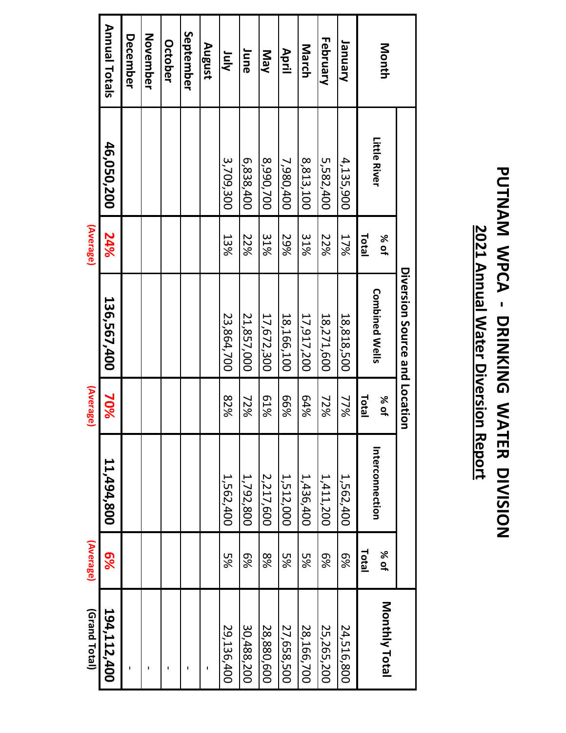# PUTNAM WPCA - DRINKING WATER DIVISION

## 2021 Annual Water Diversion Report

| Month | Diversion Source and Location | | | | | | Monthly Total |
|---|---|---|---|---|---|---|---|
| | Little River | % of Total | Combined Wells | % of Total | Interconnection | % of Total | |
| January | 4,135,900 | 17% | 18,818,500 | 77% | 1,562,400 | 6% | 24,516,800 |
| February | 5,582,400 | 22% | 18,271,600 | 72% | 1,411,200 | 6% | 25,265,200 |
| March | 8,813,100 | 31% | 17,917,200 | 64% | 1,436,400 | 5% | 28,166,700 |
| April | 7,980,400 | 29% | 18,166,100 | 66% | 1,512,000 | 5% | 27,658,500 |
| May | 8,990,700 | 31% | 17,672,300 | 61% | 2,217,600 | 8% | 28,880,600 |
| June | 6,838,400 | 22% | 21,857,000 | 72% | 1,792,800 | 6% | 30,488,200 |
| July | 3,709,300 | 13% | 23,864,700 | 82% | 1,562,400 | 5% | 29,136,400 |
| August | | | | | | | - |
| September | | | | | | | - |
| October | | | | | | | - |
| November | | | | | | | - |
| December | | | | | | | - |
| **Annual Totals** | **46,050,200** | **24%** (Average) | **136,567,400** | **70%** (Average) | **11,494,800** | **6%** (Average) | **194,112,400** (Grand Total) |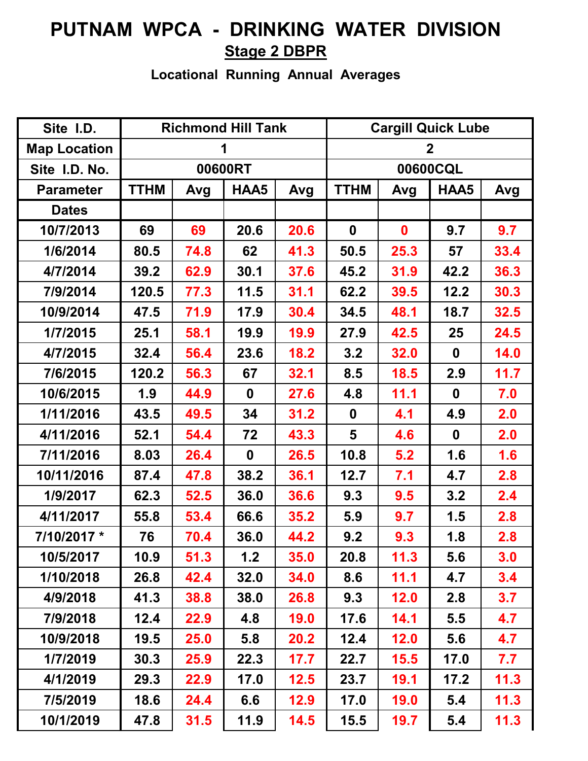# PUTNAM WPCA - DRINKING WATER DIVISION

## Stage 2 DBPR

### Locational Running Annual Averages

| Site I.D. | Richmond Hill Tank | | | | Cargill Quick Lube | | | |
|---|---|---|---|---|---|---|---|---|
| Map Location | 1 | | | | 2 | | | |
| Site I.D. No. | 00600RT | | | | 00600CQL | | | |
| Parameter | TTHM | Avg | HAA5 | Avg | TTHM | Avg | HAA5 | Avg |
| Dates | | | | | | | | |
| 10/7/2013 | 69 | 69 | 20.6 | 20.6 | 0 | 0 | 9.7 | 9.7 |
| 1/6/2014 | 80.5 | 74.8 | 62 | 41.3 | 50.5 | 25.3 | 57 | 33.4 |
| 4/7/2014 | 39.2 | 62.9 | 30.1 | 37.6 | 45.2 | 31.9 | 42.2 | 36.3 |
| 7/9/2014 | 120.5 | 77.3 | 11.5 | 31.1 | 62.2 | 39.5 | 12.2 | 30.3 |
| 10/9/2014 | 47.5 | 71.9 | 17.9 | 30.4 | 34.5 | 48.1 | 18.7 | 32.5 |
| 1/7/2015 | 25.1 | 58.1 | 19.9 | 19.9 | 27.9 | 42.5 | 25 | 24.5 |
| 4/7/2015 | 32.4 | 56.4 | 23.6 | 18.2 | 3.2 | 32.0 | 0 | 14.0 |
| 7/6/2015 | 120.2 | 56.3 | 67 | 32.1 | 8.5 | 18.5 | 2.9 | 11.7 |
| 10/6/2015 | 1.9 | 44.9 | 0 | 27.6 | 4.8 | 11.1 | 0 | 7.0 |
| 1/11/2016 | 43.5 | 49.5 | 34 | 31.2 | 0 | 4.1 | 4.9 | 2.0 |
| 4/11/2016 | 52.1 | 54.4 | 72 | 43.3 | 5 | 4.6 | 0 | 2.0 |
| 7/11/2016 | 8.03 | 26.4 | 0 | 26.5 | 10.8 | 5.2 | 1.6 | 1.6 |
| 10/11/2016 | 87.4 | 47.8 | 38.2 | 36.1 | 12.7 | 7.1 | 4.7 | 2.8 |
| 1/9/2017 | 62.3 | 52.5 | 36.0 | 36.6 | 9.3 | 9.5 | 3.2 | 2.4 |
| 4/11/2017 | 55.8 | 53.4 | 66.6 | 35.2 | 5.9 | 9.7 | 1.5 | 2.8 |
| 7/10/2017 * | 76 | 70.4 | 36.0 | 44.2 | 9.2 | 9.3 | 1.8 | 2.8 |
| 10/5/2017 | 10.9 | 51.3 | 1.2 | 35.0 | 20.8 | 11.3 | 5.6 | 3.0 |
| 1/10/2018 | 26.8 | 42.4 | 32.0 | 34.0 | 8.6 | 11.1 | 4.7 | 3.4 |
| 4/9/2018 | 41.3 | 38.8 | 38.0 | 26.8 | 9.3 | 12.0 | 2.8 | 3.7 |
| 7/9/2018 | 12.4 | 22.9 | 4.8 | 19.0 | 17.6 | 14.1 | 5.5 | 4.7 |
| 10/9/2018 | 19.5 | 25.0 | 5.8 | 20.2 | 12.4 | 12.0 | 5.6 | 4.7 |
| 1/7/2019 | 30.3 | 25.9 | 22.3 | 17.7 | 22.7 | 15.5 | 17.0 | 7.7 |
| 4/1/2019 | 29.3 | 22.9 | 17.0 | 12.5 | 23.7 | 19.1 | 17.2 | 11.3 |
| 7/5/2019 | 18.6 | 24.4 | 6.6 | 12.9 | 17.0 | 19.0 | 5.4 | 11.3 |
| 10/1/2019 | 47.8 | 31.5 | 11.9 | 14.5 | 15.5 | 19.7 | 5.4 | 11.3 |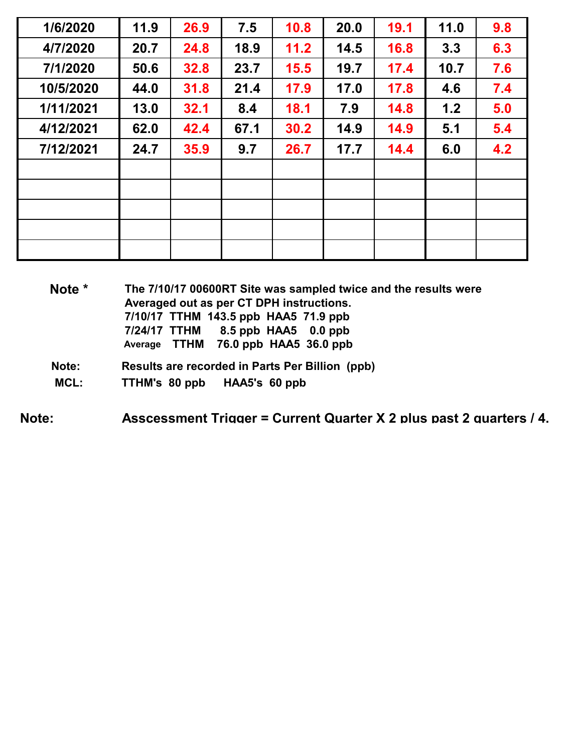| | | | | | | | | |
|---|---|---|---|---|---|---|---|---|
| 1/6/2020 | 11.9 | 26.9 | 7.5 | 10.8 | 20.0 | 19.1 | 11.0 | 9.8 |
| 4/7/2020 | 20.7 | 24.8 | 18.9 | 11.2 | 14.5 | 16.8 | 3.3 | 6.3 |
| 7/1/2020 | 50.6 | 32.8 | 23.7 | 15.5 | 19.7 | 17.4 | 10.7 | 7.6 |
| 10/5/2020 | 44.0 | 31.8 | 21.4 | 17.9 | 17.0 | 17.8 | 4.6 | 7.4 |
| 1/11/2021 | 13.0 | 32.1 | 8.4 | 18.1 | 7.9 | 14.8 | 1.2 | 5.0 |
| 4/12/2021 | 62.0 | 42.4 | 67.1 | 30.2 | 14.9 | 14.9 | 5.1 | 5.4 |
| 7/12/2021 | 24.7 | 35.9 | 9.7 | 26.7 | 17.7 | 14.4 | 6.0 | 4.2 |
| | | | | | | | | |
| | | | | | | | | |
| | | | | | | | | |
| | | | | | | | | |
| | | | | | | | | |

**Note ***  The 7/10/17 00600RT Site was sampled twice and the results were Averaged out as per CT DPH instructions.
7/10/17 TTHM 143.5 ppb HAA5 71.9 ppb
7/24/17 TTHM 8.5 ppb HAA5 0.0 ppb
Average TTHM 76.0 ppb HAA5 36.0 ppb

**Note:** Results are recorded in Parts Per Billion (ppb)

**MCL:** TTHM's 80 ppb HAA5's 60 ppb

**Note:** Asscessment Trigger = Current Quarter X 2 plus past 2 quarters / 4.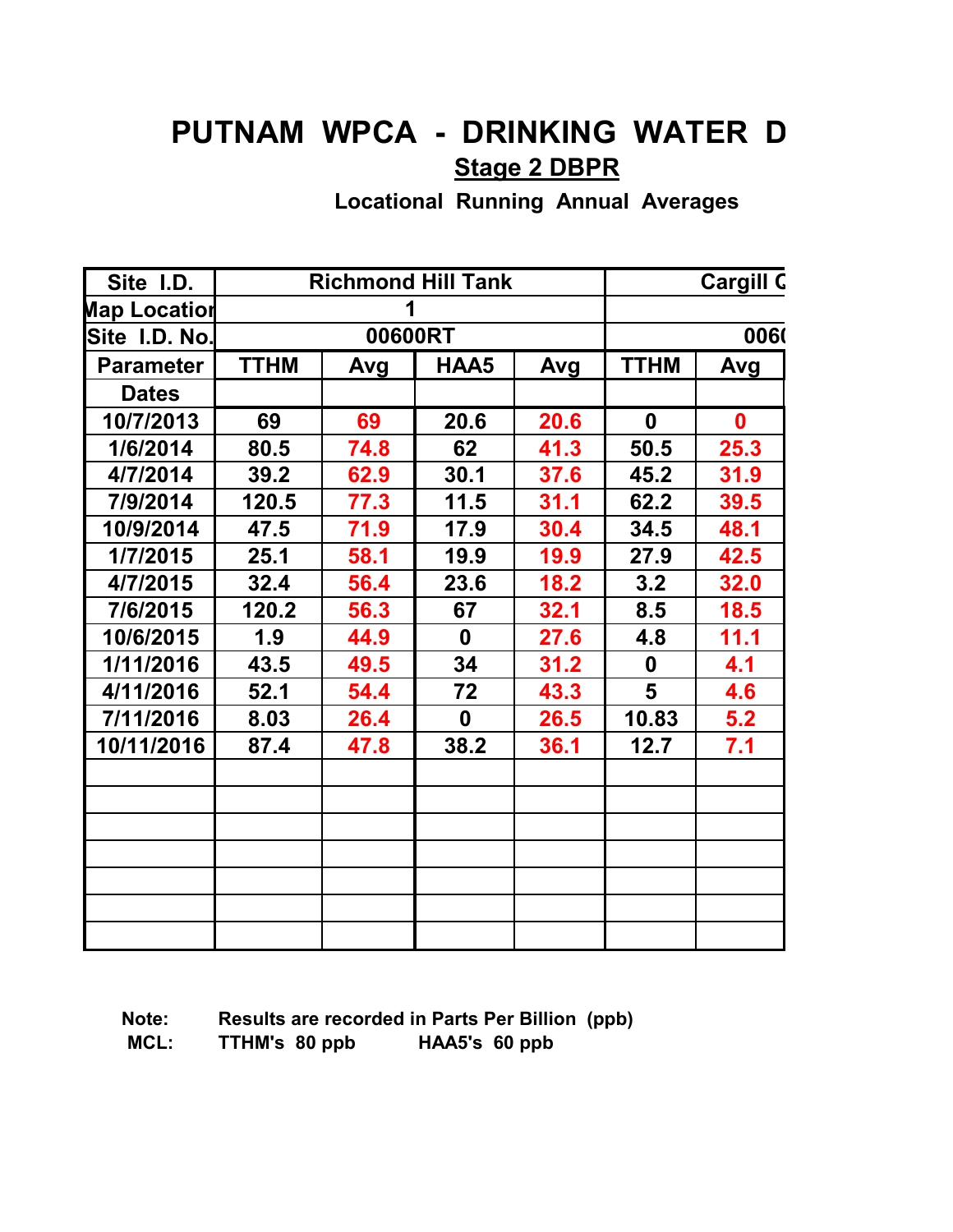# PUTNAM WPCA - DRINKING WATER D

## Stage 2 DBPR

### Locational Running Annual Averages

| Site I.D. | Richmond Hill Tank | | | | Cargill C | |
|---|---|---|---|---|---|---|
| Map Locatior | 1 | | | | | |
| Site I.D. No. | 00600RT | | | | 0060 | |
| Parameter | TTHM | Avg | HAA5 | Avg | TTHM | Avg |
| Dates | | | | | | |
| 10/7/2013 | 69 | 69 | 20.6 | 20.6 | 0 | 0 |
| 1/6/2014 | 80.5 | 74.8 | 62 | 41.3 | 50.5 | 25.3 |
| 4/7/2014 | 39.2 | 62.9 | 30.1 | 37.6 | 45.2 | 31.9 |
| 7/9/2014 | 120.5 | 77.3 | 11.5 | 31.1 | 62.2 | 39.5 |
| 10/9/2014 | 47.5 | 71.9 | 17.9 | 30.4 | 34.5 | 48.1 |
| 1/7/2015 | 25.1 | 58.1 | 19.9 | 19.9 | 27.9 | 42.5 |
| 4/7/2015 | 32.4 | 56.4 | 23.6 | 18.2 | 3.2 | 32.0 |
| 7/6/2015 | 120.2 | 56.3 | 67 | 32.1 | 8.5 | 18.5 |
| 10/6/2015 | 1.9 | 44.9 | 0 | 27.6 | 4.8 | 11.1 |
| 1/11/2016 | 43.5 | 49.5 | 34 | 31.2 | 0 | 4.1 |
| 4/11/2016 | 52.1 | 54.4 | 72 | 43.3 | 5 | 4.6 |
| 7/11/2016 | 8.03 | 26.4 | 0 | 26.5 | 10.83 | 5.2 |
| 10/11/2016 | 87.4 | 47.8 | 38.2 | 36.1 | 12.7 | 7.1 |
| | | | | | | |
| | | | | | | |
| | | | | | | |
| | | | | | | |
| | | | | | | |
| | | | | | | |
| | | | | | | |

**Note:** Results are recorded in Parts Per Billion (ppb)

**MCL:** TTHM's 80 ppb HAA5's 60 ppb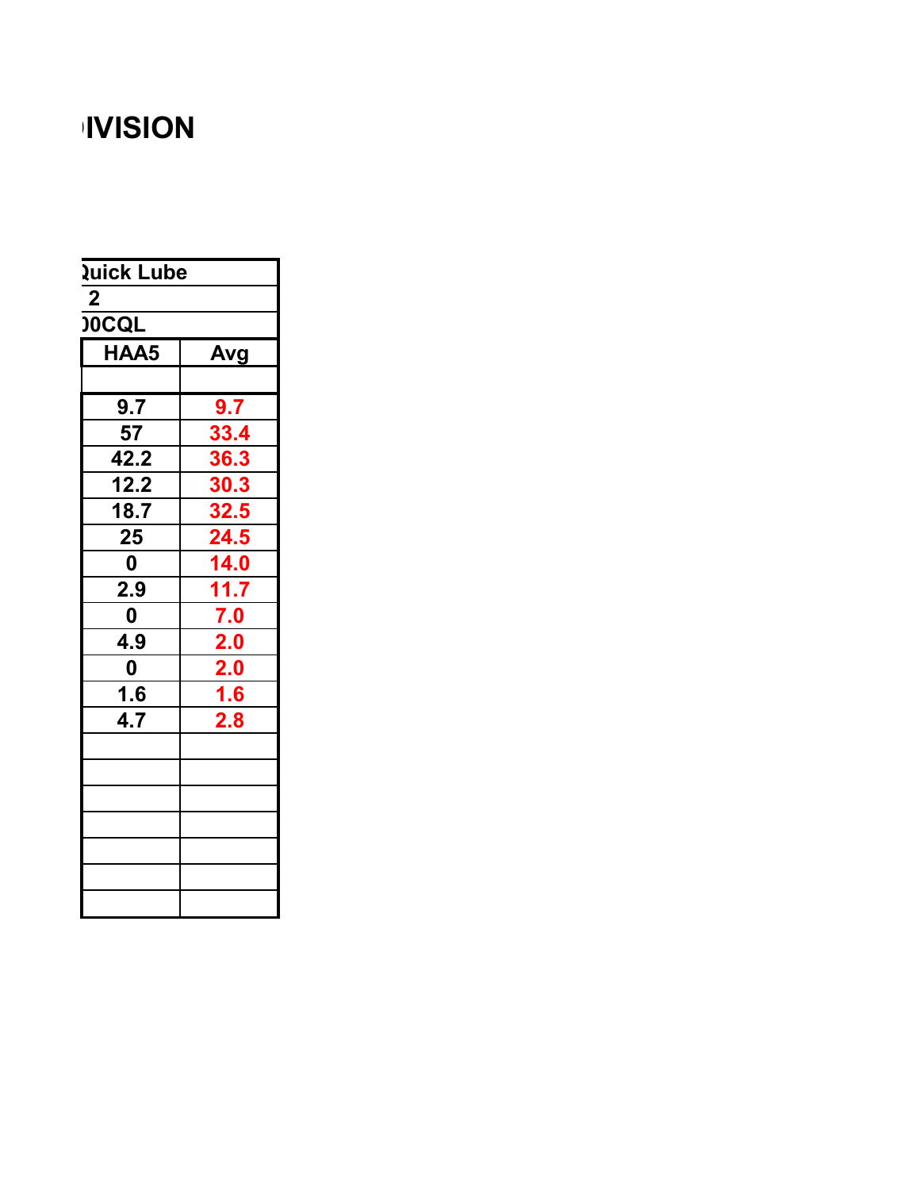# IVISION

| Quick Lube | |
|---|---|
| 2 | |
| 00CQL | |
| HAA5 | Avg |
| | |
| 9.7 | 9.7 |
| 57 | 33.4 |
| 42.2 | 36.3 |
| 12.2 | 30.3 |
| 18.7 | 32.5 |
| 25 | 24.5 |
| 0 | 14.0 |
| 2.9 | 11.7 |
| 0 | 7.0 |
| 4.9 | 2.0 |
| 0 | 2.0 |
| 1.6 | 1.6 |
| 4.7 | 2.8 |
| | |
| | |
| | |
| | |
| | |
| | |
| | |